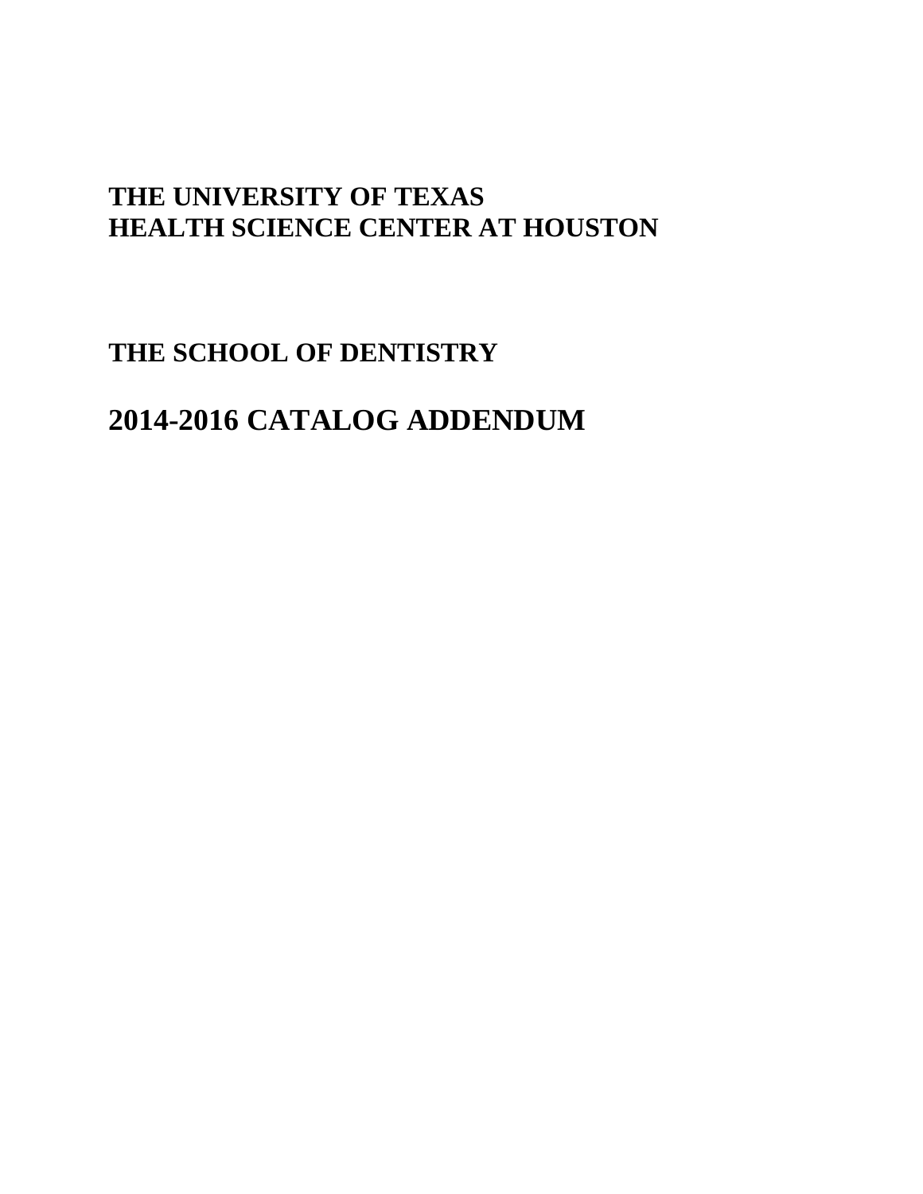# THE UNIVERSITY OF TEXAS HEALTH SCIENCE CENTER AT HOUSTON

## THE SCHOOL OF DENTISTRY

# 2014-2016 CATALOG ADDENDUM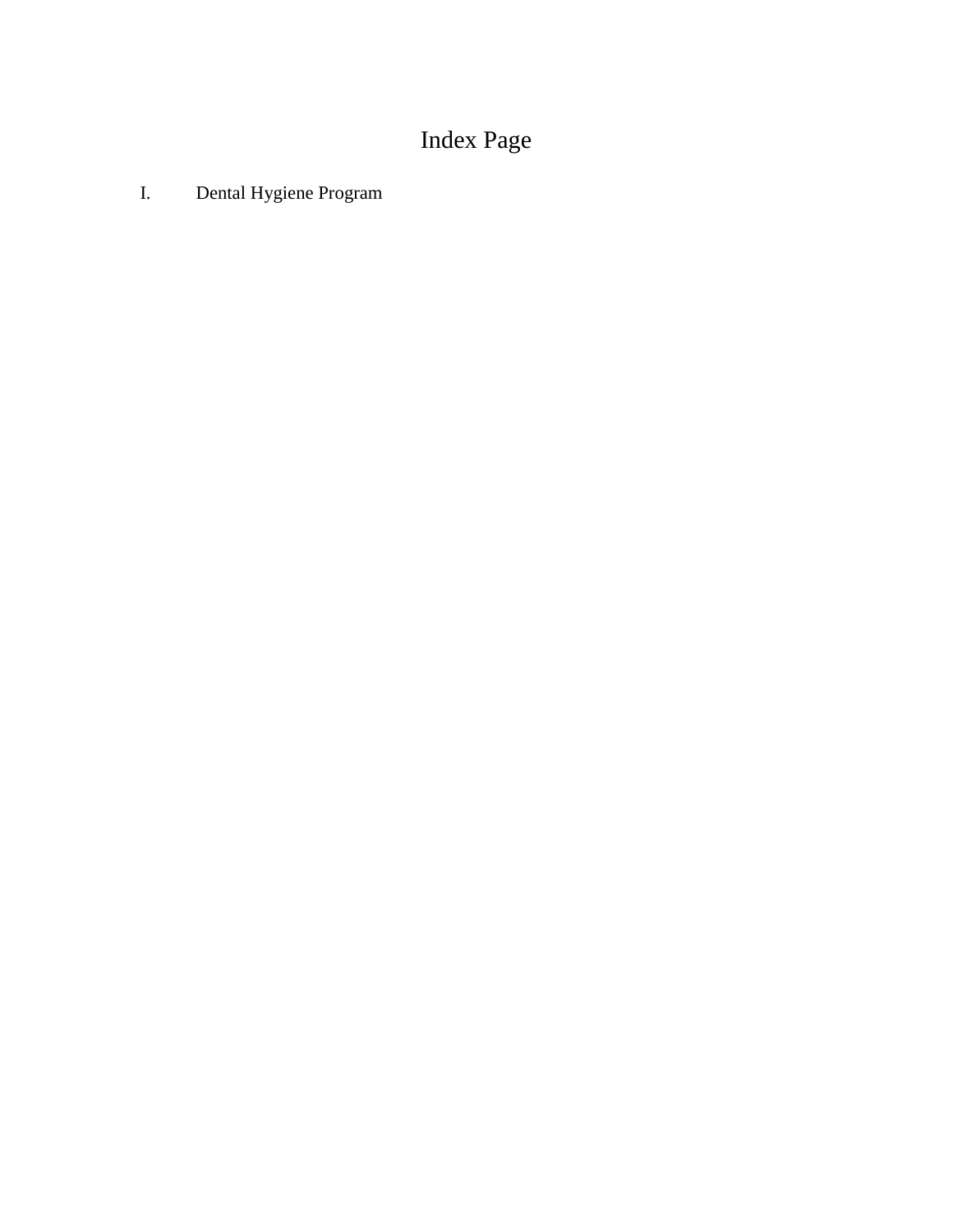# Index Page

I. Dental Hygiene Program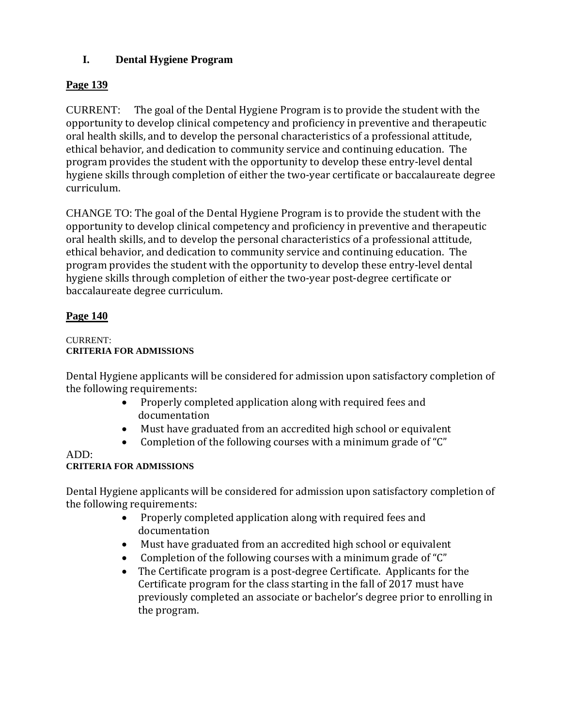## I. Dental Hygiene Program

**Page 139**

CURRENT: The goal of the Dental Hygiene Program is to provide the student with the opportunity to develop clinical competency and proficiency in preventive and therapeutic oral health skills, and to develop the personal characteristics of a professional attitude, ethical behavior, and dedication to community service and continuing education. The program provides the student with the opportunity to develop these entry-level dental hygiene skills through completion of either the two-year certificate or baccalaureate degree curriculum.

CHANGE TO: The goal of the Dental Hygiene Program is to provide the student with the opportunity to develop clinical competency and proficiency in preventive and therapeutic oral health skills, and to develop the personal characteristics of a professional attitude, ethical behavior, and dedication to community service and continuing education. The program provides the student with the opportunity to develop these entry-level dental hygiene skills through completion of either the two-year post-degree certificate or baccalaureate degree curriculum.

**Page 140**

CURRENT:
**CRITERIA FOR ADMISSIONS**

Dental Hygiene applicants will be considered for admission upon satisfactory completion of the following requirements:

- Properly completed application along with required fees and documentation
- Must have graduated from an accredited high school or equivalent
- Completion of the following courses with a minimum grade of "C"

ADD:
**CRITERIA FOR ADMISSIONS**

Dental Hygiene applicants will be considered for admission upon satisfactory completion of the following requirements:

- Properly completed application along with required fees and documentation
- Must have graduated from an accredited high school or equivalent
- Completion of the following courses with a minimum grade of "C"
- The Certificate program is a post-degree Certificate. Applicants for the Certificate program for the class starting in the fall of 2017 must have previously completed an associate or bachelor's degree prior to enrolling in the program.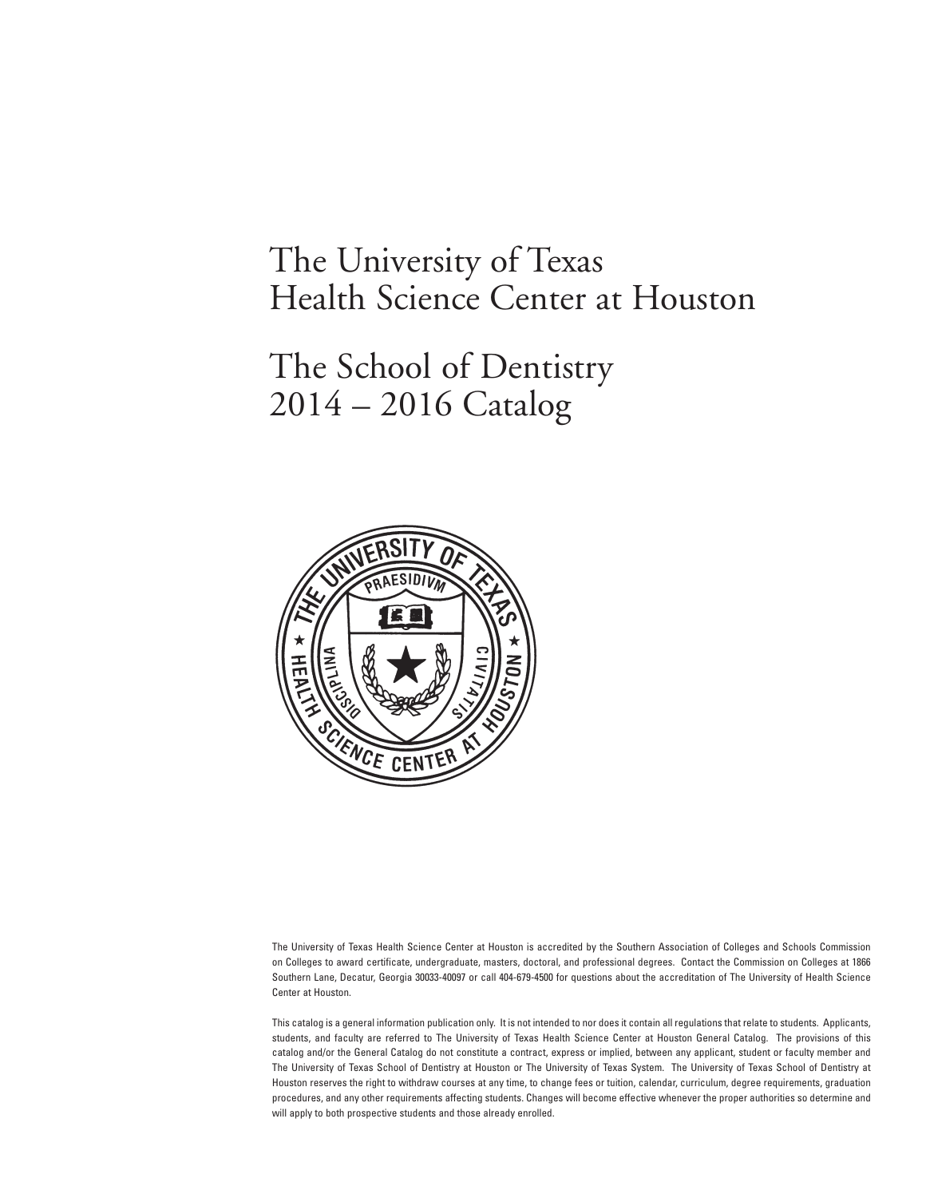# The University of Texas Health Science Center at Houston

# The School of Dentistry 2014 – 2016 Catalog

The University of Texas Health Science Center at Houston is accredited by the Southern Association of Colleges and Schools Commission on Colleges to award certificate, undergraduate, masters, doctoral, and professional degrees. Contact the Commission on Colleges at 1866 Southern Lane, Decatur, Georgia 30033-40097 or call 404-679-4500 for questions about the accreditation of The University of Health Science Center at Houston.

This catalog is a general information publication only. It is not intended to nor does it contain all regulations that relate to students. Applicants, students, and faculty are referred to The University of Texas Health Science Center at Houston General Catalog. The provisions of this catalog and/or the General Catalog do not constitute a contract, express or implied, between any applicant, student or faculty member and The University of Texas School of Dentistry at Houston or The University of Texas System. The University of Texas School of Dentistry at Houston reserves the right to withdraw courses at any time, to change fees or tuition, calendar, curriculum, degree requirements, graduation procedures, and any other requirements affecting students. Changes will become effective whenever the proper authorities so determine and will apply to both prospective students and those already enrolled.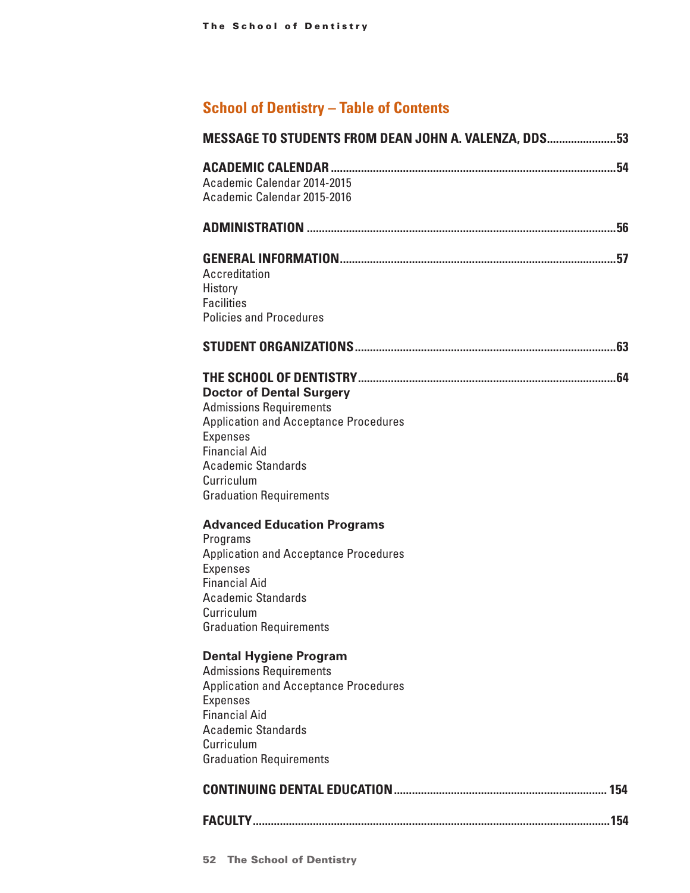## School of Dentistry – Table of Contents

**MESSAGE TO STUDENTS FROM DEAN JOHN A. VALENZA, DDS.......................53**

**ACADEMIC CALENDAR.............................................................................................54**

Academic Calendar 2014-2015
Academic Calendar 2015-2016

**ADMINISTRATION.....................................................................................................56**

**GENERAL INFORMATION..........................................................................................57**

Accreditation
History
Facilities
Policies and Procedures

**STUDENT ORGANIZATIONS.....................................................................................63**

**THE SCHOOL OF DENTISTRY....................................................................................64**

**Doctor of Dental Surgery**

Admissions Requirements
Application and Acceptance Procedures
Expenses
Financial Aid
Academic Standards
Curriculum
Graduation Requirements

**Advanced Education Programs**

Programs
Application and Acceptance Procedures
Expenses
Financial Aid
Academic Standards
Curriculum
Graduation Requirements

**Dental Hygiene Program**

Admissions Requirements
Application and Acceptance Procedures
Expenses
Financial Aid
Academic Standards
Curriculum
Graduation Requirements

**CONTINUING DENTAL EDUCATION..................................................................... 154**

**FACULTY....................................................................................................................154**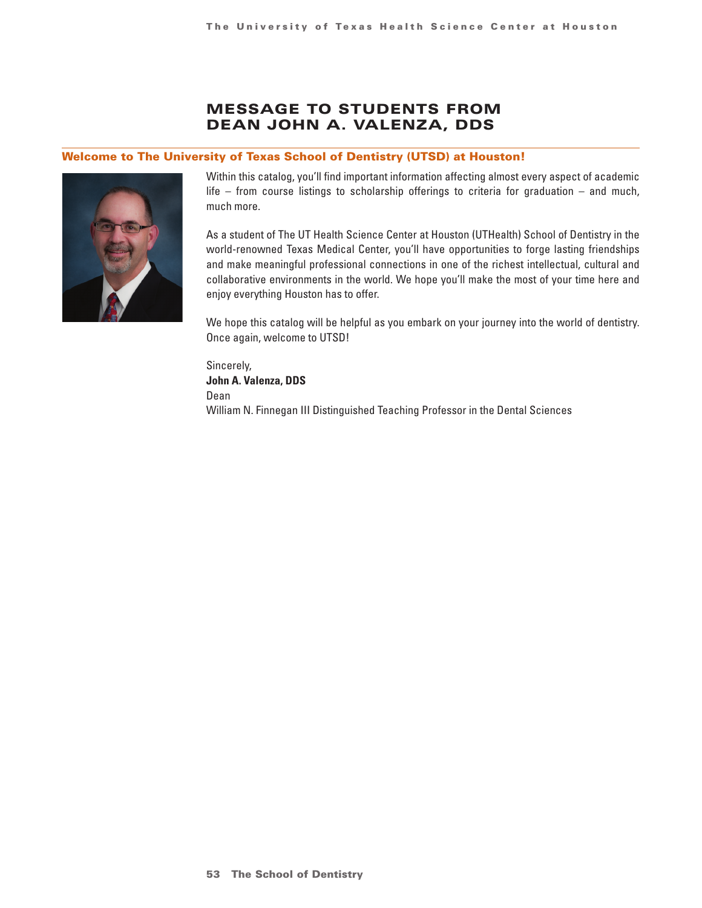# MESSAGE TO STUDENTS FROM DEAN JOHN A. VALENZA, DDS

## Welcome to The University of Texas School of Dentistry (UTSD) at Houston!

Within this catalog, you'll find important information affecting almost every aspect of academic life – from course listings to scholarship offerings to criteria for graduation – and much, much more.

As a student of The UT Health Science Center at Houston (UTHealth) School of Dentistry in the world-renowned Texas Medical Center, you'll have opportunities to forge lasting friendships and make meaningful professional connections in one of the richest intellectual, cultural and collaborative environments in the world. We hope you'll make the most of your time here and enjoy everything Houston has to offer.

We hope this catalog will be helpful as you embark on your journey into the world of dentistry. Once again, welcome to UTSD!

Sincerely,
**John A. Valenza, DDS**
Dean
William N. Finnegan III Distinguished Teaching Professor in the Dental Sciences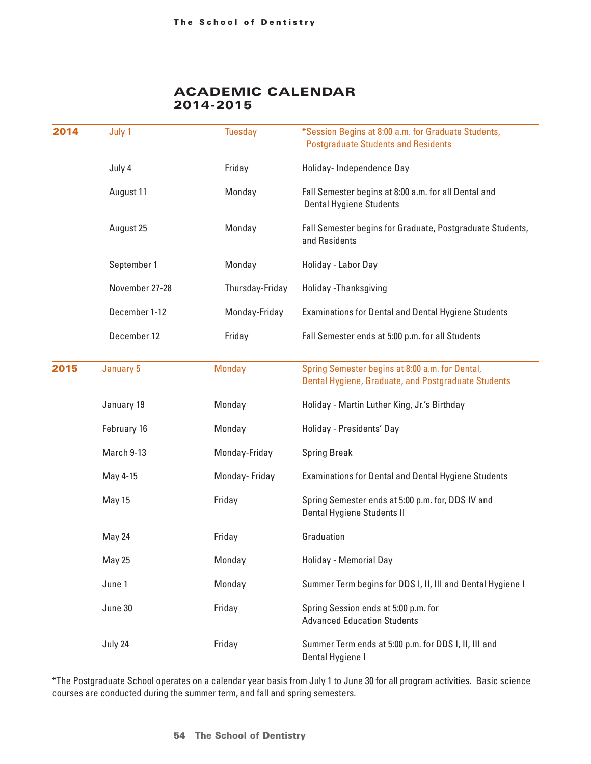# ACADEMIC CALENDAR 2014-2015

| | | | |
|---|---|---|---|
| **2014** | July 1 | Tuesday | *Session Begins at 8:00 a.m. for Graduate Students, Postgraduate Students and Residents |
| | July 4 | Friday | Holiday- Independence Day |
| | August 11 | Monday | Fall Semester begins at 8:00 a.m. for all Dental and Dental Hygiene Students |
| | August 25 | Monday | Fall Semester begins for Graduate, Postgraduate Students, and Residents |
| | September 1 | Monday | Holiday - Labor Day |
| | November 27-28 | Thursday-Friday | Holiday -Thanksgiving |
| | December 1-12 | Monday-Friday | Examinations for Dental and Dental Hygiene Students |
| | December 12 | Friday | Fall Semester ends at 5:00 p.m. for all Students |
| **2015** | January 5 | Monday | Spring Semester begins at 8:00 a.m. for Dental, Dental Hygiene, Graduate, and Postgraduate Students |
| | January 19 | Monday | Holiday - Martin Luther King, Jr.'s Birthday |
| | February 16 | Monday | Holiday - Presidents' Day |
| | March 9-13 | Monday-Friday | Spring Break |
| | May 4-15 | Monday- Friday | Examinations for Dental and Dental Hygiene Students |
| | May 15 | Friday | Spring Semester ends at 5:00 p.m. for, DDS IV and Dental Hygiene Students II |
| | May 24 | Friday | Graduation |
| | May 25 | Monday | Holiday - Memorial Day |
| | June 1 | Monday | Summer Term begins for DDS I, II, III and Dental Hygiene I |
| | June 30 | Friday | Spring Session ends at 5:00 p.m. for Advanced Education Students |
| | July 24 | Friday | Summer Term ends at 5:00 p.m. for DDS I, II, III and Dental Hygiene I |

*The Postgraduate School operates on a calendar year basis from July 1 to June 30 for all program activities. Basic science courses are conducted during the summer term, and fall and spring semesters.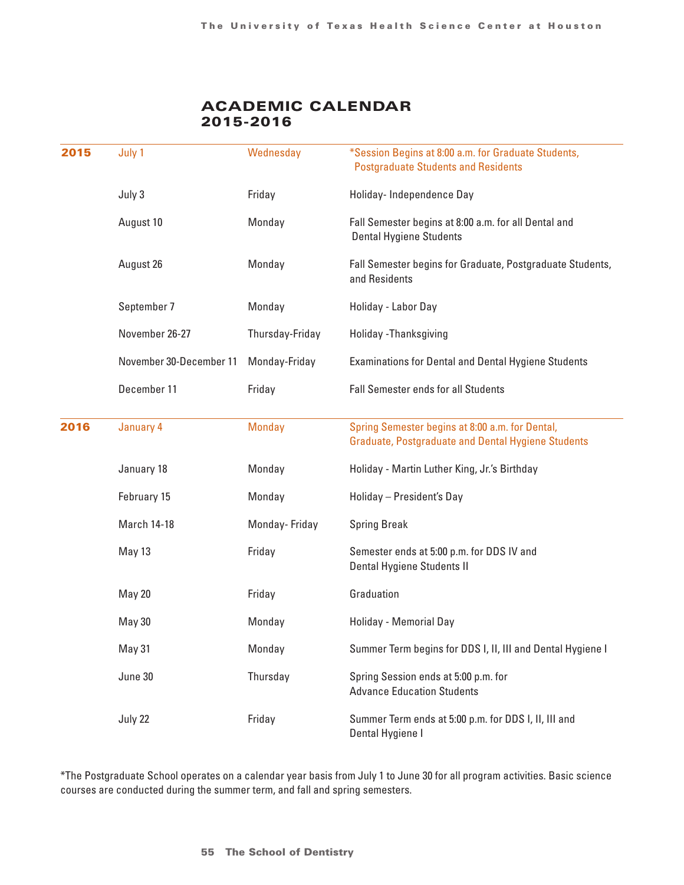# ACADEMIC CALENDAR 2015-2016

| | | | |
|---|---|---|---|
| **2015** | July 1 | Wednesday | *Session Begins at 8:00 a.m. for Graduate Students, Postgraduate Students and Residents |
| | July 3 | Friday | Holiday- Independence Day |
| | August 10 | Monday | Fall Semester begins at 8:00 a.m. for all Dental and Dental Hygiene Students |
| | August 26 | Monday | Fall Semester begins for Graduate, Postgraduate Students, and Residents |
| | September 7 | Monday | Holiday - Labor Day |
| | November 26-27 | Thursday-Friday | Holiday -Thanksgiving |
| | November 30-December 11 | Monday-Friday | Examinations for Dental and Dental Hygiene Students |
| | December 11 | Friday | Fall Semester ends for all Students |
| **2016** | January 4 | Monday | Spring Semester begins at 8:00 a.m. for Dental, Graduate, Postgraduate and Dental Hygiene Students |
| | January 18 | Monday | Holiday - Martin Luther King, Jr.'s Birthday |
| | February 15 | Monday | Holiday – President's Day |
| | March 14-18 | Monday- Friday | Spring Break |
| | May 13 | Friday | Semester ends at 5:00 p.m. for DDS IV and Dental Hygiene Students II |
| | May 20 | Friday | Graduation |
| | May 30 | Monday | Holiday - Memorial Day |
| | May 31 | Monday | Summer Term begins for DDS I, II, III and Dental Hygiene I |
| | June 30 | Thursday | Spring Session ends at 5:00 p.m. for Advance Education Students |
| | July 22 | Friday | Summer Term ends at 5:00 p.m. for DDS I, II, III and Dental Hygiene I |

*The Postgraduate School operates on a calendar year basis from July 1 to June 30 for all program activities. Basic science courses are conducted during the summer term, and fall and spring semesters.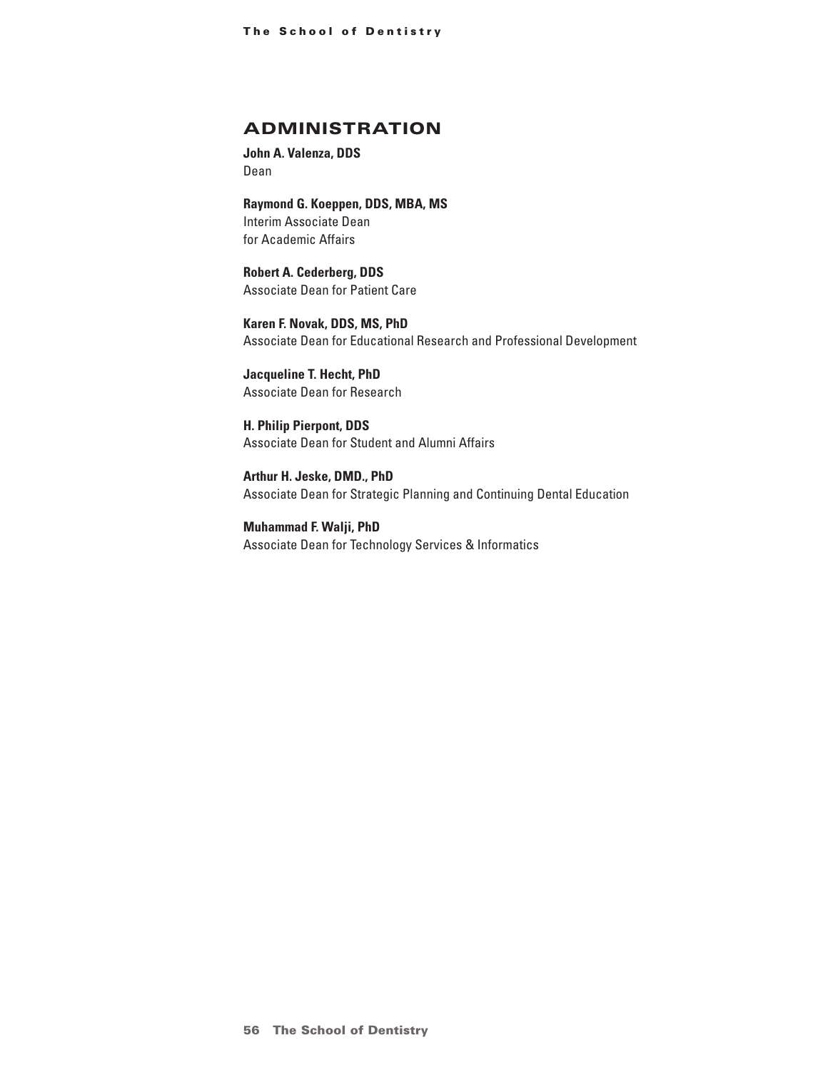## ADMINISTRATION

**John A. Valenza, DDS**
Dean

**Raymond G. Koeppen, DDS, MBA, MS**
Interim Associate Dean
for Academic Affairs

**Robert A. Cederberg, DDS**
Associate Dean for Patient Care

**Karen F. Novak, DDS, MS, PhD**
Associate Dean for Educational Research and Professional Development

**Jacqueline T. Hecht, PhD**
Associate Dean for Research

**H. Philip Pierpont, DDS**
Associate Dean for Student and Alumni Affairs

**Arthur H. Jeske, DMD., PhD**
Associate Dean for Strategic Planning and Continuing Dental Education

**Muhammad F. Walji, PhD**
Associate Dean for Technology Services & Informatics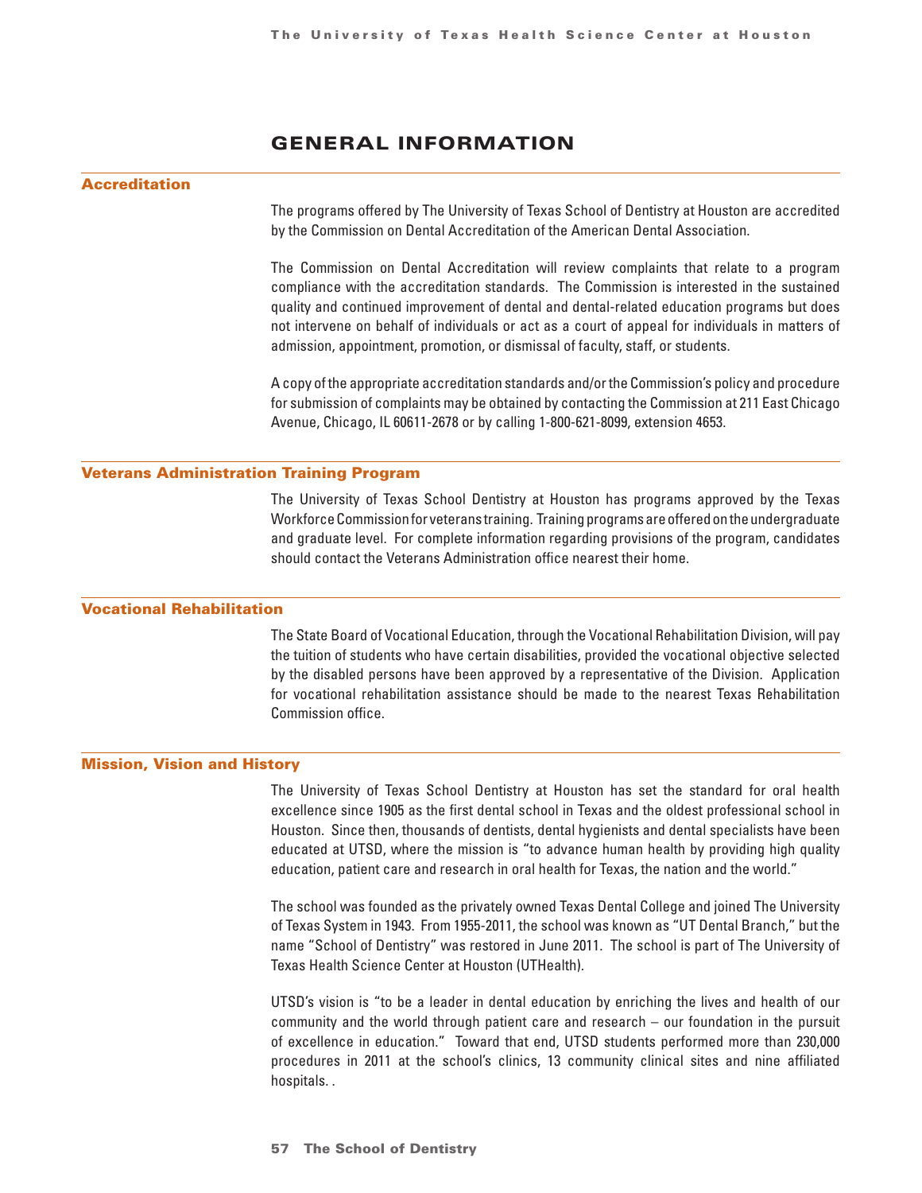# GENERAL INFORMATION

## Accreditation

The programs offered by The University of Texas School of Dentistry at Houston are accredited by the Commission on Dental Accreditation of the American Dental Association.

The Commission on Dental Accreditation will review complaints that relate to a program compliance with the accreditation standards. The Commission is interested in the sustained quality and continued improvement of dental and dental-related education programs but does not intervene on behalf of individuals or act as a court of appeal for individuals in matters of admission, appointment, promotion, or dismissal of faculty, staff, or students.

A copy of the appropriate accreditation standards and/or the Commission's policy and procedure for submission of complaints may be obtained by contacting the Commission at 211 East Chicago Avenue, Chicago, IL 60611-2678 or by calling 1-800-621-8099, extension 4653.

## Veterans Administration Training Program

The University of Texas School Dentistry at Houston has programs approved by the Texas Workforce Commission for veterans training. Training programs are offered on the undergraduate and graduate level. For complete information regarding provisions of the program, candidates should contact the Veterans Administration office nearest their home.

## Vocational Rehabilitation

The State Board of Vocational Education, through the Vocational Rehabilitation Division, will pay the tuition of students who have certain disabilities, provided the vocational objective selected by the disabled persons have been approved by a representative of the Division. Application for vocational rehabilitation assistance should be made to the nearest Texas Rehabilitation Commission office.

## Mission, Vision and History

The University of Texas School Dentistry at Houston has set the standard for oral health excellence since 1905 as the first dental school in Texas and the oldest professional school in Houston. Since then, thousands of dentists, dental hygienists and dental specialists have been educated at UTSD, where the mission is "to advance human health by providing high quality education, patient care and research in oral health for Texas, the nation and the world."

The school was founded as the privately owned Texas Dental College and joined The University of Texas System in 1943. From 1955-2011, the school was known as "UT Dental Branch," but the name "School of Dentistry" was restored in June 2011. The school is part of The University of Texas Health Science Center at Houston (UTHealth).

UTSD's vision is "to be a leader in dental education by enriching the lives and health of our community and the world through patient care and research – our foundation in the pursuit of excellence in education." Toward that end, UTSD students performed more than 230,000 procedures in 2011 at the school's clinics, 13 community clinical sites and nine affiliated hospitals. .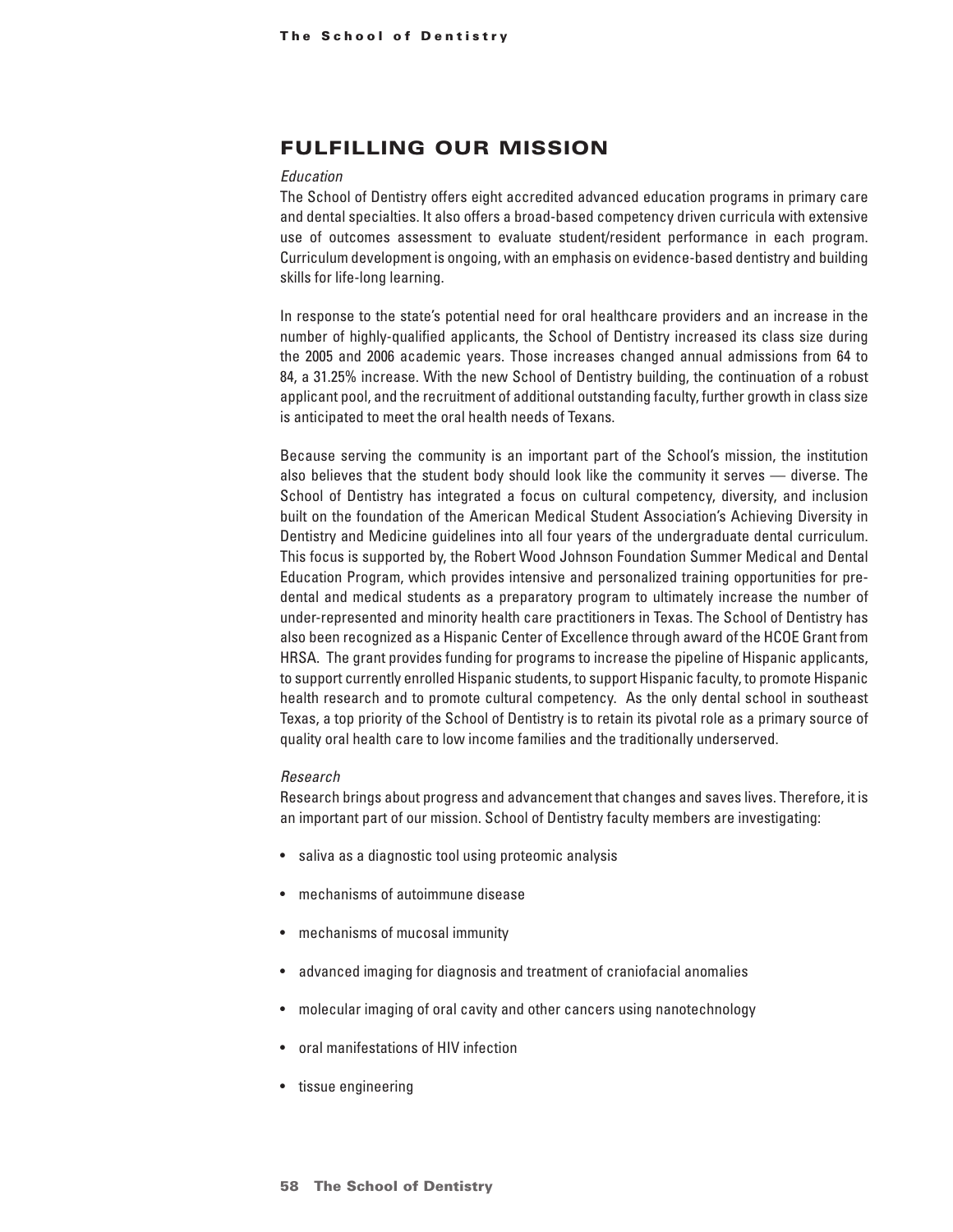## FULFILLING OUR MISSION

*Education*

The School of Dentistry offers eight accredited advanced education programs in primary care and dental specialties. It also offers a broad-based competency driven curricula with extensive use of outcomes assessment to evaluate student/resident performance in each program. Curriculum development is ongoing, with an emphasis on evidence-based dentistry and building skills for life-long learning.

In response to the state's potential need for oral healthcare providers and an increase in the number of highly-qualified applicants, the School of Dentistry increased its class size during the 2005 and 2006 academic years. Those increases changed annual admissions from 64 to 84, a 31.25% increase. With the new School of Dentistry building, the continuation of a robust applicant pool, and the recruitment of additional outstanding faculty, further growth in class size is anticipated to meet the oral health needs of Texans.

Because serving the community is an important part of the School's mission, the institution also believes that the student body should look like the community it serves — diverse. The School of Dentistry has integrated a focus on cultural competency, diversity, and inclusion built on the foundation of the American Medical Student Association's Achieving Diversity in Dentistry and Medicine guidelines into all four years of the undergraduate dental curriculum. This focus is supported by, the Robert Wood Johnson Foundation Summer Medical and Dental Education Program, which provides intensive and personalized training opportunities for pre-dental and medical students as a preparatory program to ultimately increase the number of under-represented and minority health care practitioners in Texas. The School of Dentistry has also been recognized as a Hispanic Center of Excellence through award of the HCOE Grant from HRSA. The grant provides funding for programs to increase the pipeline of Hispanic applicants, to support currently enrolled Hispanic students, to support Hispanic faculty, to promote Hispanic health research and to promote cultural competency. As the only dental school in southeast Texas, a top priority of the School of Dentistry is to retain its pivotal role as a primary source of quality oral health care to low income families and the traditionally underserved.

*Research*

Research brings about progress and advancement that changes and saves lives. Therefore, it is an important part of our mission. School of Dentistry faculty members are investigating:

- saliva as a diagnostic tool using proteomic analysis
- mechanisms of autoimmune disease
- mechanisms of mucosal immunity
- advanced imaging for diagnosis and treatment of craniofacial anomalies
- molecular imaging of oral cavity and other cancers using nanotechnology
- oral manifestations of HIV infection
- tissue engineering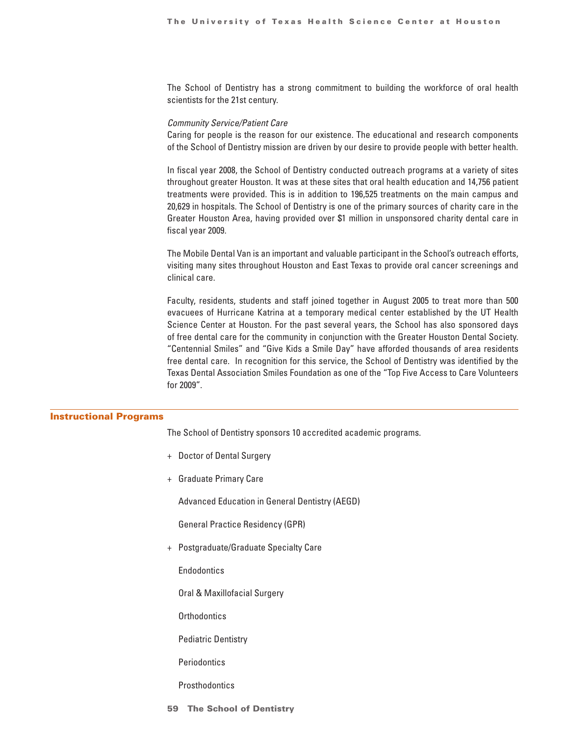The School of Dentistry has a strong commitment to building the workforce of oral health scientists for the 21st century.

*Community Service/Patient Care*

Caring for people is the reason for our existence. The educational and research components of the School of Dentistry mission are driven by our desire to provide people with better health.

In fiscal year 2008, the School of Dentistry conducted outreach programs at a variety of sites throughout greater Houston. It was at these sites that oral health education and 14,756 patient treatments were provided. This is in addition to 196,525 treatments on the main campus and 20,629 in hospitals. The School of Dentistry is one of the primary sources of charity care in the Greater Houston Area, having provided over $1 million in unsponsored charity dental care in fiscal year 2009.

The Mobile Dental Van is an important and valuable participant in the School's outreach efforts, visiting many sites throughout Houston and East Texas to provide oral cancer screenings and clinical care.

Faculty, residents, students and staff joined together in August 2005 to treat more than 500 evacuees of Hurricane Katrina at a temporary medical center established by the UT Health Science Center at Houston. For the past several years, the School has also sponsored days of free dental care for the community in conjunction with the Greater Houston Dental Society. "Centennial Smiles" and "Give Kids a Smile Day" have afforded thousands of area residents free dental care. In recognition for this service, the School of Dentistry was identified by the Texas Dental Association Smiles Foundation as one of the "Top Five Access to Care Volunteers for 2009".

## Instructional Programs

The School of Dentistry sponsors 10 accredited academic programs.

+ Doctor of Dental Surgery
+ Graduate Primary Care

  Advanced Education in General Dentistry (AEGD)

  General Practice Residency (GPR)
+ Postgraduate/Graduate Specialty Care

  Endodontics

  Oral & Maxillofacial Surgery

  Orthodontics

  Pediatric Dentistry

  Periodontics

  Prosthodontics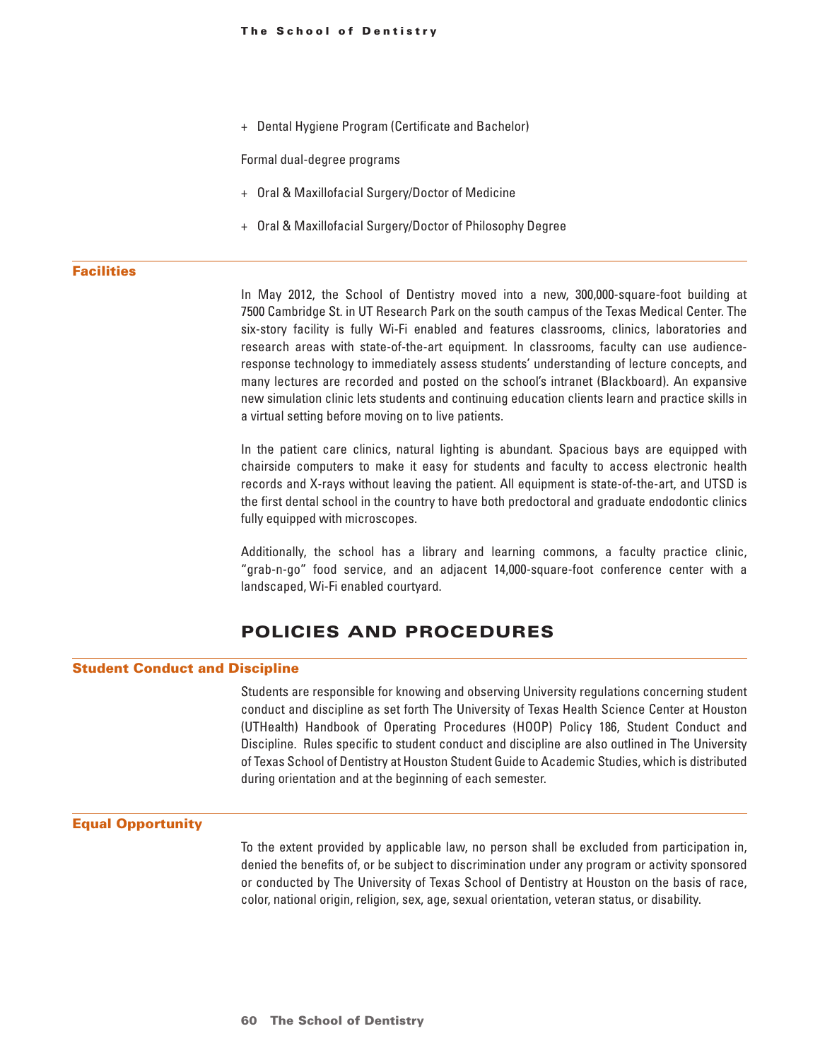+ Dental Hygiene Program (Certificate and Bachelor)

Formal dual-degree programs

+ Oral & Maxillofacial Surgery/Doctor of Medicine
+ Oral & Maxillofacial Surgery/Doctor of Philosophy Degree

### Facilities

In May 2012, the School of Dentistry moved into a new, 300,000-square-foot building at 7500 Cambridge St. in UT Research Park on the south campus of the Texas Medical Center. The six-story facility is fully Wi-Fi enabled and features classrooms, clinics, laboratories and research areas with state-of-the-art equipment. In classrooms, faculty can use audience-response technology to immediately assess students' understanding of lecture concepts, and many lectures are recorded and posted on the school's intranet (Blackboard). An expansive new simulation clinic lets students and continuing education clients learn and practice skills in a virtual setting before moving on to live patients.

In the patient care clinics, natural lighting is abundant. Spacious bays are equipped with chairside computers to make it easy for students and faculty to access electronic health records and X-rays without leaving the patient. All equipment is state-of-the-art, and UTSD is the first dental school in the country to have both predoctoral and graduate endodontic clinics fully equipped with microscopes.

Additionally, the school has a library and learning commons, a faculty practice clinic, "grab-n-go" food service, and an adjacent 14,000-square-foot conference center with a landscaped, Wi-Fi enabled courtyard.

## POLICIES AND PROCEDURES

### Student Conduct and Discipline

Students are responsible for knowing and observing University regulations concerning student conduct and discipline as set forth The University of Texas Health Science Center at Houston (UTHealth) Handbook of Operating Procedures (HOOP) Policy 186, Student Conduct and Discipline. Rules specific to student conduct and discipline are also outlined in The University of Texas School of Dentistry at Houston Student Guide to Academic Studies, which is distributed during orientation and at the beginning of each semester.

### Equal Opportunity

To the extent provided by applicable law, no person shall be excluded from participation in, denied the benefits of, or be subject to discrimination under any program or activity sponsored or conducted by The University of Texas School of Dentistry at Houston on the basis of race, color, national origin, religion, sex, age, sexual orientation, veteran status, or disability.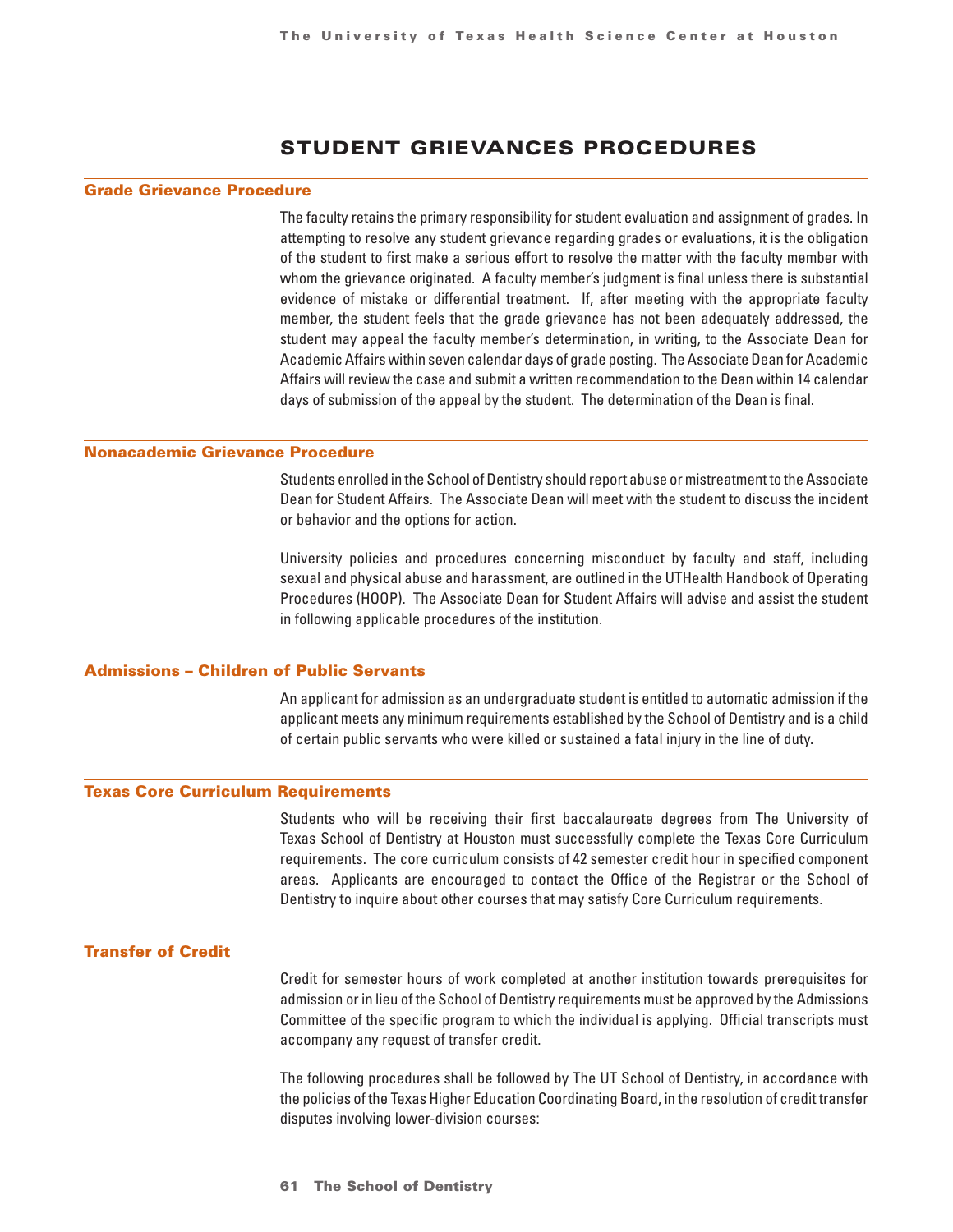# STUDENT GRIEVANCES PROCEDURES

## Grade Grievance Procedure

The faculty retains the primary responsibility for student evaluation and assignment of grades. In attempting to resolve any student grievance regarding grades or evaluations, it is the obligation of the student to first make a serious effort to resolve the matter with the faculty member with whom the grievance originated. A faculty member's judgment is final unless there is substantial evidence of mistake or differential treatment. If, after meeting with the appropriate faculty member, the student feels that the grade grievance has not been adequately addressed, the student may appeal the faculty member's determination, in writing, to the Associate Dean for Academic Affairs within seven calendar days of grade posting. The Associate Dean for Academic Affairs will review the case and submit a written recommendation to the Dean within 14 calendar days of submission of the appeal by the student. The determination of the Dean is final.

## Nonacademic Grievance Procedure

Students enrolled in the School of Dentistry should report abuse or mistreatment to the Associate Dean for Student Affairs. The Associate Dean will meet with the student to discuss the incident or behavior and the options for action.

University policies and procedures concerning misconduct by faculty and staff, including sexual and physical abuse and harassment, are outlined in the UTHealth Handbook of Operating Procedures (HOOP). The Associate Dean for Student Affairs will advise and assist the student in following applicable procedures of the institution.

## Admissions – Children of Public Servants

An applicant for admission as an undergraduate student is entitled to automatic admission if the applicant meets any minimum requirements established by the School of Dentistry and is a child of certain public servants who were killed or sustained a fatal injury in the line of duty.

## Texas Core Curriculum Requirements

Students who will be receiving their first baccalaureate degrees from The University of Texas School of Dentistry at Houston must successfully complete the Texas Core Curriculum requirements. The core curriculum consists of 42 semester credit hour in specified component areas. Applicants are encouraged to contact the Office of the Registrar or the School of Dentistry to inquire about other courses that may satisfy Core Curriculum requirements.

## Transfer of Credit

Credit for semester hours of work completed at another institution towards prerequisites for admission or in lieu of the School of Dentistry requirements must be approved by the Admissions Committee of the specific program to which the individual is applying. Official transcripts must accompany any request of transfer credit.

The following procedures shall be followed by The UT School of Dentistry, in accordance with the policies of the Texas Higher Education Coordinating Board, in the resolution of credit transfer disputes involving lower-division courses: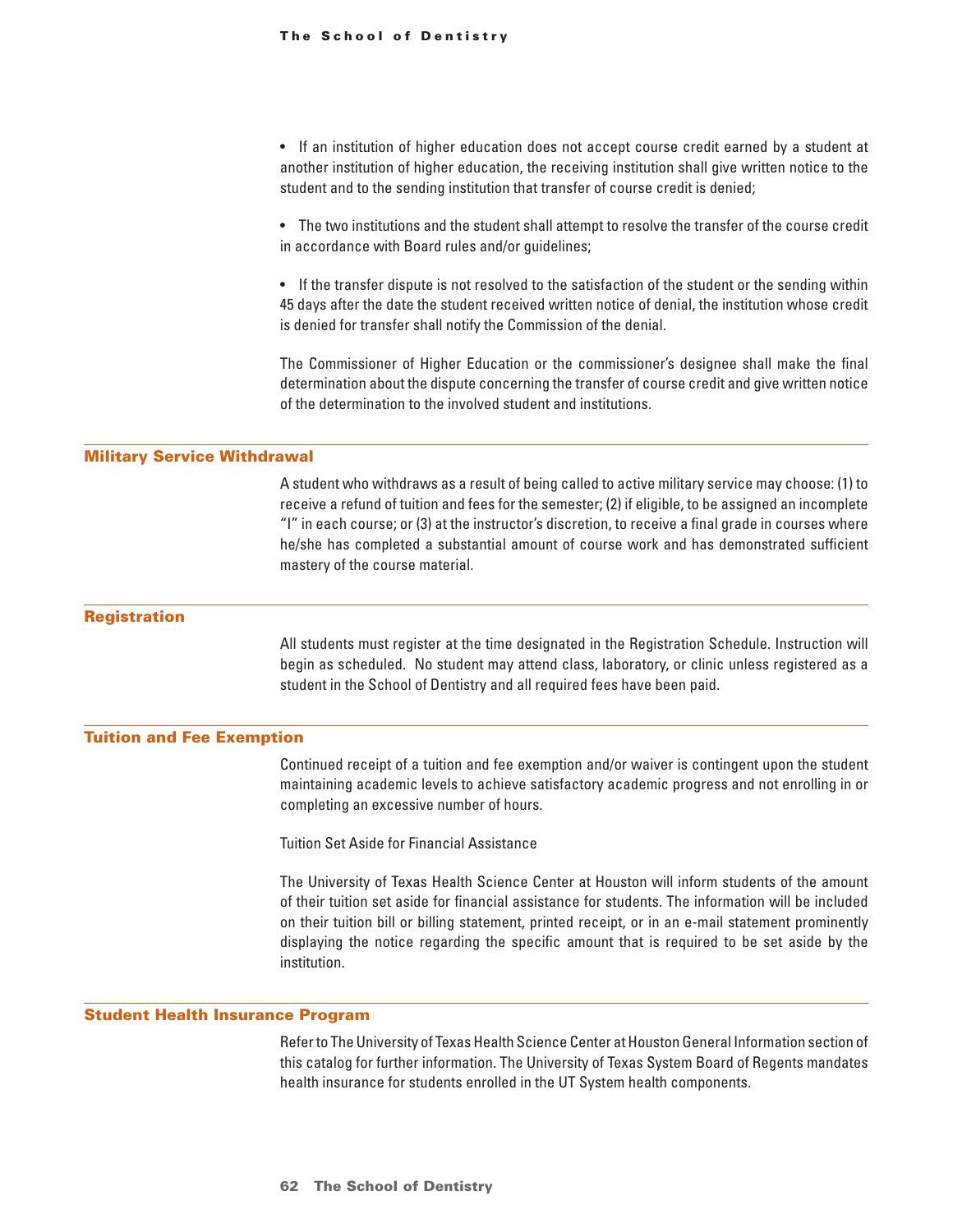- If an institution of higher education does not accept course credit earned by a student at another institution of higher education, the receiving institution shall give written notice to the student and to the sending institution that transfer of course credit is denied;

- The two institutions and the student shall attempt to resolve the transfer of the course credit in accordance with Board rules and/or guidelines;

- If the transfer dispute is not resolved to the satisfaction of the student or the sending within 45 days after the date the student received written notice of denial, the institution whose credit is denied for transfer shall notify the Commission of the denial.

The Commissioner of Higher Education or the commissioner's designee shall make the final determination about the dispute concerning the transfer of course credit and give written notice of the determination to the involved student and institutions.

## Military Service Withdrawal

A student who withdraws as a result of being called to active military service may choose: (1) to receive a refund of tuition and fees for the semester; (2) if eligible, to be assigned an incomplete "I" in each course; or (3) at the instructor's discretion, to receive a final grade in courses where he/she has completed a substantial amount of course work and has demonstrated sufficient mastery of the course material.

## Registration

All students must register at the time designated in the Registration Schedule. Instruction will begin as scheduled. No student may attend class, laboratory, or clinic unless registered as a student in the School of Dentistry and all required fees have been paid.

## Tuition and Fee Exemption

Continued receipt of a tuition and fee exemption and/or waiver is contingent upon the student maintaining academic levels to achieve satisfactory academic progress and not enrolling in or completing an excessive number of hours.

Tuition Set Aside for Financial Assistance

The University of Texas Health Science Center at Houston will inform students of the amount of their tuition set aside for financial assistance for students. The information will be included on their tuition bill or billing statement, printed receipt, or in an e-mail statement prominently displaying the notice regarding the specific amount that is required to be set aside by the institution.

## Student Health Insurance Program

Refer to The University of Texas Health Science Center at Houston General Information section of this catalog for further information. The University of Texas System Board of Regents mandates health insurance for students enrolled in the UT System health components.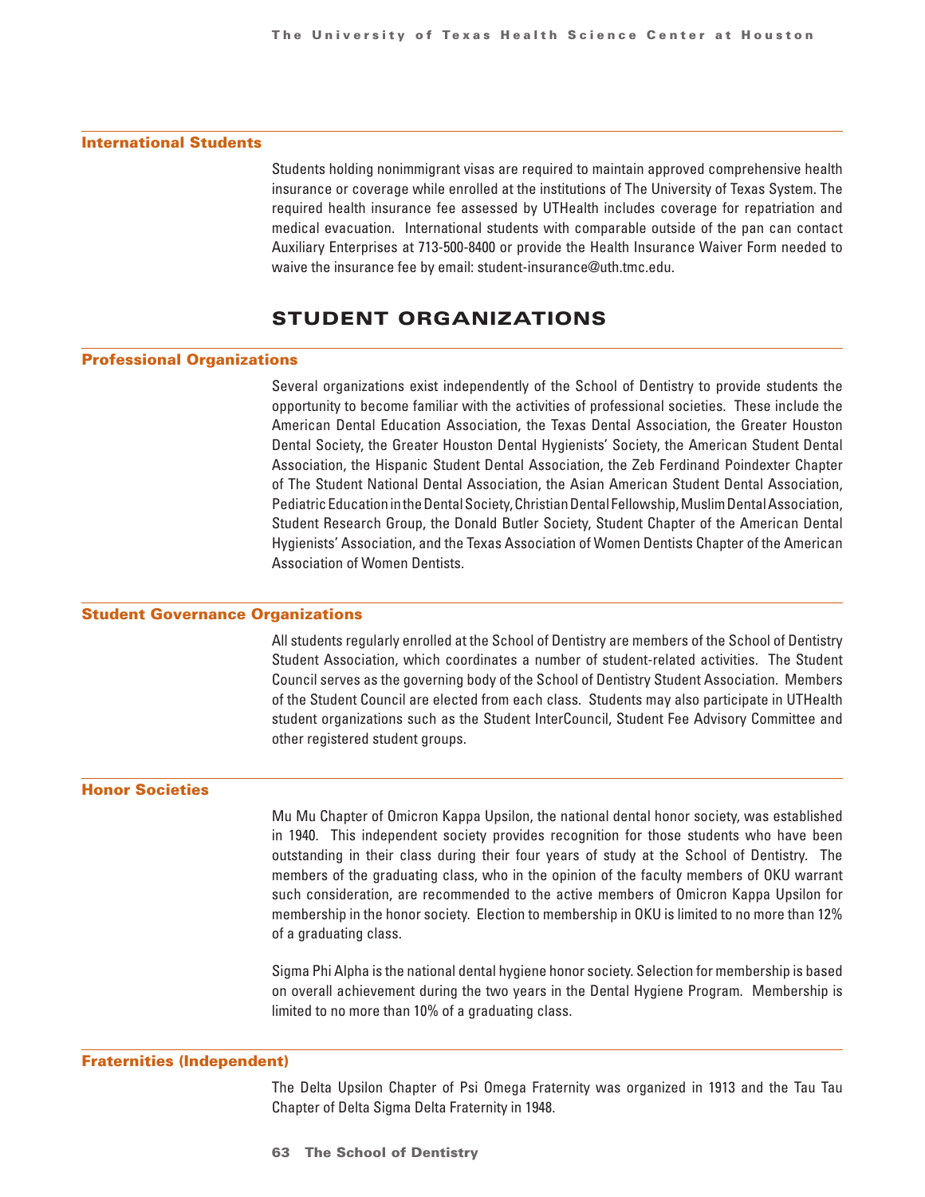## International Students

Students holding nonimmigrant visas are required to maintain approved comprehensive health insurance or coverage while enrolled at the institutions of The University of Texas System. The required health insurance fee assessed by UTHealth includes coverage for repatriation and medical evacuation. International students with comparable outside of the pan can contact Auxiliary Enterprises at 713-500-8400 or provide the Health Insurance Waiver Form needed to waive the insurance fee by email: student-insurance@uth.tmc.edu.

# STUDENT ORGANIZATIONS

## Professional Organizations

Several organizations exist independently of the School of Dentistry to provide students the opportunity to become familiar with the activities of professional societies. These include the American Dental Education Association, the Texas Dental Association, the Greater Houston Dental Society, the Greater Houston Dental Hygienists' Society, the American Student Dental Association, the Hispanic Student Dental Association, the Zeb Ferdinand Poindexter Chapter of The Student National Dental Association, the Asian American Student Dental Association, Pediatric Education in the Dental Society, Christian Dental Fellowship, Muslim Dental Association, Student Research Group, the Donald Butler Society, Student Chapter of the American Dental Hygienists' Association, and the Texas Association of Women Dentists Chapter of the American Association of Women Dentists.

## Student Governance Organizations

All students regularly enrolled at the School of Dentistry are members of the School of Dentistry Student Association, which coordinates a number of student-related activities. The Student Council serves as the governing body of the School of Dentistry Student Association. Members of the Student Council are elected from each class. Students may also participate in UTHealth student organizations such as the Student InterCouncil, Student Fee Advisory Committee and other registered student groups.

## Honor Societies

Mu Mu Chapter of Omicron Kappa Upsilon, the national dental honor society, was established in 1940. This independent society provides recognition for those students who have been outstanding in their class during their four years of study at the School of Dentistry. The members of the graduating class, who in the opinion of the faculty members of OKU warrant such consideration, are recommended to the active members of Omicron Kappa Upsilon for membership in the honor society. Election to membership in OKU is limited to no more than 12% of a graduating class.

Sigma Phi Alpha is the national dental hygiene honor society. Selection for membership is based on overall achievement during the two years in the Dental Hygiene Program. Membership is limited to no more than 10% of a graduating class.

## Fraternities (Independent)

The Delta Upsilon Chapter of Psi Omega Fraternity was organized in 1913 and the Tau Tau Chapter of Delta Sigma Delta Fraternity in 1948.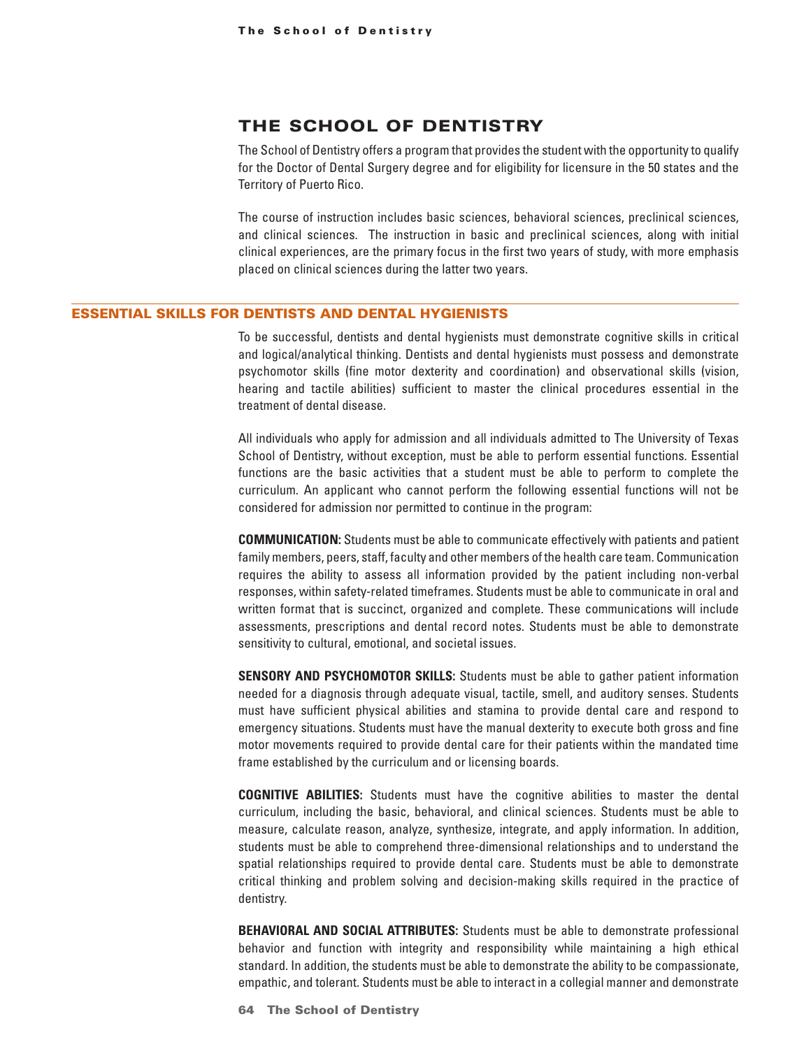# THE SCHOOL OF DENTISTRY

The School of Dentistry offers a program that provides the student with the opportunity to qualify for the Doctor of Dental Surgery degree and for eligibility for licensure in the 50 states and the Territory of Puerto Rico.

The course of instruction includes basic sciences, behavioral sciences, preclinical sciences, and clinical sciences. The instruction in basic and preclinical sciences, along with initial clinical experiences, are the primary focus in the first two years of study, with more emphasis placed on clinical sciences during the latter two years.

## ESSENTIAL SKILLS FOR DENTISTS AND DENTAL HYGIENISTS

To be successful, dentists and dental hygienists must demonstrate cognitive skills in critical and logical/analytical thinking. Dentists and dental hygienists must possess and demonstrate psychomotor skills (fine motor dexterity and coordination) and observational skills (vision, hearing and tactile abilities) sufficient to master the clinical procedures essential in the treatment of dental disease.

All individuals who apply for admission and all individuals admitted to The University of Texas School of Dentistry, without exception, must be able to perform essential functions. Essential functions are the basic activities that a student must be able to perform to complete the curriculum. An applicant who cannot perform the following essential functions will not be considered for admission nor permitted to continue in the program:

**COMMUNICATION:** Students must be able to communicate effectively with patients and patient family members, peers, staff, faculty and other members of the health care team. Communication requires the ability to assess all information provided by the patient including non-verbal responses, within safety-related timeframes. Students must be able to communicate in oral and written format that is succinct, organized and complete. These communications will include assessments, prescriptions and dental record notes. Students must be able to demonstrate sensitivity to cultural, emotional, and societal issues.

**SENSORY AND PSYCHOMOTOR SKILLS:** Students must be able to gather patient information needed for a diagnosis through adequate visual, tactile, smell, and auditory senses. Students must have sufficient physical abilities and stamina to provide dental care and respond to emergency situations. Students must have the manual dexterity to execute both gross and fine motor movements required to provide dental care for their patients within the mandated time frame established by the curriculum and or licensing boards.

**COGNITIVE ABILITIES:** Students must have the cognitive abilities to master the dental curriculum, including the basic, behavioral, and clinical sciences. Students must be able to measure, calculate reason, analyze, synthesize, integrate, and apply information. In addition, students must be able to comprehend three-dimensional relationships and to understand the spatial relationships required to provide dental care. Students must be able to demonstrate critical thinking and problem solving and decision-making skills required in the practice of dentistry.

**BEHAVIORAL AND SOCIAL ATTRIBUTES:** Students must be able to demonstrate professional behavior and function with integrity and responsibility while maintaining a high ethical standard. In addition, the students must be able to demonstrate the ability to be compassionate, empathic, and tolerant. Students must be able to interact in a collegial manner and demonstrate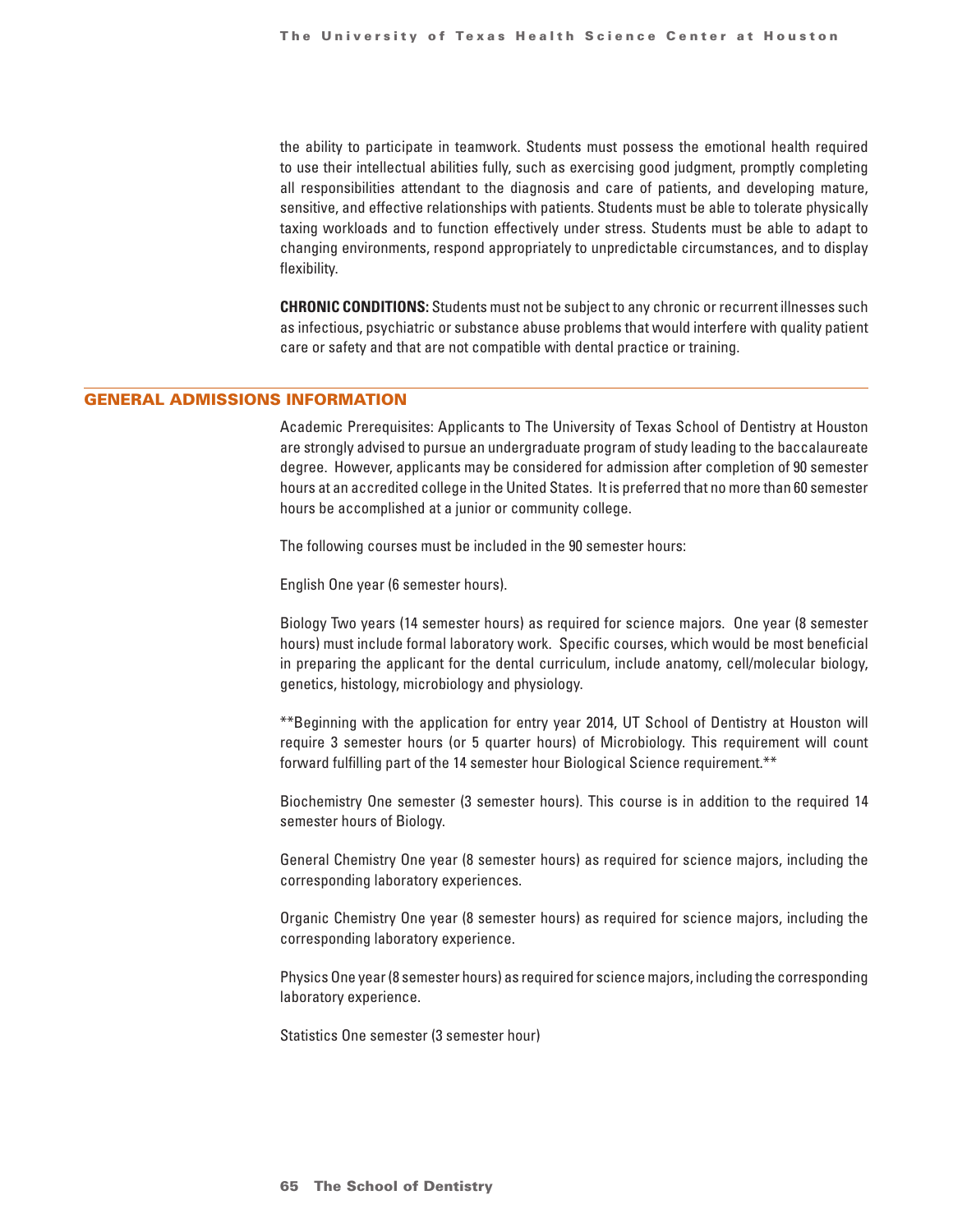the ability to participate in teamwork. Students must possess the emotional health required to use their intellectual abilities fully, such as exercising good judgment, promptly completing all responsibilities attendant to the diagnosis and care of patients, and developing mature, sensitive, and effective relationships with patients. Students must be able to tolerate physically taxing workloads and to function effectively under stress. Students must be able to adapt to changing environments, respond appropriately to unpredictable circumstances, and to display flexibility.

**CHRONIC CONDITIONS:** Students must not be subject to any chronic or recurrent illnesses such as infectious, psychiatric or substance abuse problems that would interfere with quality patient care or safety and that are not compatible with dental practice or training.

## GENERAL ADMISSIONS INFORMATION

Academic Prerequisites: Applicants to The University of Texas School of Dentistry at Houston are strongly advised to pursue an undergraduate program of study leading to the baccalaureate degree. However, applicants may be considered for admission after completion of 90 semester hours at an accredited college in the United States. It is preferred that no more than 60 semester hours be accomplished at a junior or community college.

The following courses must be included in the 90 semester hours:

English One year (6 semester hours).

Biology Two years (14 semester hours) as required for science majors. One year (8 semester hours) must include formal laboratory work. Specific courses, which would be most beneficial in preparing the applicant for the dental curriculum, include anatomy, cell/molecular biology, genetics, histology, microbiology and physiology.

**Beginning with the application for entry year 2014, UT School of Dentistry at Houston will require 3 semester hours (or 5 quarter hours) of Microbiology. This requirement will count forward fulfilling part of the 14 semester hour Biological Science requirement.**

Biochemistry One semester (3 semester hours). This course is in addition to the required 14 semester hours of Biology.

General Chemistry One year (8 semester hours) as required for science majors, including the corresponding laboratory experiences.

Organic Chemistry One year (8 semester hours) as required for science majors, including the corresponding laboratory experience.

Physics One year (8 semester hours) as required for science majors, including the corresponding laboratory experience.

Statistics One semester (3 semester hour)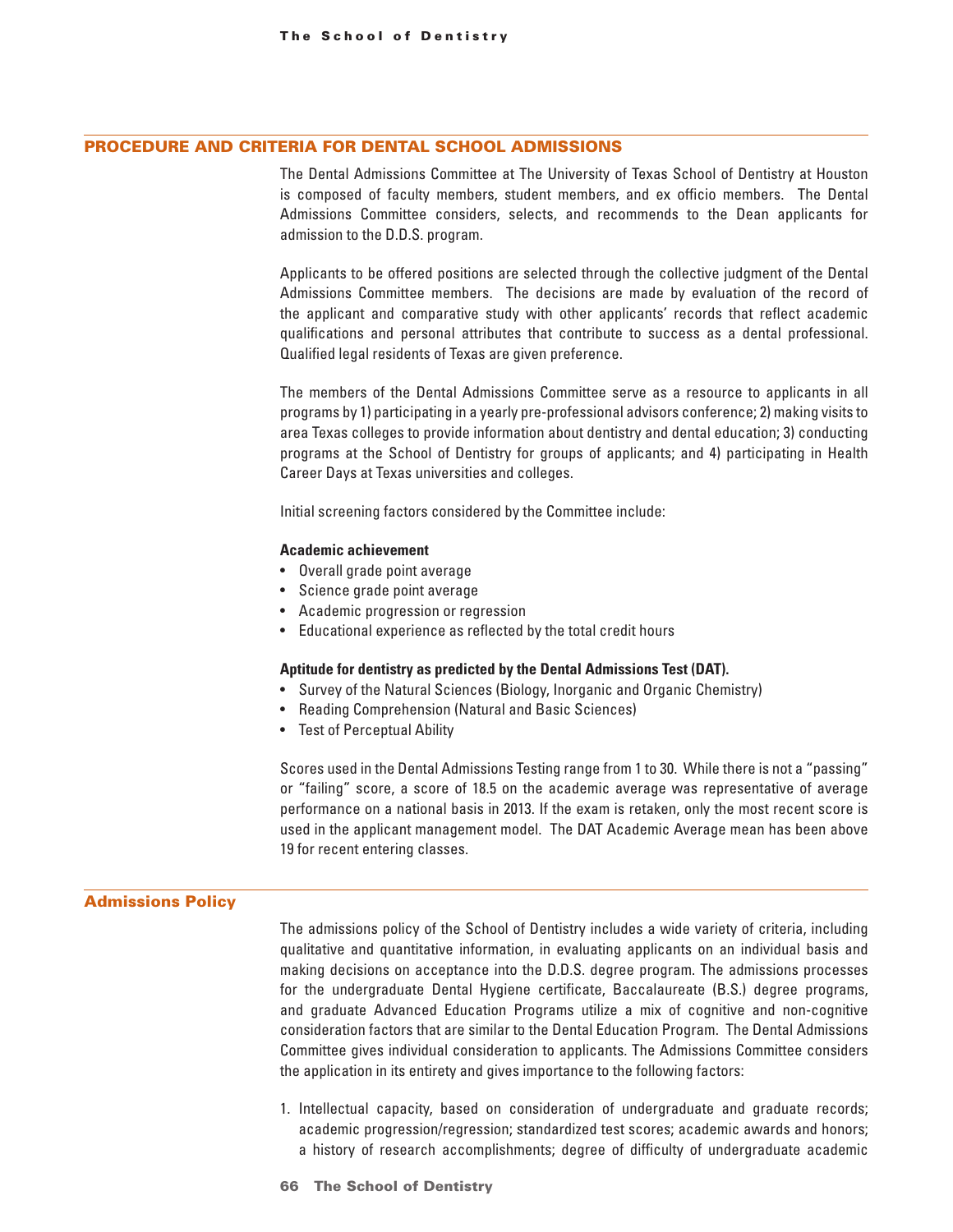## PROCEDURE AND CRITERIA FOR DENTAL SCHOOL ADMISSIONS

The Dental Admissions Committee at The University of Texas School of Dentistry at Houston is composed of faculty members, student members, and ex officio members. The Dental Admissions Committee considers, selects, and recommends to the Dean applicants for admission to the D.D.S. program.

Applicants to be offered positions are selected through the collective judgment of the Dental Admissions Committee members. The decisions are made by evaluation of the record of the applicant and comparative study with other applicants' records that reflect academic qualifications and personal attributes that contribute to success as a dental professional. Qualified legal residents of Texas are given preference.

The members of the Dental Admissions Committee serve as a resource to applicants in all programs by 1) participating in a yearly pre-professional advisors conference; 2) making visits to area Texas colleges to provide information about dentistry and dental education; 3) conducting programs at the School of Dentistry for groups of applicants; and 4) participating in Health Career Days at Texas universities and colleges.

Initial screening factors considered by the Committee include:

**Academic achievement**

- Overall grade point average
- Science grade point average
- Academic progression or regression
- Educational experience as reflected by the total credit hours

**Aptitude for dentistry as predicted by the Dental Admissions Test (DAT).**

- Survey of the Natural Sciences (Biology, Inorganic and Organic Chemistry)
- Reading Comprehension (Natural and Basic Sciences)
- Test of Perceptual Ability

Scores used in the Dental Admissions Testing range from 1 to 30. While there is not a "passing" or "failing" score, a score of 18.5 on the academic average was representative of average performance on a national basis in 2013. If the exam is retaken, only the most recent score is used in the applicant management model. The DAT Academic Average mean has been above 19 for recent entering classes.

## Admissions Policy

The admissions policy of the School of Dentistry includes a wide variety of criteria, including qualitative and quantitative information, in evaluating applicants on an individual basis and making decisions on acceptance into the D.D.S. degree program. The admissions processes for the undergraduate Dental Hygiene certificate, Baccalaureate (B.S.) degree programs, and graduate Advanced Education Programs utilize a mix of cognitive and non-cognitive consideration factors that are similar to the Dental Education Program. The Dental Admissions Committee gives individual consideration to applicants. The Admissions Committee considers the application in its entirety and gives importance to the following factors:

1. Intellectual capacity, based on consideration of undergraduate and graduate records; academic progression/regression; standardized test scores; academic awards and honors; a history of research accomplishments; degree of difficulty of undergraduate academic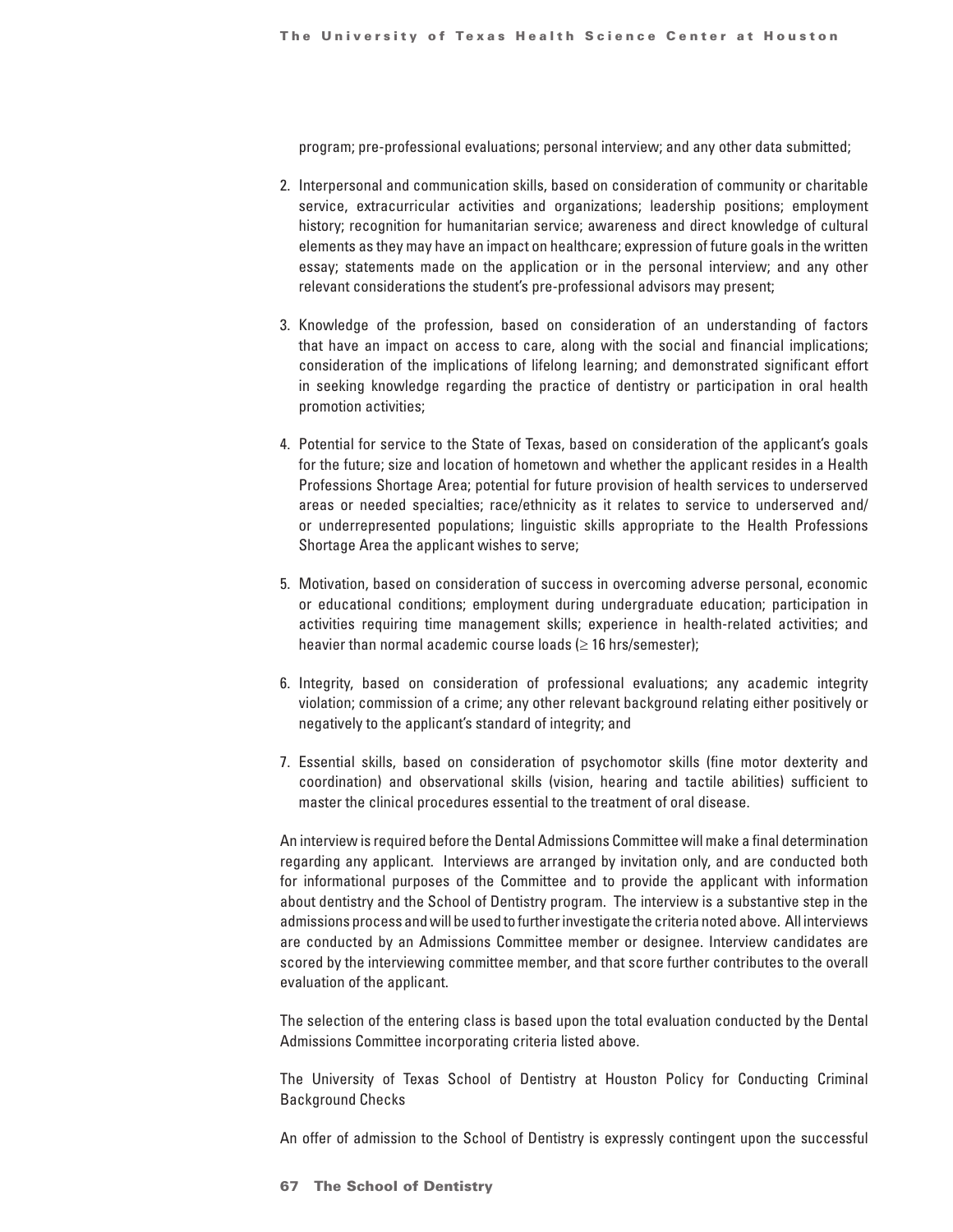program; pre-professional evaluations; personal interview; and any other data submitted;

2. Interpersonal and communication skills, based on consideration of community or charitable service, extracurricular activities and organizations; leadership positions; employment history; recognition for humanitarian service; awareness and direct knowledge of cultural elements as they may have an impact on healthcare; expression of future goals in the written essay; statements made on the application or in the personal interview; and any other relevant considerations the student's pre-professional advisors may present;

3. Knowledge of the profession, based on consideration of an understanding of factors that have an impact on access to care, along with the social and financial implications; consideration of the implications of lifelong learning; and demonstrated significant effort in seeking knowledge regarding the practice of dentistry or participation in oral health promotion activities;

4. Potential for service to the State of Texas, based on consideration of the applicant's goals for the future; size and location of hometown and whether the applicant resides in a Health Professions Shortage Area; potential for future provision of health services to underserved areas or needed specialties; race/ethnicity as it relates to service to underserved and/or underrepresented populations; linguistic skills appropriate to the Health Professions Shortage Area the applicant wishes to serve;

5. Motivation, based on consideration of success in overcoming adverse personal, economic or educational conditions; employment during undergraduate education; participation in activities requiring time management skills; experience in health-related activities; and heavier than normal academic course loads (≥ 16 hrs/semester);

6. Integrity, based on consideration of professional evaluations; any academic integrity violation; commission of a crime; any other relevant background relating either positively or negatively to the applicant's standard of integrity; and

7. Essential skills, based on consideration of psychomotor skills (fine motor dexterity and coordination) and observational skills (vision, hearing and tactile abilities) sufficient to master the clinical procedures essential to the treatment of oral disease.

An interview is required before the Dental Admissions Committee will make a final determination regarding any applicant. Interviews are arranged by invitation only, and are conducted both for informational purposes of the Committee and to provide the applicant with information about dentistry and the School of Dentistry program. The interview is a substantive step in the admissions process and will be used to further investigate the criteria noted above. All interviews are conducted by an Admissions Committee member or designee. Interview candidates are scored by the interviewing committee member, and that score further contributes to the overall evaluation of the applicant.

The selection of the entering class is based upon the total evaluation conducted by the Dental Admissions Committee incorporating criteria listed above.

The University of Texas School of Dentistry at Houston Policy for Conducting Criminal Background Checks

An offer of admission to the School of Dentistry is expressly contingent upon the successful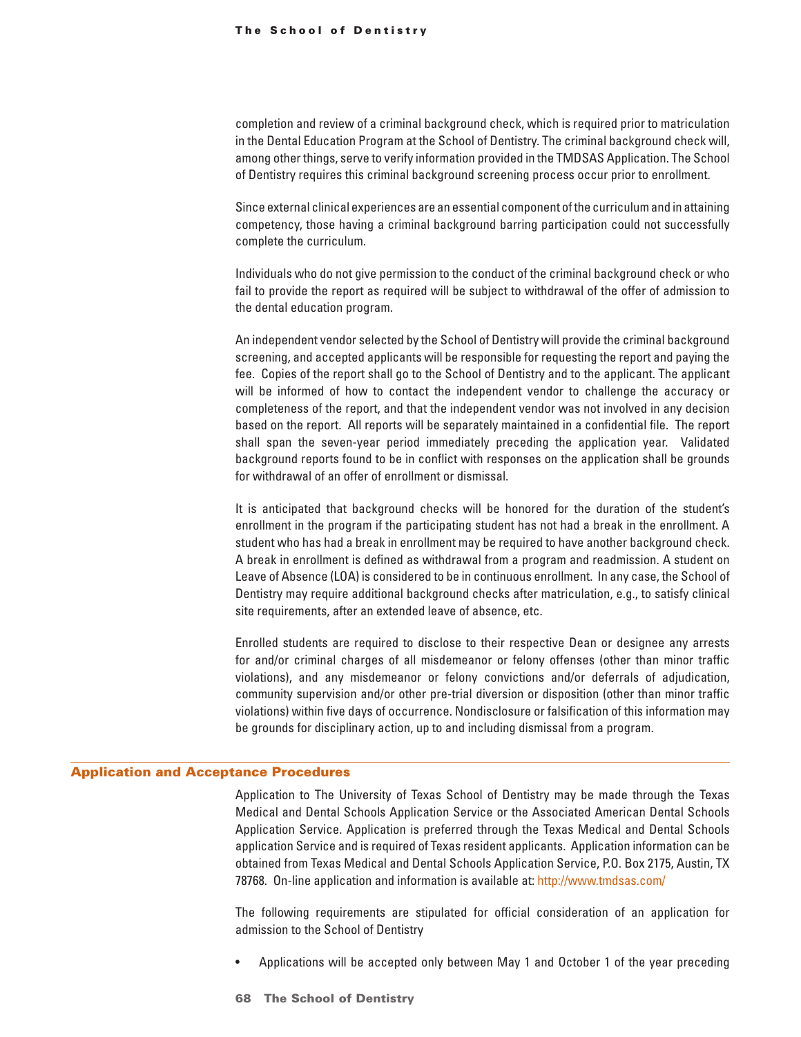completion and review of a criminal background check, which is required prior to matriculation in the Dental Education Program at the School of Dentistry. The criminal background check will, among other things, serve to verify information provided in the TMDSAS Application. The School of Dentistry requires this criminal background screening process occur prior to enrollment.

Since external clinical experiences are an essential component of the curriculum and in attaining competency, those having a criminal background barring participation could not successfully complete the curriculum.

Individuals who do not give permission to the conduct of the criminal background check or who fail to provide the report as required will be subject to withdrawal of the offer of admission to the dental education program.

An independent vendor selected by the School of Dentistry will provide the criminal background screening, and accepted applicants will be responsible for requesting the report and paying the fee. Copies of the report shall go to the School of Dentistry and to the applicant. The applicant will be informed of how to contact the independent vendor to challenge the accuracy or completeness of the report, and that the independent vendor was not involved in any decision based on the report. All reports will be separately maintained in a confidential file. The report shall span the seven-year period immediately preceding the application year. Validated background reports found to be in conflict with responses on the application shall be grounds for withdrawal of an offer of enrollment or dismissal.

It is anticipated that background checks will be honored for the duration of the student's enrollment in the program if the participating student has not had a break in the enrollment. A student who has had a break in enrollment may be required to have another background check. A break in enrollment is defined as withdrawal from a program and readmission. A student on Leave of Absence (LOA) is considered to be in continuous enrollment. In any case, the School of Dentistry may require additional background checks after matriculation, e.g., to satisfy clinical site requirements, after an extended leave of absence, etc.

Enrolled students are required to disclose to their respective Dean or designee any arrests for and/or criminal charges of all misdemeanor or felony offenses (other than minor traffic violations), and any misdemeanor or felony convictions and/or deferrals of adjudication, community supervision and/or other pre-trial diversion or disposition (other than minor traffic violations) within five days of occurrence. Nondisclosure or falsification of this information may be grounds for disciplinary action, up to and including dismissal from a program.

## Application and Acceptance Procedures

Application to The University of Texas School of Dentistry may be made through the Texas Medical and Dental Schools Application Service or the Associated American Dental Schools Application Service. Application is preferred through the Texas Medical and Dental Schools application Service and is required of Texas resident applicants. Application information can be obtained from Texas Medical and Dental Schools Application Service, P.O. Box 2175, Austin, TX 78768. On-line application and information is available at: http://www.tmdsas.com/

The following requirements are stipulated for official consideration of an application for admission to the School of Dentistry

- Applications will be accepted only between May 1 and October 1 of the year preceding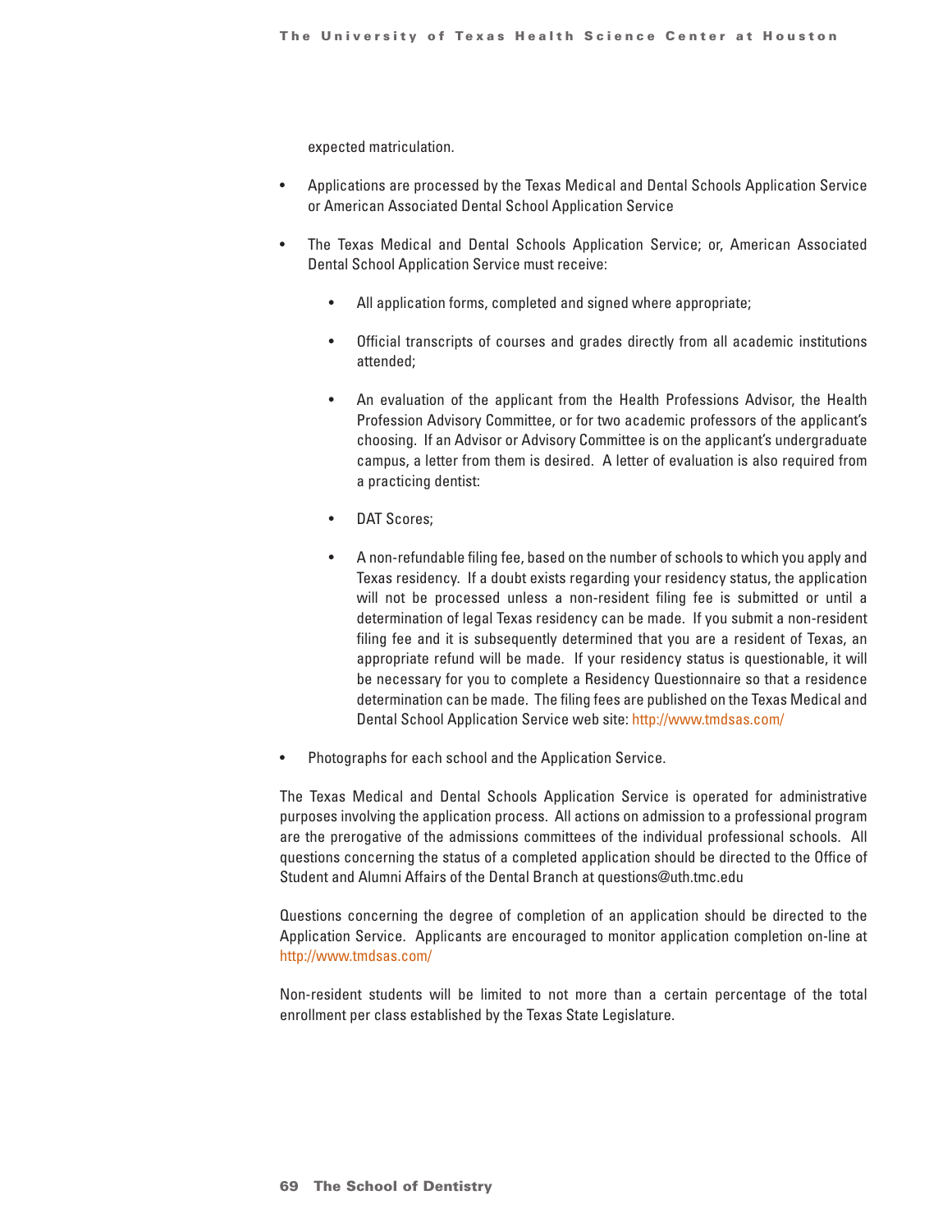expected matriculation.

- Applications are processed by the Texas Medical and Dental Schools Application Service or American Associated Dental School Application Service
- The Texas Medical and Dental Schools Application Service; or, American Associated Dental School Application Service must receive:
    - All application forms, completed and signed where appropriate;
    - Official transcripts of courses and grades directly from all academic institutions attended;
    - An evaluation of the applicant from the Health Professions Advisor, the Health Profession Advisory Committee, or for two academic professors of the applicant's choosing. If an Advisor or Advisory Committee is on the applicant's undergraduate campus, a letter from them is desired. A letter of evaluation is also required from a practicing dentist:
    - DAT Scores;
    - A non-refundable filing fee, based on the number of schools to which you apply and Texas residency. If a doubt exists regarding your residency status, the application will not be processed unless a non-resident filing fee is submitted or until a determination of legal Texas residency can be made. If you submit a non-resident filing fee and it is subsequently determined that you are a resident of Texas, an appropriate refund will be made. If your residency status is questionable, it will be necessary for you to complete a Residency Questionnaire so that a residence determination can be made. The filing fees are published on the Texas Medical and Dental School Application Service web site: http://www.tmdsas.com/
- Photographs for each school and the Application Service.

The Texas Medical and Dental Schools Application Service is operated for administrative purposes involving the application process. All actions on admission to a professional program are the prerogative of the admissions committees of the individual professional schools. All questions concerning the status of a completed application should be directed to the Office of Student and Alumni Affairs of the Dental Branch at questions@uth.tmc.edu

Questions concerning the degree of completion of an application should be directed to the Application Service. Applicants are encouraged to monitor application completion on-line at http://www.tmdsas.com/

Non-resident students will be limited to not more than a certain percentage of the total enrollment per class established by the Texas State Legislature.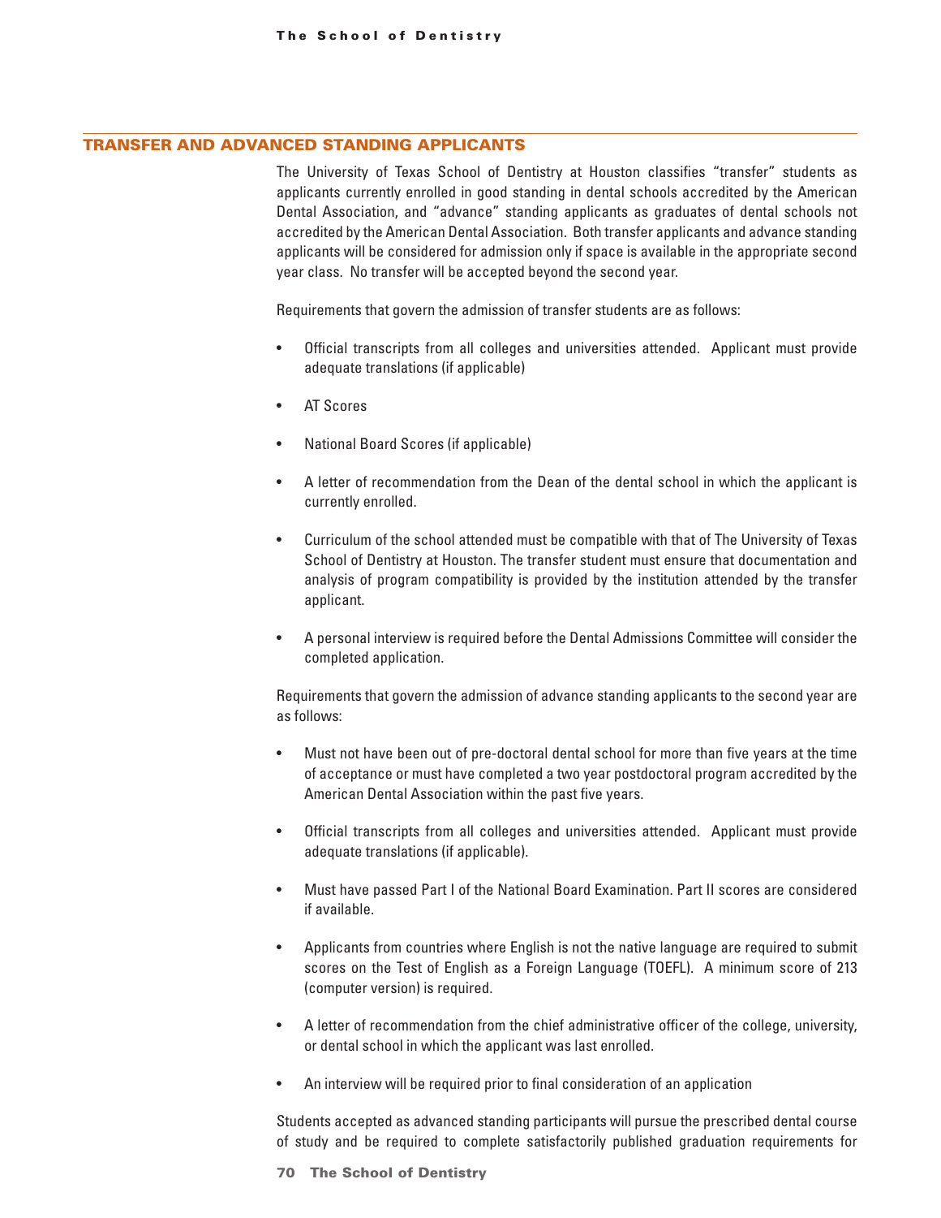## TRANSFER AND ADVANCED STANDING APPLICANTS

The University of Texas School of Dentistry at Houston classifies "transfer" students as applicants currently enrolled in good standing in dental schools accredited by the American Dental Association, and "advance" standing applicants as graduates of dental schools not accredited by the American Dental Association. Both transfer applicants and advance standing applicants will be considered for admission only if space is available in the appropriate second year class. No transfer will be accepted beyond the second year.

Requirements that govern the admission of transfer students are as follows:

- Official transcripts from all colleges and universities attended. Applicant must provide adequate translations (if applicable)
- AT Scores
- National Board Scores (if applicable)
- A letter of recommendation from the Dean of the dental school in which the applicant is currently enrolled.
- Curriculum of the school attended must be compatible with that of The University of Texas School of Dentistry at Houston. The transfer student must ensure that documentation and analysis of program compatibility is provided by the institution attended by the transfer applicant.
- A personal interview is required before the Dental Admissions Committee will consider the completed application.

Requirements that govern the admission of advance standing applicants to the second year are as follows:

- Must not have been out of pre-doctoral dental school for more than five years at the time of acceptance or must have completed a two year postdoctoral program accredited by the American Dental Association within the past five years.
- Official transcripts from all colleges and universities attended. Applicant must provide adequate translations (if applicable).
- Must have passed Part I of the National Board Examination. Part II scores are considered if available.
- Applicants from countries where English is not the native language are required to submit scores on the Test of English as a Foreign Language (TOEFL). A minimum score of 213 (computer version) is required.
- A letter of recommendation from the chief administrative officer of the college, university, or dental school in which the applicant was last enrolled.
- An interview will be required prior to final consideration of an application

Students accepted as advanced standing participants will pursue the prescribed dental course of study and be required to complete satisfactorily published graduation requirements for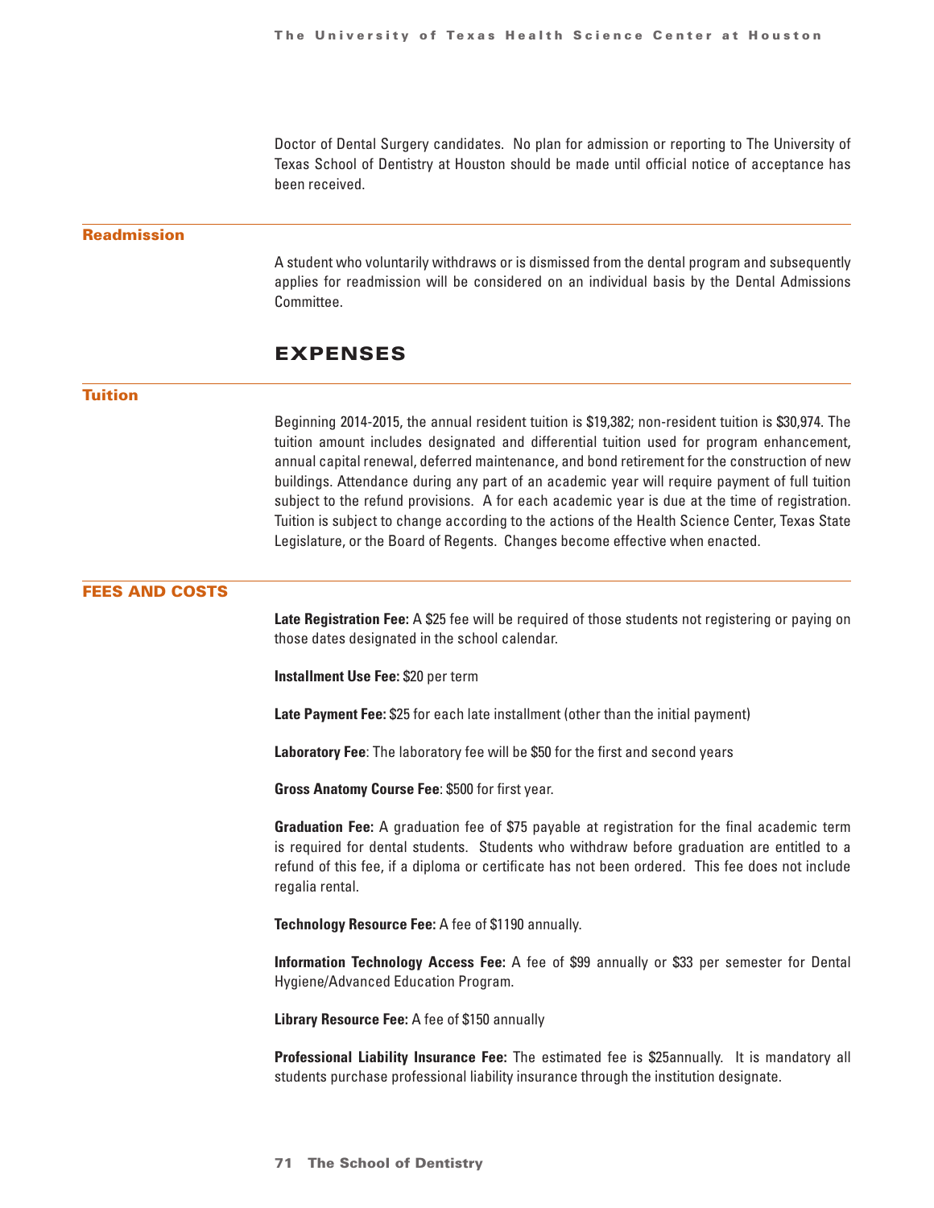Doctor of Dental Surgery candidates. No plan for admission or reporting to The University of Texas School of Dentistry at Houston should be made until official notice of acceptance has been received.

### Readmission

A student who voluntarily withdraws or is dismissed from the dental program and subsequently applies for readmission will be considered on an individual basis by the Dental Admissions Committee.

## EXPENSES

### Tuition

Beginning 2014-2015, the annual resident tuition is $19,382; non-resident tuition is $30,974. The tuition amount includes designated and differential tuition used for program enhancement, annual capital renewal, deferred maintenance, and bond retirement for the construction of new buildings. Attendance during any part of an academic year will require payment of full tuition subject to the refund provisions. A for each academic year is due at the time of registration. Tuition is subject to change according to the actions of the Health Science Center, Texas State Legislature, or the Board of Regents. Changes become effective when enacted.

### FEES AND COSTS

**Late Registration Fee:** A $25 fee will be required of those students not registering or paying on those dates designated in the school calendar.

**Installment Use Fee:** $20 per term

**Late Payment Fee:** $25 for each late installment (other than the initial payment)

**Laboratory Fee**: The laboratory fee will be $50 for the first and second years

**Gross Anatomy Course Fee**: $500 for first year.

**Graduation Fee:** A graduation fee of $75 payable at registration for the final academic term is required for dental students. Students who withdraw before graduation are entitled to a refund of this fee, if a diploma or certificate has not been ordered. This fee does not include regalia rental.

**Technology Resource Fee:** A fee of $1190 annually.

**Information Technology Access Fee:** A fee of $99 annually or $33 per semester for Dental Hygiene/Advanced Education Program.

**Library Resource Fee:** A fee of $150 annually

**Professional Liability Insurance Fee:** The estimated fee is $25annually. It is mandatory all students purchase professional liability insurance through the institution designate.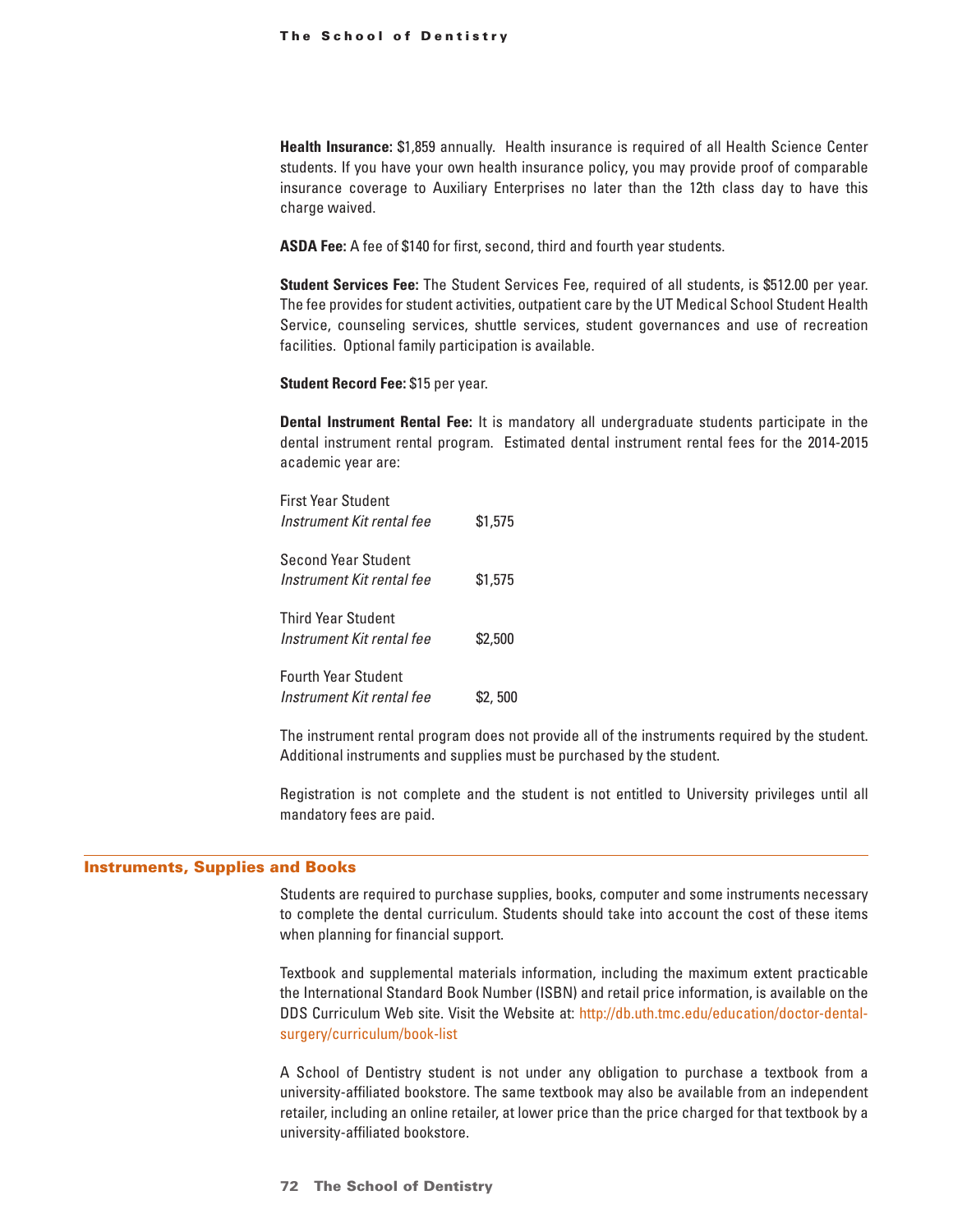**Health Insurance:** $1,859 annually. Health insurance is required of all Health Science Center students. If you have your own health insurance policy, you may provide proof of comparable insurance coverage to Auxiliary Enterprises no later than the 12th class day to have this charge waived.

**ASDA Fee:** A fee of $140 for first, second, third and fourth year students.

**Student Services Fee:** The Student Services Fee, required of all students, is $512.00 per year. The fee provides for student activities, outpatient care by the UT Medical School Student Health Service, counseling services, shuttle services, student governances and use of recreation facilities. Optional family participation is available.

**Student Record Fee:** $15 per year.

**Dental Instrument Rental Fee:** It is mandatory all undergraduate students participate in the dental instrument rental program. Estimated dental instrument rental fees for the 2014-2015 academic year are:

First Year Student
*Instrument Kit rental fee* $1,575

Second Year Student
*Instrument Kit rental fee* $1,575

Third Year Student
*Instrument Kit rental fee* $2,500

Fourth Year Student
*Instrument Kit rental fee* $2, 500

The instrument rental program does not provide all of the instruments required by the student. Additional instruments and supplies must be purchased by the student.

Registration is not complete and the student is not entitled to University privileges until all mandatory fees are paid.

## Instruments, Supplies and Books

Students are required to purchase supplies, books, computer and some instruments necessary to complete the dental curriculum. Students should take into account the cost of these items when planning for financial support.

Textbook and supplemental materials information, including the maximum extent practicable the International Standard Book Number (ISBN) and retail price information, is available on the DDS Curriculum Web site. Visit the Website at: http://db.uth.tmc.edu/education/doctor-dental-surgery/curriculum/book-list

A School of Dentistry student is not under any obligation to purchase a textbook from a university-affiliated bookstore. The same textbook may also be available from an independent retailer, including an online retailer, at lower price than the price charged for that textbook by a university-affiliated bookstore.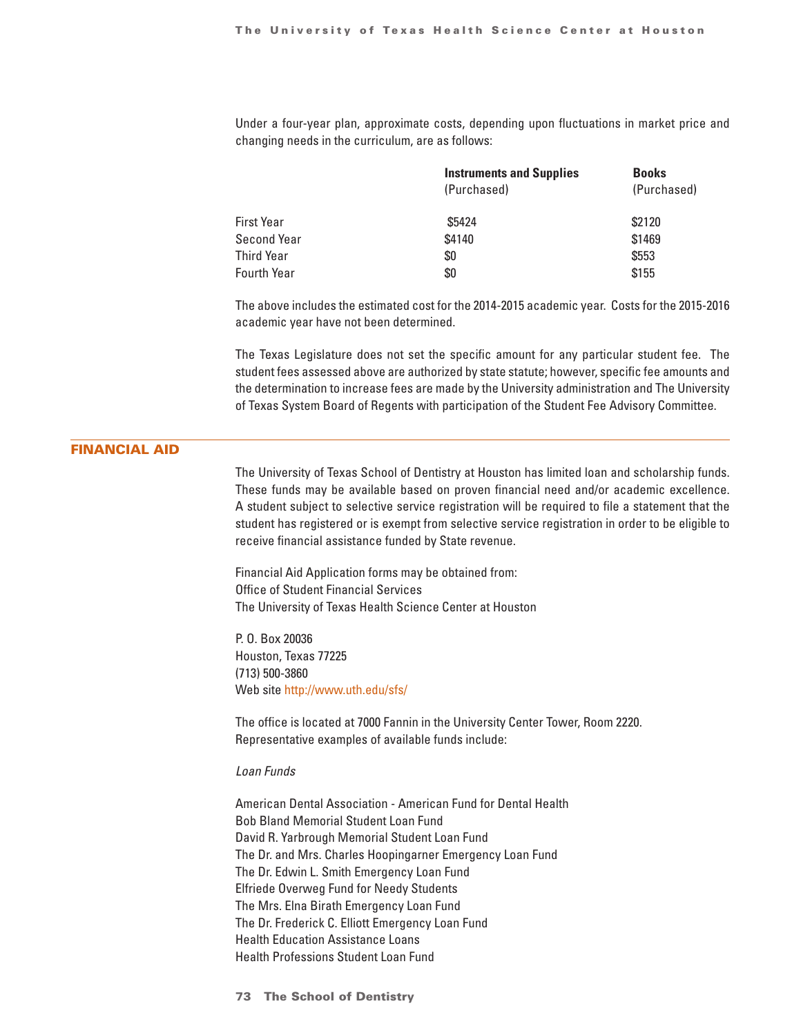Under a four-year plan, approximate costs, depending upon fluctuations in market price and changing needs in the curriculum, are as follows:

| | Instruments and Supplies (Purchased) | Books (Purchased) |
|---|---|---|
| First Year | $5424 | $2120 |
| Second Year | $4140 | $1469 |
| Third Year | $0 | $553 |
| Fourth Year | $0 | $155 |

The above includes the estimated cost for the 2014-2015 academic year. Costs for the 2015-2016 academic year have not been determined.

The Texas Legislature does not set the specific amount for any particular student fee. The student fees assessed above are authorized by state statute; however, specific fee amounts and the determination to increase fees are made by the University administration and The University of Texas System Board of Regents with participation of the Student Fee Advisory Committee.

## FINANCIAL AID

The University of Texas School of Dentistry at Houston has limited loan and scholarship funds. These funds may be available based on proven financial need and/or academic excellence. A student subject to selective service registration will be required to file a statement that the student has registered or is exempt from selective service registration in order to be eligible to receive financial assistance funded by State revenue.

Financial Aid Application forms may be obtained from:
Office of Student Financial Services
The University of Texas Health Science Center at Houston

P. O. Box 20036
Houston, Texas 77225
(713) 500-3860
Web site http://www.uth.edu/sfs/

The office is located at 7000 Fannin in the University Center Tower, Room 2220.
Representative examples of available funds include:

*Loan Funds*

American Dental Association - American Fund for Dental Health
Bob Bland Memorial Student Loan Fund
David R. Yarbrough Memorial Student Loan Fund
The Dr. and Mrs. Charles Hoopingarner Emergency Loan Fund
The Dr. Edwin L. Smith Emergency Loan Fund
Elfriede Overweg Fund for Needy Students
The Mrs. Elna Birath Emergency Loan Fund
The Dr. Frederick C. Elliott Emergency Loan Fund
Health Education Assistance Loans
Health Professions Student Loan Fund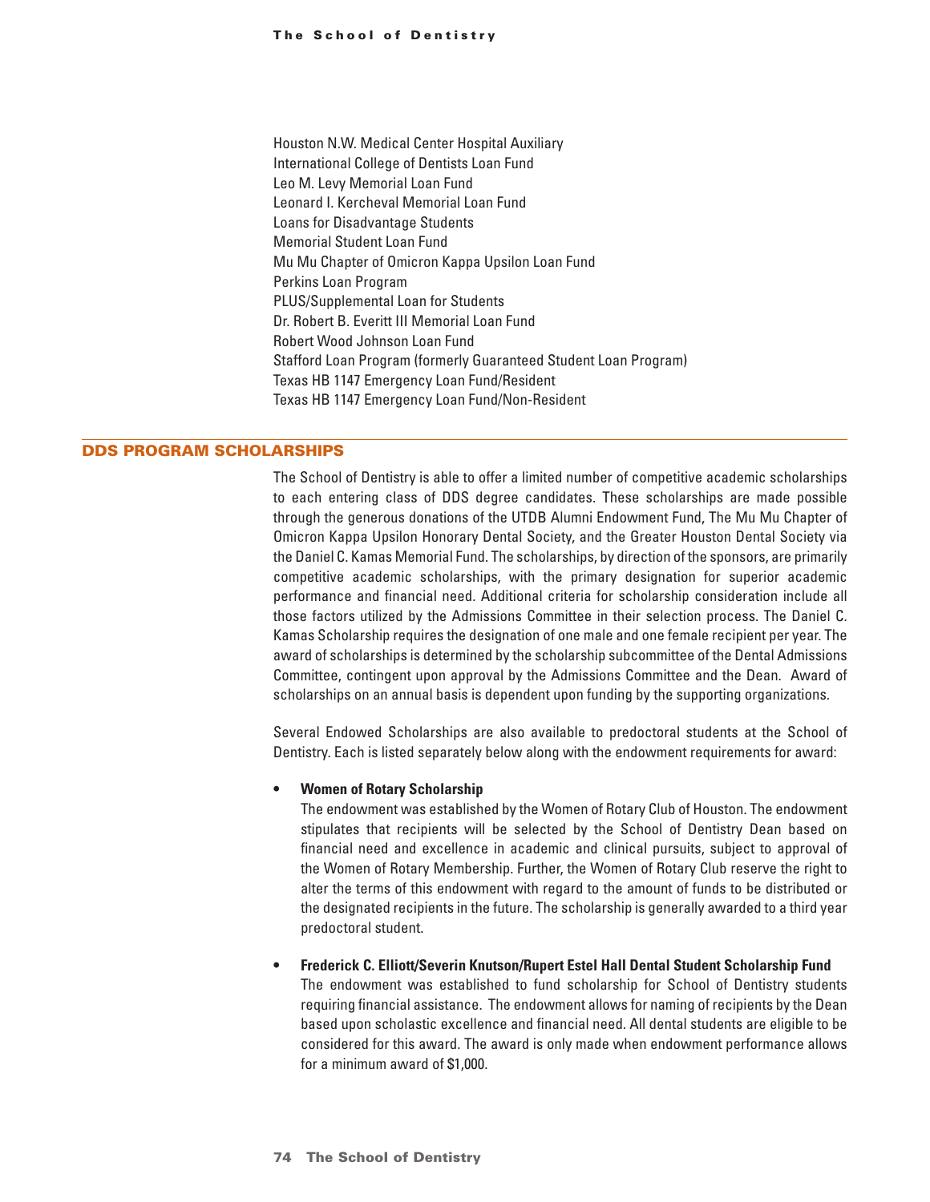Houston N.W. Medical Center Hospital Auxiliary
International College of Dentists Loan Fund
Leo M. Levy Memorial Loan Fund
Leonard I. Kercheval Memorial Loan Fund
Loans for Disadvantage Students
Memorial Student Loan Fund
Mu Mu Chapter of Omicron Kappa Upsilon Loan Fund
Perkins Loan Program
PLUS/Supplemental Loan for Students
Dr. Robert B. Everitt III Memorial Loan Fund
Robert Wood Johnson Loan Fund
Stafford Loan Program (formerly Guaranteed Student Loan Program)
Texas HB 1147 Emergency Loan Fund/Resident
Texas HB 1147 Emergency Loan Fund/Non-Resident

## DDS PROGRAM SCHOLARSHIPS

The School of Dentistry is able to offer a limited number of competitive academic scholarships to each entering class of DDS degree candidates. These scholarships are made possible through the generous donations of the UTDB Alumni Endowment Fund, The Mu Mu Chapter of Omicron Kappa Upsilon Honorary Dental Society, and the Greater Houston Dental Society via the Daniel C. Kamas Memorial Fund. The scholarships, by direction of the sponsors, are primarily competitive academic scholarships, with the primary designation for superior academic performance and financial need. Additional criteria for scholarship consideration include all those factors utilized by the Admissions Committee in their selection process. The Daniel C. Kamas Scholarship requires the designation of one male and one female recipient per year. The award of scholarships is determined by the scholarship subcommittee of the Dental Admissions Committee, contingent upon approval by the Admissions Committee and the Dean. Award of scholarships on an annual basis is dependent upon funding by the supporting organizations.

Several Endowed Scholarships are also available to predoctoral students at the School of Dentistry. Each is listed separately below along with the endowment requirements for award:

- **Women of Rotary Scholarship**
  The endowment was established by the Women of Rotary Club of Houston. The endowment stipulates that recipients will be selected by the School of Dentistry Dean based on financial need and excellence in academic and clinical pursuits, subject to approval of the Women of Rotary Membership. Further, the Women of Rotary Club reserve the right to alter the terms of this endowment with regard to the amount of funds to be distributed or the designated recipients in the future. The scholarship is generally awarded to a third year predoctoral student.

- **Frederick C. Elliott/Severin Knutson/Rupert Estel Hall Dental Student Scholarship Fund**
  The endowment was established to fund scholarship for School of Dentistry students requiring financial assistance. The endowment allows for naming of recipients by the Dean based upon scholastic excellence and financial need. All dental students are eligible to be considered for this award. The award is only made when endowment performance allows for a minimum award of $1,000.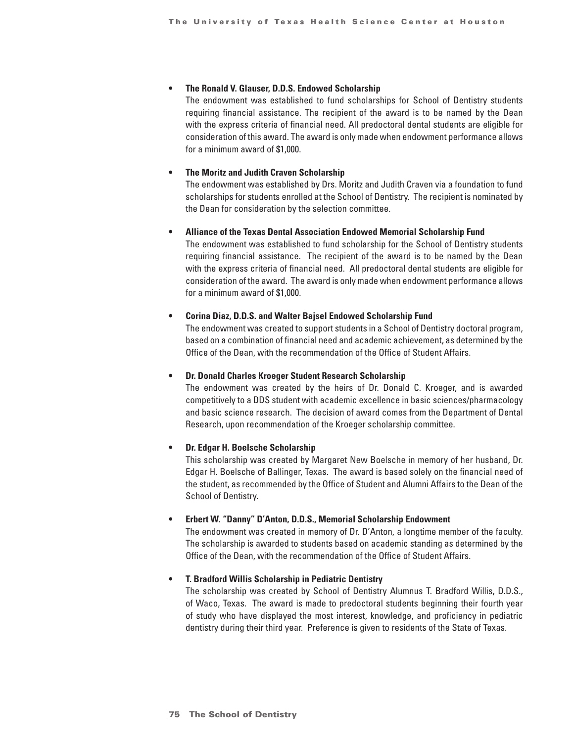- **The Ronald V. Glauser, D.D.S. Endowed Scholarship**

  The endowment was established to fund scholarships for School of Dentistry students requiring financial assistance. The recipient of the award is to be named by the Dean with the express criteria of financial need. All predoctoral dental students are eligible for consideration of this award. The award is only made when endowment performance allows for a minimum award of $1,000.

- **The Moritz and Judith Craven Scholarship**

  The endowment was established by Drs. Moritz and Judith Craven via a foundation to fund scholarships for students enrolled at the School of Dentistry. The recipient is nominated by the Dean for consideration by the selection committee.

- **Alliance of the Texas Dental Association Endowed Memorial Scholarship Fund**

  The endowment was established to fund scholarship for the School of Dentistry students requiring financial assistance. The recipient of the award is to be named by the Dean with the express criteria of financial need. All predoctoral dental students are eligible for consideration of the award. The award is only made when endowment performance allows for a minimum award of $1,000.

- **Corina Diaz, D.D.S. and Walter Bajsel Endowed Scholarship Fund**

  The endowment was created to support students in a School of Dentistry doctoral program, based on a combination of financial need and academic achievement, as determined by the Office of the Dean, with the recommendation of the Office of Student Affairs.

- **Dr. Donald Charles Kroeger Student Research Scholarship**

  The endowment was created by the heirs of Dr. Donald C. Kroeger, and is awarded competitively to a DDS student with academic excellence in basic sciences/pharmacology and basic science research. The decision of award comes from the Department of Dental Research, upon recommendation of the Kroeger scholarship committee.

- **Dr. Edgar H. Boelsche Scholarship**

  This scholarship was created by Margaret New Boelsche in memory of her husband, Dr. Edgar H. Boelsche of Ballinger, Texas. The award is based solely on the financial need of the student, as recommended by the Office of Student and Alumni Affairs to the Dean of the School of Dentistry.

- **Erbert W. "Danny" D'Anton, D.D.S., Memorial Scholarship Endowment**

  The endowment was created in memory of Dr. D'Anton, a longtime member of the faculty. The scholarship is awarded to students based on academic standing as determined by the Office of the Dean, with the recommendation of the Office of Student Affairs.

- **T. Bradford Willis Scholarship in Pediatric Dentistry**

  The scholarship was created by School of Dentistry Alumnus T. Bradford Willis, D.D.S., of Waco, Texas. The award is made to predoctoral students beginning their fourth year of study who have displayed the most interest, knowledge, and proficiency in pediatric dentistry during their third year. Preference is given to residents of the State of Texas.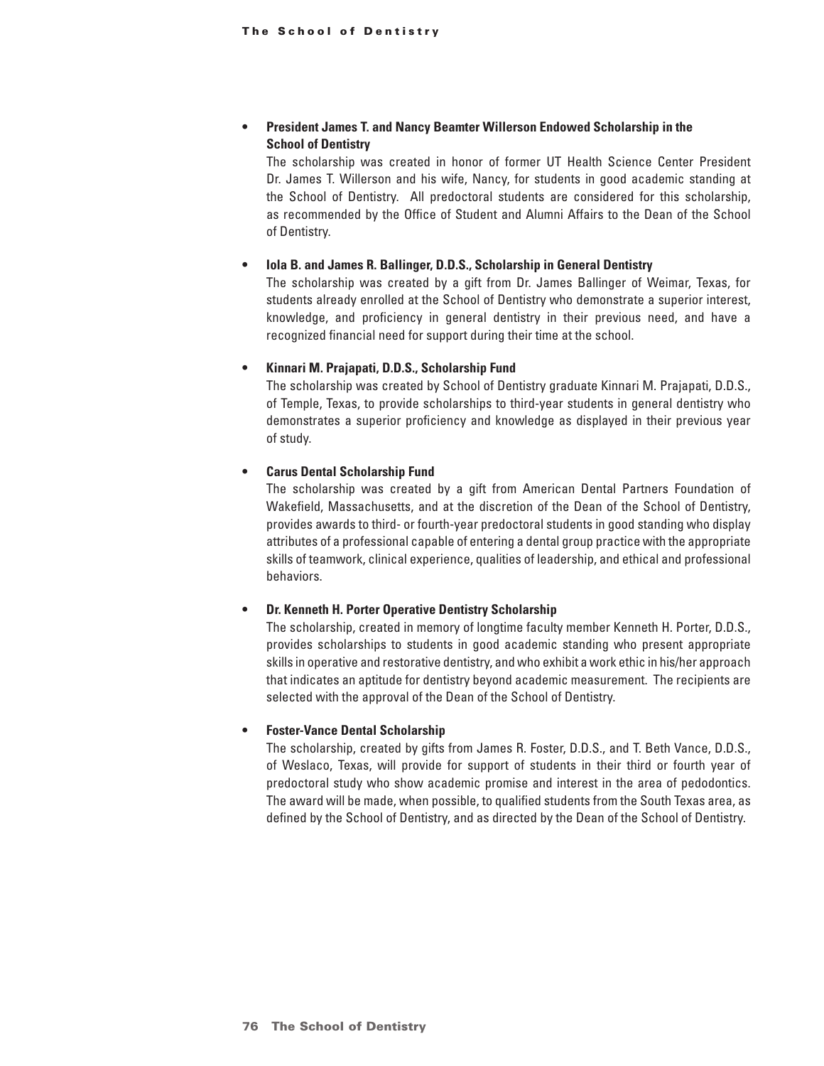- **President James T. and Nancy Beamter Willerson Endowed Scholarship in the School of Dentistry**
  The scholarship was created in honor of former UT Health Science Center President Dr. James T. Willerson and his wife, Nancy, for students in good academic standing at the School of Dentistry. All predoctoral students are considered for this scholarship, as recommended by the Office of Student and Alumni Affairs to the Dean of the School of Dentistry.

- **Iola B. and James R. Ballinger, D.D.S., Scholarship in General Dentistry**
  The scholarship was created by a gift from Dr. James Ballinger of Weimar, Texas, for students already enrolled at the School of Dentistry who demonstrate a superior interest, knowledge, and proficiency in general dentistry in their previous need, and have a recognized financial need for support during their time at the school.

- **Kinnari M. Prajapati, D.D.S., Scholarship Fund**
  The scholarship was created by School of Dentistry graduate Kinnari M. Prajapati, D.D.S., of Temple, Texas, to provide scholarships to third-year students in general dentistry who demonstrates a superior proficiency and knowledge as displayed in their previous year of study.

- **Carus Dental Scholarship Fund**
  The scholarship was created by a gift from American Dental Partners Foundation of Wakefield, Massachusetts, and at the discretion of the Dean of the School of Dentistry, provides awards to third- or fourth-year predoctoral students in good standing who display attributes of a professional capable of entering a dental group practice with the appropriate skills of teamwork, clinical experience, qualities of leadership, and ethical and professional behaviors.

- **Dr. Kenneth H. Porter Operative Dentistry Scholarship**
  The scholarship, created in memory of longtime faculty member Kenneth H. Porter, D.D.S., provides scholarships to students in good academic standing who present appropriate skills in operative and restorative dentistry, and who exhibit a work ethic in his/her approach that indicates an aptitude for dentistry beyond academic measurement. The recipients are selected with the approval of the Dean of the School of Dentistry.

- **Foster-Vance Dental Scholarship**
  The scholarship, created by gifts from James R. Foster, D.D.S., and T. Beth Vance, D.D.S., of Weslaco, Texas, will provide for support of students in their third or fourth year of predoctoral study who show academic promise and interest in the area of pedodontics. The award will be made, when possible, to qualified students from the South Texas area, as defined by the School of Dentistry, and as directed by the Dean of the School of Dentistry.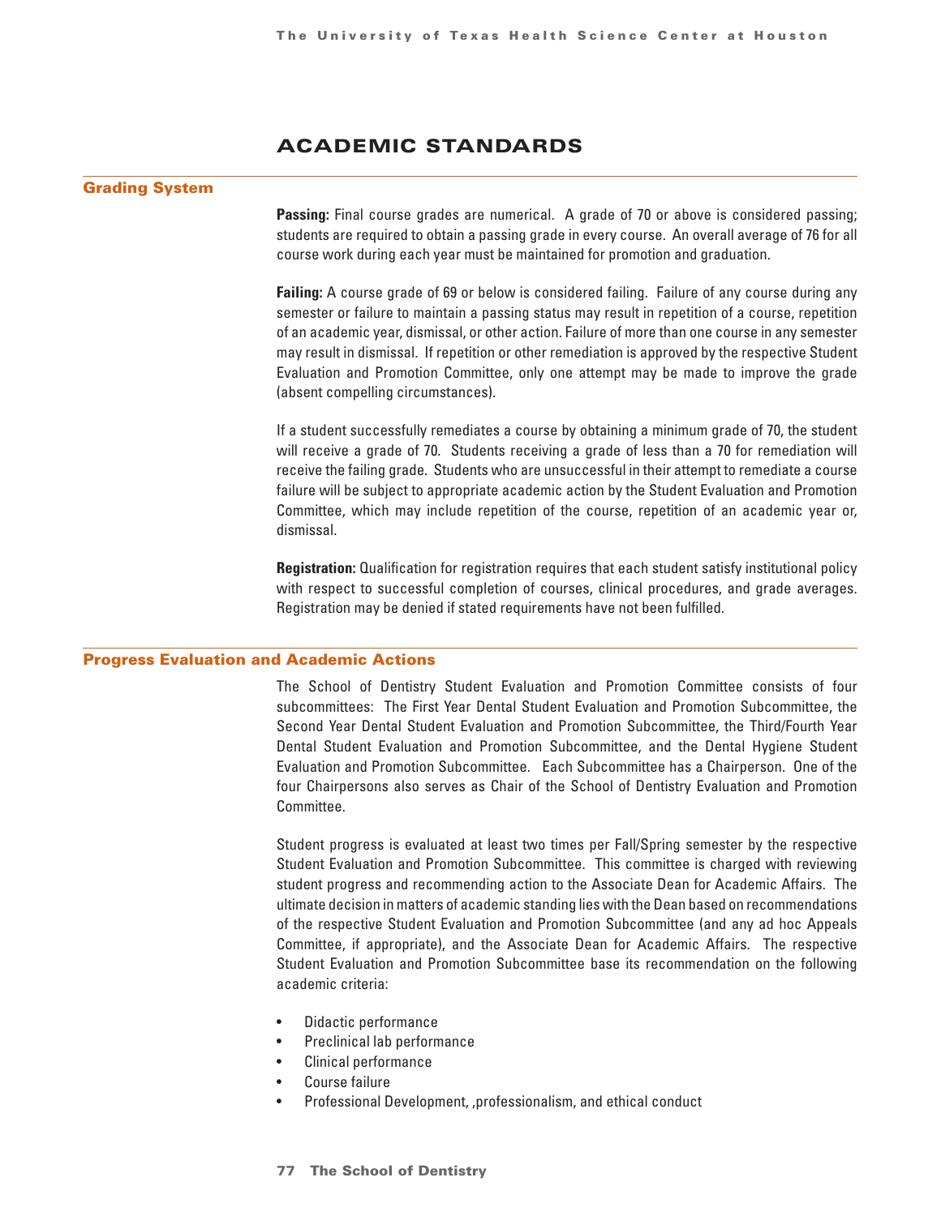# ACADEMIC STANDARDS

## Grading System

**Passing:** Final course grades are numerical. A grade of 70 or above is considered passing; students are required to obtain a passing grade in every course. An overall average of 76 for all course work during each year must be maintained for promotion and graduation.

**Failing:** A course grade of 69 or below is considered failing. Failure of any course during any semester or failure to maintain a passing status may result in repetition of a course, repetition of an academic year, dismissal, or other action. Failure of more than one course in any semester may result in dismissal. If repetition or other remediation is approved by the respective Student Evaluation and Promotion Committee, only one attempt may be made to improve the grade (absent compelling circumstances).

If a student successfully remediates a course by obtaining a minimum grade of 70, the student will receive a grade of 70. Students receiving a grade of less than a 70 for remediation will receive the failing grade. Students who are unsuccessful in their attempt to remediate a course failure will be subject to appropriate academic action by the Student Evaluation and Promotion Committee, which may include repetition of the course, repetition of an academic year or, dismissal.

**Registration:** Qualification for registration requires that each student satisfy institutional policy with respect to successful completion of courses, clinical procedures, and grade averages. Registration may be denied if stated requirements have not been fulfilled.

## Progress Evaluation and Academic Actions

The School of Dentistry Student Evaluation and Promotion Committee consists of four subcommittees: The First Year Dental Student Evaluation and Promotion Subcommittee, the Second Year Dental Student Evaluation and Promotion Subcommittee, the Third/Fourth Year Dental Student Evaluation and Promotion Subcommittee, and the Dental Hygiene Student Evaluation and Promotion Subcommittee. Each Subcommittee has a Chairperson. One of the four Chairpersons also serves as Chair of the School of Dentistry Evaluation and Promotion Committee.

Student progress is evaluated at least two times per Fall/Spring semester by the respective Student Evaluation and Promotion Subcommittee. This committee is charged with reviewing student progress and recommending action to the Associate Dean for Academic Affairs. The ultimate decision in matters of academic standing lies with the Dean based on recommendations of the respective Student Evaluation and Promotion Subcommittee (and any ad hoc Appeals Committee, if appropriate), and the Associate Dean for Academic Affairs. The respective Student Evaluation and Promotion Subcommittee base its recommendation on the following academic criteria:

- Didactic performance
- Preclinical lab performance
- Clinical performance
- Course failure
- Professional Development, ,professionalism, and ethical conduct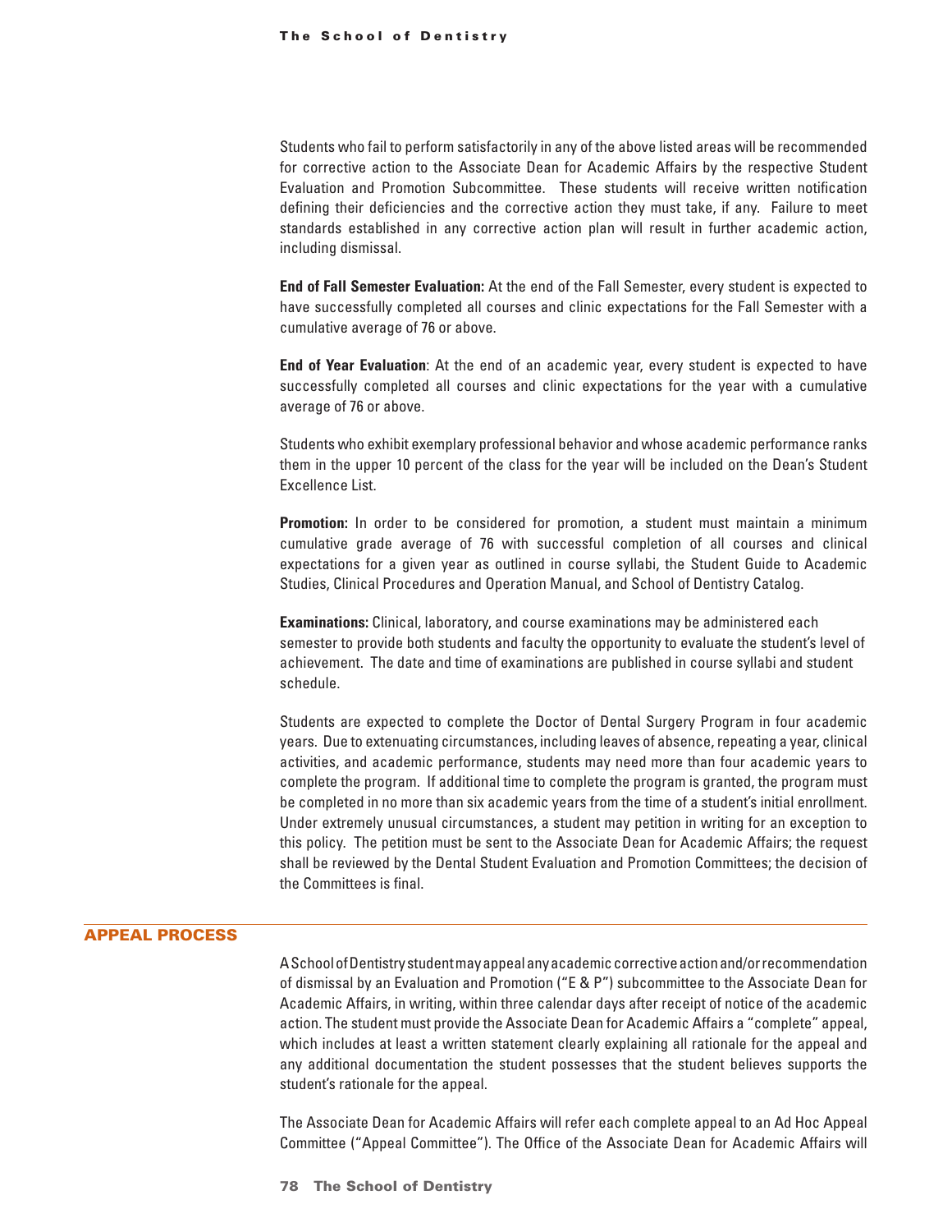Students who fail to perform satisfactorily in any of the above listed areas will be recommended for corrective action to the Associate Dean for Academic Affairs by the respective Student Evaluation and Promotion Subcommittee. These students will receive written notification defining their deficiencies and the corrective action they must take, if any. Failure to meet standards established in any corrective action plan will result in further academic action, including dismissal.

**End of Fall Semester Evaluation:** At the end of the Fall Semester, every student is expected to have successfully completed all courses and clinic expectations for the Fall Semester with a cumulative average of 76 or above.

**End of Year Evaluation**: At the end of an academic year, every student is expected to have successfully completed all courses and clinic expectations for the year with a cumulative average of 76 or above.

Students who exhibit exemplary professional behavior and whose academic performance ranks them in the upper 10 percent of the class for the year will be included on the Dean's Student Excellence List.

**Promotion:** In order to be considered for promotion, a student must maintain a minimum cumulative grade average of 76 with successful completion of all courses and clinical expectations for a given year as outlined in course syllabi, the Student Guide to Academic Studies, Clinical Procedures and Operation Manual, and School of Dentistry Catalog.

**Examinations:** Clinical, laboratory, and course examinations may be administered each semester to provide both students and faculty the opportunity to evaluate the student's level of achievement. The date and time of examinations are published in course syllabi and student schedule.

Students are expected to complete the Doctor of Dental Surgery Program in four academic years. Due to extenuating circumstances, including leaves of absence, repeating a year, clinical activities, and academic performance, students may need more than four academic years to complete the program. If additional time to complete the program is granted, the program must be completed in no more than six academic years from the time of a student's initial enrollment. Under extremely unusual circumstances, a student may petition in writing for an exception to this policy. The petition must be sent to the Associate Dean for Academic Affairs; the request shall be reviewed by the Dental Student Evaluation and Promotion Committees; the decision of the Committees is final.

## APPEAL PROCESS

A School of Dentistry student may appeal any academic corrective action and/or recommendation of dismissal by an Evaluation and Promotion ("E & P") subcommittee to the Associate Dean for Academic Affairs, in writing, within three calendar days after receipt of notice of the academic action. The student must provide the Associate Dean for Academic Affairs a "complete" appeal, which includes at least a written statement clearly explaining all rationale for the appeal and any additional documentation the student possesses that the student believes supports the student's rationale for the appeal.

The Associate Dean for Academic Affairs will refer each complete appeal to an Ad Hoc Appeal Committee ("Appeal Committee"). The Office of the Associate Dean for Academic Affairs will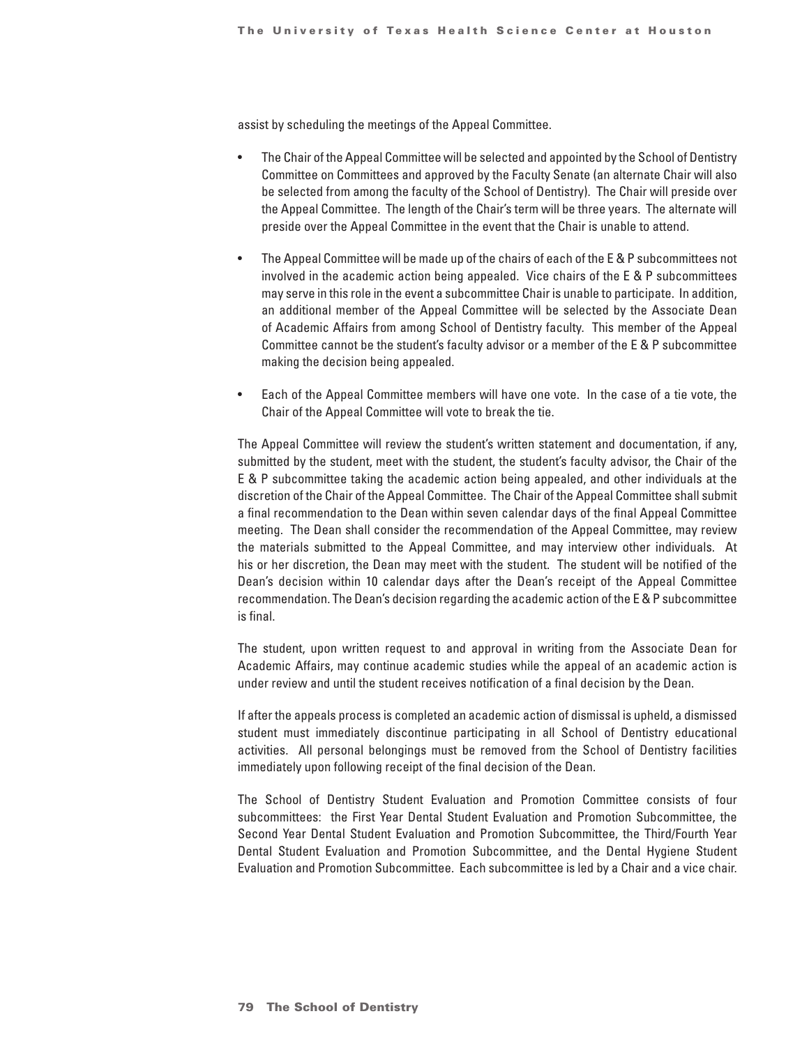assist by scheduling the meetings of the Appeal Committee.

- The Chair of the Appeal Committee will be selected and appointed by the School of Dentistry Committee on Committees and approved by the Faculty Senate (an alternate Chair will also be selected from among the faculty of the School of Dentistry). The Chair will preside over the Appeal Committee. The length of the Chair's term will be three years. The alternate will preside over the Appeal Committee in the event that the Chair is unable to attend.

- The Appeal Committee will be made up of the chairs of each of the E & P subcommittees not involved in the academic action being appealed. Vice chairs of the E & P subcommittees may serve in this role in the event a subcommittee Chair is unable to participate. In addition, an additional member of the Appeal Committee will be selected by the Associate Dean of Academic Affairs from among School of Dentistry faculty. This member of the Appeal Committee cannot be the student's faculty advisor or a member of the E & P subcommittee making the decision being appealed.

- Each of the Appeal Committee members will have one vote. In the case of a tie vote, the Chair of the Appeal Committee will vote to break the tie.

The Appeal Committee will review the student's written statement and documentation, if any, submitted by the student, meet with the student, the student's faculty advisor, the Chair of the E & P subcommittee taking the academic action being appealed, and other individuals at the discretion of the Chair of the Appeal Committee. The Chair of the Appeal Committee shall submit a final recommendation to the Dean within seven calendar days of the final Appeal Committee meeting. The Dean shall consider the recommendation of the Appeal Committee, may review the materials submitted to the Appeal Committee, and may interview other individuals. At his or her discretion, the Dean may meet with the student. The student will be notified of the Dean's decision within 10 calendar days after the Dean's receipt of the Appeal Committee recommendation. The Dean's decision regarding the academic action of the E & P subcommittee is final.

The student, upon written request to and approval in writing from the Associate Dean for Academic Affairs, may continue academic studies while the appeal of an academic action is under review and until the student receives notification of a final decision by the Dean.

If after the appeals process is completed an academic action of dismissal is upheld, a dismissed student must immediately discontinue participating in all School of Dentistry educational activities. All personal belongings must be removed from the School of Dentistry facilities immediately upon following receipt of the final decision of the Dean.

The School of Dentistry Student Evaluation and Promotion Committee consists of four subcommittees: the First Year Dental Student Evaluation and Promotion Subcommittee, the Second Year Dental Student Evaluation and Promotion Subcommittee, the Third/Fourth Year Dental Student Evaluation and Promotion Subcommittee, and the Dental Hygiene Student Evaluation and Promotion Subcommittee. Each subcommittee is led by a Chair and a vice chair.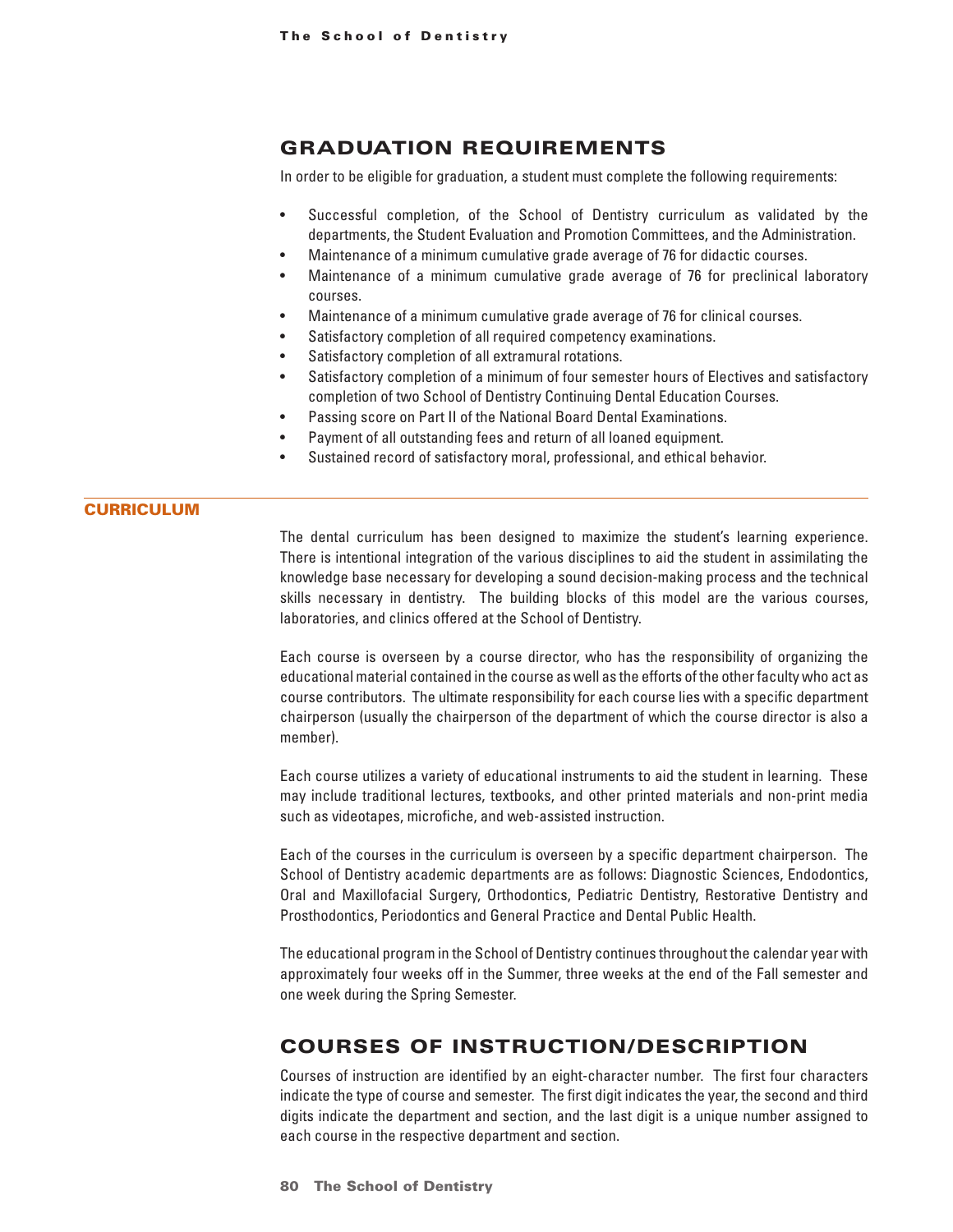## GRADUATION REQUIREMENTS

In order to be eligible for graduation, a student must complete the following requirements:

- Successful completion, of the School of Dentistry curriculum as validated by the departments, the Student Evaluation and Promotion Committees, and the Administration.
- Maintenance of a minimum cumulative grade average of 76 for didactic courses.
- Maintenance of a minimum cumulative grade average of 76 for preclinical laboratory courses.
- Maintenance of a minimum cumulative grade average of 76 for clinical courses.
- Satisfactory completion of all required competency examinations.
- Satisfactory completion of all extramural rotations.
- Satisfactory completion of a minimum of four semester hours of Electives and satisfactory completion of two School of Dentistry Continuing Dental Education Courses.
- Passing score on Part II of the National Board Dental Examinations.
- Payment of all outstanding fees and return of all loaned equipment.
- Sustained record of satisfactory moral, professional, and ethical behavior.

## CURRICULUM

The dental curriculum has been designed to maximize the student's learning experience. There is intentional integration of the various disciplines to aid the student in assimilating the knowledge base necessary for developing a sound decision-making process and the technical skills necessary in dentistry. The building blocks of this model are the various courses, laboratories, and clinics offered at the School of Dentistry.

Each course is overseen by a course director, who has the responsibility of organizing the educational material contained in the course as well as the efforts of the other faculty who act as course contributors. The ultimate responsibility for each course lies with a specific department chairperson (usually the chairperson of the department of which the course director is also a member).

Each course utilizes a variety of educational instruments to aid the student in learning. These may include traditional lectures, textbooks, and other printed materials and non-print media such as videotapes, microfiche, and web-assisted instruction.

Each of the courses in the curriculum is overseen by a specific department chairperson. The School of Dentistry academic departments are as follows: Diagnostic Sciences, Endodontics, Oral and Maxillofacial Surgery, Orthodontics, Pediatric Dentistry, Restorative Dentistry and Prosthodontics, Periodontics and General Practice and Dental Public Health.

The educational program in the School of Dentistry continues throughout the calendar year with approximately four weeks off in the Summer, three weeks at the end of the Fall semester and one week during the Spring Semester.

## COURSES OF INSTRUCTION/DESCRIPTION

Courses of instruction are identified by an eight-character number. The first four characters indicate the type of course and semester. The first digit indicates the year, the second and third digits indicate the department and section, and the last digit is a unique number assigned to each course in the respective department and section.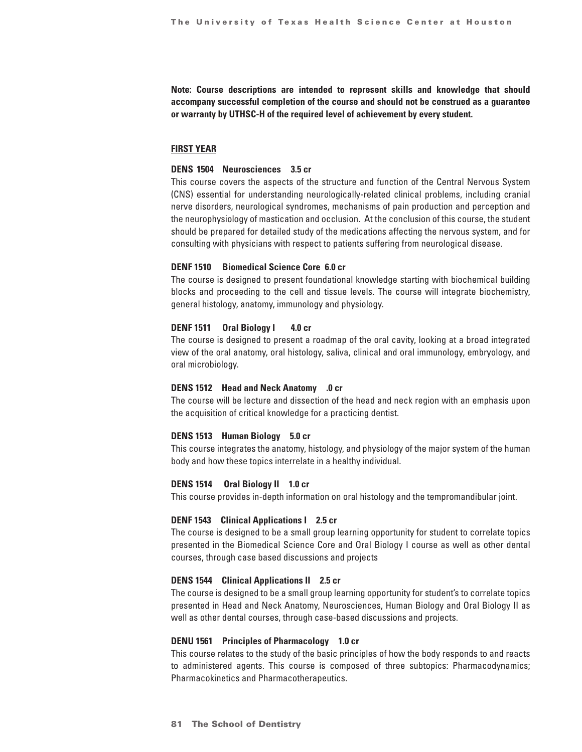**Note: Course descriptions are intended to represent skills and knowledge that should accompany successful completion of the course and should not be construed as a guarantee or warranty by UTHSC-H of the required level of achievement by every student.**

## FIRST YEAR

### DENS 1504 Neurosciences 3.5 cr

This course covers the aspects of the structure and function of the Central Nervous System (CNS) essential for understanding neurologically-related clinical problems, including cranial nerve disorders, neurological syndromes, mechanisms of pain production and perception and the neurophysiology of mastication and occlusion. At the conclusion of this course, the student should be prepared for detailed study of the medications affecting the nervous system, and for consulting with physicians with respect to patients suffering from neurological disease.

### DENF 1510 Biomedical Science Core 6.0 cr

The course is designed to present foundational knowledge starting with biochemical building blocks and proceeding to the cell and tissue levels. The course will integrate biochemistry, general histology, anatomy, immunology and physiology.

### DENF 1511 Oral Biology I 4.0 cr

The course is designed to present a roadmap of the oral cavity, looking at a broad integrated view of the oral anatomy, oral histology, saliva, clinical and oral immunology, embryology, and oral microbiology.

### DENS 1512 Head and Neck Anatomy .0 cr

The course will be lecture and dissection of the head and neck region with an emphasis upon the acquisition of critical knowledge for a practicing dentist.

### DENS 1513 Human Biology 5.0 cr

This course integrates the anatomy, histology, and physiology of the major system of the human body and how these topics interrelate in a healthy individual.

### DENS 1514 Oral Biology II 1.0 cr

This course provides in-depth information on oral histology and the tempromandibular joint.

### DENF 1543 Clinical Applications I 2.5 cr

The course is designed to be a small group learning opportunity for student to correlate topics presented in the Biomedical Science Core and Oral Biology I course as well as other dental courses, through case based discussions and projects

### DENS 1544 Clinical Applications II 2.5 cr

The course is designed to be a small group learning opportunity for student's to correlate topics presented in Head and Neck Anatomy, Neurosciences, Human Biology and Oral Biology II as well as other dental courses, through case-based discussions and projects.

### DENU 1561 Principles of Pharmacology 1.0 cr

This course relates to the study of the basic principles of how the body responds to and reacts to administered agents. This course is composed of three subtopics: Pharmacodynamics; Pharmacokinetics and Pharmacotherapeutics.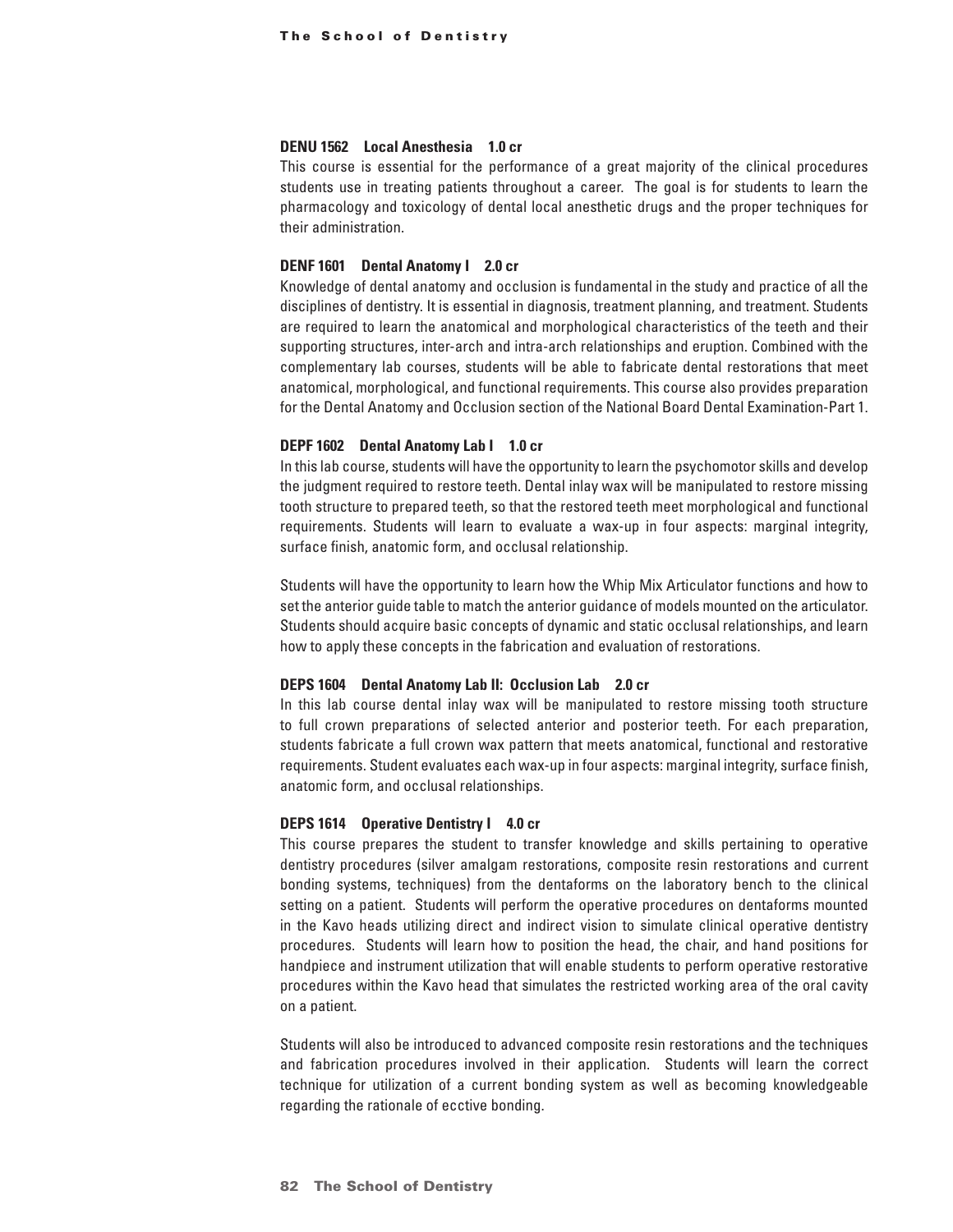**DENU 1562 Local Anesthesia 1.0 cr**

This course is essential for the performance of a great majority of the clinical procedures students use in treating patients throughout a career. The goal is for students to learn the pharmacology and toxicology of dental local anesthetic drugs and the proper techniques for their administration.

**DENF 1601 Dental Anatomy I 2.0 cr**

Knowledge of dental anatomy and occlusion is fundamental in the study and practice of all the disciplines of dentistry. It is essential in diagnosis, treatment planning, and treatment. Students are required to learn the anatomical and morphological characteristics of the teeth and their supporting structures, inter-arch and intra-arch relationships and eruption. Combined with the complementary lab courses, students will be able to fabricate dental restorations that meet anatomical, morphological, and functional requirements. This course also provides preparation for the Dental Anatomy and Occlusion section of the National Board Dental Examination-Part 1.

**DEPF 1602 Dental Anatomy Lab I 1.0 cr**

In this lab course, students will have the opportunity to learn the psychomotor skills and develop the judgment required to restore teeth. Dental inlay wax will be manipulated to restore missing tooth structure to prepared teeth, so that the restored teeth meet morphological and functional requirements. Students will learn to evaluate a wax-up in four aspects: marginal integrity, surface finish, anatomic form, and occlusal relationship.

Students will have the opportunity to learn how the Whip Mix Articulator functions and how to set the anterior guide table to match the anterior guidance of models mounted on the articulator. Students should acquire basic concepts of dynamic and static occlusal relationships, and learn how to apply these concepts in the fabrication and evaluation of restorations.

**DEPS 1604 Dental Anatomy Lab II: Occlusion Lab 2.0 cr**

In this lab course dental inlay wax will be manipulated to restore missing tooth structure to full crown preparations of selected anterior and posterior teeth. For each preparation, students fabricate a full crown wax pattern that meets anatomical, functional and restorative requirements. Student evaluates each wax-up in four aspects: marginal integrity, surface finish, anatomic form, and occlusal relationships.

**DEPS 1614 Operative Dentistry I 4.0 cr**

This course prepares the student to transfer knowledge and skills pertaining to operative dentistry procedures (silver amalgam restorations, composite resin restorations and current bonding systems, techniques) from the dentaforms on the laboratory bench to the clinical setting on a patient. Students will perform the operative procedures on dentaforms mounted in the Kavo heads utilizing direct and indirect vision to simulate clinical operative dentistry procedures. Students will learn how to position the head, the chair, and hand positions for handpiece and instrument utilization that will enable students to perform operative restorative procedures within the Kavo head that simulates the restricted working area of the oral cavity on a patient.

Students will also be introduced to advanced composite resin restorations and the techniques and fabrication procedures involved in their application. Students will learn the correct technique for utilization of a current bonding system as well as becoming knowledgeable regarding the rationale of ecctive bonding.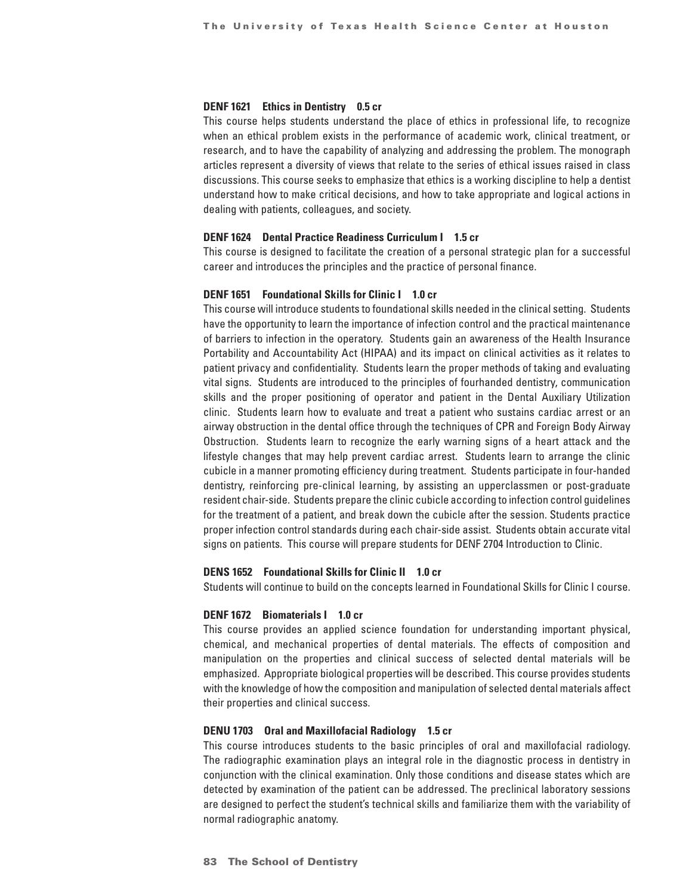**DENF 1621 Ethics in Dentistry 0.5 cr**

This course helps students understand the place of ethics in professional life, to recognize when an ethical problem exists in the performance of academic work, clinical treatment, or research, and to have the capability of analyzing and addressing the problem. The monograph articles represent a diversity of views that relate to the series of ethical issues raised in class discussions. This course seeks to emphasize that ethics is a working discipline to help a dentist understand how to make critical decisions, and how to take appropriate and logical actions in dealing with patients, colleagues, and society.

**DENF 1624 Dental Practice Readiness Curriculum I 1.5 cr**

This course is designed to facilitate the creation of a personal strategic plan for a successful career and introduces the principles and the practice of personal finance.

**DENF 1651 Foundational Skills for Clinic I 1.0 cr**

This course will introduce students to foundational skills needed in the clinical setting. Students have the opportunity to learn the importance of infection control and the practical maintenance of barriers to infection in the operatory. Students gain an awareness of the Health Insurance Portability and Accountability Act (HIPAA) and its impact on clinical activities as it relates to patient privacy and confidentiality. Students learn the proper methods of taking and evaluating vital signs. Students are introduced to the principles of fourhanded dentistry, communication skills and the proper positioning of operator and patient in the Dental Auxiliary Utilization clinic. Students learn how to evaluate and treat a patient who sustains cardiac arrest or an airway obstruction in the dental office through the techniques of CPR and Foreign Body Airway Obstruction. Students learn to recognize the early warning signs of a heart attack and the lifestyle changes that may help prevent cardiac arrest. Students learn to arrange the clinic cubicle in a manner promoting efficiency during treatment. Students participate in four-handed dentistry, reinforcing pre-clinical learning, by assisting an upperclassmen or post-graduate resident chair-side. Students prepare the clinic cubicle according to infection control guidelines for the treatment of a patient, and break down the cubicle after the session. Students practice proper infection control standards during each chair-side assist. Students obtain accurate vital signs on patients. This course will prepare students for DENF 2704 Introduction to Clinic.

**DENS 1652 Foundational Skills for Clinic II 1.0 cr**

Students will continue to build on the concepts learned in Foundational Skills for Clinic I course.

**DENF 1672 Biomaterials I 1.0 cr**

This course provides an applied science foundation for understanding important physical, chemical, and mechanical properties of dental materials. The effects of composition and manipulation on the properties and clinical success of selected dental materials will be emphasized. Appropriate biological properties will be described. This course provides students with the knowledge of how the composition and manipulation of selected dental materials affect their properties and clinical success.

**DENU 1703 Oral and Maxillofacial Radiology 1.5 cr**

This course introduces students to the basic principles of oral and maxillofacial radiology. The radiographic examination plays an integral role in the diagnostic process in dentistry in conjunction with the clinical examination. Only those conditions and disease states which are detected by examination of the patient can be addressed. The preclinical laboratory sessions are designed to perfect the student's technical skills and familiarize them with the variability of normal radiographic anatomy.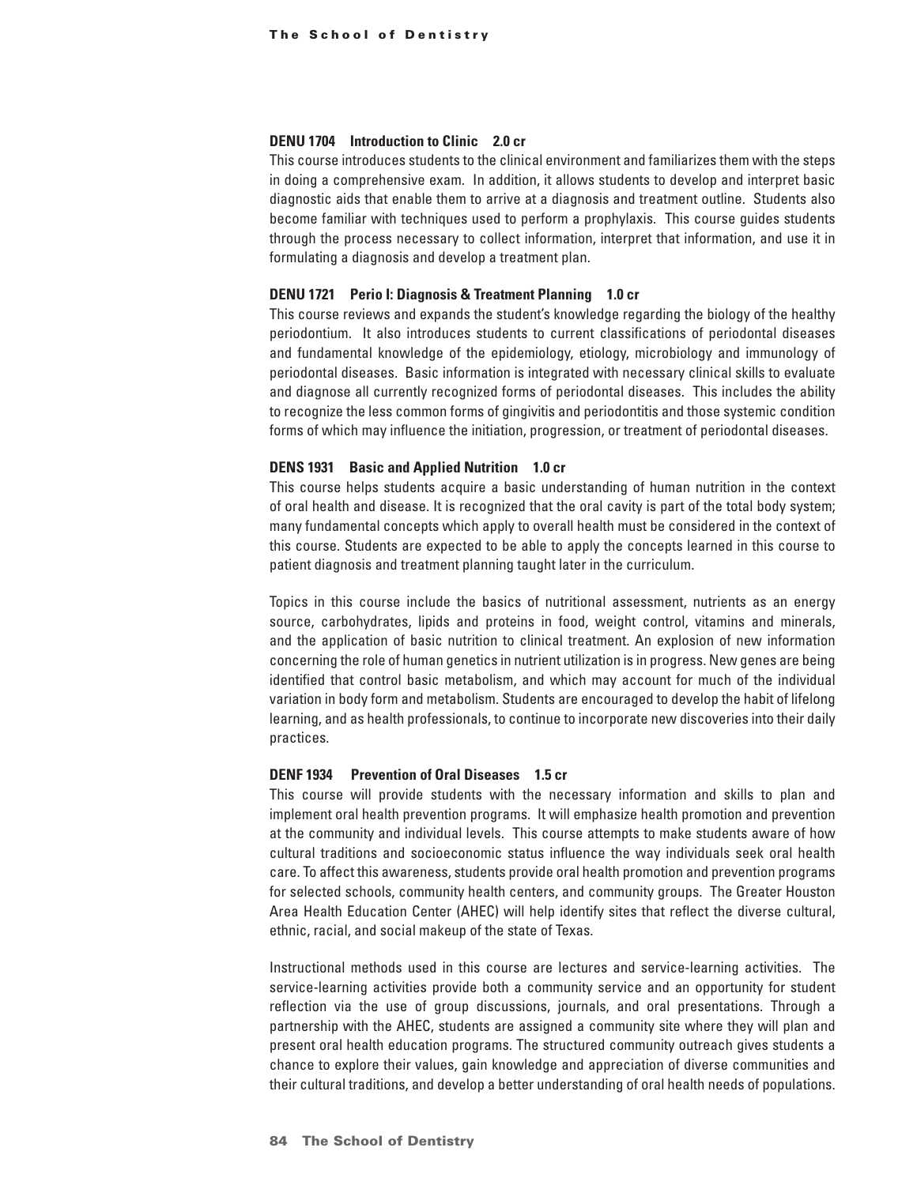**DENU 1704 Introduction to Clinic 2.0 cr**

This course introduces students to the clinical environment and familiarizes them with the steps in doing a comprehensive exam. In addition, it allows students to develop and interpret basic diagnostic aids that enable them to arrive at a diagnosis and treatment outline. Students also become familiar with techniques used to perform a prophylaxis. This course guides students through the process necessary to collect information, interpret that information, and use it in formulating a diagnosis and develop a treatment plan.

**DENU 1721 Perio I: Diagnosis & Treatment Planning 1.0 cr**

This course reviews and expands the student's knowledge regarding the biology of the healthy periodontium. It also introduces students to current classifications of periodontal diseases and fundamental knowledge of the epidemiology, etiology, microbiology and immunology of periodontal diseases. Basic information is integrated with necessary clinical skills to evaluate and diagnose all currently recognized forms of periodontal diseases. This includes the ability to recognize the less common forms of gingivitis and periodontitis and those systemic condition forms of which may influence the initiation, progression, or treatment of periodontal diseases.

**DENS 1931 Basic and Applied Nutrition 1.0 cr**

This course helps students acquire a basic understanding of human nutrition in the context of oral health and disease. It is recognized that the oral cavity is part of the total body system; many fundamental concepts which apply to overall health must be considered in the context of this course. Students are expected to be able to apply the concepts learned in this course to patient diagnosis and treatment planning taught later in the curriculum.

Topics in this course include the basics of nutritional assessment, nutrients as an energy source, carbohydrates, lipids and proteins in food, weight control, vitamins and minerals, and the application of basic nutrition to clinical treatment. An explosion of new information concerning the role of human genetics in nutrient utilization is in progress. New genes are being identified that control basic metabolism, and which may account for much of the individual variation in body form and metabolism. Students are encouraged to develop the habit of lifelong learning, and as health professionals, to continue to incorporate new discoveries into their daily practices.

**DENF 1934 Prevention of Oral Diseases 1.5 cr**

This course will provide students with the necessary information and skills to plan and implement oral health prevention programs. It will emphasize health promotion and prevention at the community and individual levels. This course attempts to make students aware of how cultural traditions and socioeconomic status influence the way individuals seek oral health care. To affect this awareness, students provide oral health promotion and prevention programs for selected schools, community health centers, and community groups. The Greater Houston Area Health Education Center (AHEC) will help identify sites that reflect the diverse cultural, ethnic, racial, and social makeup of the state of Texas.

Instructional methods used in this course are lectures and service-learning activities. The service-learning activities provide both a community service and an opportunity for student reflection via the use of group discussions, journals, and oral presentations. Through a partnership with the AHEC, students are assigned a community site where they will plan and present oral health education programs. The structured community outreach gives students a chance to explore their values, gain knowledge and appreciation of diverse communities and their cultural traditions, and develop a better understanding of oral health needs of populations.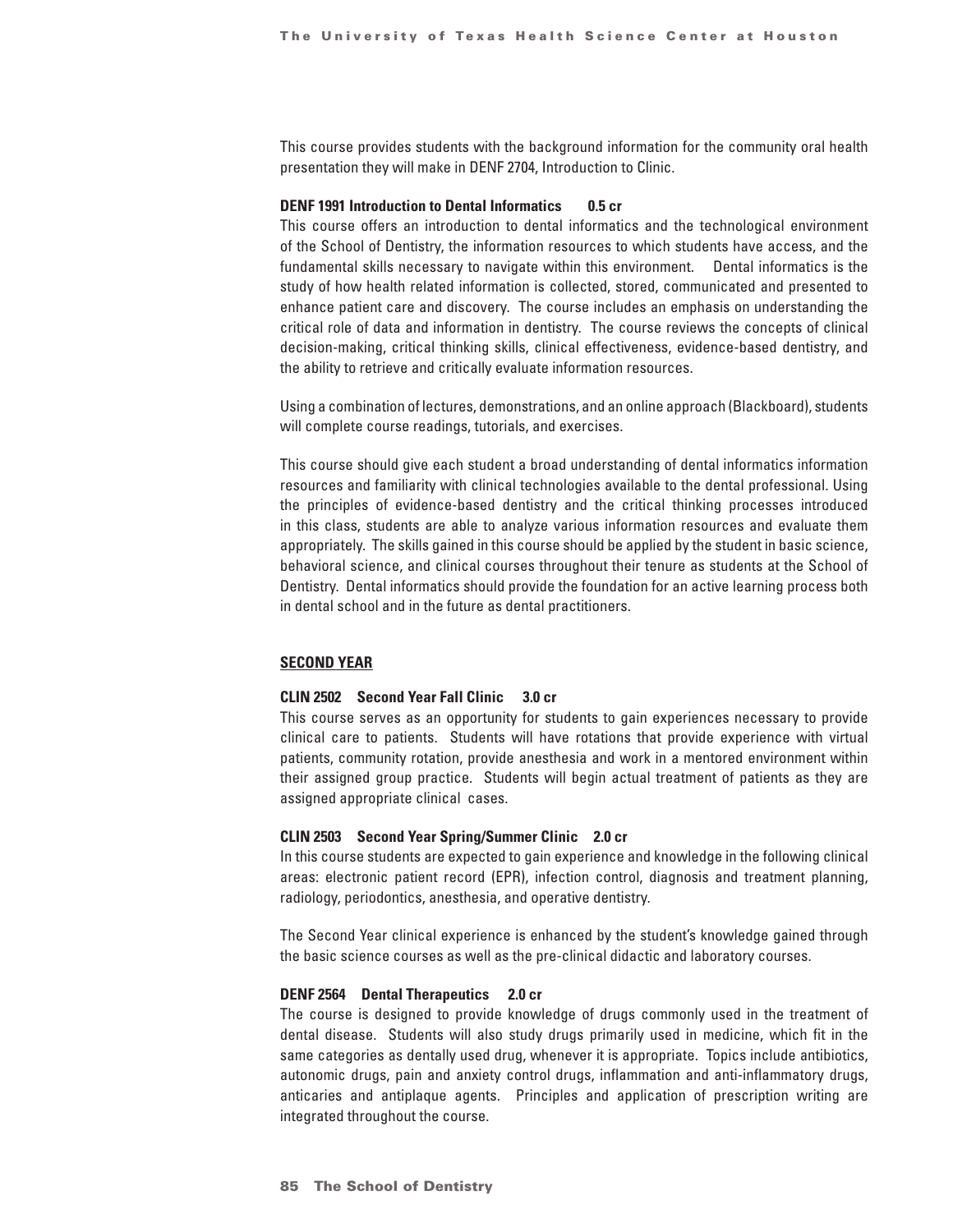This course provides students with the background information for the community oral health presentation they will make in DENF 2704, Introduction to Clinic.

**DENF 1991 Introduction to Dental Informatics 0.5 cr**

This course offers an introduction to dental informatics and the technological environment of the School of Dentistry, the information resources to which students have access, and the fundamental skills necessary to navigate within this environment. Dental informatics is the study of how health related information is collected, stored, communicated and presented to enhance patient care and discovery. The course includes an emphasis on understanding the critical role of data and information in dentistry. The course reviews the concepts of clinical decision-making, critical thinking skills, clinical effectiveness, evidence-based dentistry, and the ability to retrieve and critically evaluate information resources.

Using a combination of lectures, demonstrations, and an online approach (Blackboard), students will complete course readings, tutorials, and exercises.

This course should give each student a broad understanding of dental informatics information resources and familiarity with clinical technologies available to the dental professional. Using the principles of evidence-based dentistry and the critical thinking processes introduced in this class, students are able to analyze various information resources and evaluate them appropriately. The skills gained in this course should be applied by the student in basic science, behavioral science, and clinical courses throughout their tenure as students at the School of Dentistry. Dental informatics should provide the foundation for an active learning process both in dental school and in the future as dental practitioners.

## SECOND YEAR

**CLIN 2502 Second Year Fall Clinic 3.0 cr**

This course serves as an opportunity for students to gain experiences necessary to provide clinical care to patients. Students will have rotations that provide experience with virtual patients, community rotation, provide anesthesia and work in a mentored environment within their assigned group practice. Students will begin actual treatment of patients as they are assigned appropriate clinical cases.

**CLIN 2503 Second Year Spring/Summer Clinic 2.0 cr**

In this course students are expected to gain experience and knowledge in the following clinical areas: electronic patient record (EPR), infection control, diagnosis and treatment planning, radiology, periodontics, anesthesia, and operative dentistry.

The Second Year clinical experience is enhanced by the student's knowledge gained through the basic science courses as well as the pre-clinical didactic and laboratory courses.

**DENF 2564 Dental Therapeutics 2.0 cr**

The course is designed to provide knowledge of drugs commonly used in the treatment of dental disease. Students will also study drugs primarily used in medicine, which fit in the same categories as dentally used drug, whenever it is appropriate. Topics include antibiotics, autonomic drugs, pain and anxiety control drugs, inflammation and anti-inflammatory drugs, anticaries and antiplaque agents. Principles and application of prescription writing are integrated throughout the course.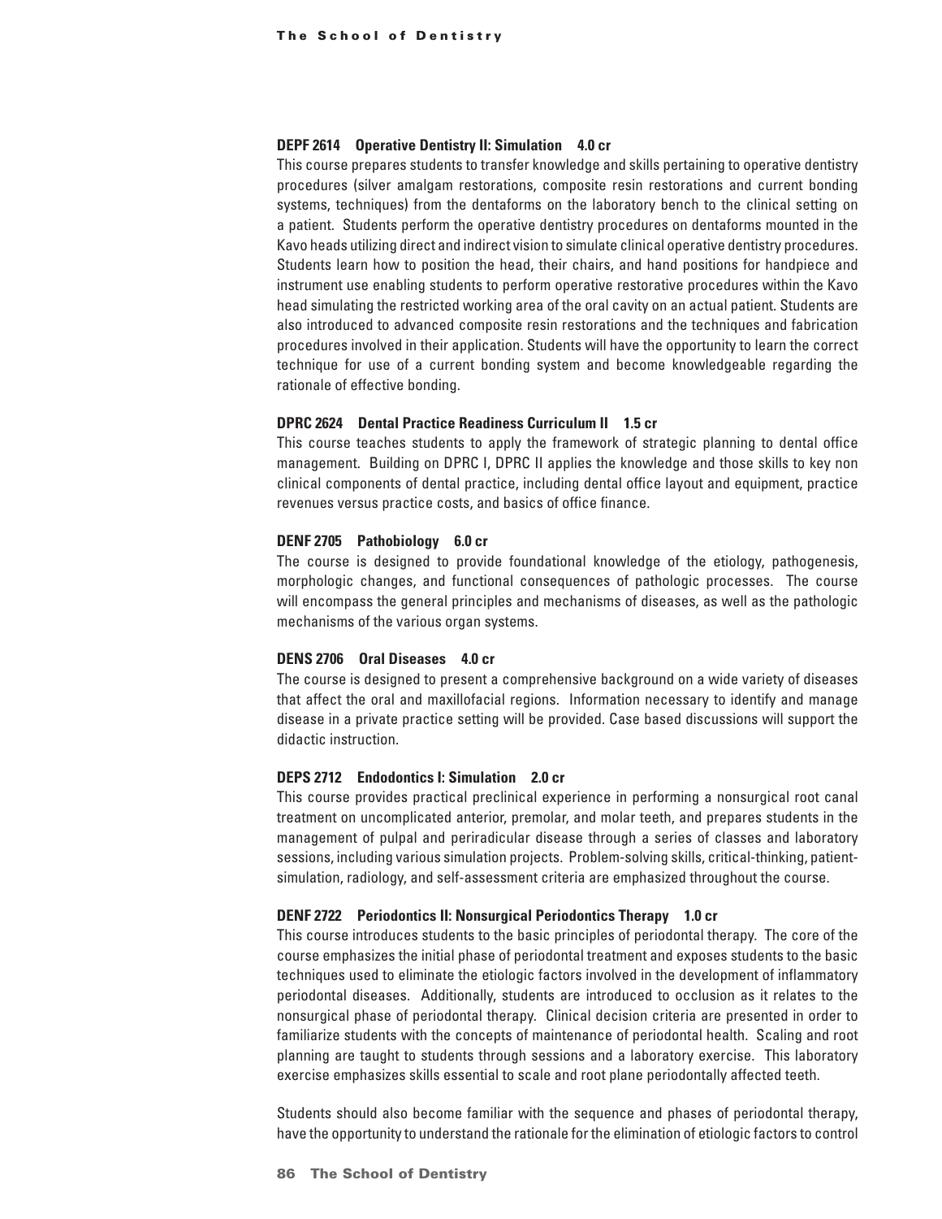#### DEPF 2614 Operative Dentistry II: Simulation 4.0 cr

This course prepares students to transfer knowledge and skills pertaining to operative dentistry procedures (silver amalgam restorations, composite resin restorations and current bonding systems, techniques) from the dentaforms on the laboratory bench to the clinical setting on a patient. Students perform the operative dentistry procedures on dentaforms mounted in the Kavo heads utilizing direct and indirect vision to simulate clinical operative dentistry procedures. Students learn how to position the head, their chairs, and hand positions for handpiece and instrument use enabling students to perform operative restorative procedures within the Kavo head simulating the restricted working area of the oral cavity on an actual patient. Students are also introduced to advanced composite resin restorations and the techniques and fabrication procedures involved in their application. Students will have the opportunity to learn the correct technique for use of a current bonding system and become knowledgeable regarding the rationale of effective bonding.

#### DPRC 2624 Dental Practice Readiness Curriculum II 1.5 cr

This course teaches students to apply the framework of strategic planning to dental office management. Building on DPRC I, DPRC II applies the knowledge and those skills to key non clinical components of dental practice, including dental office layout and equipment, practice revenues versus practice costs, and basics of office finance.

#### DENF 2705 Pathobiology 6.0 cr

The course is designed to provide foundational knowledge of the etiology, pathogenesis, morphologic changes, and functional consequences of pathologic processes. The course will encompass the general principles and mechanisms of diseases, as well as the pathologic mechanisms of the various organ systems.

#### DENS 2706 Oral Diseases 4.0 cr

The course is designed to present a comprehensive background on a wide variety of diseases that affect the oral and maxillofacial regions. Information necessary to identify and manage disease in a private practice setting will be provided. Case based discussions will support the didactic instruction.

#### DEPS 2712 Endodontics I: Simulation 2.0 cr

This course provides practical preclinical experience in performing a nonsurgical root canal treatment on uncomplicated anterior, premolar, and molar teeth, and prepares students in the management of pulpal and periradicular disease through a series of classes and laboratory sessions, including various simulation projects. Problem-solving skills, critical-thinking, patient-simulation, radiology, and self-assessment criteria are emphasized throughout the course.

#### DENF 2722 Periodontics II: Nonsurgical Periodontics Therapy 1.0 cr

This course introduces students to the basic principles of periodontal therapy. The core of the course emphasizes the initial phase of periodontal treatment and exposes students to the basic techniques used to eliminate the etiologic factors involved in the development of inflammatory periodontal diseases. Additionally, students are introduced to occlusion as it relates to the nonsurgical phase of periodontal therapy. Clinical decision criteria are presented in order to familiarize students with the concepts of maintenance of periodontal health. Scaling and root planning are taught to students through sessions and a laboratory exercise. This laboratory exercise emphasizes skills essential to scale and root plane periodontally affected teeth.

Students should also become familiar with the sequence and phases of periodontal therapy, have the opportunity to understand the rationale for the elimination of etiologic factors to control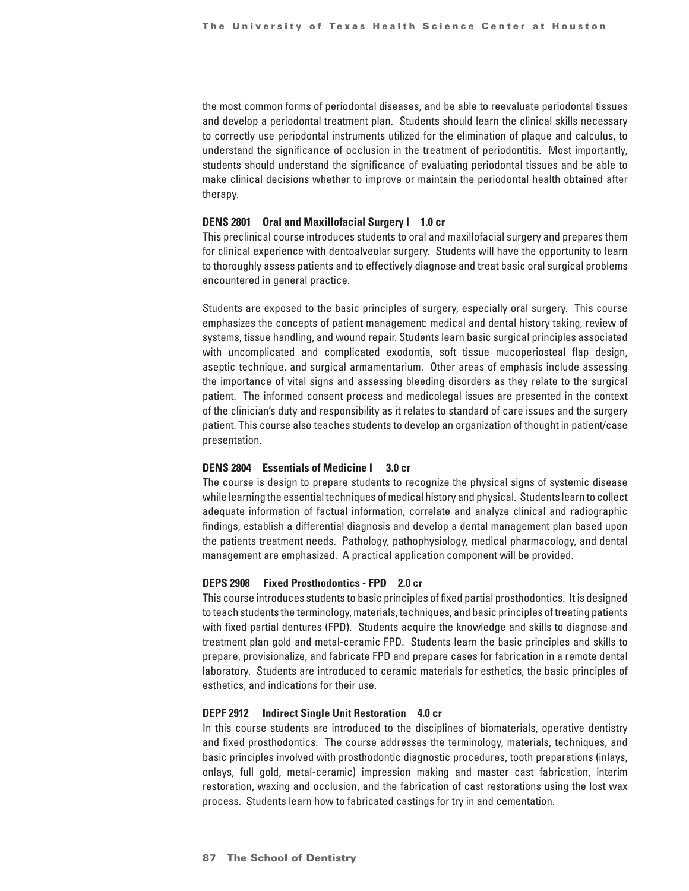the most common forms of periodontal diseases, and be able to reevaluate periodontal tissues and develop a periodontal treatment plan. Students should learn the clinical skills necessary to correctly use periodontal instruments utilized for the elimination of plaque and calculus, to understand the significance of occlusion in the treatment of periodontitis. Most importantly, students should understand the significance of evaluating periodontal tissues and be able to make clinical decisions whether to improve or maintain the periodontal health obtained after therapy.

**DENS 2801 Oral and Maxillofacial Surgery I 1.0 cr**

This preclinical course introduces students to oral and maxillofacial surgery and prepares them for clinical experience with dentoalveolar surgery. Students will have the opportunity to learn to thoroughly assess patients and to effectively diagnose and treat basic oral surgical problems encountered in general practice.

Students are exposed to the basic principles of surgery, especially oral surgery. This course emphasizes the concepts of patient management: medical and dental history taking, review of systems, tissue handling, and wound repair. Students learn basic surgical principles associated with uncomplicated and complicated exodontia, soft tissue mucoperiosteal flap design, aseptic technique, and surgical armamentarium. Other areas of emphasis include assessing the importance of vital signs and assessing bleeding disorders as they relate to the surgical patient. The informed consent process and medicolegal issues are presented in the context of the clinician's duty and responsibility as it relates to standard of care issues and the surgery patient. This course also teaches students to develop an organization of thought in patient/case presentation.

**DENS 2804 Essentials of Medicine I 3.0 cr**

The course is design to prepare students to recognize the physical signs of systemic disease while learning the essential techniques of medical history and physical. Students learn to collect adequate information of factual information, correlate and analyze clinical and radiographic findings, establish a differential diagnosis and develop a dental management plan based upon the patients treatment needs. Pathology, pathophysiology, medical pharmacology, and dental management are emphasized. A practical application component will be provided.

**DEPS 2908 Fixed Prosthodontics - FPD 2.0 cr**

This course introduces students to basic principles of fixed partial prosthodontics. It is designed to teach students the terminology, materials, techniques, and basic principles of treating patients with fixed partial dentures (FPD). Students acquire the knowledge and skills to diagnose and treatment plan gold and metal-ceramic FPD. Students learn the basic principles and skills to prepare, provisionalize, and fabricate FPD and prepare cases for fabrication in a remote dental laboratory. Students are introduced to ceramic materials for esthetics, the basic principles of esthetics, and indications for their use.

**DEPF 2912 Indirect Single Unit Restoration 4.0 cr**

In this course students are introduced to the disciplines of biomaterials, operative dentistry and fixed prosthodontics. The course addresses the terminology, materials, techniques, and basic principles involved with prosthodontic diagnostic procedures, tooth preparations (inlays, onlays, full gold, metal-ceramic) impression making and master cast fabrication, interim restoration, waxing and occlusion, and the fabrication of cast restorations using the lost wax process. Students learn how to fabricated castings for try in and cementation.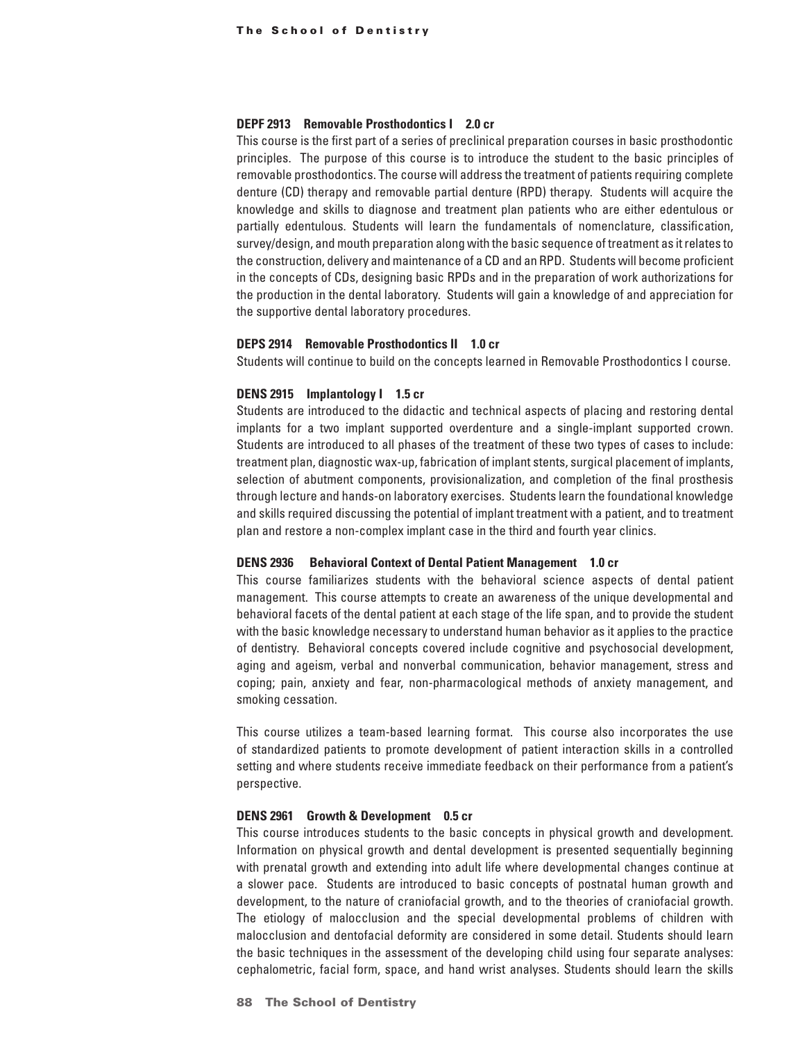### DEPF 2913 Removable Prosthodontics I 2.0 cr

This course is the first part of a series of preclinical preparation courses in basic prosthodontic principles. The purpose of this course is to introduce the student to the basic principles of removable prosthodontics. The course will address the treatment of patients requiring complete denture (CD) therapy and removable partial denture (RPD) therapy. Students will acquire the knowledge and skills to diagnose and treatment plan patients who are either edentulous or partially edentulous. Students will learn the fundamentals of nomenclature, classification, survey/design, and mouth preparation along with the basic sequence of treatment as it relates to the construction, delivery and maintenance of a CD and an RPD. Students will become proficient in the concepts of CDs, designing basic RPDs and in the preparation of work authorizations for the production in the dental laboratory. Students will gain a knowledge of and appreciation for the supportive dental laboratory procedures.

### DEPS 2914 Removable Prosthodontics II 1.0 cr

Students will continue to build on the concepts learned in Removable Prosthodontics I course.

### DENS 2915 Implantology I 1.5 cr

Students are introduced to the didactic and technical aspects of placing and restoring dental implants for a two implant supported overdenture and a single-implant supported crown. Students are introduced to all phases of the treatment of these two types of cases to include: treatment plan, diagnostic wax-up, fabrication of implant stents, surgical placement of implants, selection of abutment components, provisionalization, and completion of the final prosthesis through lecture and hands-on laboratory exercises. Students learn the foundational knowledge and skills required discussing the potential of implant treatment with a patient, and to treatment plan and restore a non-complex implant case in the third and fourth year clinics.

### DENS 2936 Behavioral Context of Dental Patient Management 1.0 cr

This course familiarizes students with the behavioral science aspects of dental patient management. This course attempts to create an awareness of the unique developmental and behavioral facets of the dental patient at each stage of the life span, and to provide the student with the basic knowledge necessary to understand human behavior as it applies to the practice of dentistry. Behavioral concepts covered include cognitive and psychosocial development, aging and ageism, verbal and nonverbal communication, behavior management, stress and coping; pain, anxiety and fear, non-pharmacological methods of anxiety management, and smoking cessation.

This course utilizes a team-based learning format. This course also incorporates the use of standardized patients to promote development of patient interaction skills in a controlled setting and where students receive immediate feedback on their performance from a patient's perspective.

### DENS 2961 Growth & Development 0.5 cr

This course introduces students to the basic concepts in physical growth and development. Information on physical growth and dental development is presented sequentially beginning with prenatal growth and extending into adult life where developmental changes continue at a slower pace. Students are introduced to basic concepts of postnatal human growth and development, to the nature of craniofacial growth, and to the theories of craniofacial growth. The etiology of malocclusion and the special developmental problems of children with malocclusion and dentofacial deformity are considered in some detail. Students should learn the basic techniques in the assessment of the developing child using four separate analyses: cephalometric, facial form, space, and hand wrist analyses. Students should learn the skills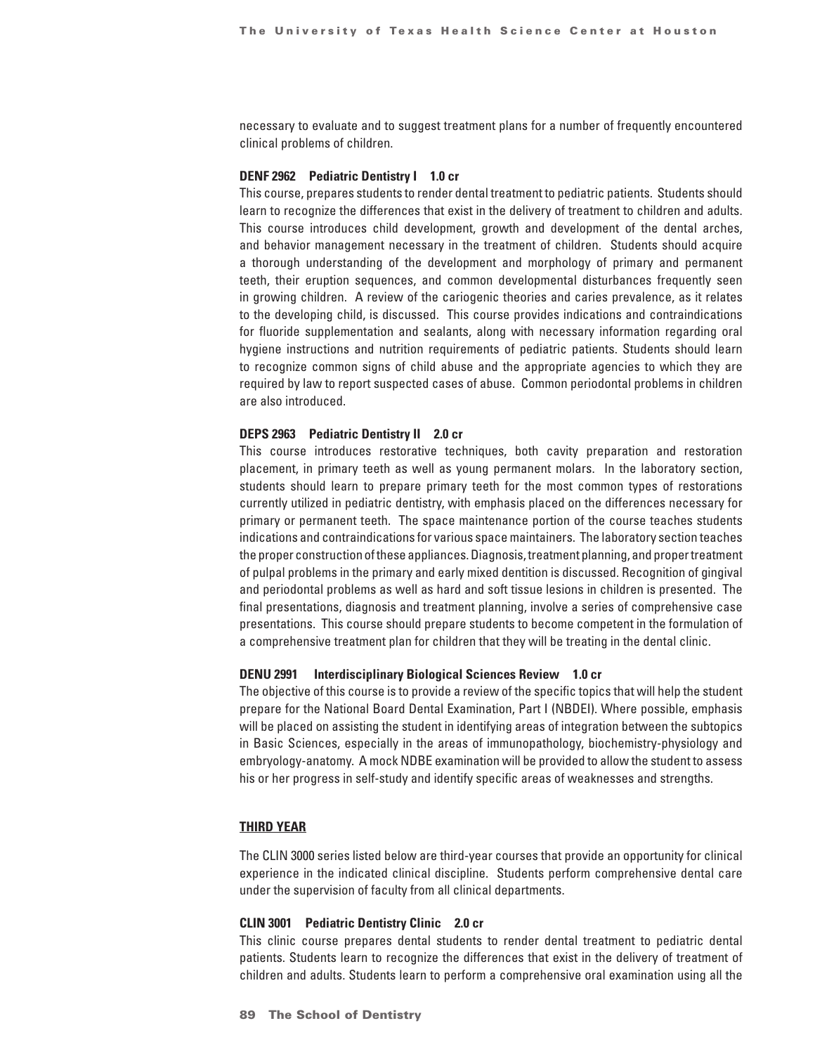necessary to evaluate and to suggest treatment plans for a number of frequently encountered clinical problems of children.

**DENF 2962 Pediatric Dentistry I 1.0 cr**

This course, prepares students to render dental treatment to pediatric patients. Students should learn to recognize the differences that exist in the delivery of treatment to children and adults. This course introduces child development, growth and development of the dental arches, and behavior management necessary in the treatment of children. Students should acquire a thorough understanding of the development and morphology of primary and permanent teeth, their eruption sequences, and common developmental disturbances frequently seen in growing children. A review of the cariogenic theories and caries prevalence, as it relates to the developing child, is discussed. This course provides indications and contraindications for fluoride supplementation and sealants, along with necessary information regarding oral hygiene instructions and nutrition requirements of pediatric patients. Students should learn to recognize common signs of child abuse and the appropriate agencies to which they are required by law to report suspected cases of abuse. Common periodontal problems in children are also introduced.

**DEPS 2963 Pediatric Dentistry II 2.0 cr**

This course introduces restorative techniques, both cavity preparation and restoration placement, in primary teeth as well as young permanent molars. In the laboratory section, students should learn to prepare primary teeth for the most common types of restorations currently utilized in pediatric dentistry, with emphasis placed on the differences necessary for primary or permanent teeth. The space maintenance portion of the course teaches students indications and contraindications for various space maintainers. The laboratory section teaches the proper construction of these appliances. Diagnosis, treatment planning, and proper treatment of pulpal problems in the primary and early mixed dentition is discussed. Recognition of gingival and periodontal problems as well as hard and soft tissue lesions in children is presented. The final presentations, diagnosis and treatment planning, involve a series of comprehensive case presentations. This course should prepare students to become competent in the formulation of a comprehensive treatment plan for children that they will be treating in the dental clinic.

**DENU 2991 Interdisciplinary Biological Sciences Review 1.0 cr**

The objective of this course is to provide a review of the specific topics that will help the student prepare for the National Board Dental Examination, Part I (NBDEI). Where possible, emphasis will be placed on assisting the student in identifying areas of integration between the subtopics in Basic Sciences, especially in the areas of immunopathology, biochemistry-physiology and embryology-anatomy. A mock NDBE examination will be provided to allow the student to assess his or her progress in self-study and identify specific areas of weaknesses and strengths.

## THIRD YEAR

The CLIN 3000 series listed below are third-year courses that provide an opportunity for clinical experience in the indicated clinical discipline. Students perform comprehensive dental care under the supervision of faculty from all clinical departments.

**CLIN 3001 Pediatric Dentistry Clinic 2.0 cr**

This clinic course prepares dental students to render dental treatment to pediatric dental patients. Students learn to recognize the differences that exist in the delivery of treatment of children and adults. Students learn to perform a comprehensive oral examination using all the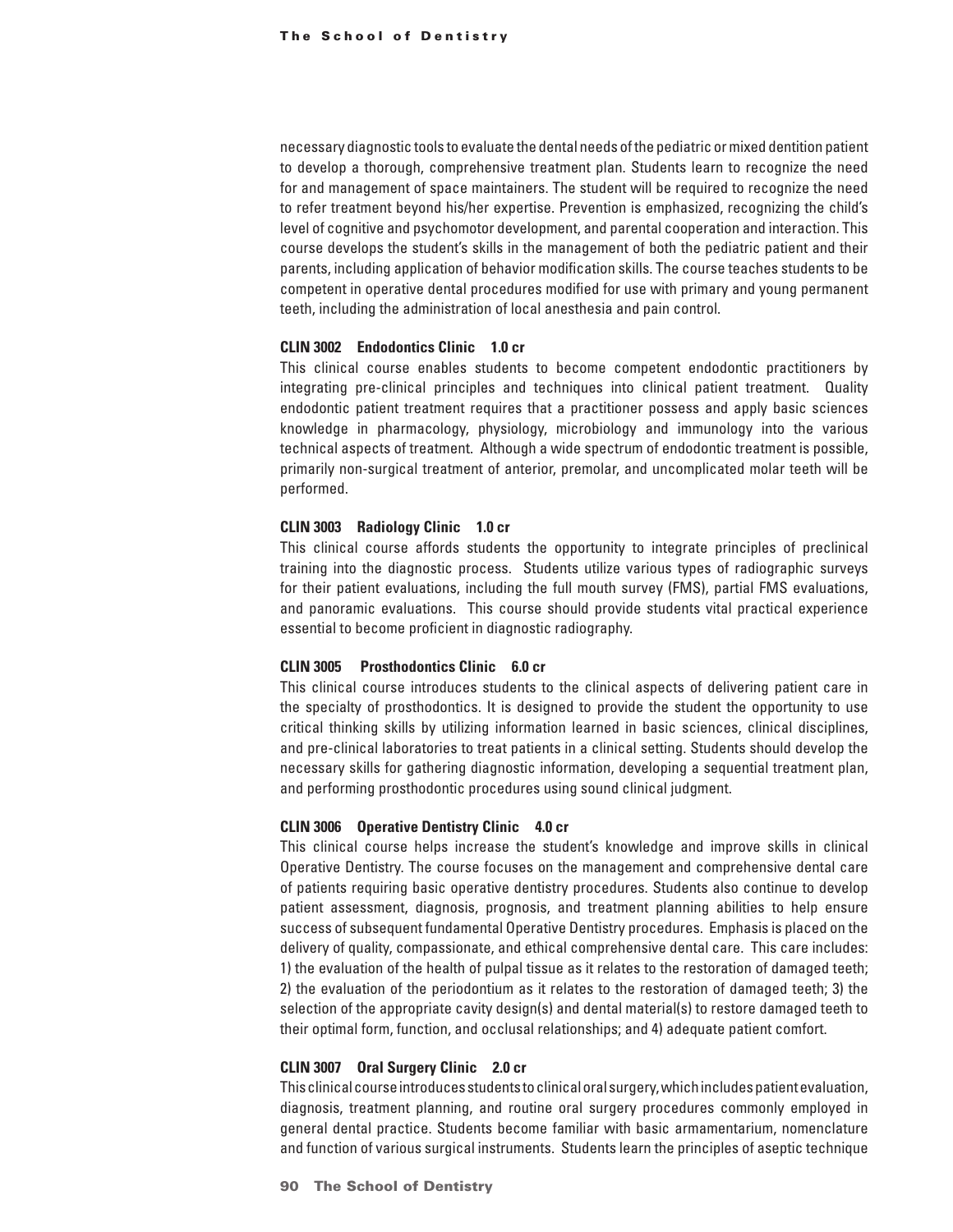necessary diagnostic tools to evaluate the dental needs of the pediatric or mixed dentition patient to develop a thorough, comprehensive treatment plan. Students learn to recognize the need for and management of space maintainers. The student will be required to recognize the need to refer treatment beyond his/her expertise. Prevention is emphasized, recognizing the child's level of cognitive and psychomotor development, and parental cooperation and interaction. This course develops the student's skills in the management of both the pediatric patient and their parents, including application of behavior modification skills. The course teaches students to be competent in operative dental procedures modified for use with primary and young permanent teeth, including the administration of local anesthesia and pain control.

**CLIN 3002 Endodontics Clinic 1.0 cr**

This clinical course enables students to become competent endodontic practitioners by integrating pre-clinical principles and techniques into clinical patient treatment. Quality endodontic patient treatment requires that a practitioner possess and apply basic sciences knowledge in pharmacology, physiology, microbiology and immunology into the various technical aspects of treatment. Although a wide spectrum of endodontic treatment is possible, primarily non-surgical treatment of anterior, premolar, and uncomplicated molar teeth will be performed.

**CLIN 3003 Radiology Clinic 1.0 cr**

This clinical course affords students the opportunity to integrate principles of preclinical training into the diagnostic process. Students utilize various types of radiographic surveys for their patient evaluations, including the full mouth survey (FMS), partial FMS evaluations, and panoramic evaluations. This course should provide students vital practical experience essential to become proficient in diagnostic radiography.

**CLIN 3005 Prosthodontics Clinic 6.0 cr**

This clinical course introduces students to the clinical aspects of delivering patient care in the specialty of prosthodontics. It is designed to provide the student the opportunity to use critical thinking skills by utilizing information learned in basic sciences, clinical disciplines, and pre-clinical laboratories to treat patients in a clinical setting. Students should develop the necessary skills for gathering diagnostic information, developing a sequential treatment plan, and performing prosthodontic procedures using sound clinical judgment.

**CLIN 3006 Operative Dentistry Clinic 4.0 cr**

This clinical course helps increase the student's knowledge and improve skills in clinical Operative Dentistry. The course focuses on the management and comprehensive dental care of patients requiring basic operative dentistry procedures. Students also continue to develop patient assessment, diagnosis, prognosis, and treatment planning abilities to help ensure success of subsequent fundamental Operative Dentistry procedures. Emphasis is placed on the delivery of quality, compassionate, and ethical comprehensive dental care. This care includes: 1) the evaluation of the health of pulpal tissue as it relates to the restoration of damaged teeth; 2) the evaluation of the periodontium as it relates to the restoration of damaged teeth; 3) the selection of the appropriate cavity design(s) and dental material(s) to restore damaged teeth to their optimal form, function, and occlusal relationships; and 4) adequate patient comfort.

**CLIN 3007 Oral Surgery Clinic 2.0 cr**

This clinical course introduces students to clinical oral surgery, which includes patient evaluation, diagnosis, treatment planning, and routine oral surgery procedures commonly employed in general dental practice. Students become familiar with basic armamentarium, nomenclature and function of various surgical instruments. Students learn the principles of aseptic technique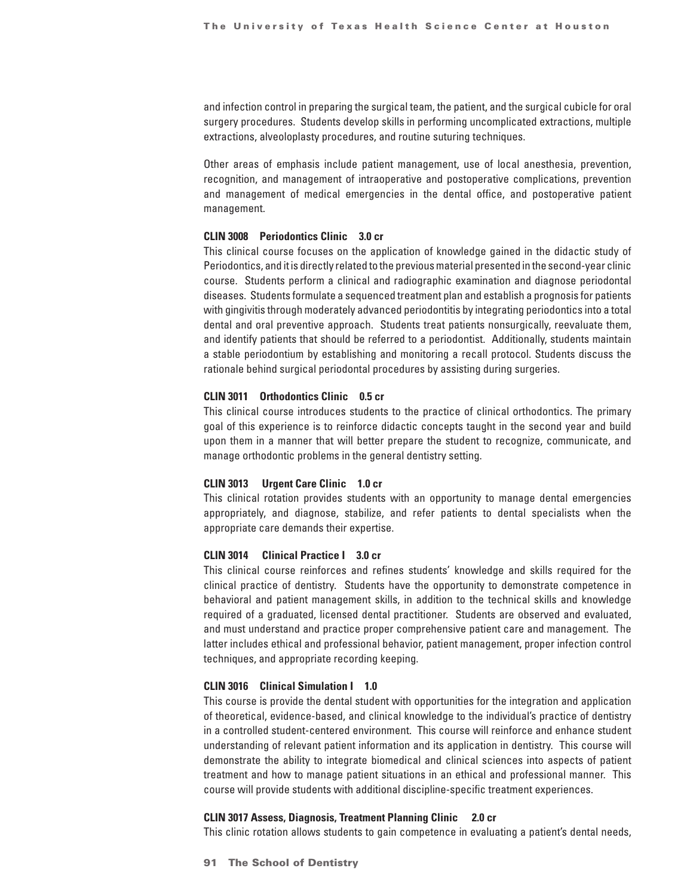and infection control in preparing the surgical team, the patient, and the surgical cubicle for oral surgery procedures. Students develop skills in performing uncomplicated extractions, multiple extractions, alveoloplasty procedures, and routine suturing techniques.

Other areas of emphasis include patient management, use of local anesthesia, prevention, recognition, and management of intraoperative and postoperative complications, prevention and management of medical emergencies in the dental office, and postoperative patient management.

**CLIN 3008 Periodontics Clinic 3.0 cr**

This clinical course focuses on the application of knowledge gained in the didactic study of Periodontics, and it is directly related to the previous material presented in the second-year clinic course. Students perform a clinical and radiographic examination and diagnose periodontal diseases. Students formulate a sequenced treatment plan and establish a prognosis for patients with gingivitis through moderately advanced periodontitis by integrating periodontics into a total dental and oral preventive approach. Students treat patients nonsurgically, reevaluate them, and identify patients that should be referred to a periodontist. Additionally, students maintain a stable periodontium by establishing and monitoring a recall protocol. Students discuss the rationale behind surgical periodontal procedures by assisting during surgeries.

**CLIN 3011 Orthodontics Clinic 0.5 cr**

This clinical course introduces students to the practice of clinical orthodontics. The primary goal of this experience is to reinforce didactic concepts taught in the second year and build upon them in a manner that will better prepare the student to recognize, communicate, and manage orthodontic problems in the general dentistry setting.

**CLIN 3013 Urgent Care Clinic 1.0 cr**

This clinical rotation provides students with an opportunity to manage dental emergencies appropriately, and diagnose, stabilize, and refer patients to dental specialists when the appropriate care demands their expertise.

**CLIN 3014 Clinical Practice I 3.0 cr**

This clinical course reinforces and refines students' knowledge and skills required for the clinical practice of dentistry. Students have the opportunity to demonstrate competence in behavioral and patient management skills, in addition to the technical skills and knowledge required of a graduated, licensed dental practitioner. Students are observed and evaluated, and must understand and practice proper comprehensive patient care and management. The latter includes ethical and professional behavior, patient management, proper infection control techniques, and appropriate recording keeping.

**CLIN 3016 Clinical Simulation I 1.0**

This course is provide the dental student with opportunities for the integration and application of theoretical, evidence-based, and clinical knowledge to the individual's practice of dentistry in a controlled student-centered environment. This course will reinforce and enhance student understanding of relevant patient information and its application in dentistry. This course will demonstrate the ability to integrate biomedical and clinical sciences into aspects of patient treatment and how to manage patient situations in an ethical and professional manner. This course will provide students with additional discipline-specific treatment experiences.

**CLIN 3017 Assess, Diagnosis, Treatment Planning Clinic 2.0 cr**

This clinic rotation allows students to gain competence in evaluating a patient's dental needs,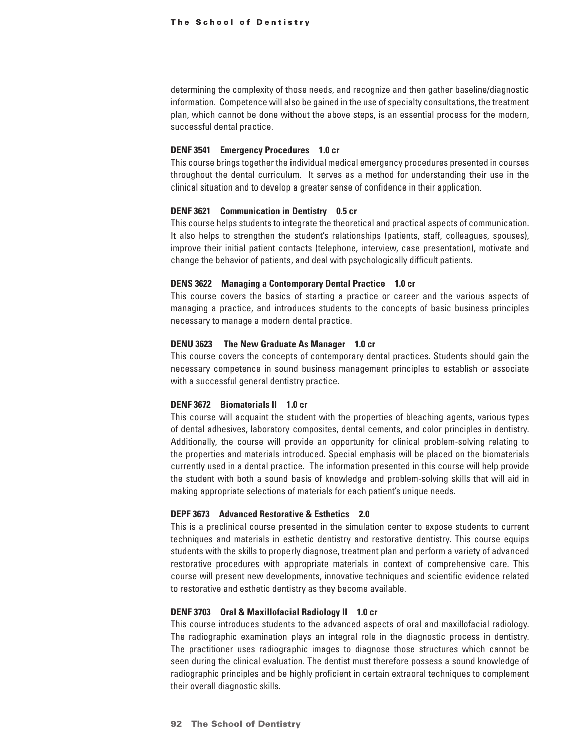determining the complexity of those needs, and recognize and then gather baseline/diagnostic information. Competence will also be gained in the use of specialty consultations, the treatment plan, which cannot be done without the above steps, is an essential process for the modern, successful dental practice.

#### DENF 3541 Emergency Procedures 1.0 cr

This course brings together the individual medical emergency procedures presented in courses throughout the dental curriculum. It serves as a method for understanding their use in the clinical situation and to develop a greater sense of confidence in their application.

#### DENF 3621 Communication in Dentistry 0.5 cr

This course helps students to integrate the theoretical and practical aspects of communication. It also helps to strengthen the student's relationships (patients, staff, colleagues, spouses), improve their initial patient contacts (telephone, interview, case presentation), motivate and change the behavior of patients, and deal with psychologically difficult patients.

#### DENS 3622 Managing a Contemporary Dental Practice 1.0 cr

This course covers the basics of starting a practice or career and the various aspects of managing a practice, and introduces students to the concepts of basic business principles necessary to manage a modern dental practice.

#### DENU 3623 The New Graduate As Manager 1.0 cr

This course covers the concepts of contemporary dental practices. Students should gain the necessary competence in sound business management principles to establish or associate with a successful general dentistry practice.

#### DENF 3672 Biomaterials II 1.0 cr

This course will acquaint the student with the properties of bleaching agents, various types of dental adhesives, laboratory composites, dental cements, and color principles in dentistry. Additionally, the course will provide an opportunity for clinical problem-solving relating to the properties and materials introduced. Special emphasis will be placed on the biomaterials currently used in a dental practice. The information presented in this course will help provide the student with both a sound basis of knowledge and problem-solving skills that will aid in making appropriate selections of materials for each patient's unique needs.

#### DEPF 3673 Advanced Restorative & Esthetics 2.0

This is a preclinical course presented in the simulation center to expose students to current techniques and materials in esthetic dentistry and restorative dentistry. This course equips students with the skills to properly diagnose, treatment plan and perform a variety of advanced restorative procedures with appropriate materials in context of comprehensive care. This course will present new developments, innovative techniques and scientific evidence related to restorative and esthetic dentistry as they become available.

#### DENF 3703 Oral & Maxillofacial Radiology II 1.0 cr

This course introduces students to the advanced aspects of oral and maxillofacial radiology. The radiographic examination plays an integral role in the diagnostic process in dentistry. The practitioner uses radiographic images to diagnose those structures which cannot be seen during the clinical evaluation. The dentist must therefore possess a sound knowledge of radiographic principles and be highly proficient in certain extraoral techniques to complement their overall diagnostic skills.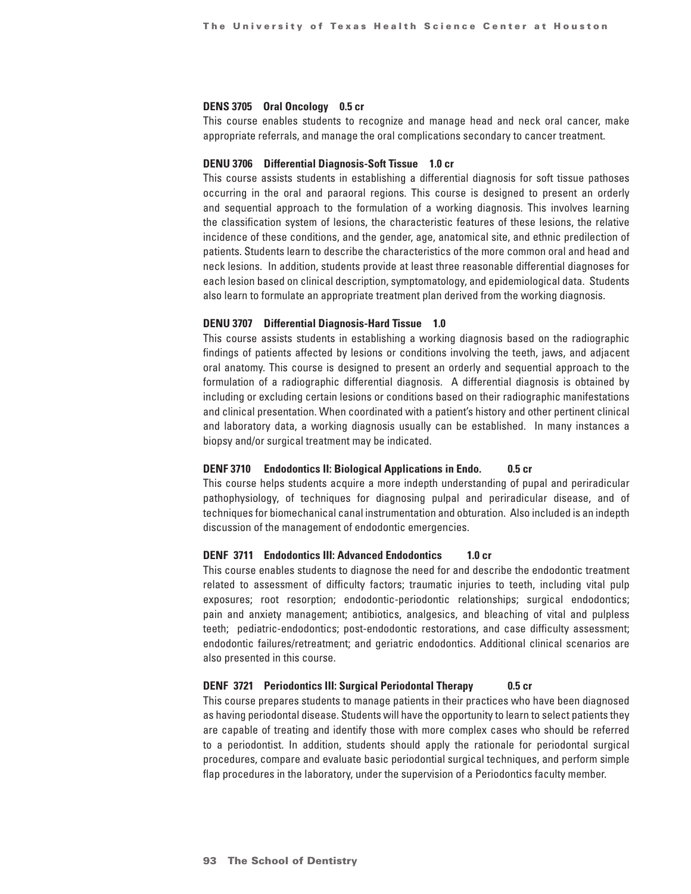**DENS 3705 Oral Oncology 0.5 cr**

This course enables students to recognize and manage head and neck oral cancer, make appropriate referrals, and manage the oral complications secondary to cancer treatment.

**DENU 3706 Differential Diagnosis-Soft Tissue 1.0 cr**

This course assists students in establishing a differential diagnosis for soft tissue pathoses occurring in the oral and paraoral regions. This course is designed to present an orderly and sequential approach to the formulation of a working diagnosis. This involves learning the classification system of lesions, the characteristic features of these lesions, the relative incidence of these conditions, and the gender, age, anatomical site, and ethnic predilection of patients. Students learn to describe the characteristics of the more common oral and head and neck lesions. In addition, students provide at least three reasonable differential diagnoses for each lesion based on clinical description, symptomatology, and epidemiological data. Students also learn to formulate an appropriate treatment plan derived from the working diagnosis.

**DENU 3707 Differential Diagnosis-Hard Tissue 1.0**

This course assists students in establishing a working diagnosis based on the radiographic findings of patients affected by lesions or conditions involving the teeth, jaws, and adjacent oral anatomy. This course is designed to present an orderly and sequential approach to the formulation of a radiographic differential diagnosis. A differential diagnosis is obtained by including or excluding certain lesions or conditions based on their radiographic manifestations and clinical presentation. When coordinated with a patient's history and other pertinent clinical and laboratory data, a working diagnosis usually can be established. In many instances a biopsy and/or surgical treatment may be indicated.

**DENF 3710 Endodontics II: Biological Applications in Endo. 0.5 cr**

This course helps students acquire a more indepth understanding of pupal and periradicular pathophysiology, of techniques for diagnosing pulpal and periradicular disease, and of techniques for biomechanical canal instrumentation and obturation. Also included is an indepth discussion of the management of endodontic emergencies.

**DENF 3711 Endodontics III: Advanced Endodontics 1.0 cr**

This course enables students to diagnose the need for and describe the endodontic treatment related to assessment of difficulty factors; traumatic injuries to teeth, including vital pulp exposures; root resorption; endodontic-periodontic relationships; surgical endodontics; pain and anxiety management; antibiotics, analgesics, and bleaching of vital and pulpless teeth; pediatric-endodontics; post-endodontic restorations, and case difficulty assessment; endodontic failures/retreatment; and geriatric endodontics. Additional clinical scenarios are also presented in this course.

**DENF 3721 Periodontics III: Surgical Periodontal Therapy 0.5 cr**

This course prepares students to manage patients in their practices who have been diagnosed as having periodontal disease. Students will have the opportunity to learn to select patients they are capable of treating and identify those with more complex cases who should be referred to a periodontist. In addition, students should apply the rationale for periodontal surgical procedures, compare and evaluate basic periodontial surgical techniques, and perform simple flap procedures in the laboratory, under the supervision of a Periodontics faculty member.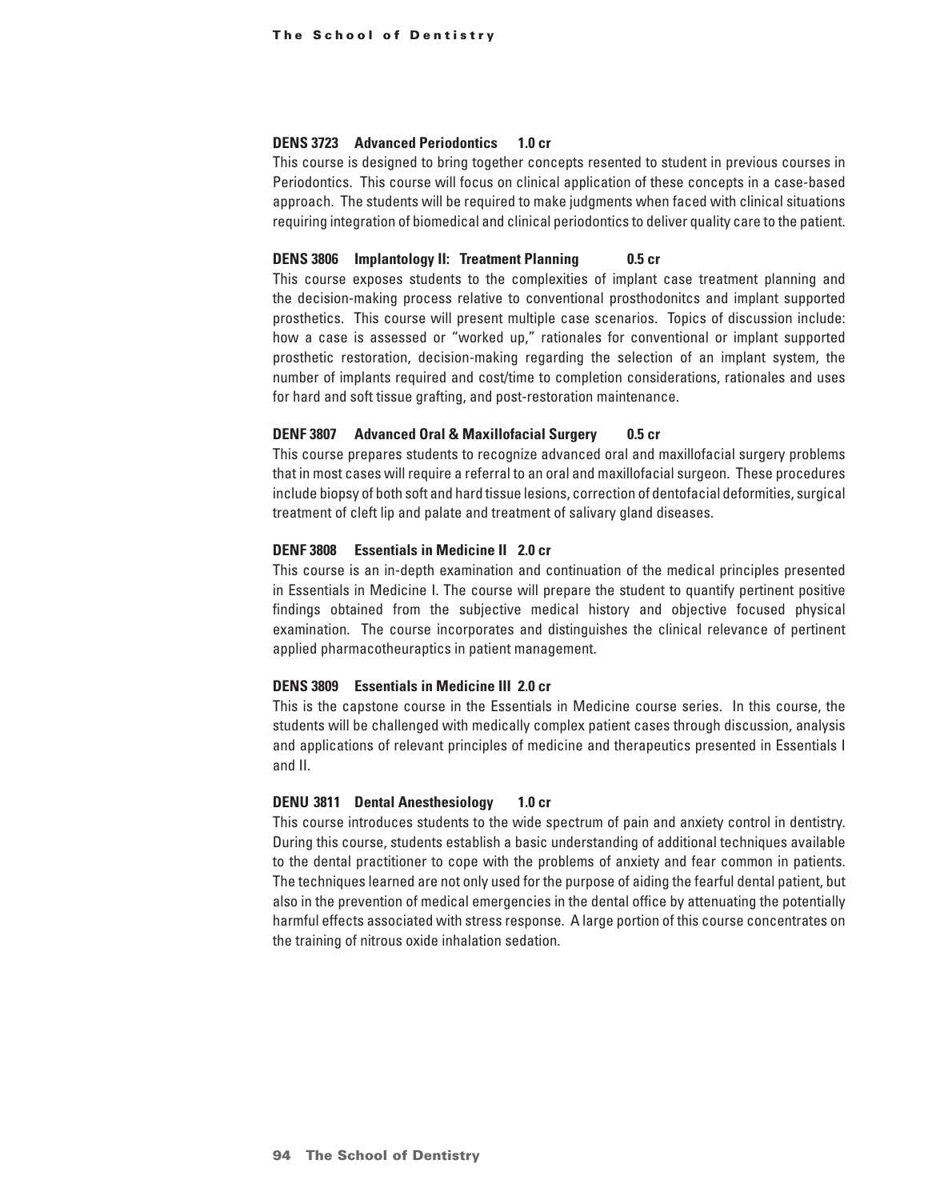**DENS 3723 Advanced Periodontics 1.0 cr**

This course is designed to bring together concepts resented to student in previous courses in Periodontics. This course will focus on clinical application of these concepts in a case-based approach. The students will be required to make judgments when faced with clinical situations requiring integration of biomedical and clinical periodontics to deliver quality care to the patient.

**DENS 3806 Implantology II: Treatment Planning 0.5 cr**

This course exposes students to the complexities of implant case treatment planning and the decision-making process relative to conventional prosthodonitcs and implant supported prosthetics. This course will present multiple case scenarios. Topics of discussion include: how a case is assessed or "worked up," rationales for conventional or implant supported prosthetic restoration, decision-making regarding the selection of an implant system, the number of implants required and cost/time to completion considerations, rationales and uses for hard and soft tissue grafting, and post-restoration maintenance.

**DENF 3807 Advanced Oral & Maxillofacial Surgery 0.5 cr**

This course prepares students to recognize advanced oral and maxillofacial surgery problems that in most cases will require a referral to an oral and maxillofacial surgeon. These procedures include biopsy of both soft and hard tissue lesions, correction of dentofacial deformities, surgical treatment of cleft lip and palate and treatment of salivary gland diseases.

**DENF 3808 Essentials in Medicine II 2.0 cr**

This course is an in-depth examination and continuation of the medical principles presented in Essentials in Medicine I. The course will prepare the student to quantify pertinent positive findings obtained from the subjective medical history and objective focused physical examination. The course incorporates and distinguishes the clinical relevance of pertinent applied pharmacotheuraptics in patient management.

**DENS 3809 Essentials in Medicine III 2.0 cr**

This is the capstone course in the Essentials in Medicine course series. In this course, the students will be challenged with medically complex patient cases through discussion, analysis and applications of relevant principles of medicine and therapeutics presented in Essentials I and II.

**DENU 3811 Dental Anesthesiology 1.0 cr**

This course introduces students to the wide spectrum of pain and anxiety control in dentistry. During this course, students establish a basic understanding of additional techniques available to the dental practitioner to cope with the problems of anxiety and fear common in patients. The techniques learned are not only used for the purpose of aiding the fearful dental patient, but also in the prevention of medical emergencies in the dental office by attenuating the potentially harmful effects associated with stress response. A large portion of this course concentrates on the training of nitrous oxide inhalation sedation.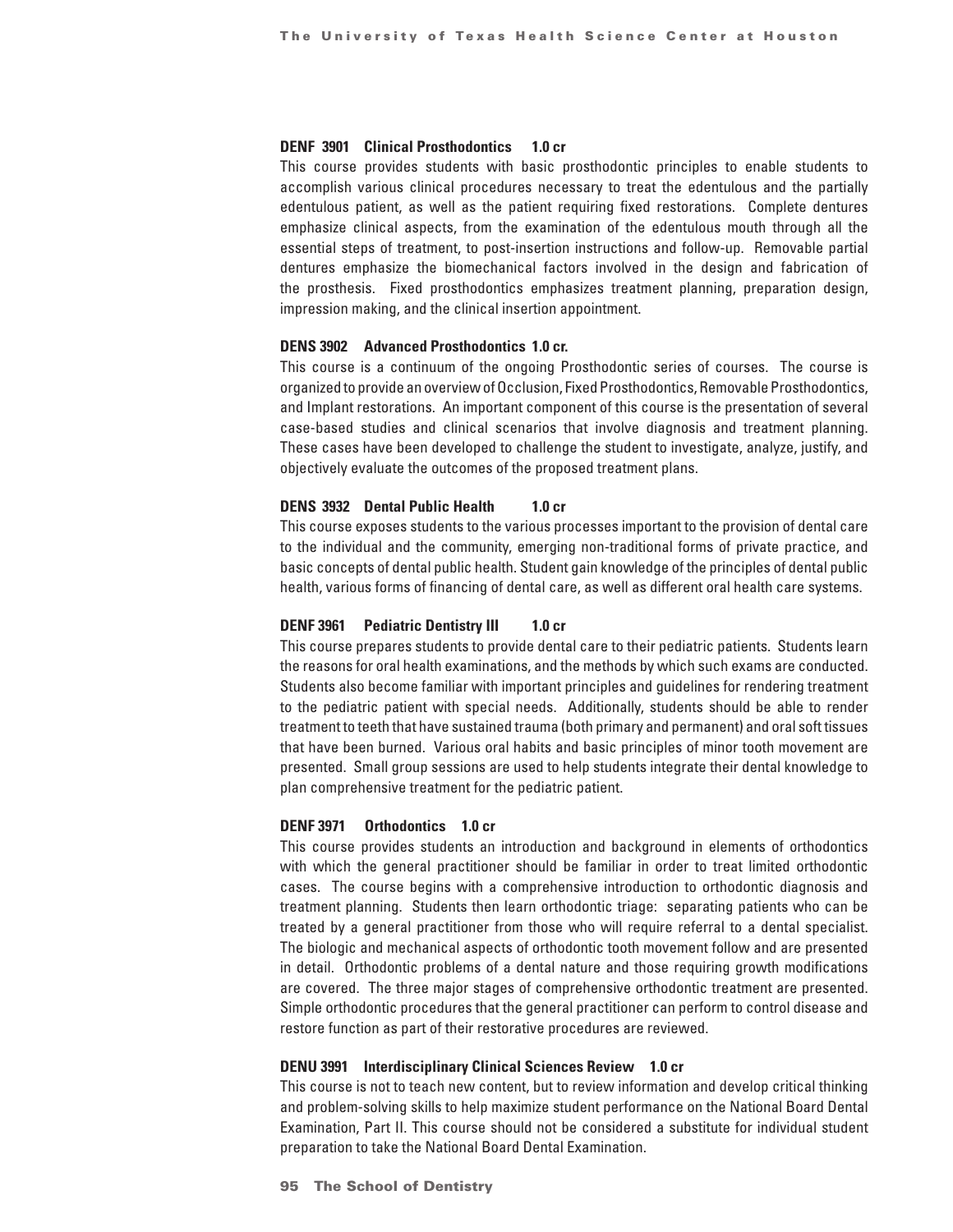**DENF 3901 Clinical Prosthodontics 1.0 cr**

This course provides students with basic prosthodontic principles to enable students to accomplish various clinical procedures necessary to treat the edentulous and the partially edentulous patient, as well as the patient requiring fixed restorations. Complete dentures emphasize clinical aspects, from the examination of the edentulous mouth through all the essential steps of treatment, to post-insertion instructions and follow-up. Removable partial dentures emphasize the biomechanical factors involved in the design and fabrication of the prosthesis. Fixed prosthodontics emphasizes treatment planning, preparation design, impression making, and the clinical insertion appointment.

**DENS 3902 Advanced Prosthodontics 1.0 cr.**

This course is a continuum of the ongoing Prosthodontic series of courses. The course is organized to provide an overview of Occlusion, Fixed Prosthodontics, Removable Prosthodontics, and Implant restorations. An important component of this course is the presentation of several case-based studies and clinical scenarios that involve diagnosis and treatment planning. These cases have been developed to challenge the student to investigate, analyze, justify, and objectively evaluate the outcomes of the proposed treatment plans.

**DENS 3932 Dental Public Health 1.0 cr**

This course exposes students to the various processes important to the provision of dental care to the individual and the community, emerging non-traditional forms of private practice, and basic concepts of dental public health. Student gain knowledge of the principles of dental public health, various forms of financing of dental care, as well as different oral health care systems.

**DENF 3961 Pediatric Dentistry III 1.0 cr**

This course prepares students to provide dental care to their pediatric patients. Students learn the reasons for oral health examinations, and the methods by which such exams are conducted. Students also become familiar with important principles and guidelines for rendering treatment to the pediatric patient with special needs. Additionally, students should be able to render treatment to teeth that have sustained trauma (both primary and permanent) and oral soft tissues that have been burned. Various oral habits and basic principles of minor tooth movement are presented. Small group sessions are used to help students integrate their dental knowledge to plan comprehensive treatment for the pediatric patient.

**DENF 3971 Orthodontics 1.0 cr**

This course provides students an introduction and background in elements of orthodontics with which the general practitioner should be familiar in order to treat limited orthodontic cases. The course begins with a comprehensive introduction to orthodontic diagnosis and treatment planning. Students then learn orthodontic triage: separating patients who can be treated by a general practitioner from those who will require referral to a dental specialist. The biologic and mechanical aspects of orthodontic tooth movement follow and are presented in detail. Orthodontic problems of a dental nature and those requiring growth modifications are covered. The three major stages of comprehensive orthodontic treatment are presented. Simple orthodontic procedures that the general practitioner can perform to control disease and restore function as part of their restorative procedures are reviewed.

**DENU 3991 Interdisciplinary Clinical Sciences Review 1.0 cr**

This course is not to teach new content, but to review information and develop critical thinking and problem-solving skills to help maximize student performance on the National Board Dental Examination, Part II. This course should not be considered a substitute for individual student preparation to take the National Board Dental Examination.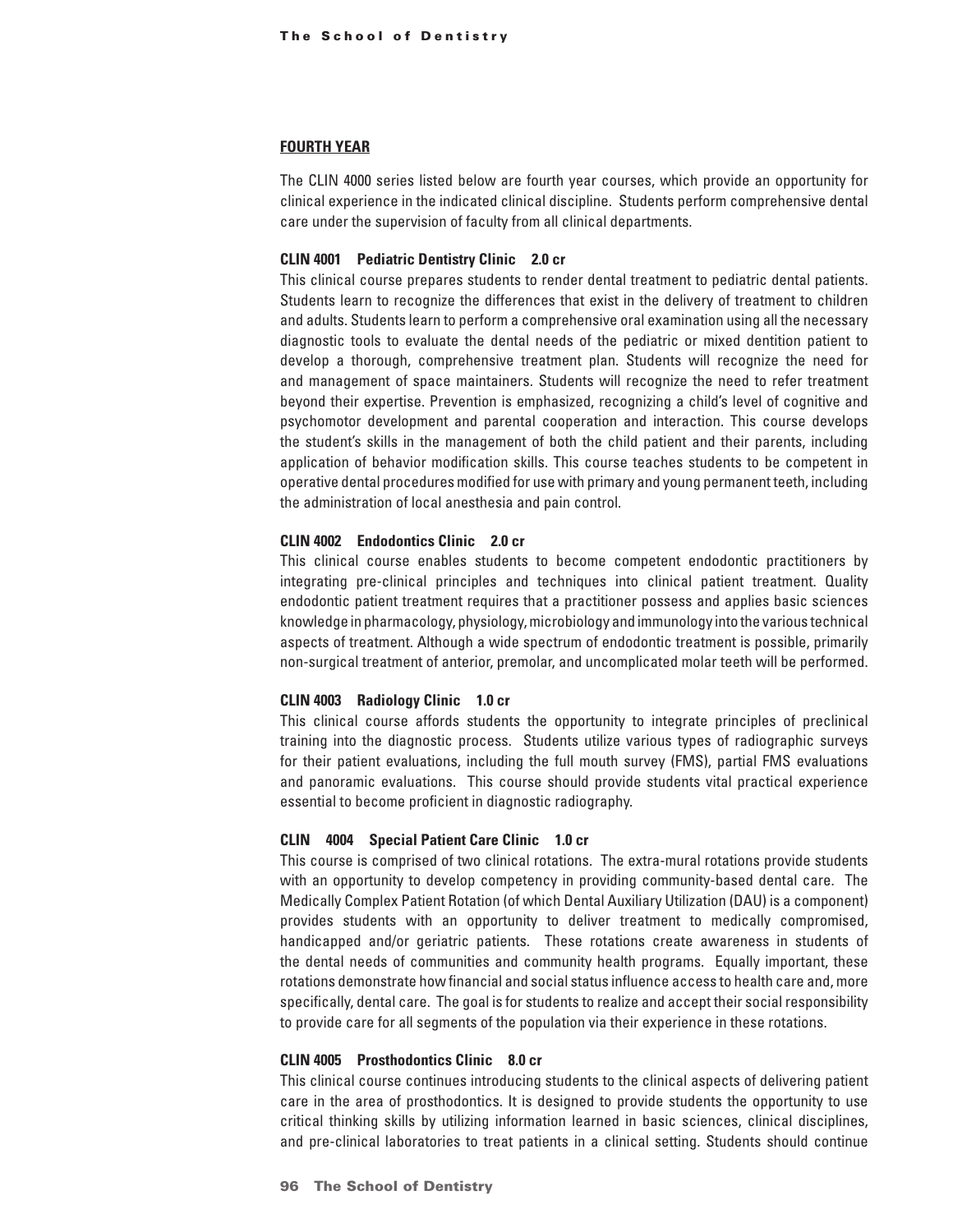## FOURTH YEAR

The CLIN 4000 series listed below are fourth year courses, which provide an opportunity for clinical experience in the indicated clinical discipline. Students perform comprehensive dental care under the supervision of faculty from all clinical departments.

### CLIN 4001 Pediatric Dentistry Clinic 2.0 cr

This clinical course prepares students to render dental treatment to pediatric dental patients. Students learn to recognize the differences that exist in the delivery of treatment to children and adults. Students learn to perform a comprehensive oral examination using all the necessary diagnostic tools to evaluate the dental needs of the pediatric or mixed dentition patient to develop a thorough, comprehensive treatment plan. Students will recognize the need for and management of space maintainers. Students will recognize the need to refer treatment beyond their expertise. Prevention is emphasized, recognizing a child's level of cognitive and psychomotor development and parental cooperation and interaction. This course develops the student's skills in the management of both the child patient and their parents, including application of behavior modification skills. This course teaches students to be competent in operative dental procedures modified for use with primary and young permanent teeth, including the administration of local anesthesia and pain control.

### CLIN 4002 Endodontics Clinic 2.0 cr

This clinical course enables students to become competent endodontic practitioners by integrating pre-clinical principles and techniques into clinical patient treatment. Quality endodontic patient treatment requires that a practitioner possess and applies basic sciences knowledge in pharmacology, physiology, microbiology and immunology into the various technical aspects of treatment. Although a wide spectrum of endodontic treatment is possible, primarily non-surgical treatment of anterior, premolar, and uncomplicated molar teeth will be performed.

### CLIN 4003 Radiology Clinic 1.0 cr

This clinical course affords students the opportunity to integrate principles of preclinical training into the diagnostic process. Students utilize various types of radiographic surveys for their patient evaluations, including the full mouth survey (FMS), partial FMS evaluations and panoramic evaluations. This course should provide students vital practical experience essential to become proficient in diagnostic radiography.

### CLIN 4004 Special Patient Care Clinic 1.0 cr

This course is comprised of two clinical rotations. The extra-mural rotations provide students with an opportunity to develop competency in providing community-based dental care. The Medically Complex Patient Rotation (of which Dental Auxiliary Utilization (DAU) is a component) provides students with an opportunity to deliver treatment to medically compromised, handicapped and/or geriatric patients. These rotations create awareness in students of the dental needs of communities and community health programs. Equally important, these rotations demonstrate how financial and social status influence access to health care and, more specifically, dental care. The goal is for students to realize and accept their social responsibility to provide care for all segments of the population via their experience in these rotations.

### CLIN 4005 Prosthodontics Clinic 8.0 cr

This clinical course continues introducing students to the clinical aspects of delivering patient care in the area of prosthodontics. It is designed to provide students the opportunity to use critical thinking skills by utilizing information learned in basic sciences, clinical disciplines, and pre-clinical laboratories to treat patients in a clinical setting. Students should continue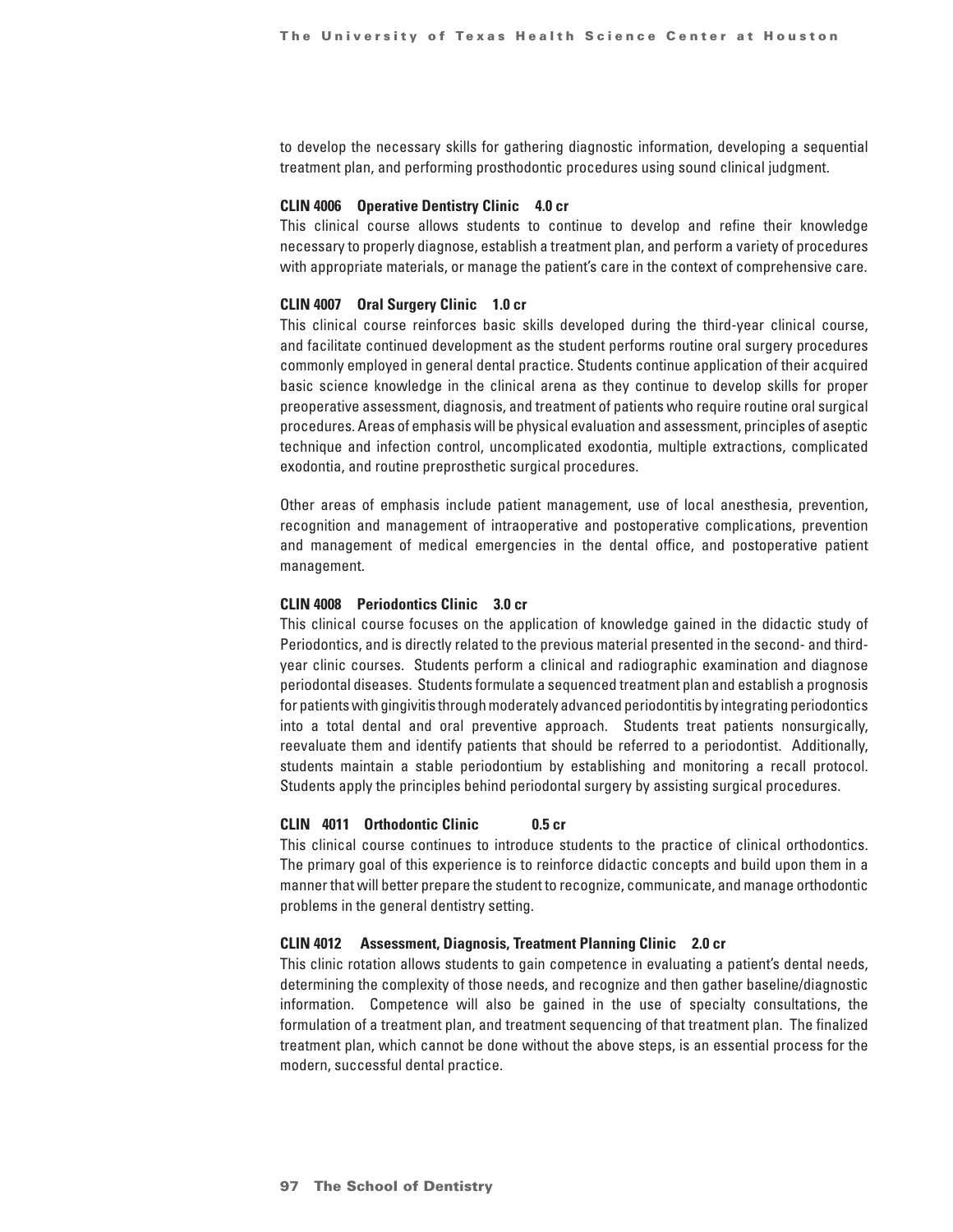to develop the necessary skills for gathering diagnostic information, developing a sequential treatment plan, and performing prosthodontic procedures using sound clinical judgment.

**CLIN 4006 Operative Dentistry Clinic 4.0 cr**

This clinical course allows students to continue to develop and refine their knowledge necessary to properly diagnose, establish a treatment plan, and perform a variety of procedures with appropriate materials, or manage the patient's care in the context of comprehensive care.

**CLIN 4007 Oral Surgery Clinic 1.0 cr**

This clinical course reinforces basic skills developed during the third-year clinical course, and facilitate continued development as the student performs routine oral surgery procedures commonly employed in general dental practice. Students continue application of their acquired basic science knowledge in the clinical arena as they continue to develop skills for proper preoperative assessment, diagnosis, and treatment of patients who require routine oral surgical procedures. Areas of emphasis will be physical evaluation and assessment, principles of aseptic technique and infection control, uncomplicated exodontia, multiple extractions, complicated exodontia, and routine preprosthetic surgical procedures.

Other areas of emphasis include patient management, use of local anesthesia, prevention, recognition and management of intraoperative and postoperative complications, prevention and management of medical emergencies in the dental office, and postoperative patient management.

**CLIN 4008 Periodontics Clinic 3.0 cr**

This clinical course focuses on the application of knowledge gained in the didactic study of Periodontics, and is directly related to the previous material presented in the second- and third-year clinic courses. Students perform a clinical and radiographic examination and diagnose periodontal diseases. Students formulate a sequenced treatment plan and establish a prognosis for patients with gingivitis through moderately advanced periodontitis by integrating periodontics into a total dental and oral preventive approach. Students treat patients nonsurgically, reevaluate them and identify patients that should be referred to a periodontist. Additionally, students maintain a stable periodontium by establishing and monitoring a recall protocol. Students apply the principles behind periodontal surgery by assisting surgical procedures.

**CLIN 4011 Orthodontic Clinic 0.5 cr**

This clinical course continues to introduce students to the practice of clinical orthodontics. The primary goal of this experience is to reinforce didactic concepts and build upon them in a manner that will better prepare the student to recognize, communicate, and manage orthodontic problems in the general dentistry setting.

**CLIN 4012 Assessment, Diagnosis, Treatment Planning Clinic 2.0 cr**

This clinic rotation allows students to gain competence in evaluating a patient's dental needs, determining the complexity of those needs, and recognize and then gather baseline/diagnostic information. Competence will also be gained in the use of specialty consultations, the formulation of a treatment plan, and treatment sequencing of that treatment plan. The finalized treatment plan, which cannot be done without the above steps, is an essential process for the modern, successful dental practice.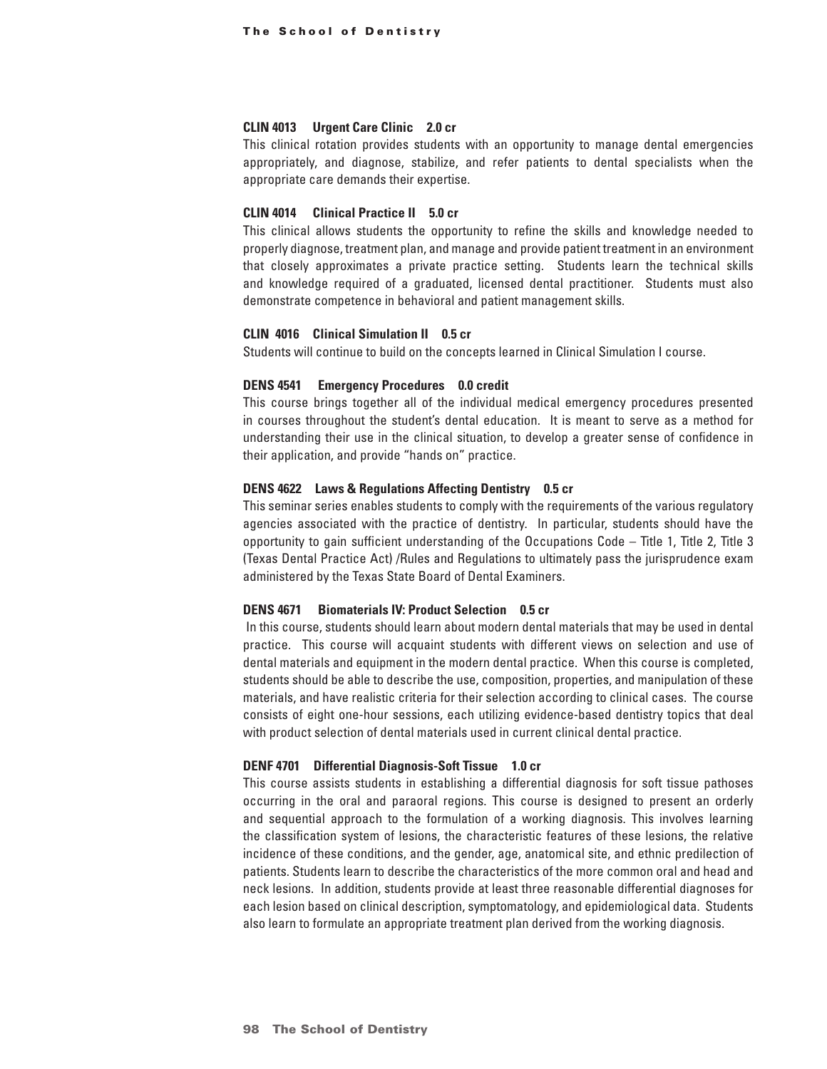### CLIN 4013 Urgent Care Clinic 2.0 cr

This clinical rotation provides students with an opportunity to manage dental emergencies appropriately, and diagnose, stabilize, and refer patients to dental specialists when the appropriate care demands their expertise.

### CLIN 4014 Clinical Practice II 5.0 cr

This clinical allows students the opportunity to refine the skills and knowledge needed to properly diagnose, treatment plan, and manage and provide patient treatment in an environment that closely approximates a private practice setting. Students learn the technical skills and knowledge required of a graduated, licensed dental practitioner. Students must also demonstrate competence in behavioral and patient management skills.

### CLIN 4016 Clinical Simulation II 0.5 cr

Students will continue to build on the concepts learned in Clinical Simulation I course.

### DENS 4541 Emergency Procedures 0.0 credit

This course brings together all of the individual medical emergency procedures presented in courses throughout the student's dental education. It is meant to serve as a method for understanding their use in the clinical situation, to develop a greater sense of confidence in their application, and provide "hands on" practice.

### DENS 4622 Laws & Regulations Affecting Dentistry 0.5 cr

This seminar series enables students to comply with the requirements of the various regulatory agencies associated with the practice of dentistry. In particular, students should have the opportunity to gain sufficient understanding of the Occupations Code – Title 1, Title 2, Title 3 (Texas Dental Practice Act) /Rules and Regulations to ultimately pass the jurisprudence exam administered by the Texas State Board of Dental Examiners.

### DENS 4671 Biomaterials IV: Product Selection 0.5 cr

In this course, students should learn about modern dental materials that may be used in dental practice. This course will acquaint students with different views on selection and use of dental materials and equipment in the modern dental practice. When this course is completed, students should be able to describe the use, composition, properties, and manipulation of these materials, and have realistic criteria for their selection according to clinical cases. The course consists of eight one-hour sessions, each utilizing evidence-based dentistry topics that deal with product selection of dental materials used in current clinical dental practice.

### DENF 4701 Differential Diagnosis-Soft Tissue 1.0 cr

This course assists students in establishing a differential diagnosis for soft tissue pathoses occurring in the oral and paraoral regions. This course is designed to present an orderly and sequential approach to the formulation of a working diagnosis. This involves learning the classification system of lesions, the characteristic features of these lesions, the relative incidence of these conditions, and the gender, age, anatomical site, and ethnic predilection of patients. Students learn to describe the characteristics of the more common oral and head and neck lesions. In addition, students provide at least three reasonable differential diagnoses for each lesion based on clinical description, symptomatology, and epidemiological data. Students also learn to formulate an appropriate treatment plan derived from the working diagnosis.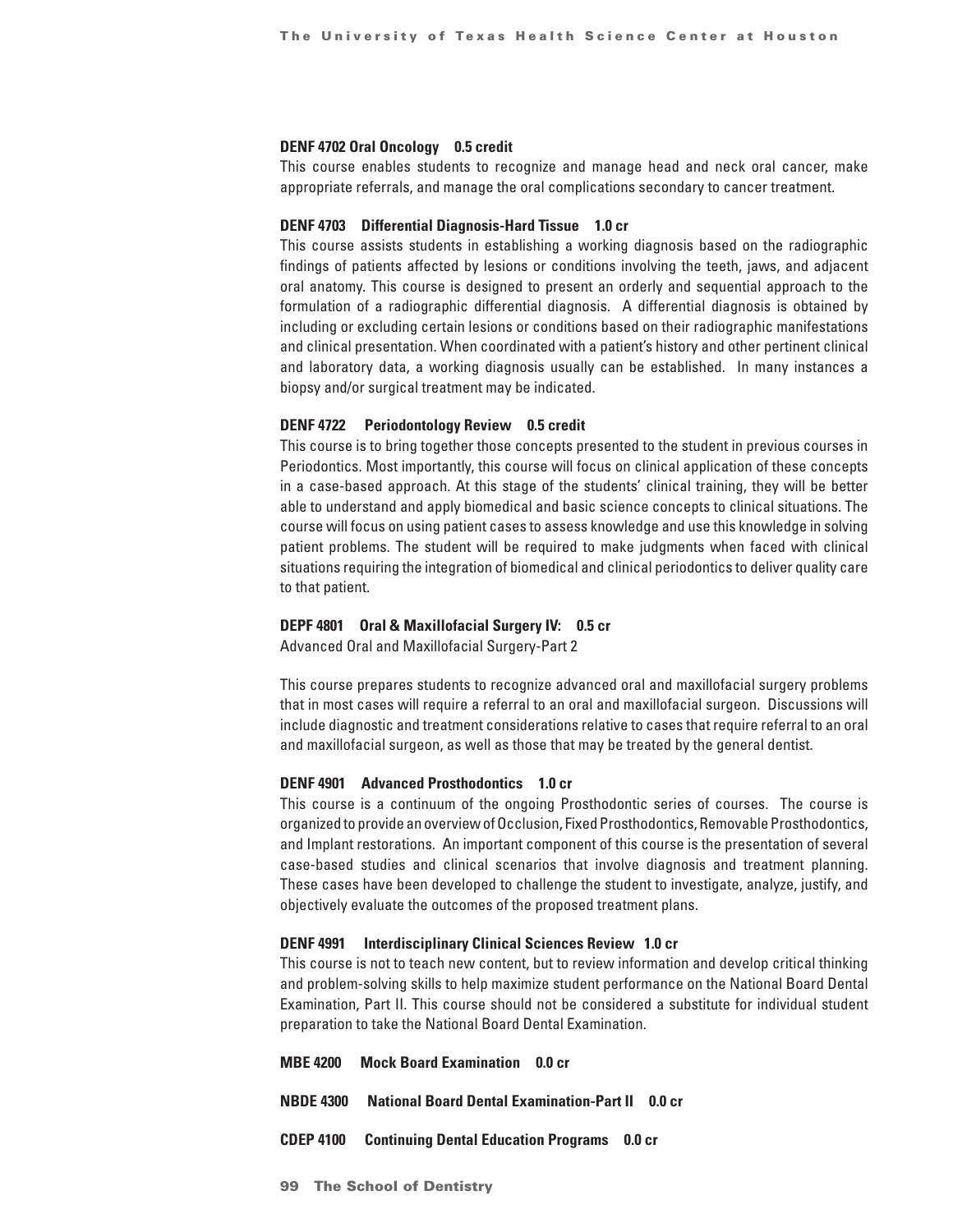**DENF 4702 Oral Oncology 0.5 credit**

This course enables students to recognize and manage head and neck oral cancer, make appropriate referrals, and manage the oral complications secondary to cancer treatment.

**DENF 4703 Differential Diagnosis-Hard Tissue 1.0 cr**

This course assists students in establishing a working diagnosis based on the radiographic findings of patients affected by lesions or conditions involving the teeth, jaws, and adjacent oral anatomy. This course is designed to present an orderly and sequential approach to the formulation of a radiographic differential diagnosis. A differential diagnosis is obtained by including or excluding certain lesions or conditions based on their radiographic manifestations and clinical presentation. When coordinated with a patient's history and other pertinent clinical and laboratory data, a working diagnosis usually can be established. In many instances a biopsy and/or surgical treatment may be indicated.

**DENF 4722 Periodontology Review 0.5 credit**

This course is to bring together those concepts presented to the student in previous courses in Periodontics. Most importantly, this course will focus on clinical application of these concepts in a case-based approach. At this stage of the students' clinical training, they will be better able to understand and apply biomedical and basic science concepts to clinical situations. The course will focus on using patient cases to assess knowledge and use this knowledge in solving patient problems. The student will be required to make judgments when faced with clinical situations requiring the integration of biomedical and clinical periodontics to deliver quality care to that patient.

**DEPF 4801 Oral & Maxillofacial Surgery IV: 0.5 cr**

Advanced Oral and Maxillofacial Surgery-Part 2

This course prepares students to recognize advanced oral and maxillofacial surgery problems that in most cases will require a referral to an oral and maxillofacial surgeon. Discussions will include diagnostic and treatment considerations relative to cases that require referral to an oral and maxillofacial surgeon, as well as those that may be treated by the general dentist.

**DENF 4901 Advanced Prosthodontics 1.0 cr**

This course is a continuum of the ongoing Prosthodontic series of courses. The course is organized to provide an overview of Occlusion, Fixed Prosthodontics, Removable Prosthodontics, and Implant restorations. An important component of this course is the presentation of several case-based studies and clinical scenarios that involve diagnosis and treatment planning. These cases have been developed to challenge the student to investigate, analyze, justify, and objectively evaluate the outcomes of the proposed treatment plans.

**DENF 4991 Interdisciplinary Clinical Sciences Review 1.0 cr**

This course is not to teach new content, but to review information and develop critical thinking and problem-solving skills to help maximize student performance on the National Board Dental Examination, Part II. This course should not be considered a substitute for individual student preparation to take the National Board Dental Examination.

**MBE 4200 Mock Board Examination 0.0 cr**

**NBDE 4300 National Board Dental Examination-Part II 0.0 cr**

**CDEP 4100 Continuing Dental Education Programs 0.0 cr**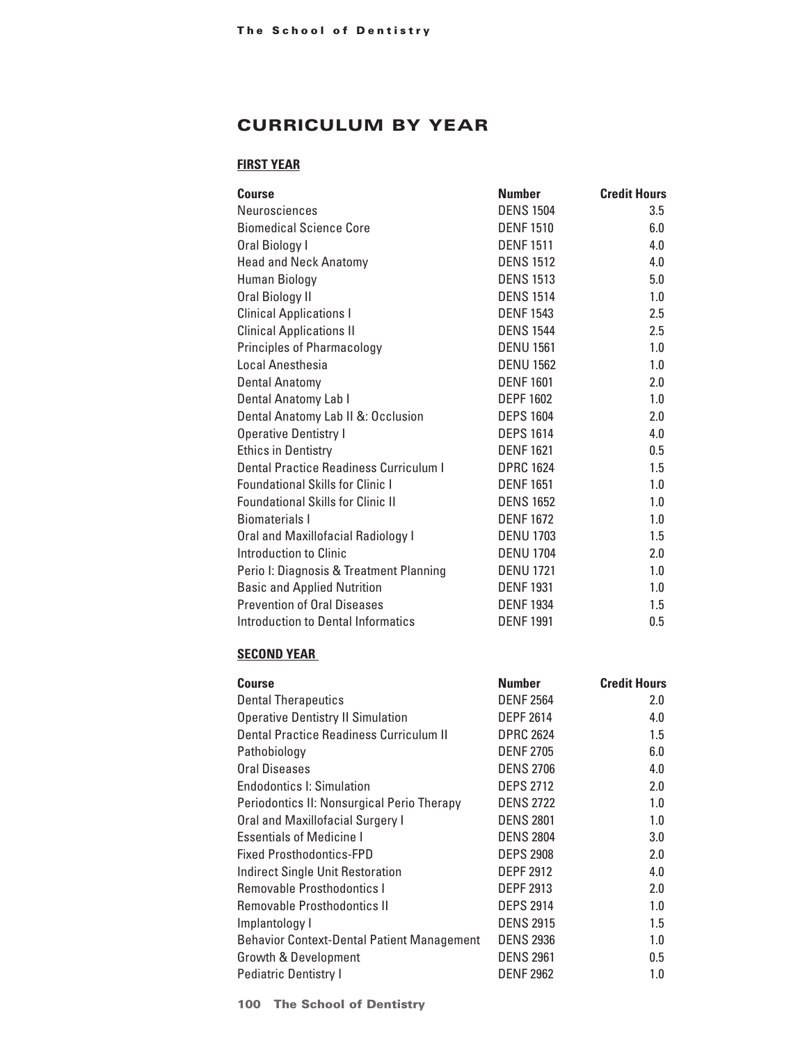## CURRICULUM BY YEAR

### FIRST YEAR

| Course | Number | Credit Hours |
|---|---|---|
| Neurosciences | DENS 1504 | 3.5 |
| Biomedical Science Core | DENF 1510 | 6.0 |
| Oral Biology I | DENF 1511 | 4.0 |
| Head and Neck Anatomy | DENS 1512 | 4.0 |
| Human Biology | DENS 1513 | 5.0 |
| Oral Biology II | DENS 1514 | 1.0 |
| Clinical Applications I | DENF 1543 | 2.5 |
| Clinical Applications II | DENS 1544 | 2.5 |
| Principles of Pharmacology | DENU 1561 | 1.0 |
| Local Anesthesia | DENU 1562 | 1.0 |
| Dental Anatomy | DENF 1601 | 2.0 |
| Dental Anatomy Lab I | DEPF 1602 | 1.0 |
| Dental Anatomy Lab II &: Occlusion | DEPS 1604 | 2.0 |
| Operative Dentistry I | DEPS 1614 | 4.0 |
| Ethics in Dentistry | DENF 1621 | 0.5 |
| Dental Practice Readiness Curriculum I | DPRC 1624 | 1.5 |
| Foundational Skills for Clinic I | DENF 1651 | 1.0 |
| Foundational Skills for Clinic II | DENS 1652 | 1.0 |
| Biomaterials I | DENF 1672 | 1.0 |
| Oral and Maxillofacial Radiology I | DENU 1703 | 1.5 |
| Introduction to Clinic | DENU 1704 | 2.0 |
| Perio I: Diagnosis & Treatment Planning | DENU 1721 | 1.0 |
| Basic and Applied Nutrition | DENF 1931 | 1.0 |
| Prevention of Oral Diseases | DENF 1934 | 1.5 |
| Introduction to Dental Informatics | DENF 1991 | 0.5 |

### SECOND YEAR

| Course | Number | Credit Hours |
|---|---|---|
| Dental Therapeutics | DENF 2564 | 2.0 |
| Operative Dentistry II Simulation | DEPF 2614 | 4.0 |
| Dental Practice Readiness Curriculum II | DPRC 2624 | 1.5 |
| Pathobiology | DENF 2705 | 6.0 |
| Oral Diseases | DENS 2706 | 4.0 |
| Endodontics I: Simulation | DEPS 2712 | 2.0 |
| Periodontics II: Nonsurgical Perio Therapy | DENS 2722 | 1.0 |
| Oral and Maxillofacial Surgery I | DENS 2801 | 1.0 |
| Essentials of Medicine I | DENS 2804 | 3.0 |
| Fixed Prosthodontics-FPD | DEPS 2908 | 2.0 |
| Indirect Single Unit Restoration | DEPF 2912 | 4.0 |
| Removable Prosthodontics I | DEPF 2913 | 2.0 |
| Removable Prosthodontics II | DEPS 2914 | 1.0 |
| Implantology I | DENS 2915 | 1.5 |
| Behavior Context-Dental Patient Management | DENS 2936 | 1.0 |
| Growth & Development | DENS 2961 | 0.5 |
| Pediatric Dentistry I | DENF 2962 | 1.0 |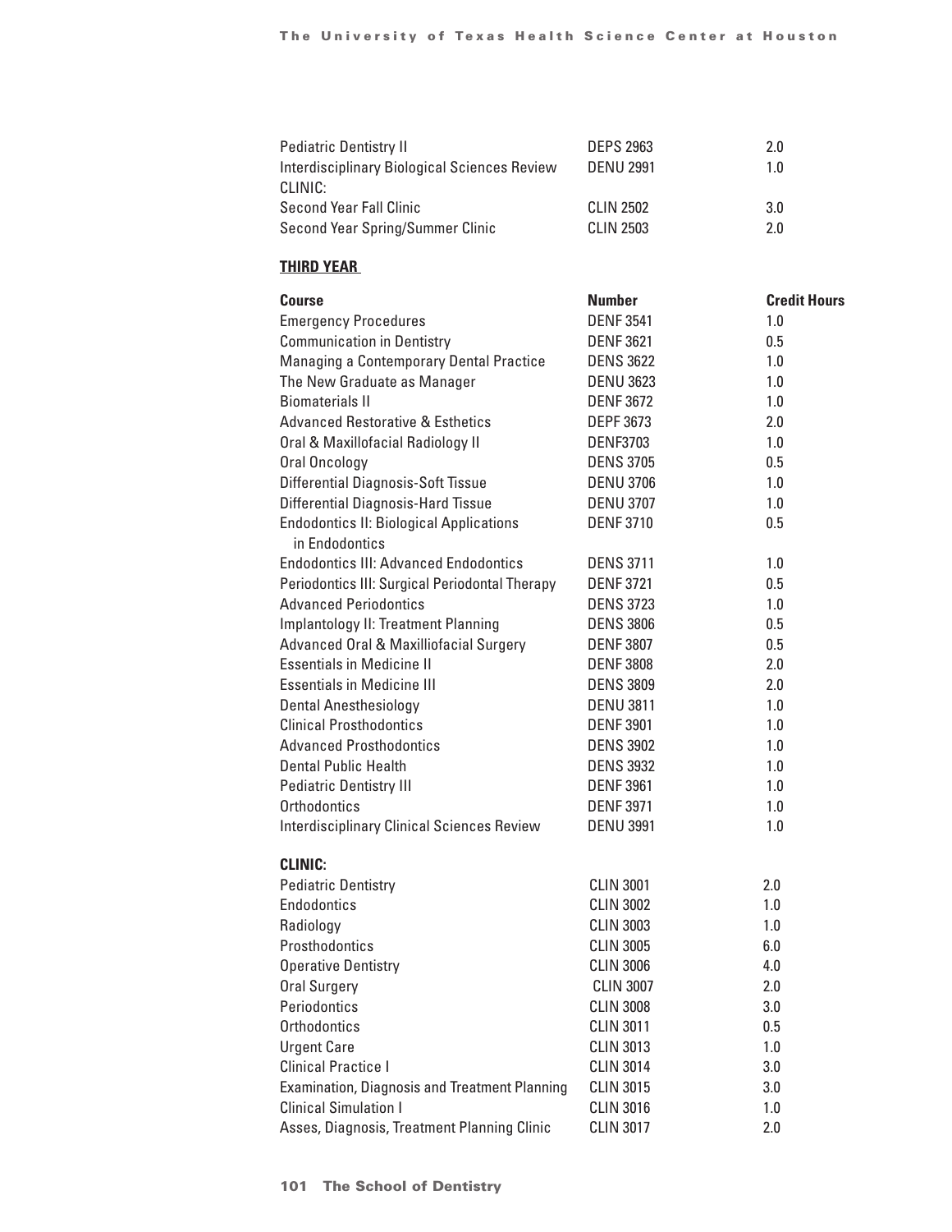| | | |
|---|---|---|
| Pediatric Dentistry II | DEPS 2963 | 2.0 |
| Interdisciplinary Biological Sciences Review | DENU 2991 | 1.0 |
| CLINIC: | | |
| Second Year Fall Clinic | CLIN 2502 | 3.0 |
| Second Year Spring/Summer Clinic | CLIN 2503 | 2.0 |

**THIRD YEAR**

| **Course** | **Number** | **Credit Hours** |
|---|---|---|
| Emergency Procedures | DENF 3541 | 1.0 |
| Communication in Dentistry | DENF 3621 | 0.5 |
| Managing a Contemporary Dental Practice | DENS 3622 | 1.0 |
| The New Graduate as Manager | DENU 3623 | 1.0 |
| Biomaterials II | DENF 3672 | 1.0 |
| Advanced Restorative & Esthetics | DEPF 3673 | 2.0 |
| Oral & Maxillofacial Radiology II | DENF3703 | 1.0 |
| Oral Oncology | DENS 3705 | 0.5 |
| Differential Diagnosis-Soft Tissue | DENU 3706 | 1.0 |
| Differential Diagnosis-Hard Tissue | DENU 3707 | 1.0 |
| Endodontics II: Biological Applications in Endodontics | DENF 3710 | 0.5 |
| Endodontics III: Advanced Endodontics | DENS 3711 | 1.0 |
| Periodontics III: Surgical Periodontal Therapy | DENF 3721 | 0.5 |
| Advanced Periodontics | DENS 3723 | 1.0 |
| Implantology II: Treatment Planning | DENS 3806 | 0.5 |
| Advanced Oral & Maxilliofacial Surgery | DENF 3807 | 0.5 |
| Essentials in Medicine II | DENF 3808 | 2.0 |
| Essentials in Medicine III | DENS 3809 | 2.0 |
| Dental Anesthesiology | DENU 3811 | 1.0 |
| Clinical Prosthodontics | DENF 3901 | 1.0 |
| Advanced Prosthodontics | DENS 3902 | 1.0 |
| Dental Public Health | DENS 3932 | 1.0 |
| Pediatric Dentistry III | DENF 3961 | 1.0 |
| Orthodontics | DENF 3971 | 1.0 |
| Interdisciplinary Clinical Sciences Review | DENU 3991 | 1.0 |

**CLINIC:**

| | | |
|---|---|---|
| Pediatric Dentistry | CLIN 3001 | 2.0 |
| Endodontics | CLIN 3002 | 1.0 |
| Radiology | CLIN 3003 | 1.0 |
| Prosthodontics | CLIN 3005 | 6.0 |
| Operative Dentistry | CLIN 3006 | 4.0 |
| Oral Surgery | CLIN 3007 | 2.0 |
| Periodontics | CLIN 3008 | 3.0 |
| Orthodontics | CLIN 3011 | 0.5 |
| Urgent Care | CLIN 3013 | 1.0 |
| Clinical Practice I | CLIN 3014 | 3.0 |
| Examination, Diagnosis and Treatment Planning | CLIN 3015 | 3.0 |
| Clinical Simulation I | CLIN 3016 | 1.0 |
| Asses, Diagnosis, Treatment Planning Clinic | CLIN 3017 | 2.0 |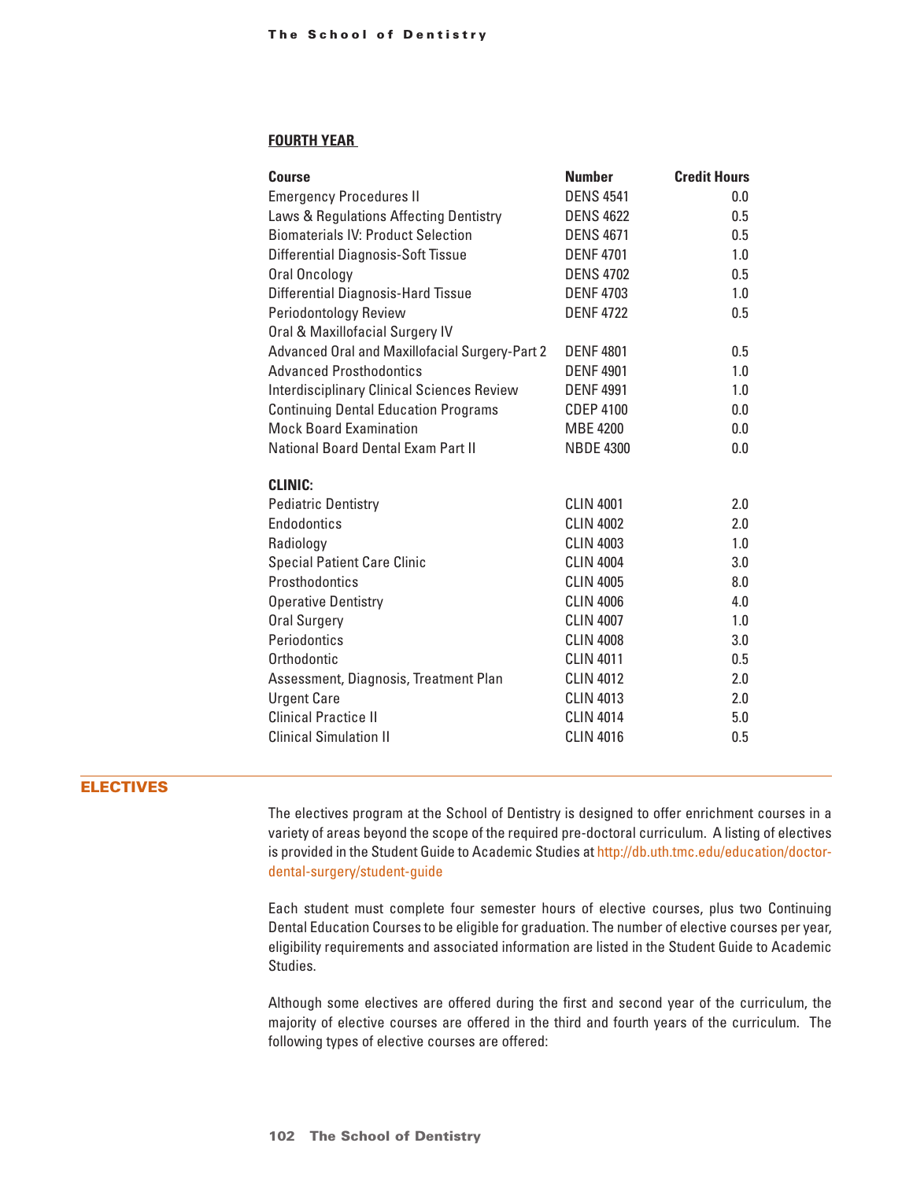## FOURTH YEAR

| Course | Number | Credit Hours |
|---|---|---|
| Emergency Procedures II | DENS 4541 | 0.0 |
| Laws & Regulations Affecting Dentistry | DENS 4622 | 0.5 |
| Biomaterials IV: Product Selection | DENS 4671 | 0.5 |
| Differential Diagnosis-Soft Tissue | DENF 4701 | 1.0 |
| Oral Oncology | DENS 4702 | 0.5 |
| Differential Diagnosis-Hard Tissue | DENF 4703 | 1.0 |
| Periodontology Review | DENF 4722 | 0.5 |
| Oral & Maxillofacial Surgery IV | | |
| Advanced Oral and Maxillofacial Surgery-Part 2 | DENF 4801 | 0.5 |
| Advanced Prosthodontics | DENF 4901 | 1.0 |
| Interdisciplinary Clinical Sciences Review | DENF 4991 | 1.0 |
| Continuing Dental Education Programs | CDEP 4100 | 0.0 |
| Mock Board Examination | MBE 4200 | 0.0 |
| National Board Dental Exam Part II | NBDE 4300 | 0.0 |
| **CLINIC:** | | |
| Pediatric Dentistry | CLIN 4001 | 2.0 |
| Endodontics | CLIN 4002 | 2.0 |
| Radiology | CLIN 4003 | 1.0 |
| Special Patient Care Clinic | CLIN 4004 | 3.0 |
| Prosthodontics | CLIN 4005 | 8.0 |
| Operative Dentistry | CLIN 4006 | 4.0 |
| Oral Surgery | CLIN 4007 | 1.0 |
| Periodontics | CLIN 4008 | 3.0 |
| Orthodontic | CLIN 4011 | 0.5 |
| Assessment, Diagnosis, Treatment Plan | CLIN 4012 | 2.0 |
| Urgent Care | CLIN 4013 | 2.0 |
| Clinical Practice II | CLIN 4014 | 5.0 |
| Clinical Simulation II | CLIN 4016 | 0.5 |

## ELECTIVES

The electives program at the School of Dentistry is designed to offer enrichment courses in a variety of areas beyond the scope of the required pre-doctoral curriculum. A listing of electives is provided in the Student Guide to Academic Studies at http://db.uth.tmc.edu/education/doctor-dental-surgery/student-guide

Each student must complete four semester hours of elective courses, plus two Continuing Dental Education Courses to be eligible for graduation. The number of elective courses per year, eligibility requirements and associated information are listed in the Student Guide to Academic Studies.

Although some electives are offered during the first and second year of the curriculum, the majority of elective courses are offered in the third and fourth years of the curriculum. The following types of elective courses are offered: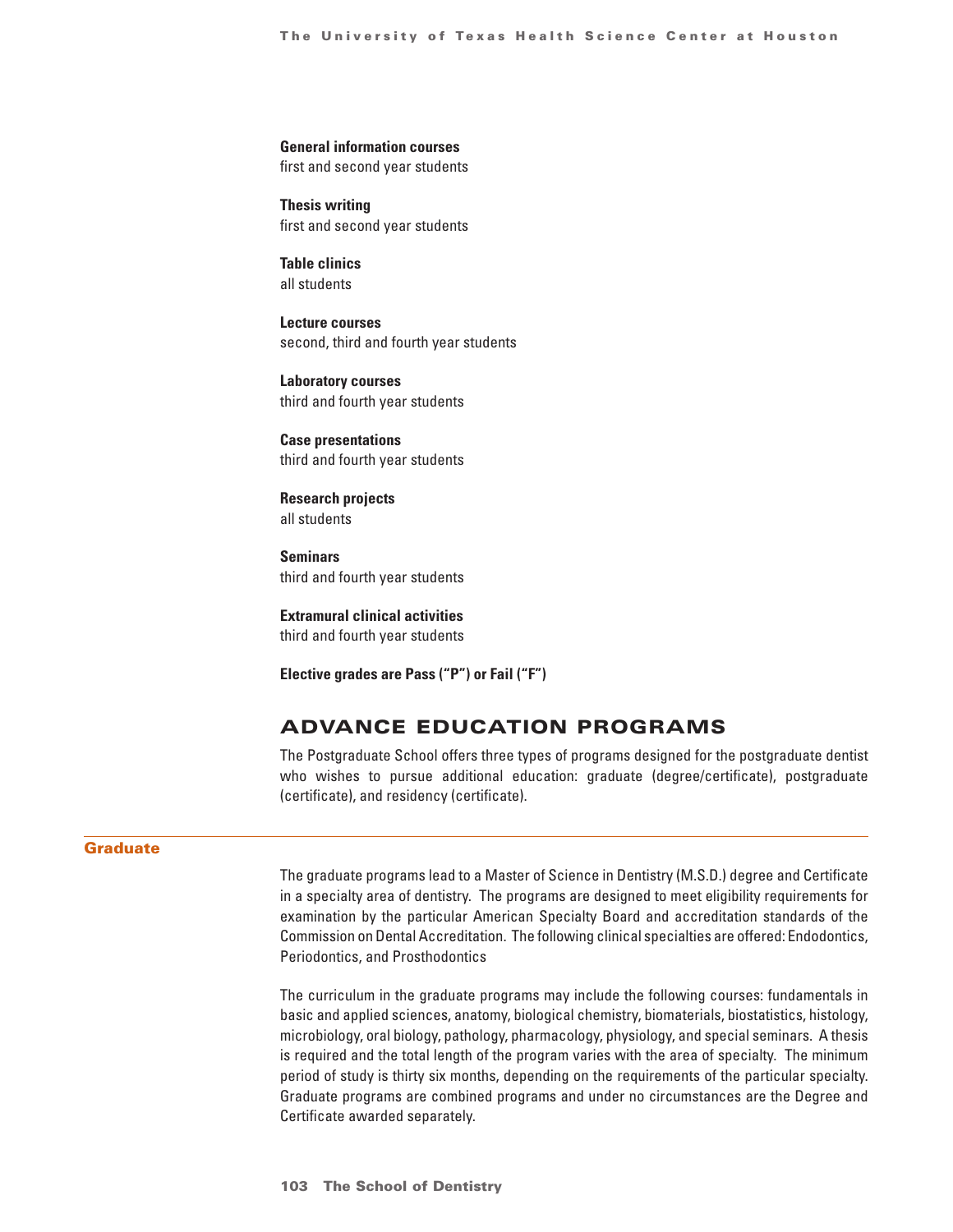**General information courses**
first and second year students

**Thesis writing**
first and second year students

**Table clinics**
all students

**Lecture courses**
second, third and fourth year students

**Laboratory courses**
third and fourth year students

**Case presentations**
third and fourth year students

**Research projects**
all students

**Seminars**
third and fourth year students

**Extramural clinical activities**
third and fourth year students

**Elective grades are Pass ("P") or Fail ("F")**

## ADVANCE EDUCATION PROGRAMS

The Postgraduate School offers three types of programs designed for the postgraduate dentist who wishes to pursue additional education: graduate (degree/certificate), postgraduate (certificate), and residency (certificate).

### Graduate

The graduate programs lead to a Master of Science in Dentistry (M.S.D.) degree and Certificate in a specialty area of dentistry. The programs are designed to meet eligibility requirements for examination by the particular American Specialty Board and accreditation standards of the Commission on Dental Accreditation. The following clinical specialties are offered: Endodontics, Periodontics, and Prosthodontics

The curriculum in the graduate programs may include the following courses: fundamentals in basic and applied sciences, anatomy, biological chemistry, biomaterials, biostatistics, histology, microbiology, oral biology, pathology, pharmacology, physiology, and special seminars. A thesis is required and the total length of the program varies with the area of specialty. The minimum period of study is thirty six months, depending on the requirements of the particular specialty. Graduate programs are combined programs and under no circumstances are the Degree and Certificate awarded separately.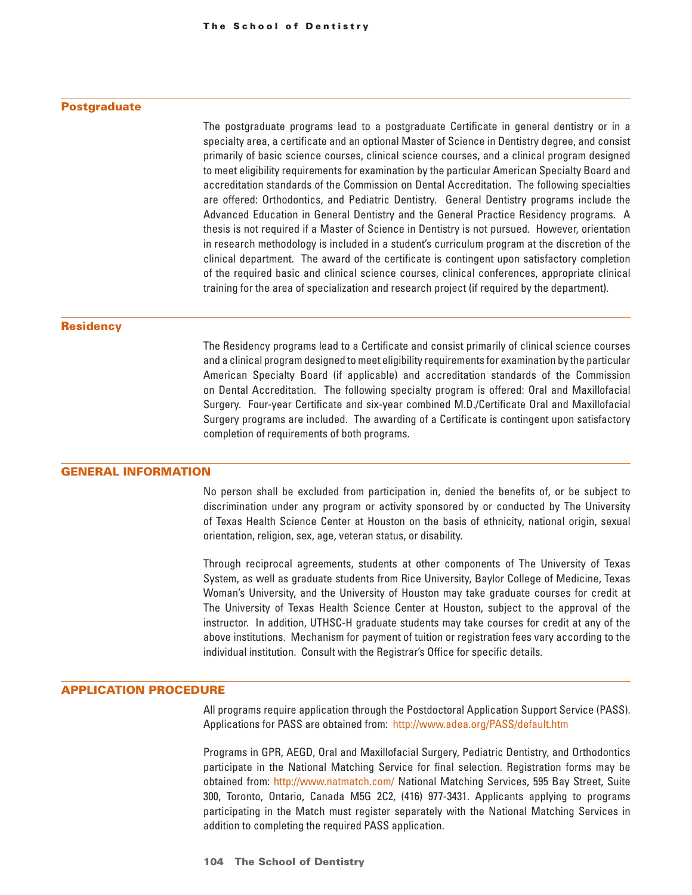### Postgraduate

The postgraduate programs lead to a postgraduate Certificate in general dentistry or in a specialty area, a certificate and an optional Master of Science in Dentistry degree, and consist primarily of basic science courses, clinical science courses, and a clinical program designed to meet eligibility requirements for examination by the particular American Specialty Board and accreditation standards of the Commission on Dental Accreditation. The following specialties are offered: Orthodontics, and Pediatric Dentistry. General Dentistry programs include the Advanced Education in General Dentistry and the General Practice Residency programs. A thesis is not required if a Master of Science in Dentistry is not pursued. However, orientation in research methodology is included in a student's curriculum program at the discretion of the clinical department. The award of the certificate is contingent upon satisfactory completion of the required basic and clinical science courses, clinical conferences, appropriate clinical training for the area of specialization and research project (if required by the department).

### Residency

The Residency programs lead to a Certificate and consist primarily of clinical science courses and a clinical program designed to meet eligibility requirements for examination by the particular American Specialty Board (if applicable) and accreditation standards of the Commission on Dental Accreditation. The following specialty program is offered: Oral and Maxillofacial Surgery. Four-year Certificate and six-year combined M.D./Certificate Oral and Maxillofacial Surgery programs are included. The awarding of a Certificate is contingent upon satisfactory completion of requirements of both programs.

## GENERAL INFORMATION

No person shall be excluded from participation in, denied the benefits of, or be subject to discrimination under any program or activity sponsored by or conducted by The University of Texas Health Science Center at Houston on the basis of ethnicity, national origin, sexual orientation, religion, sex, age, veteran status, or disability.

Through reciprocal agreements, students at other components of The University of Texas System, as well as graduate students from Rice University, Baylor College of Medicine, Texas Woman's University, and the University of Houston may take graduate courses for credit at The University of Texas Health Science Center at Houston, subject to the approval of the instructor. In addition, UTHSC-H graduate students may take courses for credit at any of the above institutions. Mechanism for payment of tuition or registration fees vary according to the individual institution. Consult with the Registrar's Office for specific details.

## APPLICATION PROCEDURE

All programs require application through the Postdoctoral Application Support Service (PASS). Applications for PASS are obtained from: http://www.adea.org/PASS/default.htm

Programs in GPR, AEGD, Oral and Maxillofacial Surgery, Pediatric Dentistry, and Orthodontics participate in the National Matching Service for final selection. Registration forms may be obtained from: http://www.natmatch.com/ National Matching Services, 595 Bay Street, Suite 300, Toronto, Ontario, Canada M5G 2C2, (416) 977-3431. Applicants applying to programs participating in the Match must register separately with the National Matching Services in addition to completing the required PASS application.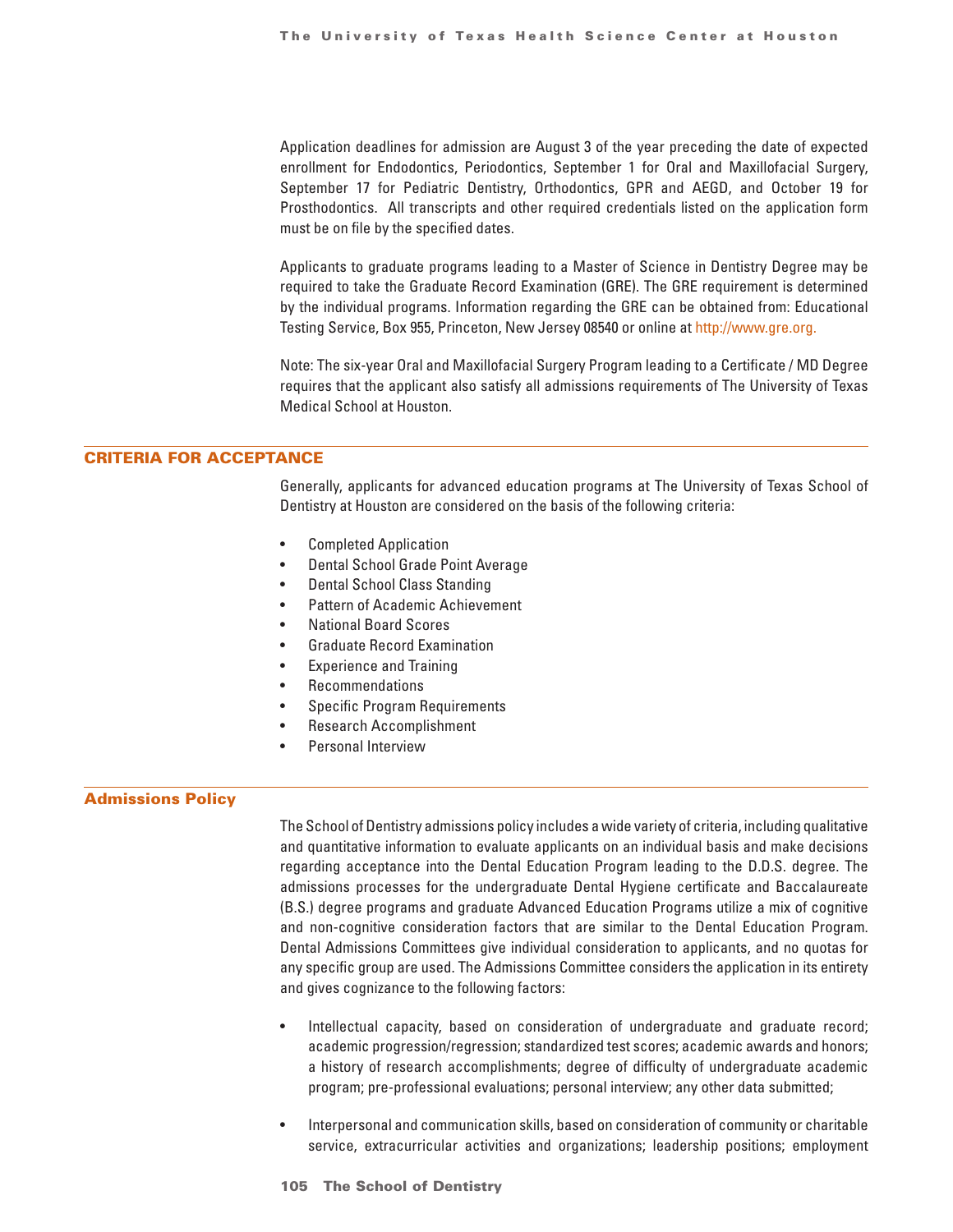Application deadlines for admission are August 3 of the year preceding the date of expected enrollment for Endodontics, Periodontics, September 1 for Oral and Maxillofacial Surgery, September 17 for Pediatric Dentistry, Orthodontics, GPR and AEGD, and October 19 for Prosthodontics. All transcripts and other required credentials listed on the application form must be on file by the specified dates.

Applicants to graduate programs leading to a Master of Science in Dentistry Degree may be required to take the Graduate Record Examination (GRE). The GRE requirement is determined by the individual programs. Information regarding the GRE can be obtained from: Educational Testing Service, Box 955, Princeton, New Jersey 08540 or online at http://www.gre.org.

Note: The six-year Oral and Maxillofacial Surgery Program leading to a Certificate / MD Degree requires that the applicant also satisfy all admissions requirements of The University of Texas Medical School at Houston.

## CRITERIA FOR ACCEPTANCE

Generally, applicants for advanced education programs at The University of Texas School of Dentistry at Houston are considered on the basis of the following criteria:

- Completed Application
- Dental School Grade Point Average
- Dental School Class Standing
- Pattern of Academic Achievement
- National Board Scores
- Graduate Record Examination
- Experience and Training
- Recommendations
- Specific Program Requirements
- Research Accomplishment
- Personal Interview

## Admissions Policy

The School of Dentistry admissions policy includes a wide variety of criteria, including qualitative and quantitative information to evaluate applicants on an individual basis and make decisions regarding acceptance into the Dental Education Program leading to the D.D.S. degree. The admissions processes for the undergraduate Dental Hygiene certificate and Baccalaureate (B.S.) degree programs and graduate Advanced Education Programs utilize a mix of cognitive and non-cognitive consideration factors that are similar to the Dental Education Program. Dental Admissions Committees give individual consideration to applicants, and no quotas for any specific group are used. The Admissions Committee considers the application in its entirety and gives cognizance to the following factors:

- Intellectual capacity, based on consideration of undergraduate and graduate record; academic progression/regression; standardized test scores; academic awards and honors; a history of research accomplishments; degree of difficulty of undergraduate academic program; pre-professional evaluations; personal interview; any other data submitted;
- Interpersonal and communication skills, based on consideration of community or charitable service, extracurricular activities and organizations; leadership positions; employment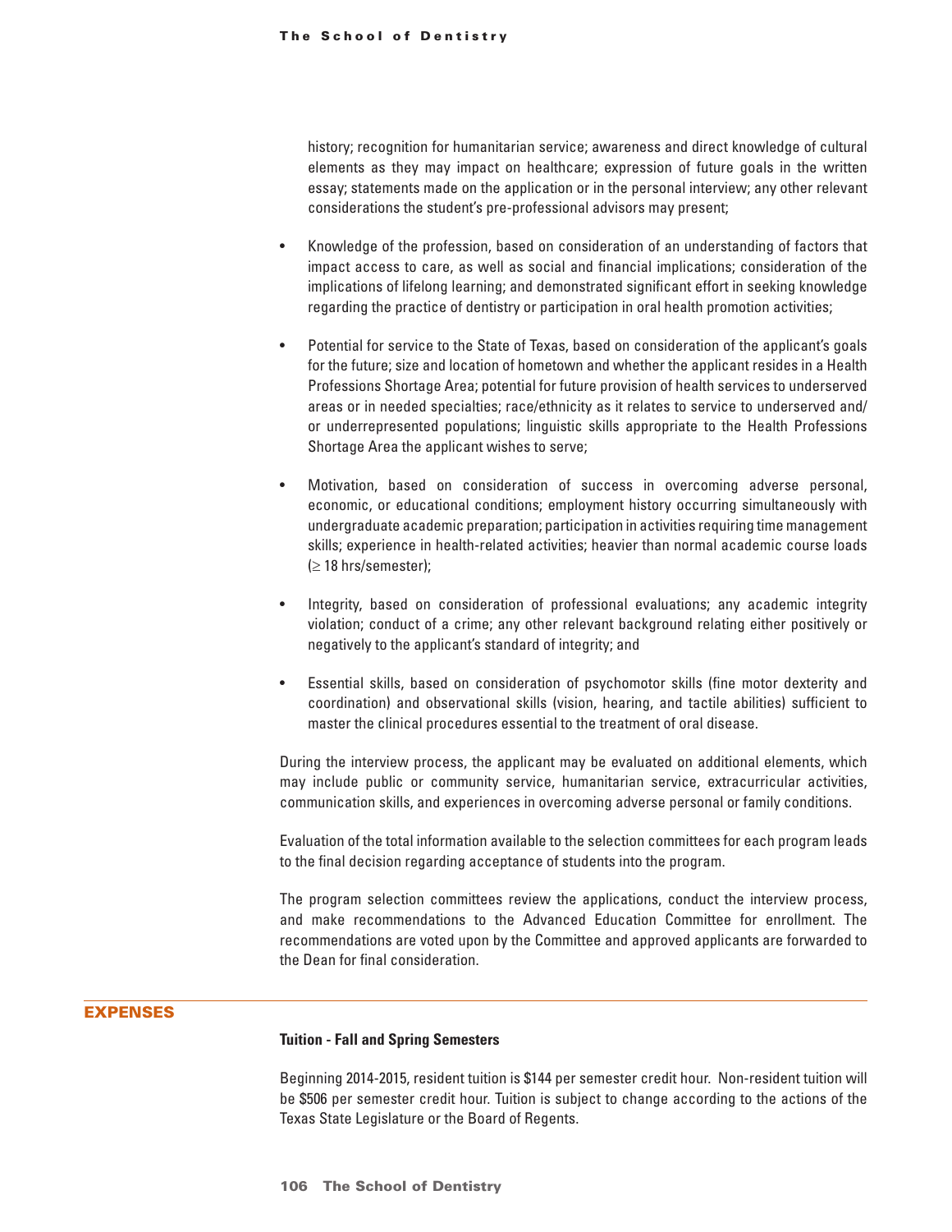history; recognition for humanitarian service; awareness and direct knowledge of cultural elements as they may impact on healthcare; expression of future goals in the written essay; statements made on the application or in the personal interview; any other relevant considerations the student's pre-professional advisors may present;

- Knowledge of the profession, based on consideration of an understanding of factors that impact access to care, as well as social and financial implications; consideration of the implications of lifelong learning; and demonstrated significant effort in seeking knowledge regarding the practice of dentistry or participation in oral health promotion activities;

- Potential for service to the State of Texas, based on consideration of the applicant's goals for the future; size and location of hometown and whether the applicant resides in a Health Professions Shortage Area; potential for future provision of health services to underserved areas or in needed specialties; race/ethnicity as it relates to service to underserved and/or underrepresented populations; linguistic skills appropriate to the Health Professions Shortage Area the applicant wishes to serve;

- Motivation, based on consideration of success in overcoming adverse personal, economic, or educational conditions; employment history occurring simultaneously with undergraduate academic preparation; participation in activities requiring time management skills; experience in health-related activities; heavier than normal academic course loads ($\geq$ 18 hrs/semester);

- Integrity, based on consideration of professional evaluations; any academic integrity violation; conduct of a crime; any other relevant background relating either positively or negatively to the applicant's standard of integrity; and

- Essential skills, based on consideration of psychomotor skills (fine motor dexterity and coordination) and observational skills (vision, hearing, and tactile abilities) sufficient to master the clinical procedures essential to the treatment of oral disease.

During the interview process, the applicant may be evaluated on additional elements, which may include public or community service, humanitarian service, extracurricular activities, communication skills, and experiences in overcoming adverse personal or family conditions.

Evaluation of the total information available to the selection committees for each program leads to the final decision regarding acceptance of students into the program.

The program selection committees review the applications, conduct the interview process, and make recommendations to the Advanced Education Committee for enrollment. The recommendations are voted upon by the Committee and approved applicants are forwarded to the Dean for final consideration.

## EXPENSES

### Tuition - Fall and Spring Semesters

Beginning 2014-2015, resident tuition is $144 per semester credit hour. Non-resident tuition will be $506 per semester credit hour. Tuition is subject to change according to the actions of the Texas State Legislature or the Board of Regents.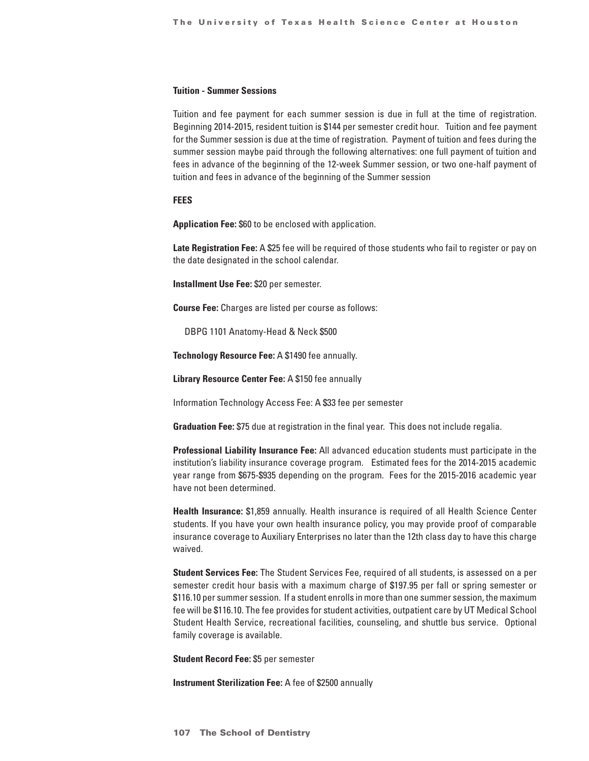**Tuition - Summer Sessions**

Tuition and fee payment for each summer session is due in full at the time of registration. Beginning 2014-2015, resident tuition is $144 per semester credit hour. Tuition and fee payment for the Summer session is due at the time of registration. Payment of tuition and fees during the summer session maybe paid through the following alternatives: one full payment of tuition and fees in advance of the beginning of the 12-week Summer session, or two one-half payment of tuition and fees in advance of the beginning of the Summer session

**FEES**

**Application Fee:** $60 to be enclosed with application.

**Late Registration Fee:** A $25 fee will be required of those students who fail to register or pay on the date designated in the school calendar.

**Installment Use Fee:** $20 per semester.

**Course Fee:** Charges are listed per course as follows:

DBPG 1101 Anatomy-Head & Neck $500

**Technology Resource Fee:** A $1490 fee annually.

**Library Resource Center Fee:** A $150 fee annually

Information Technology Access Fee: A $33 fee per semester

**Graduation Fee:** $75 due at registration in the final year. This does not include regalia.

**Professional Liability Insurance Fee:** All advanced education students must participate in the institution's liability insurance coverage program. Estimated fees for the 2014-2015 academic year range from $675-$935 depending on the program. Fees for the 2015-2016 academic year have not been determined.

**Health Insurance:** $1,859 annually. Health insurance is required of all Health Science Center students. If you have your own health insurance policy, you may provide proof of comparable insurance coverage to Auxiliary Enterprises no later than the 12th class day to have this charge waived.

**Student Services Fee:** The Student Services Fee, required of all students, is assessed on a per semester credit hour basis with a maximum charge of $197.95 per fall or spring semester or $116.10 per summer session. If a student enrolls in more than one summer session, the maximum fee will be $116.10. The fee provides for student activities, outpatient care by UT Medical School Student Health Service, recreational facilities, counseling, and shuttle bus service. Optional family coverage is available.

**Student Record Fee:** $5 per semester

**Instrument Sterilization Fee:** A fee of $2500 annually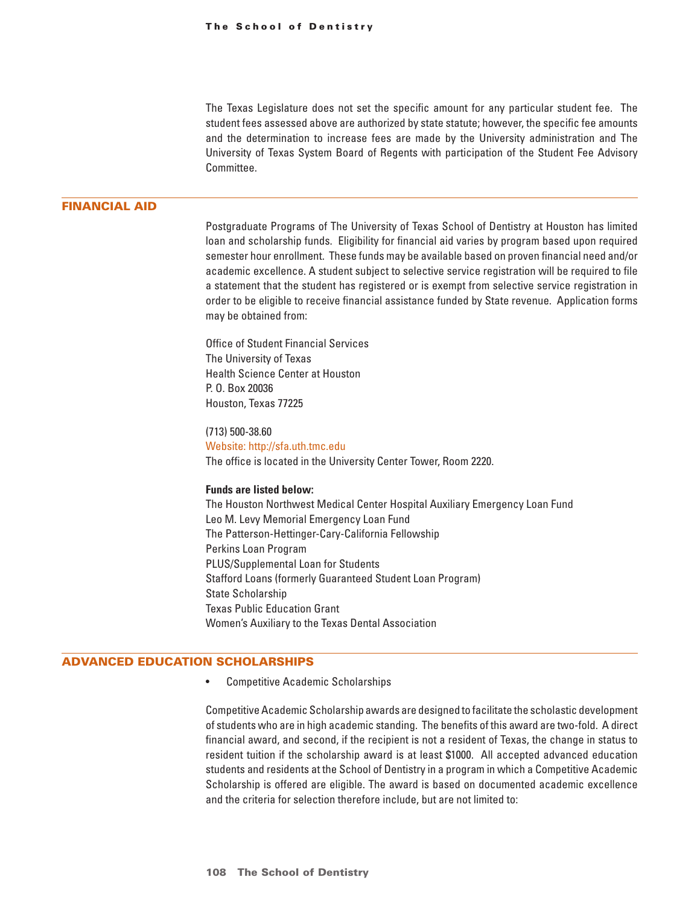The Texas Legislature does not set the specific amount for any particular student fee. The student fees assessed above are authorized by state statute; however, the specific fee amounts and the determination to increase fees are made by the University administration and The University of Texas System Board of Regents with participation of the Student Fee Advisory Committee.

## FINANCIAL AID

Postgraduate Programs of The University of Texas School of Dentistry at Houston has limited loan and scholarship funds. Eligibility for financial aid varies by program based upon required semester hour enrollment. These funds may be available based on proven financial need and/or academic excellence. A student subject to selective service registration will be required to file a statement that the student has registered or is exempt from selective service registration in order to be eligible to receive financial assistance funded by State revenue. Application forms may be obtained from:

Office of Student Financial Services
The University of Texas
Health Science Center at Houston
P. O. Box 20036
Houston, Texas 77225

(713) 500-38.60
Website: http://sfa.uth.tmc.edu
The office is located in the University Center Tower, Room 2220.

**Funds are listed below:**
The Houston Northwest Medical Center Hospital Auxiliary Emergency Loan Fund
Leo M. Levy Memorial Emergency Loan Fund
The Patterson-Hettinger-Cary-California Fellowship
Perkins Loan Program
PLUS/Supplemental Loan for Students
Stafford Loans (formerly Guaranteed Student Loan Program)
State Scholarship
Texas Public Education Grant
Women's Auxiliary to the Texas Dental Association

## ADVANCED EDUCATION SCHOLARSHIPS

- Competitive Academic Scholarships

Competitive Academic Scholarship awards are designed to facilitate the scholastic development of students who are in high academic standing. The benefits of this award are two-fold. A direct financial award, and second, if the recipient is not a resident of Texas, the change in status to resident tuition if the scholarship award is at least $1000. All accepted advanced education students and residents at the School of Dentistry in a program in which a Competitive Academic Scholarship is offered are eligible. The award is based on documented academic excellence and the criteria for selection therefore include, but are not limited to: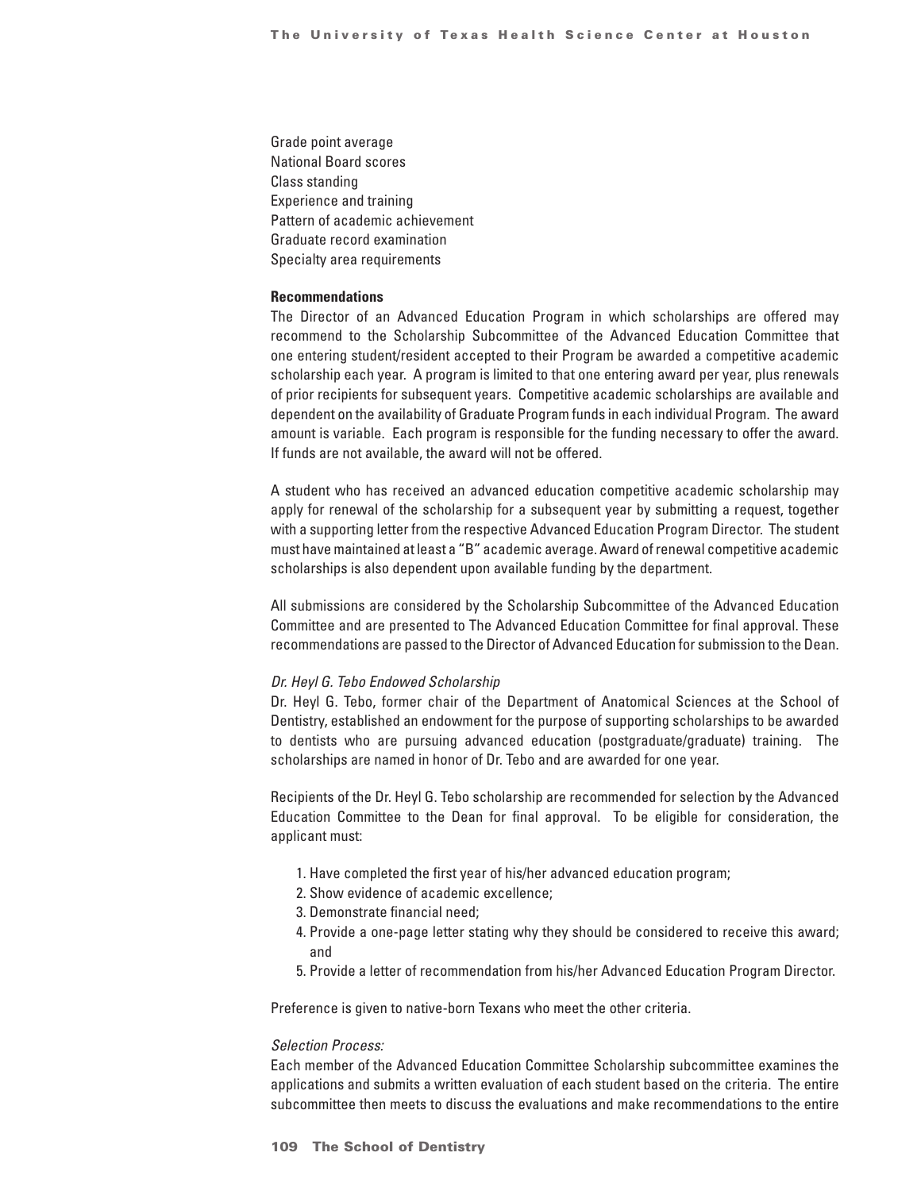Grade point average
National Board scores
Class standing
Experience and training
Pattern of academic achievement
Graduate record examination
Specialty area requirements

**Recommendations**

The Director of an Advanced Education Program in which scholarships are offered may recommend to the Scholarship Subcommittee of the Advanced Education Committee that one entering student/resident accepted to their Program be awarded a competitive academic scholarship each year. A program is limited to that one entering award per year, plus renewals of prior recipients for subsequent years. Competitive academic scholarships are available and dependent on the availability of Graduate Program funds in each individual Program. The award amount is variable. Each program is responsible for the funding necessary to offer the award. If funds are not available, the award will not be offered.

A student who has received an advanced education competitive academic scholarship may apply for renewal of the scholarship for a subsequent year by submitting a request, together with a supporting letter from the respective Advanced Education Program Director. The student must have maintained at least a "B" academic average. Award of renewal competitive academic scholarships is also dependent upon available funding by the department.

All submissions are considered by the Scholarship Subcommittee of the Advanced Education Committee and are presented to The Advanced Education Committee for final approval. These recommendations are passed to the Director of Advanced Education for submission to the Dean.

*Dr. Heyl G. Tebo Endowed Scholarship*

Dr. Heyl G. Tebo, former chair of the Department of Anatomical Sciences at the School of Dentistry, established an endowment for the purpose of supporting scholarships to be awarded to dentists who are pursuing advanced education (postgraduate/graduate) training. The scholarships are named in honor of Dr. Tebo and are awarded for one year.

Recipients of the Dr. Heyl G. Tebo scholarship are recommended for selection by the Advanced Education Committee to the Dean for final approval. To be eligible for consideration, the applicant must:

1. Have completed the first year of his/her advanced education program;
2. Show evidence of academic excellence;
3. Demonstrate financial need;
4. Provide a one-page letter stating why they should be considered to receive this award; and
5. Provide a letter of recommendation from his/her Advanced Education Program Director.

Preference is given to native-born Texans who meet the other criteria.

*Selection Process:*

Each member of the Advanced Education Committee Scholarship subcommittee examines the applications and submits a written evaluation of each student based on the criteria. The entire subcommittee then meets to discuss the evaluations and make recommendations to the entire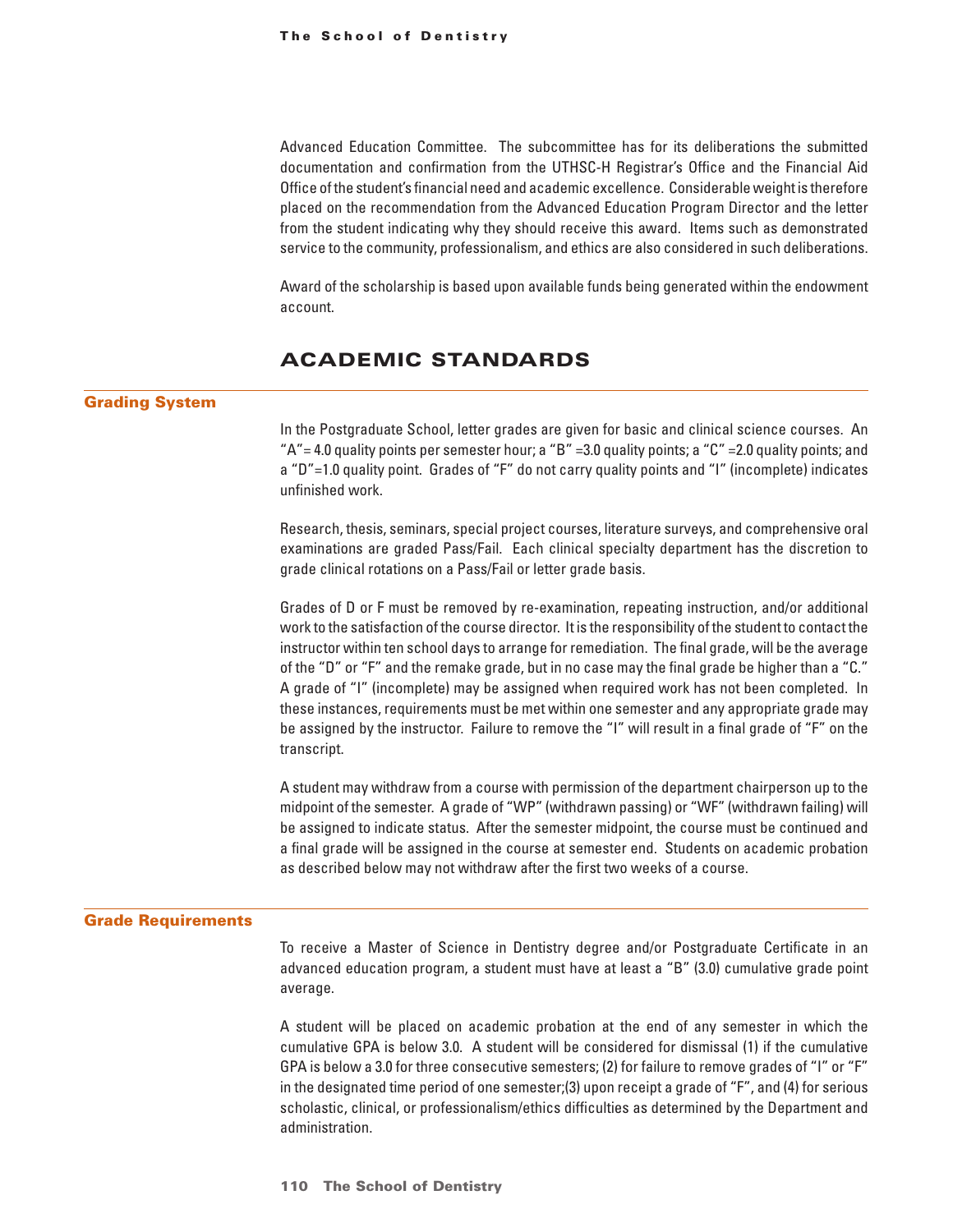Advanced Education Committee. The subcommittee has for its deliberations the submitted documentation and confirmation from the UTHSC-H Registrar's Office and the Financial Aid Office of the student's financial need and academic excellence. Considerable weight is therefore placed on the recommendation from the Advanced Education Program Director and the letter from the student indicating why they should receive this award. Items such as demonstrated service to the community, professionalism, and ethics are also considered in such deliberations.

Award of the scholarship is based upon available funds being generated within the endowment account.

## ACADEMIC STANDARDS

### Grading System

In the Postgraduate School, letter grades are given for basic and clinical science courses. An "A"= 4.0 quality points per semester hour; a "B" =3.0 quality points; a "C" =2.0 quality points; and a "D"=1.0 quality point. Grades of "F" do not carry quality points and "I" (incomplete) indicates unfinished work.

Research, thesis, seminars, special project courses, literature surveys, and comprehensive oral examinations are graded Pass/Fail. Each clinical specialty department has the discretion to grade clinical rotations on a Pass/Fail or letter grade basis.

Grades of D or F must be removed by re-examination, repeating instruction, and/or additional work to the satisfaction of the course director. It is the responsibility of the student to contact the instructor within ten school days to arrange for remediation. The final grade, will be the average of the "D" or "F" and the remake grade, but in no case may the final grade be higher than a "C." A grade of "I" (incomplete) may be assigned when required work has not been completed. In these instances, requirements must be met within one semester and any appropriate grade may be assigned by the instructor. Failure to remove the "I" will result in a final grade of "F" on the transcript.

A student may withdraw from a course with permission of the department chairperson up to the midpoint of the semester. A grade of "WP" (withdrawn passing) or "WF" (withdrawn failing) will be assigned to indicate status. After the semester midpoint, the course must be continued and a final grade will be assigned in the course at semester end. Students on academic probation as described below may not withdraw after the first two weeks of a course.

### Grade Requirements

To receive a Master of Science in Dentistry degree and/or Postgraduate Certificate in an advanced education program, a student must have at least a "B" (3.0) cumulative grade point average.

A student will be placed on academic probation at the end of any semester in which the cumulative GPA is below 3.0. A student will be considered for dismissal (1) if the cumulative GPA is below a 3.0 for three consecutive semesters; (2) for failure to remove grades of "I" or "F" in the designated time period of one semester;(3) upon receipt a grade of "F", and (4) for serious scholastic, clinical, or professionalism/ethics difficulties as determined by the Department and administration.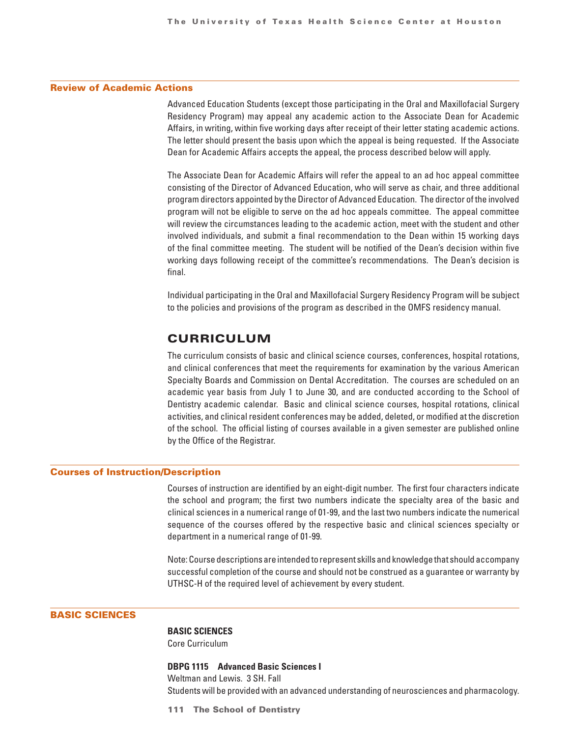## Review of Academic Actions

Advanced Education Students (except those participating in the Oral and Maxillofacial Surgery Residency Program) may appeal any academic action to the Associate Dean for Academic Affairs, in writing, within five working days after receipt of their letter stating academic actions. The letter should present the basis upon which the appeal is being requested. If the Associate Dean for Academic Affairs accepts the appeal, the process described below will apply.

The Associate Dean for Academic Affairs will refer the appeal to an ad hoc appeal committee consisting of the Director of Advanced Education, who will serve as chair, and three additional program directors appointed by the Director of Advanced Education. The director of the involved program will not be eligible to serve on the ad hoc appeals committee. The appeal committee will review the circumstances leading to the academic action, meet with the student and other involved individuals, and submit a final recommendation to the Dean within 15 working days of the final committee meeting. The student will be notified of the Dean's decision within five working days following receipt of the committee's recommendations. The Dean's decision is final.

Individual participating in the Oral and Maxillofacial Surgery Residency Program will be subject to the policies and provisions of the program as described in the OMFS residency manual.

# CURRICULUM

The curriculum consists of basic and clinical science courses, conferences, hospital rotations, and clinical conferences that meet the requirements for examination by the various American Specialty Boards and Commission on Dental Accreditation. The courses are scheduled on an academic year basis from July 1 to June 30, and are conducted according to the School of Dentistry academic calendar. Basic and clinical science courses, hospital rotations, clinical activities, and clinical resident conferences may be added, deleted, or modified at the discretion of the school. The official listing of courses available in a given semester are published online by the Office of the Registrar.

## Courses of Instruction/Description

Courses of instruction are identified by an eight-digit number. The first four characters indicate the school and program; the first two numbers indicate the specialty area of the basic and clinical sciences in a numerical range of 01-99, and the last two numbers indicate the numerical sequence of the courses offered by the respective basic and clinical sciences specialty or department in a numerical range of 01-99.

Note: Course descriptions are intended to represent skills and knowledge that should accompany successful completion of the course and should not be construed as a guarantee or warranty by UTHSC-H of the required level of achievement by every student.

## BASIC SCIENCES

**BASIC SCIENCES**
Core Curriculum

**DBPG 1115 Advanced Basic Sciences I**
Weltman and Lewis. 3 SH. Fall
Students will be provided with an advanced understanding of neurosciences and pharmacology.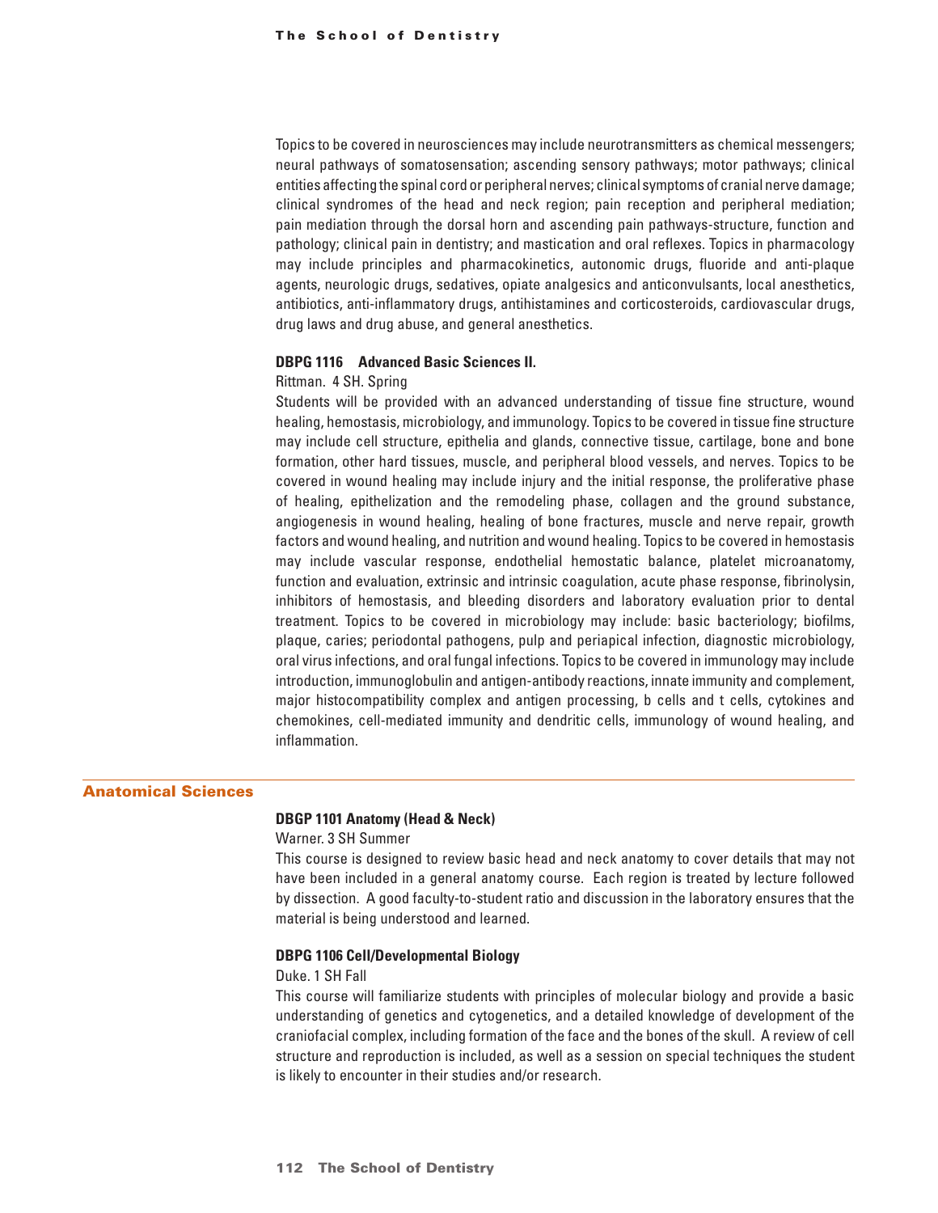Topics to be covered in neurosciences may include neurotransmitters as chemical messengers; neural pathways of somatosensation; ascending sensory pathways; motor pathways; clinical entities affecting the spinal cord or peripheral nerves; clinical symptoms of cranial nerve damage; clinical syndromes of the head and neck region; pain reception and peripheral mediation; pain mediation through the dorsal horn and ascending pain pathways-structure, function and pathology; clinical pain in dentistry; and mastication and oral reflexes. Topics in pharmacology may include principles and pharmacokinetics, autonomic drugs, fluoride and anti-plaque agents, neurologic drugs, sedatives, opiate analgesics and anticonvulsants, local anesthetics, antibiotics, anti-inflammatory drugs, antihistamines and corticosteroids, cardiovascular drugs, drug laws and drug abuse, and general anesthetics.

**DBPG 1116 Advanced Basic Sciences II.**

Rittman. 4 SH. Spring

Students will be provided with an advanced understanding of tissue fine structure, wound healing, hemostasis, microbiology, and immunology. Topics to be covered in tissue fine structure may include cell structure, epithelia and glands, connective tissue, cartilage, bone and bone formation, other hard tissues, muscle, and peripheral blood vessels, and nerves. Topics to be covered in wound healing may include injury and the initial response, the proliferative phase of healing, epithelization and the remodeling phase, collagen and the ground substance, angiogenesis in wound healing, healing of bone fractures, muscle and nerve repair, growth factors and wound healing, and nutrition and wound healing. Topics to be covered in hemostasis may include vascular response, endothelial hemostatic balance, platelet microanatomy, function and evaluation, extrinsic and intrinsic coagulation, acute phase response, fibrinolysin, inhibitors of hemostasis, and bleeding disorders and laboratory evaluation prior to dental treatment. Topics to be covered in microbiology may include: basic bacteriology; biofilms, plaque, caries; periodontal pathogens, pulp and periapical infection, diagnostic microbiology, oral virus infections, and oral fungal infections. Topics to be covered in immunology may include introduction, immunoglobulin and antigen-antibody reactions, innate immunity and complement, major histocompatibility complex and antigen processing, b cells and t cells, cytokines and chemokines, cell-mediated immunity and dendritic cells, immunology of wound healing, and inflammation.

## Anatomical Sciences

**DBGP 1101 Anatomy (Head & Neck)**

Warner. 3 SH Summer

This course is designed to review basic head and neck anatomy to cover details that may not have been included in a general anatomy course. Each region is treated by lecture followed by dissection. A good faculty-to-student ratio and discussion in the laboratory ensures that the material is being understood and learned.

**DBPG 1106 Cell/Developmental Biology**

Duke. 1 SH Fall

This course will familiarize students with principles of molecular biology and provide a basic understanding of genetics and cytogenetics, and a detailed knowledge of development of the craniofacial complex, including formation of the face and the bones of the skull. A review of cell structure and reproduction is included, as well as a session on special techniques the student is likely to encounter in their studies and/or research.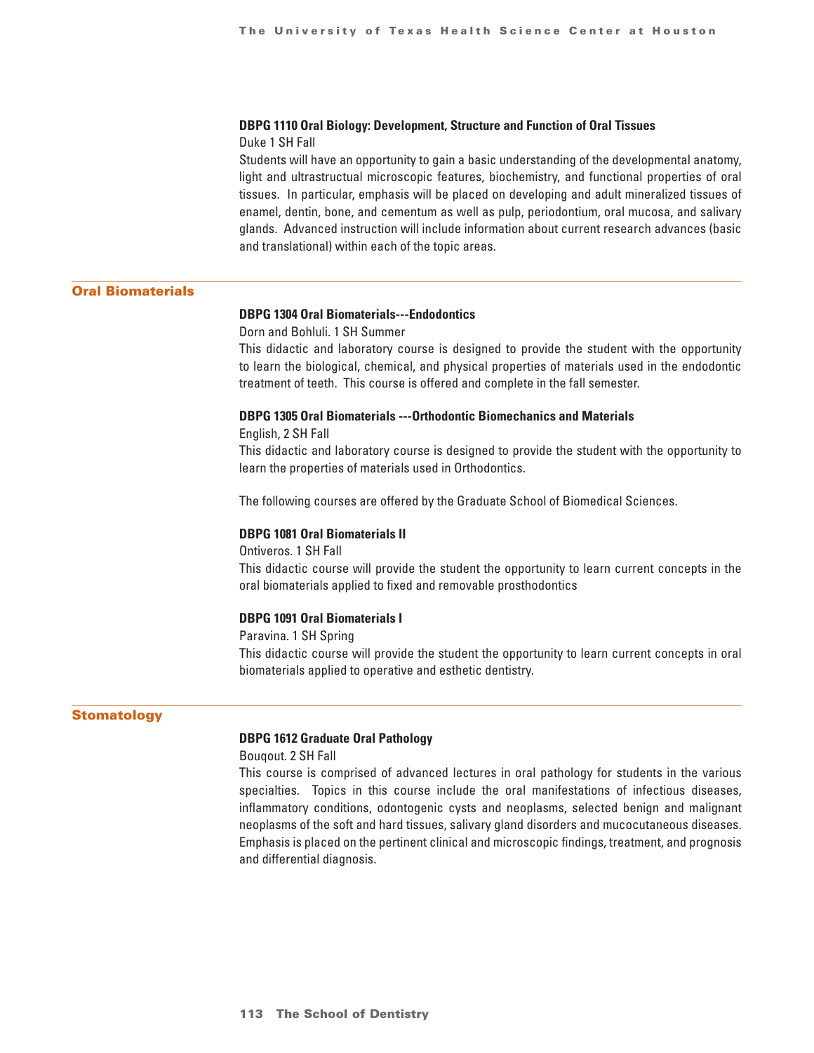**DBPG 1110 Oral Biology: Development, Structure and Function of Oral Tissues**

Duke 1 SH Fall

Students will have an opportunity to gain a basic understanding of the developmental anatomy, light and ultrastructural microscopic features, biochemistry, and functional properties of oral tissues. In particular, emphasis will be placed on developing and adult mineralized tissues of enamel, dentin, bone, and cementum as well as pulp, periodontium, oral mucosa, and salivary glands. Advanced instruction will include information about current research advances (basic and translational) within each of the topic areas.

## Oral Biomaterials

**DBPG 1304 Oral Biomaterials---Endodontics**

Dorn and Bohluli. 1 SH Summer

This didactic and laboratory course is designed to provide the student with the opportunity to learn the biological, chemical, and physical properties of materials used in the endodontic treatment of teeth. This course is offered and complete in the fall semester.

**DBPG 1305 Oral Biomaterials ---Orthodontic Biomechanics and Materials**

English, 2 SH Fall

This didactic and laboratory course is designed to provide the student with the opportunity to learn the properties of materials used in Orthodontics.

The following courses are offered by the Graduate School of Biomedical Sciences.

**DBPG 1081 Oral Biomaterials II**

Ontiveros. 1 SH Fall

This didactic course will provide the student the opportunity to learn current concepts in the oral biomaterials applied to fixed and removable prosthodontics

**DBPG 1091 Oral Biomaterials I**

Paravina. 1 SH Spring

This didactic course will provide the student the opportunity to learn current concepts in oral biomaterials applied to operative and esthetic dentistry.

## Stomatology

**DBPG 1612 Graduate Oral Pathology**

Bouqout. 2 SH Fall

This course is comprised of advanced lectures in oral pathology for students in the various specialties. Topics in this course include the oral manifestations of infectious diseases, inflammatory conditions, odontogenic cysts and neoplasms, selected benign and malignant neoplasms of the soft and hard tissues, salivary gland disorders and mucocutaneous diseases. Emphasis is placed on the pertinent clinical and microscopic findings, treatment, and prognosis and differential diagnosis.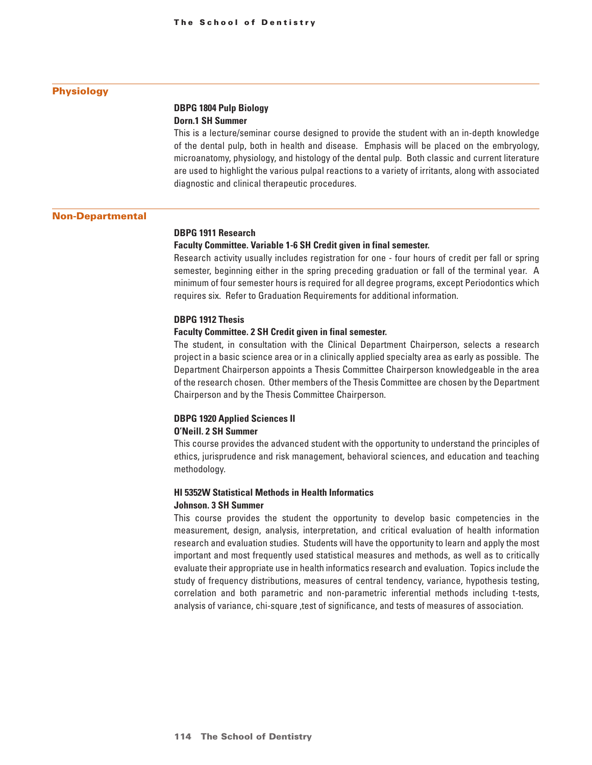## Physiology

**DBPG 1804 Pulp Biology**
**Dorn.1 SH Summer**

This is a lecture/seminar course designed to provide the student with an in-depth knowledge of the dental pulp, both in health and disease. Emphasis will be placed on the embryology, microanatomy, physiology, and histology of the dental pulp. Both classic and current literature are used to highlight the various pulpal reactions to a variety of irritants, along with associated diagnostic and clinical therapeutic procedures.

## Non-Departmental

**DBPG 1911 Research**
**Faculty Committee. Variable 1-6 SH Credit given in final semester.**

Research activity usually includes registration for one - four hours of credit per fall or spring semester, beginning either in the spring preceding graduation or fall of the terminal year. A minimum of four semester hours is required for all degree programs, except Periodontics which requires six. Refer to Graduation Requirements for additional information.

**DBPG 1912 Thesis**
**Faculty Committee. 2 SH Credit given in final semester.**

The student, in consultation with the Clinical Department Chairperson, selects a research project in a basic science area or in a clinically applied specialty area as early as possible. The Department Chairperson appoints a Thesis Committee Chairperson knowledgeable in the area of the research chosen. Other members of the Thesis Committee are chosen by the Department Chairperson and by the Thesis Committee Chairperson.

**DBPG 1920 Applied Sciences II**
**O'Neill. 2 SH Summer**

This course provides the advanced student with the opportunity to understand the principles of ethics, jurisprudence and risk management, behavioral sciences, and education and teaching methodology.

**HI 5352W Statistical Methods in Health Informatics**
**Johnson. 3 SH Summer**

This course provides the student the opportunity to develop basic competencies in the measurement, design, analysis, interpretation, and critical evaluation of health information research and evaluation studies. Students will have the opportunity to learn and apply the most important and most frequently used statistical measures and methods, as well as to critically evaluate their appropriate use in health informatics research and evaluation. Topics include the study of frequency distributions, measures of central tendency, variance, hypothesis testing, correlation and both parametric and non-parametric inferential methods including t-tests, analysis of variance, chi-square ,test of significance, and tests of measures of association.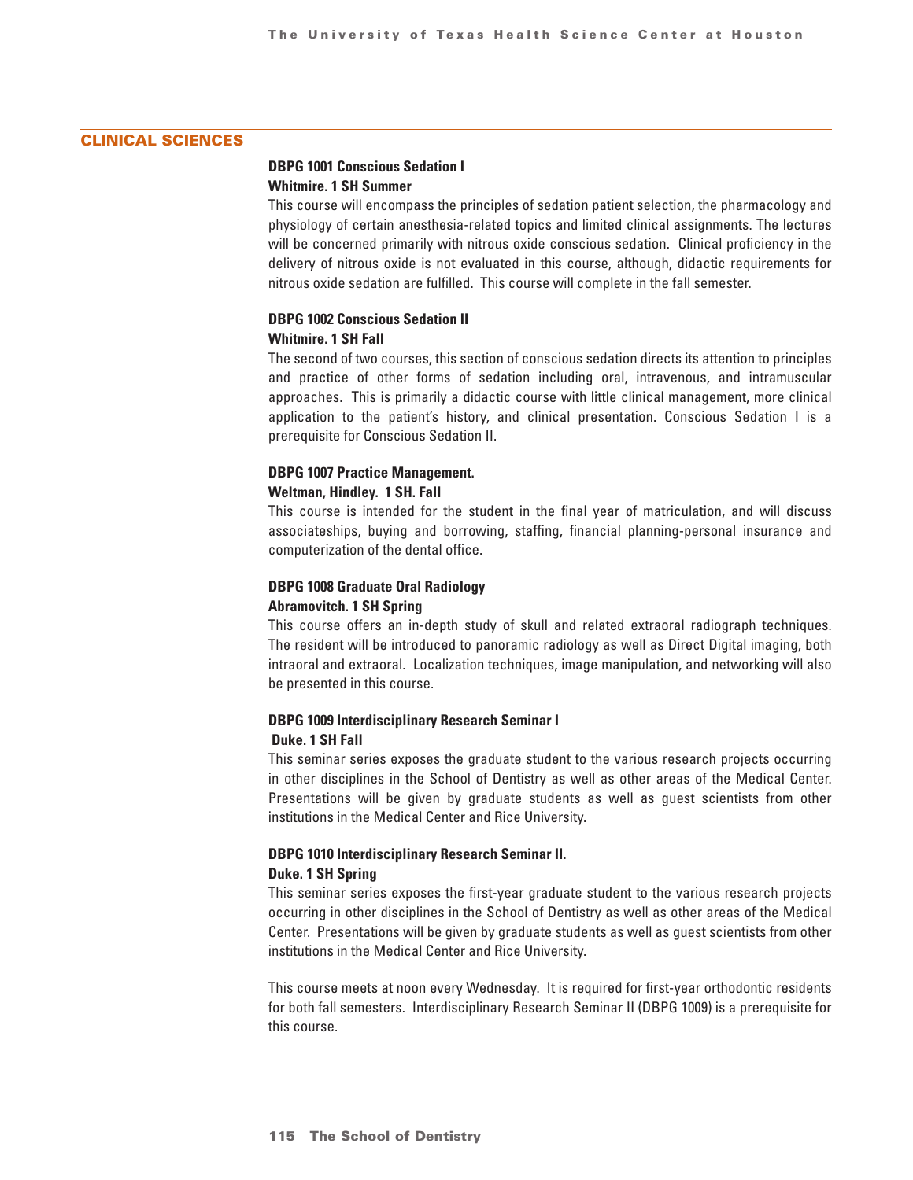## CLINICAL SCIENCES

**DBPG 1001 Conscious Sedation I**
**Whitmire. 1 SH Summer**

This course will encompass the principles of sedation patient selection, the pharmacology and physiology of certain anesthesia-related topics and limited clinical assignments. The lectures will be concerned primarily with nitrous oxide conscious sedation. Clinical proficiency in the delivery of nitrous oxide is not evaluated in this course, although, didactic requirements for nitrous oxide sedation are fulfilled. This course will complete in the fall semester.

**DBPG 1002 Conscious Sedation II**
**Whitmire. 1 SH Fall**

The second of two courses, this section of conscious sedation directs its attention to principles and practice of other forms of sedation including oral, intravenous, and intramuscular approaches. This is primarily a didactic course with little clinical management, more clinical application to the patient's history, and clinical presentation. Conscious Sedation I is a prerequisite for Conscious Sedation II.

**DBPG 1007 Practice Management.**
**Weltman, Hindley. 1 SH. Fall**

This course is intended for the student in the final year of matriculation, and will discuss associateships, buying and borrowing, staffing, financial planning-personal insurance and computerization of the dental office.

**DBPG 1008 Graduate Oral Radiology**
**Abramovitch. 1 SH Spring**

This course offers an in-depth study of skull and related extraoral radiograph techniques. The resident will be introduced to panoramic radiology as well as Direct Digital imaging, both intraoral and extraoral. Localization techniques, image manipulation, and networking will also be presented in this course.

**DBPG 1009 Interdisciplinary Research Seminar I**
**Duke. 1 SH Fall**

This seminar series exposes the graduate student to the various research projects occurring in other disciplines in the School of Dentistry as well as other areas of the Medical Center. Presentations will be given by graduate students as well as guest scientists from other institutions in the Medical Center and Rice University.

**DBPG 1010 Interdisciplinary Research Seminar II.**
**Duke. 1 SH Spring**

This seminar series exposes the first-year graduate student to the various research projects occurring in other disciplines in the School of Dentistry as well as other areas of the Medical Center. Presentations will be given by graduate students as well as guest scientists from other institutions in the Medical Center and Rice University.

This course meets at noon every Wednesday. It is required for first-year orthodontic residents for both fall semesters. Interdisciplinary Research Seminar II (DBPG 1009) is a prerequisite for this course.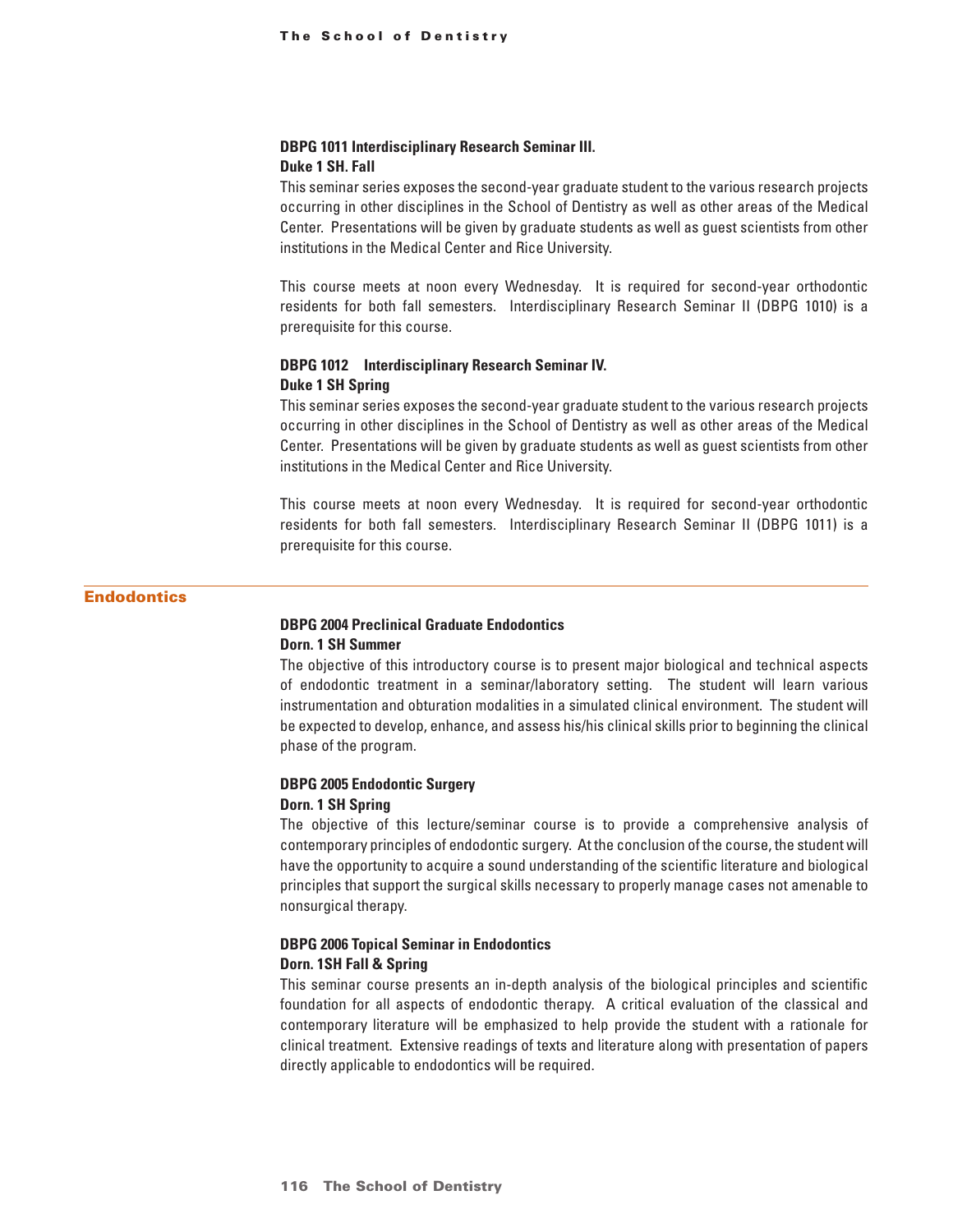**DBPG 1011 Interdisciplinary Research Seminar III.**
**Duke 1 SH. Fall**

This seminar series exposes the second-year graduate student to the various research projects occurring in other disciplines in the School of Dentistry as well as other areas of the Medical Center. Presentations will be given by graduate students as well as guest scientists from other institutions in the Medical Center and Rice University.

This course meets at noon every Wednesday. It is required for second-year orthodontic residents for both fall semesters. Interdisciplinary Research Seminar II (DBPG 1010) is a prerequisite for this course.

**DBPG 1012 Interdisciplinary Research Seminar IV.**
**Duke 1 SH Spring**

This seminar series exposes the second-year graduate student to the various research projects occurring in other disciplines in the School of Dentistry as well as other areas of the Medical Center. Presentations will be given by graduate students as well as guest scientists from other institutions in the Medical Center and Rice University.

This course meets at noon every Wednesday. It is required for second-year orthodontic residents for both fall semesters. Interdisciplinary Research Seminar II (DBPG 1011) is a prerequisite for this course.

## Endodontics

**DBPG 2004 Preclinical Graduate Endodontics**
**Dorn. 1 SH Summer**

The objective of this introductory course is to present major biological and technical aspects of endodontic treatment in a seminar/laboratory setting. The student will learn various instrumentation and obturation modalities in a simulated clinical environment. The student will be expected to develop, enhance, and assess his/his clinical skills prior to beginning the clinical phase of the program.

**DBPG 2005 Endodontic Surgery**
**Dorn. 1 SH Spring**

The objective of this lecture/seminar course is to provide a comprehensive analysis of contemporary principles of endodontic surgery. At the conclusion of the course, the student will have the opportunity to acquire a sound understanding of the scientific literature and biological principles that support the surgical skills necessary to properly manage cases not amenable to nonsurgical therapy.

**DBPG 2006 Topical Seminar in Endodontics**
**Dorn. 1SH Fall & Spring**

This seminar course presents an in-depth analysis of the biological principles and scientific foundation for all aspects of endodontic therapy. A critical evaluation of the classical and contemporary literature will be emphasized to help provide the student with a rationale for clinical treatment. Extensive readings of texts and literature along with presentation of papers directly applicable to endodontics will be required.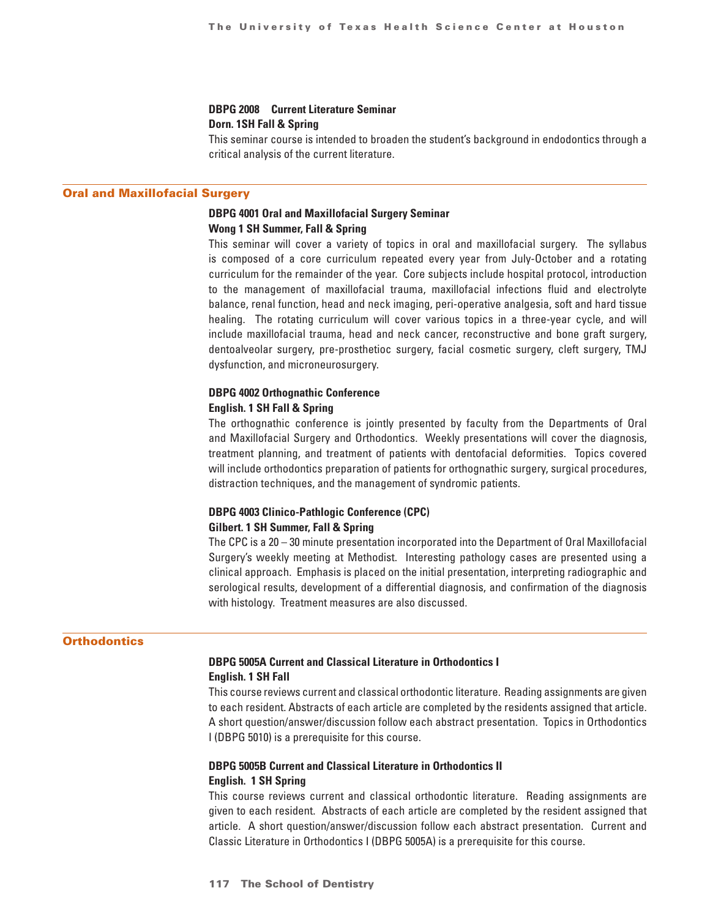**DBPG 2008 Current Literature Seminar**
**Dorn. 1SH Fall & Spring**

This seminar course is intended to broaden the student's background in endodontics through a critical analysis of the current literature.

## Oral and Maxillofacial Surgery

**DBPG 4001 Oral and Maxillofacial Surgery Seminar**
**Wong 1 SH Summer, Fall & Spring**

This seminar will cover a variety of topics in oral and maxillofacial surgery. The syllabus is composed of a core curriculum repeated every year from July-October and a rotating curriculum for the remainder of the year. Core subjects include hospital protocol, introduction to the management of maxillofacial trauma, maxillofacial infections fluid and electrolyte balance, renal function, head and neck imaging, peri-operative analgesia, soft and hard tissue healing. The rotating curriculum will cover various topics in a three-year cycle, and will include maxillofacial trauma, head and neck cancer, reconstructive and bone graft surgery, dentoalveolar surgery, pre-prosthetioc surgery, facial cosmetic surgery, cleft surgery, TMJ dysfunction, and microneurosurgery.

**DBPG 4002 Orthognathic Conference**
**English. 1 SH Fall & Spring**

The orthognathic conference is jointly presented by faculty from the Departments of Oral and Maxillofacial Surgery and Orthodontics. Weekly presentations will cover the diagnosis, treatment planning, and treatment of patients with dentofacial deformities. Topics covered will include orthodontics preparation of patients for orthognathic surgery, surgical procedures, distraction techniques, and the management of syndromic patients.

**DBPG 4003 Clinico-Pathlogic Conference (CPC)**
**Gilbert. 1 SH Summer, Fall & Spring**

The CPC is a 20 – 30 minute presentation incorporated into the Department of Oral Maxillofacial Surgery's weekly meeting at Methodist. Interesting pathology cases are presented using a clinical approach. Emphasis is placed on the initial presentation, interpreting radiographic and serological results, development of a differential diagnosis, and confirmation of the diagnosis with histology. Treatment measures are also discussed.

## Orthodontics

**DBPG 5005A Current and Classical Literature in Orthodontics I**
**English. 1 SH Fall**

This course reviews current and classical orthodontic literature. Reading assignments are given to each resident. Abstracts of each article are completed by the residents assigned that article. A short question/answer/discussion follow each abstract presentation. Topics in Orthodontics I (DBPG 5010) is a prerequisite for this course.

**DBPG 5005B Current and Classical Literature in Orthodontics II**
**English. 1 SH Spring**

This course reviews current and classical orthodontic literature. Reading assignments are given to each resident. Abstracts of each article are completed by the resident assigned that article. A short question/answer/discussion follow each abstract presentation. Current and Classic Literature in Orthodontics I (DBPG 5005A) is a prerequisite for this course.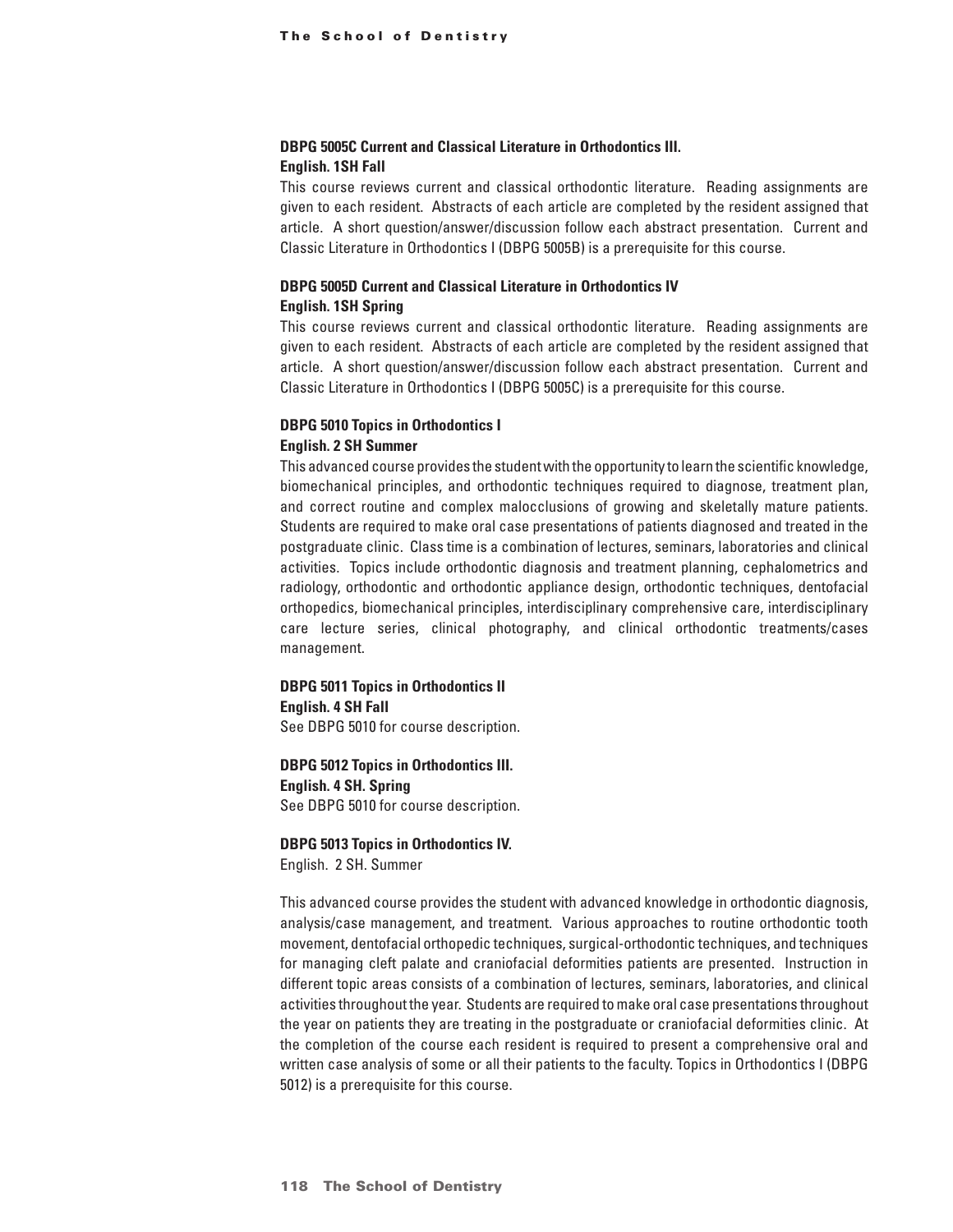**DBPG 5005C Current and Classical Literature in Orthodontics III.**
**English. 1SH Fall**

This course reviews current and classical orthodontic literature. Reading assignments are given to each resident. Abstracts of each article are completed by the resident assigned that article. A short question/answer/discussion follow each abstract presentation. Current and Classic Literature in Orthodontics I (DBPG 5005B) is a prerequisite for this course.

**DBPG 5005D Current and Classical Literature in Orthodontics IV**
**English. 1SH Spring**

This course reviews current and classical orthodontic literature. Reading assignments are given to each resident. Abstracts of each article are completed by the resident assigned that article. A short question/answer/discussion follow each abstract presentation. Current and Classic Literature in Orthodontics I (DBPG 5005C) is a prerequisite for this course.

**DBPG 5010 Topics in Orthodontics I**
**English. 2 SH Summer**

This advanced course provides the student with the opportunity to learn the scientific knowledge, biomechanical principles, and orthodontic techniques required to diagnose, treatment plan, and correct routine and complex malocclusions of growing and skeletally mature patients. Students are required to make oral case presentations of patients diagnosed and treated in the postgraduate clinic. Class time is a combination of lectures, seminars, laboratories and clinical activities. Topics include orthodontic diagnosis and treatment planning, cephalometrics and radiology, orthodontic and orthodontic appliance design, orthodontic techniques, dentofacial orthopedics, biomechanical principles, interdisciplinary comprehensive care, interdisciplinary care lecture series, clinical photography, and clinical orthodontic treatments/cases management.

**DBPG 5011 Topics in Orthodontics II**
**English. 4 SH Fall**
See DBPG 5010 for course description.

**DBPG 5012 Topics in Orthodontics III.**
**English. 4 SH. Spring**
See DBPG 5010 for course description.

**DBPG 5013 Topics in Orthodontics IV.**
English. 2 SH. Summer

This advanced course provides the student with advanced knowledge in orthodontic diagnosis, analysis/case management, and treatment. Various approaches to routine orthodontic tooth movement, dentofacial orthopedic techniques, surgical-orthodontic techniques, and techniques for managing cleft palate and craniofacial deformities patients are presented. Instruction in different topic areas consists of a combination of lectures, seminars, laboratories, and clinical activities throughout the year. Students are required to make oral case presentations throughout the year on patients they are treating in the postgraduate or craniofacial deformities clinic. At the completion of the course each resident is required to present a comprehensive oral and written case analysis of some or all their patients to the faculty. Topics in Orthodontics I (DBPG 5012) is a prerequisite for this course.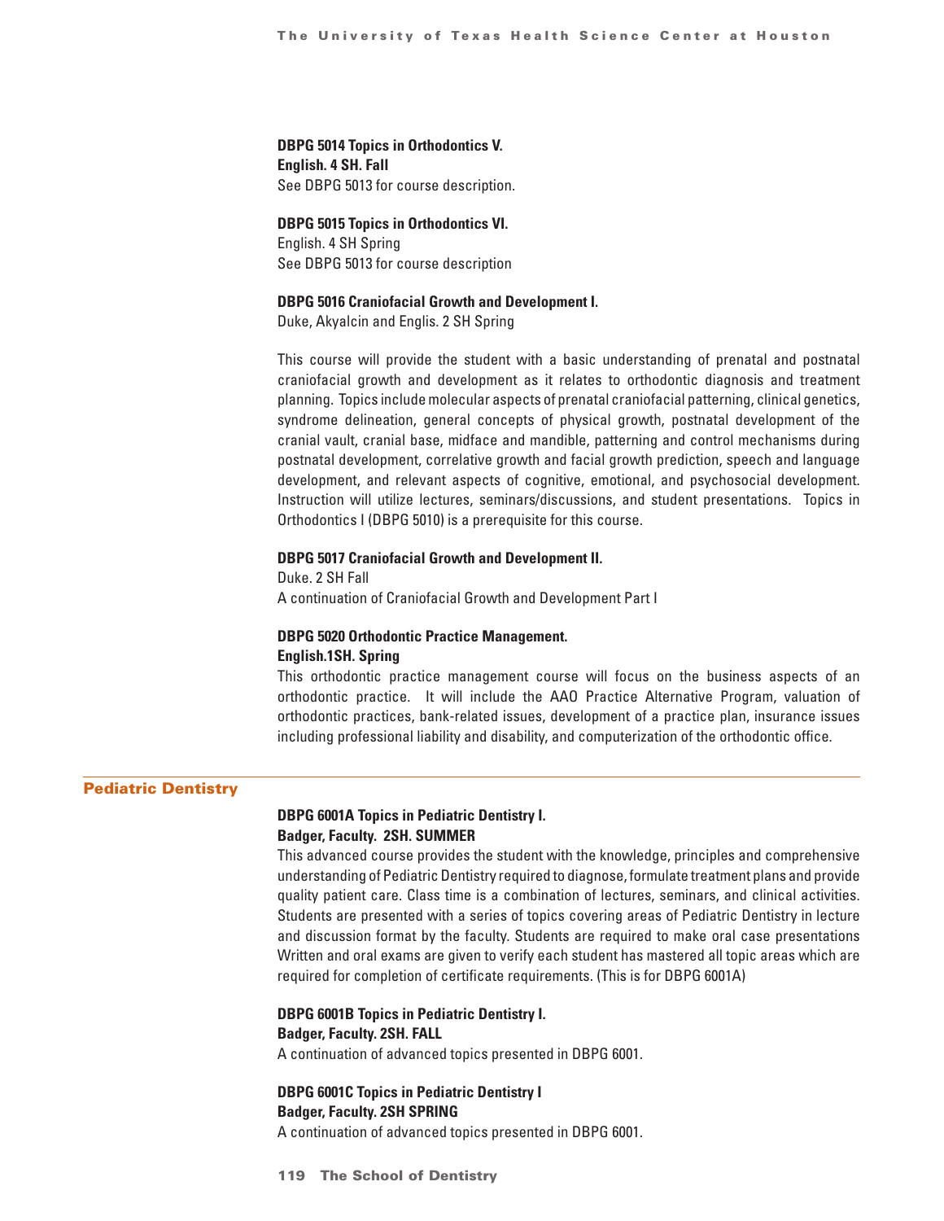**DBPG 5014 Topics in Orthodontics V.**
**English. 4 SH. Fall**
See DBPG 5013 for course description.

**DBPG 5015 Topics in Orthodontics VI.**
English. 4 SH Spring
See DBPG 5013 for course description

**DBPG 5016 Craniofacial Growth and Development I.**
Duke, Akyalcin and Englis. 2 SH Spring

This course will provide the student with a basic understanding of prenatal and postnatal craniofacial growth and development as it relates to orthodontic diagnosis and treatment planning. Topics include molecular aspects of prenatal craniofacial patterning, clinical genetics, syndrome delineation, general concepts of physical growth, postnatal development of the cranial vault, cranial base, midface and mandible, patterning and control mechanisms during postnatal development, correlative growth and facial growth prediction, speech and language development, and relevant aspects of cognitive, emotional, and psychosocial development. Instruction will utilize lectures, seminars/discussions, and student presentations. Topics in Orthodontics I (DBPG 5010) is a prerequisite for this course.

**DBPG 5017 Craniofacial Growth and Development II.**
Duke. 2 SH Fall
A continuation of Craniofacial Growth and Development Part I

**DBPG 5020 Orthodontic Practice Management.**
**English.1SH. Spring**
This orthodontic practice management course will focus on the business aspects of an orthodontic practice. It will include the AAO Practice Alternative Program, valuation of orthodontic practices, bank-related issues, development of a practice plan, insurance issues including professional liability and disability, and computerization of the orthodontic office.

## Pediatric Dentistry

**DBPG 6001A Topics in Pediatric Dentistry I.**
**Badger, Faculty. 2SH. SUMMER**
This advanced course provides the student with the knowledge, principles and comprehensive understanding of Pediatric Dentistry required to diagnose, formulate treatment plans and provide quality patient care. Class time is a combination of lectures, seminars, and clinical activities. Students are presented with a series of topics covering areas of Pediatric Dentistry in lecture and discussion format by the faculty. Students are required to make oral case presentations Written and oral exams are given to verify each student has mastered all topic areas which are required for completion of certificate requirements. (This is for DBPG 6001A)

**DBPG 6001B Topics in Pediatric Dentistry I.**
**Badger, Faculty. 2SH. FALL**
A continuation of advanced topics presented in DBPG 6001.

**DBPG 6001C Topics in Pediatric Dentistry I**
**Badger, Faculty. 2SH SPRING**
A continuation of advanced topics presented in DBPG 6001.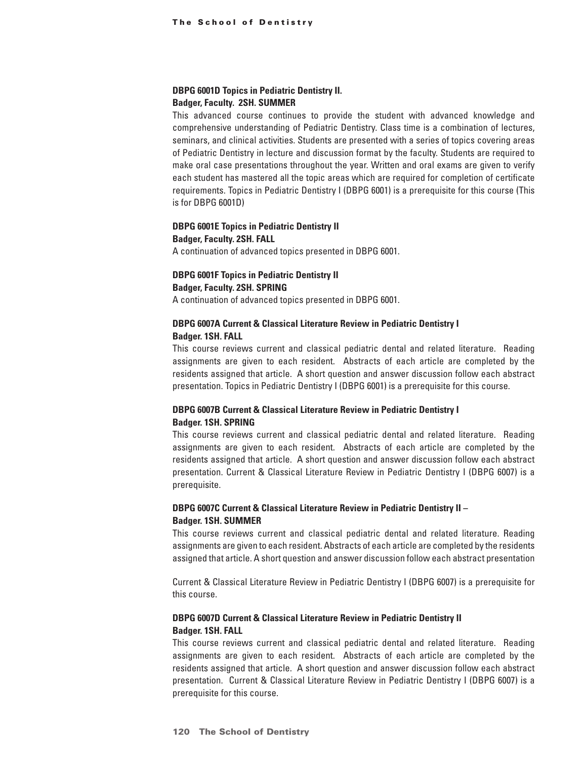**DBPG 6001D Topics in Pediatric Dentistry II.**
**Badger, Faculty. 2SH. SUMMER**

This advanced course continues to provide the student with advanced knowledge and comprehensive understanding of Pediatric Dentistry. Class time is a combination of lectures, seminars, and clinical activities. Students are presented with a series of topics covering areas of Pediatric Dentistry in lecture and discussion format by the faculty. Students are required to make oral case presentations throughout the year. Written and oral exams are given to verify each student has mastered all the topic areas which are required for completion of certificate requirements. Topics in Pediatric Dentistry I (DBPG 6001) is a prerequisite for this course (This is for DBPG 6001D)

**DBPG 6001E Topics in Pediatric Dentistry II**
**Badger, Faculty. 2SH. FALL**

A continuation of advanced topics presented in DBPG 6001.

**DBPG 6001F Topics in Pediatric Dentistry II**
**Badger, Faculty. 2SH. SPRING**

A continuation of advanced topics presented in DBPG 6001.

**DBPG 6007A Current & Classical Literature Review in Pediatric Dentistry I**
**Badger. 1SH. FALL**

This course reviews current and classical pediatric dental and related literature. Reading assignments are given to each resident. Abstracts of each article are completed by the residents assigned that article. A short question and answer discussion follow each abstract presentation. Topics in Pediatric Dentistry I (DBPG 6001) is a prerequisite for this course.

**DBPG 6007B Current & Classical Literature Review in Pediatric Dentistry I**
**Badger. 1SH. SPRING**

This course reviews current and classical pediatric dental and related literature. Reading assignments are given to each resident. Abstracts of each article are completed by the residents assigned that article. A short question and answer discussion follow each abstract presentation. Current & Classical Literature Review in Pediatric Dentistry I (DBPG 6007) is a prerequisite.

**DBPG 6007C Current & Classical Literature Review in Pediatric Dentistry II –**
**Badger. 1SH. SUMMER**

This course reviews current and classical pediatric dental and related literature. Reading assignments are given to each resident. Abstracts of each article are completed by the residents assigned that article. A short question and answer discussion follow each abstract presentation

Current & Classical Literature Review in Pediatric Dentistry I (DBPG 6007) is a prerequisite for this course.

**DBPG 6007D Current & Classical Literature Review in Pediatric Dentistry II**
**Badger. 1SH. FALL**

This course reviews current and classical pediatric dental and related literature. Reading assignments are given to each resident. Abstracts of each article are completed by the residents assigned that article. A short question and answer discussion follow each abstract presentation. Current & Classical Literature Review in Pediatric Dentistry I (DBPG 6007) is a prerequisite for this course.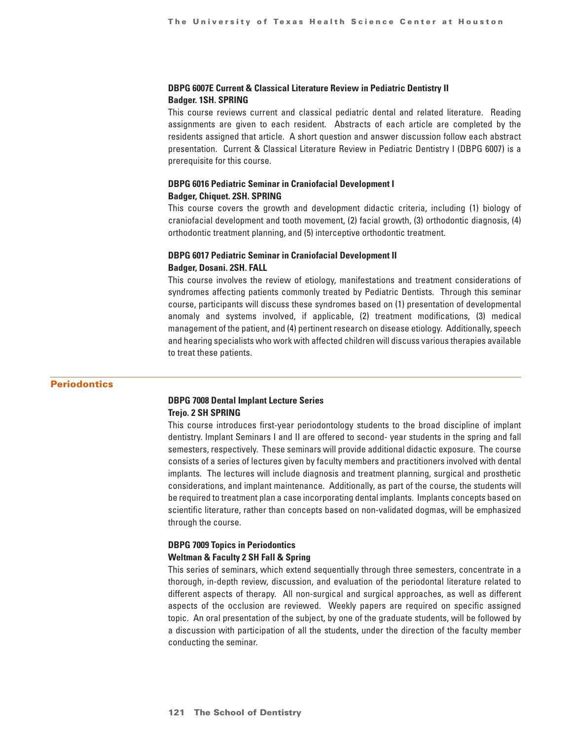**DBPG 6007E Current & Classical Literature Review in Pediatric Dentistry II**
**Badger. 1SH. SPRING**

This course reviews current and classical pediatric dental and related literature. Reading assignments are given to each resident. Abstracts of each article are completed by the residents assigned that article. A short question and answer discussion follow each abstract presentation. Current & Classical Literature Review in Pediatric Dentistry I (DBPG 6007) is a prerequisite for this course.

**DBPG 6016 Pediatric Seminar in Craniofacial Development I**
**Badger, Chiquet. 2SH. SPRING**

This course covers the growth and development didactic criteria, including (1) biology of craniofacial development and tooth movement, (2) facial growth, (3) orthodontic diagnosis, (4) orthodontic treatment planning, and (5) interceptive orthodontic treatment.

**DBPG 6017 Pediatric Seminar in Craniofacial Development II**
**Badger, Dosani. 2SH. FALL**

This course involves the review of etiology, manifestations and treatment considerations of syndromes affecting patients commonly treated by Pediatric Dentists. Through this seminar course, participants will discuss these syndromes based on (1) presentation of developmental anomaly and systems involved, if applicable, (2) treatment modifications, (3) medical management of the patient, and (4) pertinent research on disease etiology. Additionally, speech and hearing specialists who work with affected children will discuss various therapies available to treat these patients.

## Periodontics

**DBPG 7008 Dental Implant Lecture Series**
**Trejo. 2 SH SPRING**

This course introduces first-year periodontology students to the broad discipline of implant dentistry. Implant Seminars I and II are offered to second- year students in the spring and fall semesters, respectively. These seminars will provide additional didactic exposure. The course consists of a series of lectures given by faculty members and practitioners involved with dental implants. The lectures will include diagnosis and treatment planning, surgical and prosthetic considerations, and implant maintenance. Additionally, as part of the course, the students will be required to treatment plan a case incorporating dental implants. Implants concepts based on scientific literature, rather than concepts based on non-validated dogmas, will be emphasized through the course.

**DBPG 7009 Topics in Periodontics**
**Weltman & Faculty 2 SH Fall & Spring**

This series of seminars, which extend sequentially through three semesters, concentrate in a thorough, in-depth review, discussion, and evaluation of the periodontal literature related to different aspects of therapy. All non-surgical and surgical approaches, as well as different aspects of the occlusion are reviewed. Weekly papers are required on specific assigned topic. An oral presentation of the subject, by one of the graduate students, will be followed by a discussion with participation of all the students, under the direction of the faculty member conducting the seminar.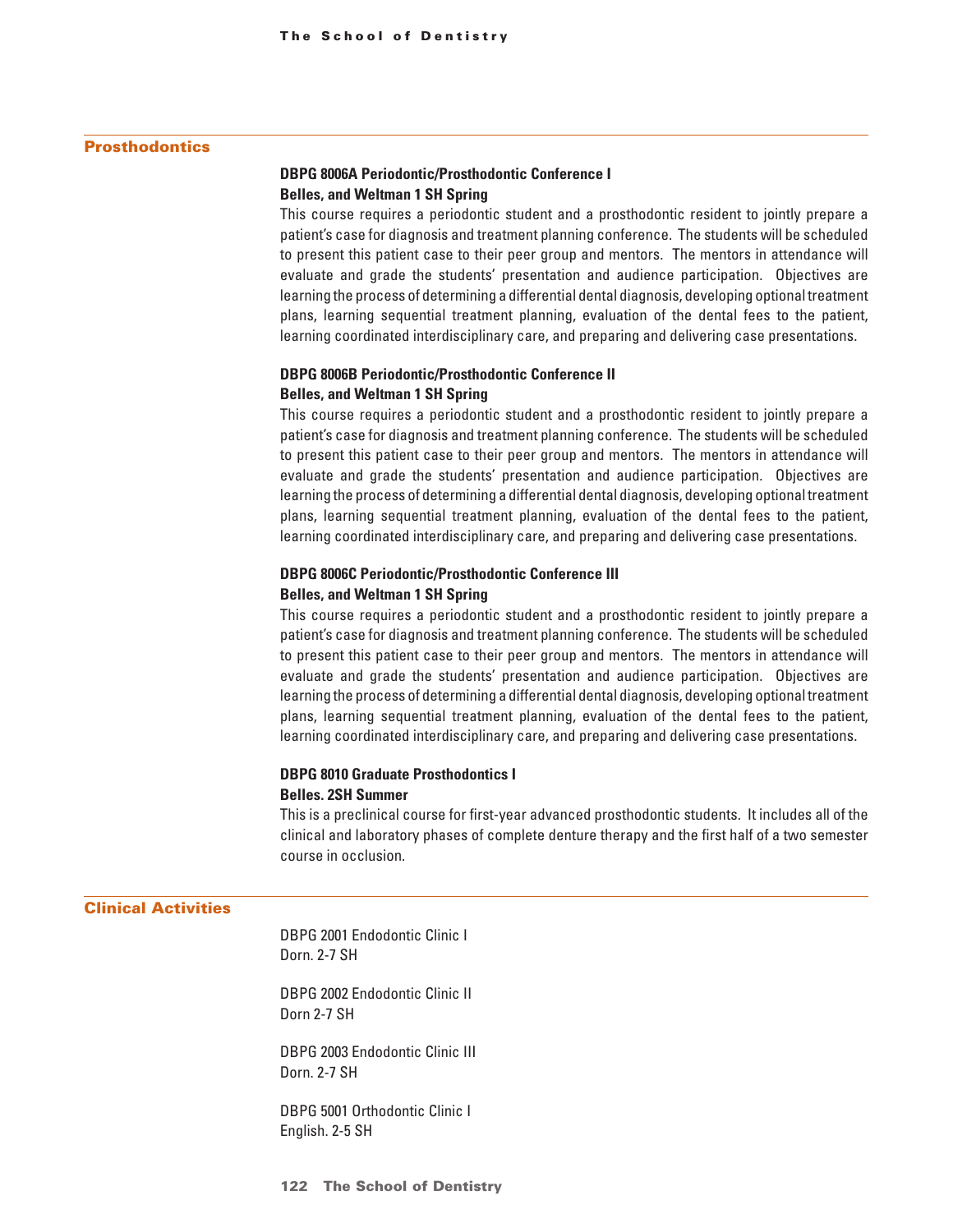## Prosthodontics

**DBPG 8006A Periodontic/Prosthodontic Conference I**
**Belles, and Weltman 1 SH Spring**

This course requires a periodontic student and a prosthodontic resident to jointly prepare a patient's case for diagnosis and treatment planning conference. The students will be scheduled to present this patient case to their peer group and mentors. The mentors in attendance will evaluate and grade the students' presentation and audience participation. Objectives are learning the process of determining a differential dental diagnosis, developing optional treatment plans, learning sequential treatment planning, evaluation of the dental fees to the patient, learning coordinated interdisciplinary care, and preparing and delivering case presentations.

**DBPG 8006B Periodontic/Prosthodontic Conference II**
**Belles, and Weltman 1 SH Spring**

This course requires a periodontic student and a prosthodontic resident to jointly prepare a patient's case for diagnosis and treatment planning conference. The students will be scheduled to present this patient case to their peer group and mentors. The mentors in attendance will evaluate and grade the students' presentation and audience participation. Objectives are learning the process of determining a differential dental diagnosis, developing optional treatment plans, learning sequential treatment planning, evaluation of the dental fees to the patient, learning coordinated interdisciplinary care, and preparing and delivering case presentations.

**DBPG 8006C Periodontic/Prosthodontic Conference III**
**Belles, and Weltman 1 SH Spring**

This course requires a periodontic student and a prosthodontic resident to jointly prepare a patient's case for diagnosis and treatment planning conference. The students will be scheduled to present this patient case to their peer group and mentors. The mentors in attendance will evaluate and grade the students' presentation and audience participation. Objectives are learning the process of determining a differential dental diagnosis, developing optional treatment plans, learning sequential treatment planning, evaluation of the dental fees to the patient, learning coordinated interdisciplinary care, and preparing and delivering case presentations.

**DBPG 8010 Graduate Prosthodontics I**
**Belles. 2SH Summer**

This is a preclinical course for first-year advanced prosthodontic students. It includes all of the clinical and laboratory phases of complete denture therapy and the first half of a two semester course in occlusion.

## Clinical Activities

DBPG 2001 Endodontic Clinic I
Dorn. 2-7 SH

DBPG 2002 Endodontic Clinic II
Dorn 2-7 SH

DBPG 2003 Endodontic Clinic III
Dorn. 2-7 SH

DBPG 5001 Orthodontic Clinic I
English. 2-5 SH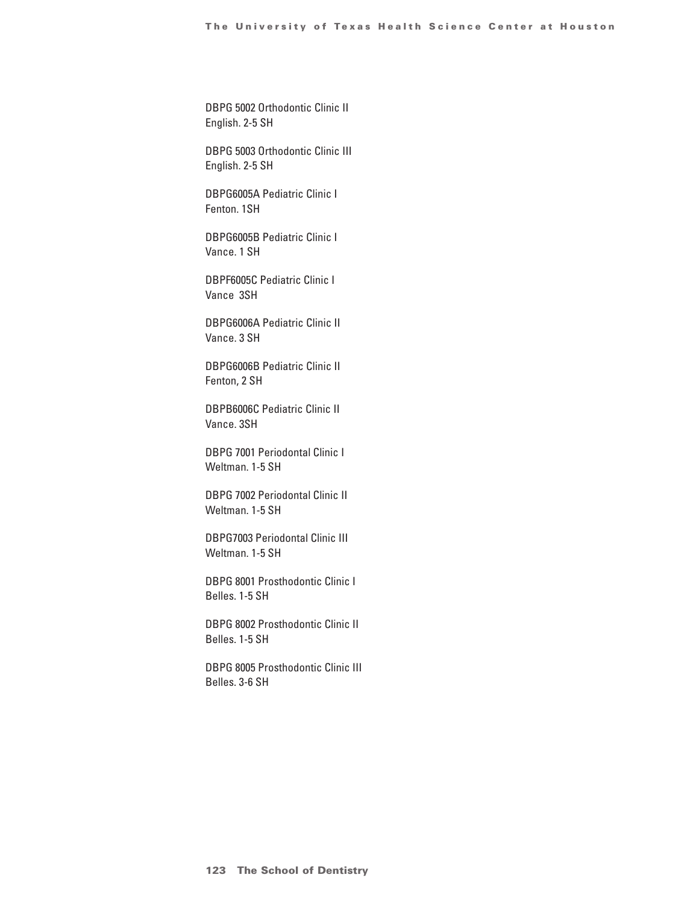DBPG 5002 Orthodontic Clinic II
English. 2-5 SH

DBPG 5003 Orthodontic Clinic III
English. 2-5 SH

DBPG6005A Pediatric Clinic I
Fenton. 1SH

DBPG6005B Pediatric Clinic I
Vance. 1 SH

DBPF6005C Pediatric Clinic I
Vance 3SH

DBPG6006A Pediatric Clinic II
Vance. 3 SH

DBPG6006B Pediatric Clinic II
Fenton, 2 SH

DBPB6006C Pediatric Clinic II
Vance. 3SH

DBPG 7001 Periodontal Clinic I
Weltman. 1-5 SH

DBPG 7002 Periodontal Clinic II
Weltman. 1-5 SH

DBPG7003 Periodontal Clinic III
Weltman. 1-5 SH

DBPG 8001 Prosthodontic Clinic I
Belles. 1-5 SH

DBPG 8002 Prosthodontic Clinic II
Belles. 1-5 SH

DBPG 8005 Prosthodontic Clinic III
Belles. 3-6 SH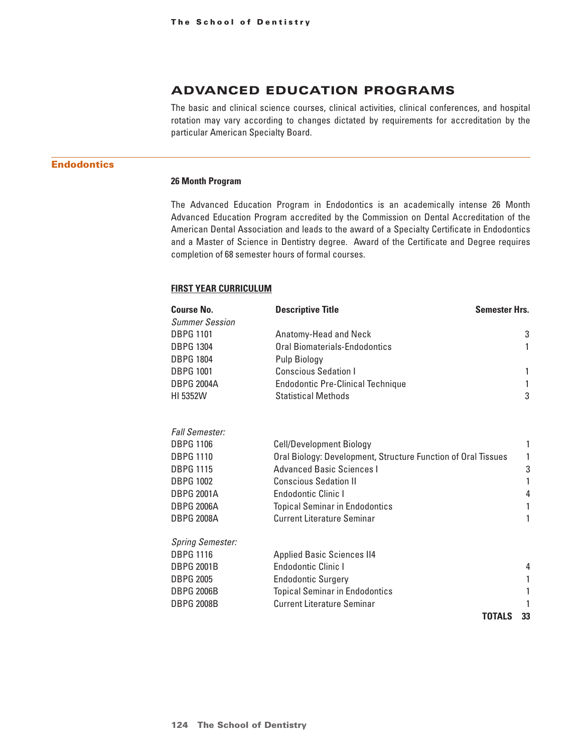# ADVANCED EDUCATION PROGRAMS

The basic and clinical science courses, clinical activities, clinical conferences, and hospital rotation may vary according to changes dictated by requirements for accreditation by the particular American Specialty Board.

## Endodontics

**26 Month Program**

The Advanced Education Program in Endodontics is an academically intense 26 Month Advanced Education Program accredited by the Commission on Dental Accreditation of the American Dental Association and leads to the award of a Specialty Certificate in Endodontics and a Master of Science in Dentistry degree. Award of the Certificate and Degree requires completion of 68 semester hours of formal courses.

**FIRST YEAR CURRICULUM**

| Course No. | Descriptive Title | Semester Hrs. |
|---|---|---|
| *Summer Session* | | |
| DBPG 1101 | Anatomy-Head and Neck | 3 |
| DBPG 1304 | Oral Biomaterials-Endodontics | 1 |
| DBPG 1804 | Pulp Biology | |
| DBPG 1001 | Conscious Sedation I | 1 |
| DBPG 2004A | Endodontic Pre-Clinical Technique | 1 |
| HI 5352W | Statistical Methods | 3 |
| *Fall Semester:* | | |
| DBPG 1106 | Cell/Development Biology | 1 |
| DBPG 1110 | Oral Biology: Development, Structure Function of Oral Tissues | 1 |
| DBPG 1115 | Advanced Basic Sciences I | 3 |
| DBPG 1002 | Conscious Sedation II | 1 |
| DBPG 2001A | Endodontic Clinic I | 4 |
| DBPG 2006A | Topical Seminar in Endodontics | 1 |
| DBPG 2008A | Current Literature Seminar | 1 |
| *Spring Semester:* | | |
| DBPG 1116 | Applied Basic Sciences II4 | |
| DBPG 2001B | Endodontic Clinic I | 4 |
| DBPG 2005 | Endodontic Surgery | 1 |
| DBPG 2006B | Topical Seminar in Endodontics | 1 |
| DBPG 2008B | Current Literature Seminar | 1 |
| | **TOTALS** | **33** |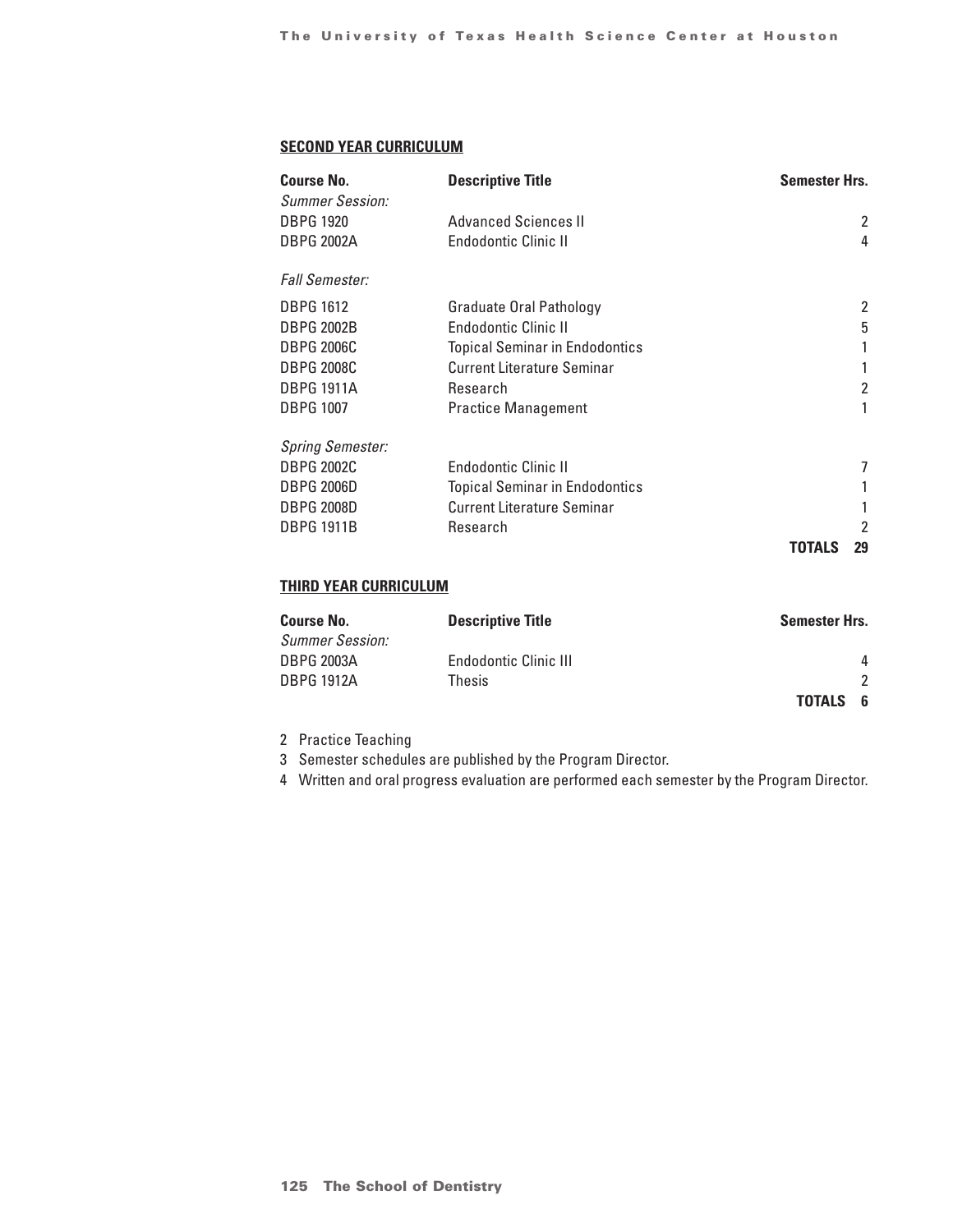**SECOND YEAR CURRICULUM**

| Course No. | Descriptive Title | Semester Hrs. |
|---|---|---|
| *Summer Session:* | | |
| DBPG 1920 | Advanced Sciences II | 2 |
| DBPG 2002A | Endodontic Clinic II | 4 |
| *Fall Semester:* | | |
| DBPG 1612 | Graduate Oral Pathology | 2 |
| DBPG 2002B | Endodontic Clinic II | 5 |
| DBPG 2006C | Topical Seminar in Endodontics | 1 |
| DBPG 2008C | Current Literature Seminar | 1 |
| DBPG 1911A | Research | 2 |
| DBPG 1007 | Practice Management | 1 |
| *Spring Semester:* | | |
| DBPG 2002C | Endodontic Clinic II | 7 |
| DBPG 2006D | Topical Seminar in Endodontics | 1 |
| DBPG 2008D | Current Literature Seminar | 1 |
| DBPG 1911B | Research | 2 |
| | **TOTALS** | **29** |

**THIRD YEAR CURRICULUM**

| Course No. | Descriptive Title | Semester Hrs. |
|---|---|---|
| *Summer Session:* | | |
| DBPG 2003A | Endodontic Clinic III | 4 |
| DBPG 1912A | Thesis | 2 |
| | **TOTALS** | **6** |

2 Practice Teaching

3 Semester schedules are published by the Program Director.

4 Written and oral progress evaluation are performed each semester by the Program Director.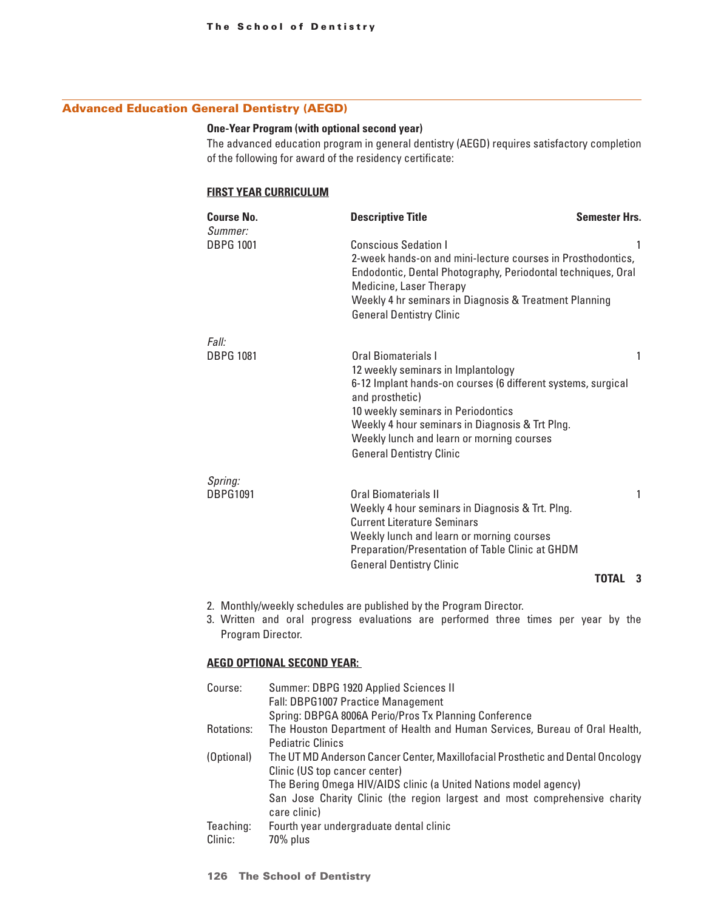## Advanced Education General Dentistry (AEGD)

**One-Year Program (with optional second year)**

The advanced education program in general dentistry (AEGD) requires satisfactory completion of the following for award of the residency certificate:

**FIRST YEAR CURRICULUM**

| Course No. | Descriptive Title | Semester Hrs. |
|---|---|---|
| *Summer:* | | |
| DBPG 1001 | Conscious Sedation I<br>2-week hands-on and mini-lecture courses in Prosthodontics, Endodontic, Dental Photography, Periodontal techniques, Oral Medicine, Laser Therapy<br>Weekly 4 hr seminars in Diagnosis & Treatment Planning<br>General Dentistry Clinic | 1 |
| *Fall:* | | |
| DBPG 1081 | Oral Biomaterials I<br>12 weekly seminars in Implantology<br>6-12 Implant hands-on courses (6 different systems, surgical and prosthetic)<br>10 weekly seminars in Periodontics<br>Weekly 4 hour seminars in Diagnosis & Trt Plng.<br>Weekly lunch and learn or morning courses<br>General Dentistry Clinic | 1 |
| *Spring:* | | |
| DBPG1091 | Oral Biomaterials II<br>Weekly 4 hour seminars in Diagnosis & Trt. Plng.<br>Current Literature Seminars<br>Weekly lunch and learn or morning courses<br>Preparation/Presentation of Table Clinic at GHDM<br>General Dentistry Clinic | 1 |
| | **TOTAL** | **3** |

2. Monthly/weekly schedules are published by the Program Director.
3. Written and oral progress evaluations are performed three times per year by the Program Director.

**AEGD OPTIONAL SECOND YEAR:**

| | |
|---|---|
| Course: | Summer: DBPG 1920 Applied Sciences II<br>Fall: DBPG1007 Practice Management<br>Spring: DBPGA 8006A Perio/Pros Tx Planning Conference |
| Rotations: | The Houston Department of Health and Human Services, Bureau of Oral Health, Pediatric Clinics |
| (Optional) | The UT MD Anderson Cancer Center, Maxillofacial Prosthetic and Dental Oncology Clinic (US top cancer center)<br>The Bering Omega HIV/AIDS clinic (a United Nations model agency)<br>San Jose Charity Clinic (the region largest and most comprehensive charity care clinic) |
| Teaching: | Fourth year undergraduate dental clinic |
| Clinic: | 70% plus |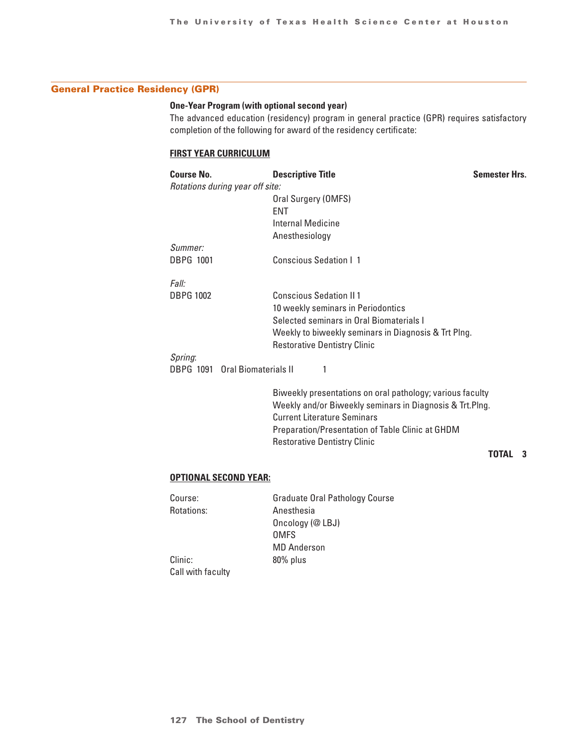## General Practice Residency (GPR)

**One-Year Program (with optional second year)**

The advanced education (residency) program in general practice (GPR) requires satisfactory completion of the following for award of the residency certificate:

**FIRST YEAR CURRICULUM**

| Course No. | Descriptive Title | Semester Hrs. |
|---|---|---|
| *Rotations during year off site:* | | |
| | Oral Surgery (OMFS) | |
| | ENT | |
| | Internal Medicine | |
| | Anesthesiology | |
| *Summer:* | | |
| DBPG 1001 | Conscious Sedation I 1 | |
| *Fall:* | | |
| DBPG 1002 | Conscious Sedation II 1 | |
| | 10 weekly seminars in Periodontics | |
| | Selected seminars in Oral Biomaterials I | |
| | Weekly to biweekly seminars in Diagnosis & Trt Plng. | |
| | Restorative Dentistry Clinic | |
| *Spring:* | | |
| DBPG 1091 Oral Biomaterials II | 1 | |
| | Biweekly presentations on oral pathology; various faculty | |
| | Weekly and/or Biweekly seminars in Diagnosis & Trt.Plng. | |
| | Current Literature Seminars | |
| | Preparation/Presentation of Table Clinic at GHDM | |
| | Restorative Dentistry Clinic | |
| | | **TOTAL 3** |

**OPTIONAL SECOND YEAR:**

| | |
|---|---|
| Course: | Graduate Oral Pathology Course |
| Rotations: | Anesthesia |
| | Oncology (@ LBJ) |
| | OMFS |
| | MD Anderson |
| Clinic: | 80% plus |
| Call with faculty | |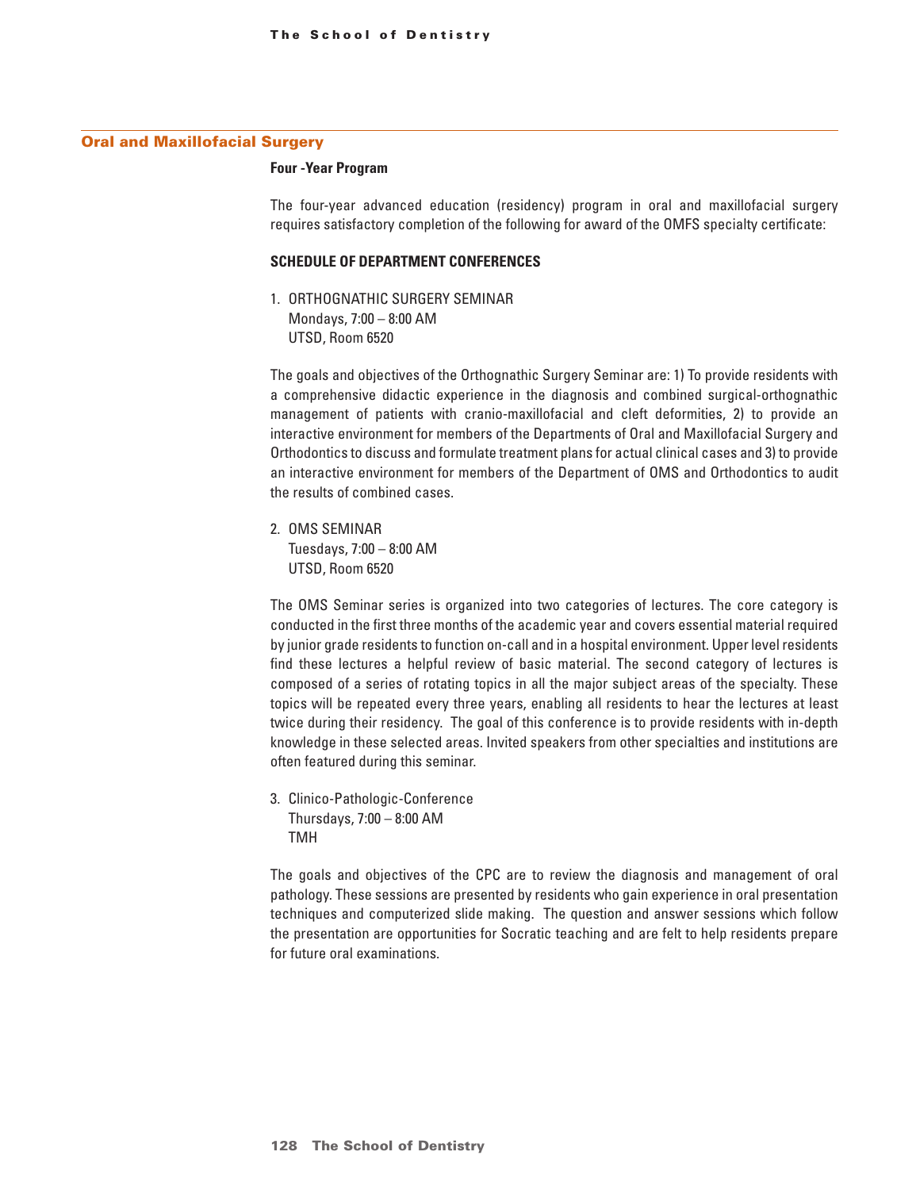## Oral and Maxillofacial Surgery

### Four -Year Program

The four-year advanced education (residency) program in oral and maxillofacial surgery requires satisfactory completion of the following for award of the OMFS specialty certificate:

### SCHEDULE OF DEPARTMENT CONFERENCES

1. ORTHOGNATHIC SURGERY SEMINAR  
   Mondays, 7:00 – 8:00 AM  
   UTSD, Room 6520

The goals and objectives of the Orthognathic Surgery Seminar are: 1) To provide residents with a comprehensive didactic experience in the diagnosis and combined surgical-orthognathic management of patients with cranio-maxillofacial and cleft deformities, 2) to provide an interactive environment for members of the Departments of Oral and Maxillofacial Surgery and Orthodontics to discuss and formulate treatment plans for actual clinical cases and 3) to provide an interactive environment for members of the Department of OMS and Orthodontics to audit the results of combined cases.

2. OMS SEMINAR  
   Tuesdays, 7:00 – 8:00 AM  
   UTSD, Room 6520

The OMS Seminar series is organized into two categories of lectures. The core category is conducted in the first three months of the academic year and covers essential material required by junior grade residents to function on-call and in a hospital environment. Upper level residents find these lectures a helpful review of basic material. The second category of lectures is composed of a series of rotating topics in all the major subject areas of the specialty. These topics will be repeated every three years, enabling all residents to hear the lectures at least twice during their residency. The goal of this conference is to provide residents with in-depth knowledge in these selected areas. Invited speakers from other specialties and institutions are often featured during this seminar.

3. Clinico-Pathologic-Conference  
   Thursdays, 7:00 – 8:00 AM  
   TMH

The goals and objectives of the CPC are to review the diagnosis and management of oral pathology. These sessions are presented by residents who gain experience in oral presentation techniques and computerized slide making. The question and answer sessions which follow the presentation are opportunities for Socratic teaching and are felt to help residents prepare for future oral examinations.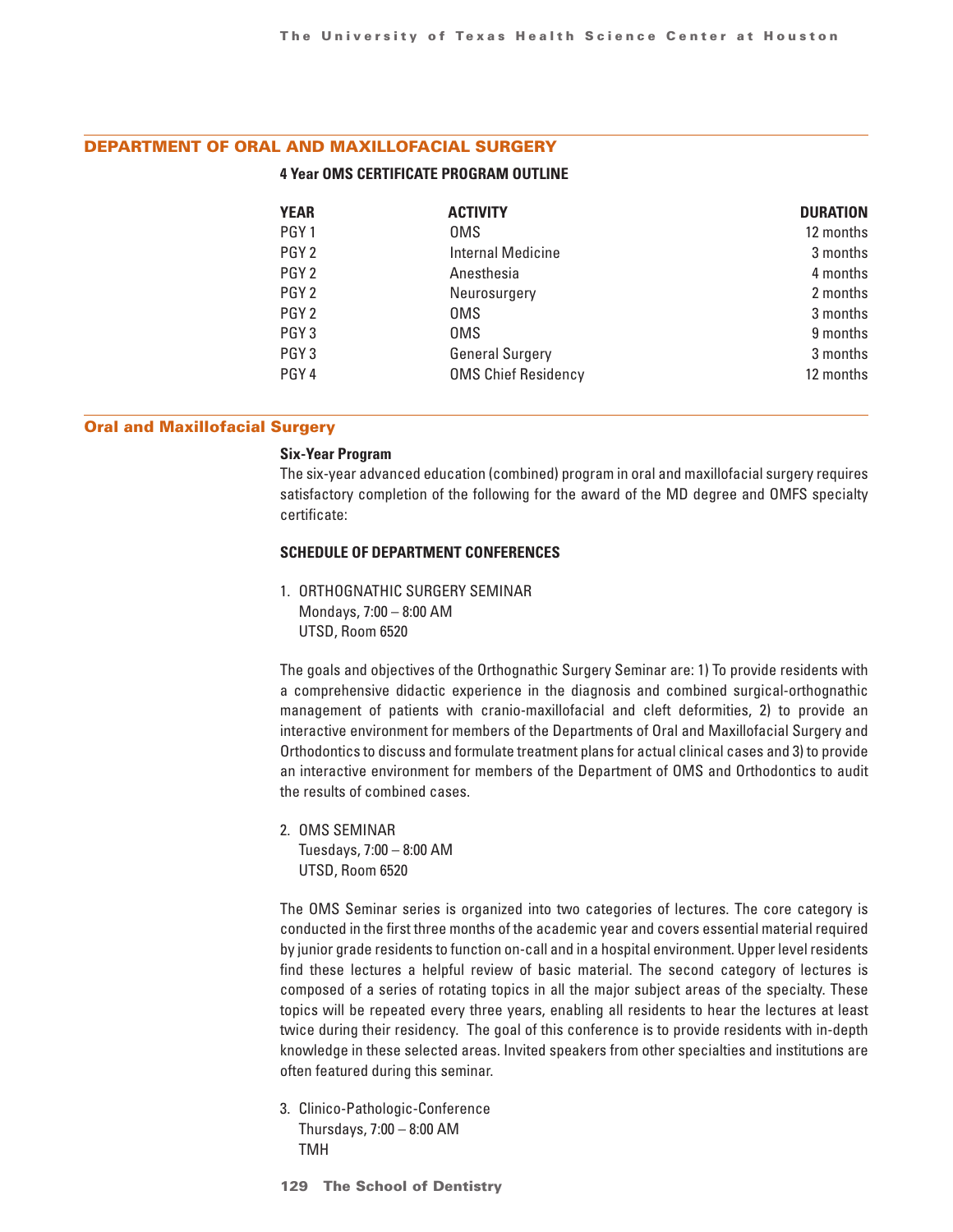## DEPARTMENT OF ORAL AND MAXILLOFACIAL SURGERY

**4 Year OMS CERTIFICATE PROGRAM OUTLINE**

| YEAR | ACTIVITY | DURATION |
|---|---|---|
| PGY 1 | OMS | 12 months |
| PGY 2 | Internal Medicine | 3 months |
| PGY 2 | Anesthesia | 4 months |
| PGY 2 | Neurosurgery | 2 months |
| PGY 2 | OMS | 3 months |
| PGY 3 | OMS | 9 months |
| PGY 3 | General Surgery | 3 months |
| PGY 4 | OMS Chief Residency | 12 months |

## Oral and Maxillofacial Surgery

**Six-Year Program**

The six-year advanced education (combined) program in oral and maxillofacial surgery requires satisfactory completion of the following for the award of the MD degree and OMFS specialty certificate:

**SCHEDULE OF DEPARTMENT CONFERENCES**

1. ORTHOGNATHIC SURGERY SEMINAR
   Mondays, 7:00 – 8:00 AM
   UTSD, Room 6520

The goals and objectives of the Orthognathic Surgery Seminar are: 1) To provide residents with a comprehensive didactic experience in the diagnosis and combined surgical-orthognathic management of patients with cranio-maxillofacial and cleft deformities, 2) to provide an interactive environment for members of the Departments of Oral and Maxillofacial Surgery and Orthodontics to discuss and formulate treatment plans for actual clinical cases and 3) to provide an interactive environment for members of the Department of OMS and Orthodontics to audit the results of combined cases.

2. OMS SEMINAR
   Tuesdays, 7:00 – 8:00 AM
   UTSD, Room 6520

The OMS Seminar series is organized into two categories of lectures. The core category is conducted in the first three months of the academic year and covers essential material required by junior grade residents to function on-call and in a hospital environment. Upper level residents find these lectures a helpful review of basic material. The second category of lectures is composed of a series of rotating topics in all the major subject areas of the specialty. These topics will be repeated every three years, enabling all residents to hear the lectures at least twice during their residency. The goal of this conference is to provide residents with in-depth knowledge in these selected areas. Invited speakers from other specialties and institutions are often featured during this seminar.

3. Clinico-Pathologic-Conference
   Thursdays, 7:00 – 8:00 AM
   TMH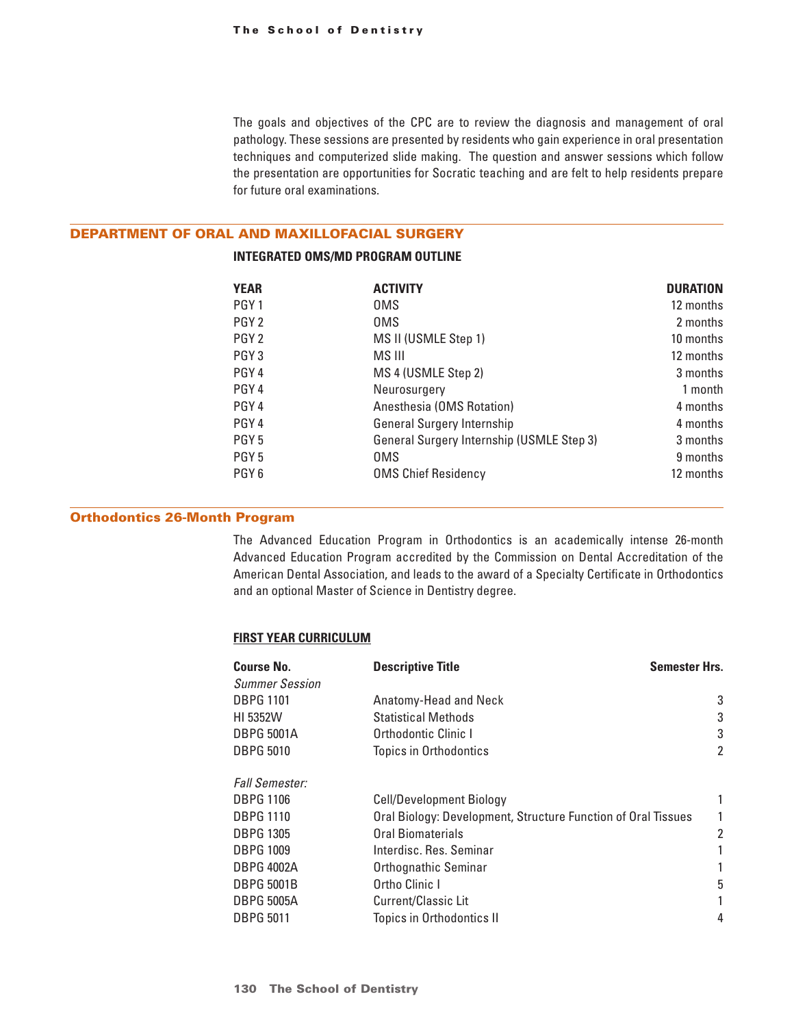The goals and objectives of the CPC are to review the diagnosis and management of oral pathology. These sessions are presented by residents who gain experience in oral presentation techniques and computerized slide making. The question and answer sessions which follow the presentation are opportunities for Socratic teaching and are felt to help residents prepare for future oral examinations.

## DEPARTMENT OF ORAL AND MAXILLOFACIAL SURGERY

### INTEGRATED OMS/MD PROGRAM OUTLINE

| YEAR | ACTIVITY | DURATION |
|---|---|---|
| PGY 1 | OMS | 12 months |
| PGY 2 | OMS | 2 months |
| PGY 2 | MS II (USMLE Step 1) | 10 months |
| PGY 3 | MS III | 12 months |
| PGY 4 | MS 4 (USMLE Step 2) | 3 months |
| PGY 4 | Neurosurgery | 1 month |
| PGY 4 | Anesthesia (OMS Rotation) | 4 months |
| PGY 4 | General Surgery Internship | 4 months |
| PGY 5 | General Surgery Internship (USMLE Step 3) | 3 months |
| PGY 5 | OMS | 9 months |
| PGY 6 | OMS Chief Residency | 12 months |

## Orthodontics 26-Month Program

The Advanced Education Program in Orthodontics is an academically intense 26-month Advanced Education Program accredited by the Commission on Dental Accreditation of the American Dental Association, and leads to the award of a Specialty Certificate in Orthodontics and an optional Master of Science in Dentistry degree.

### FIRST YEAR CURRICULUM

| Course No. | Descriptive Title | Semester Hrs. |
|---|---|---|
| *Summer Session* | | |
| DBPG 1101 | Anatomy-Head and Neck | 3 |
| HI 5352W | Statistical Methods | 3 |
| DBPG 5001A | Orthodontic Clinic I | 3 |
| DBPG 5010 | Topics in Orthodontics | 2 |
| *Fall Semester:* | | |
| DBPG 1106 | Cell/Development Biology | 1 |
| DBPG 1110 | Oral Biology: Development, Structure Function of Oral Tissues | 1 |
| DBPG 1305 | Oral Biomaterials | 2 |
| DBPG 1009 | Interdisc. Res. Seminar | 1 |
| DBPG 4002A | Orthognathic Seminar | 1 |
| DBPG 5001B | Ortho Clinic I | 5 |
| DBPG 5005A | Current/Classic Lit | 1 |
| DBPG 5011 | Topics in Orthodontics II | 4 |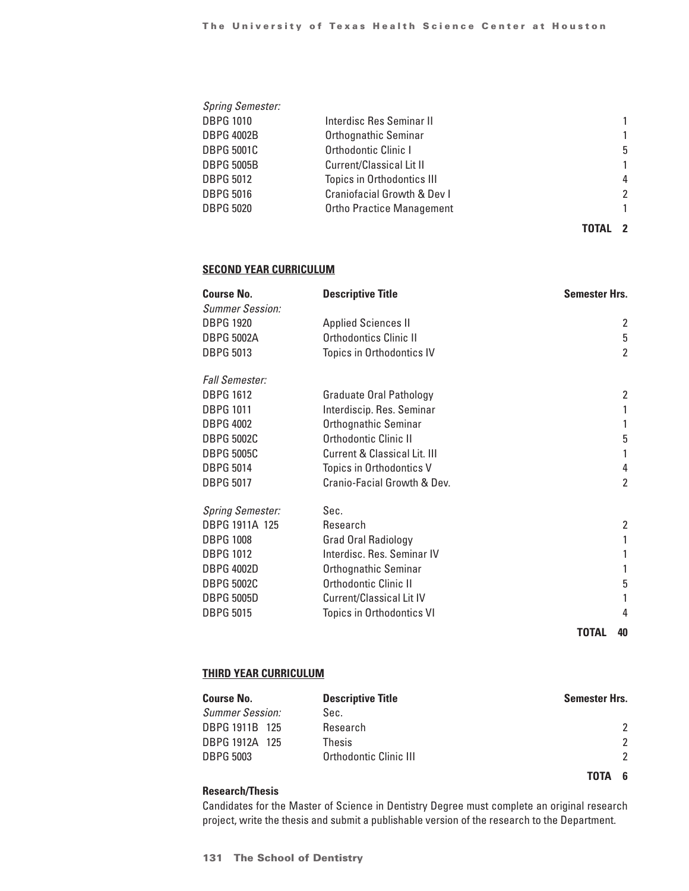| | | |
|---|---|---|
| *Spring Semester:* | | |
| DBPG 1010 | Interdisc Res Seminar II | 1 |
| DBPG 4002B | Orthognathic Seminar | 1 |
| DBPG 5001C | Orthodontic Clinic I | 5 |
| DBPG 5005B | Current/Classical Lit II | 1 |
| DBPG 5012 | Topics in Orthodontics III | 4 |
| DBPG 5016 | Craniofacial Growth & Dev I | 2 |
| DBPG 5020 | Ortho Practice Management | 1 |
| | | **TOTAL 2** |

**SECOND YEAR CURRICULUM**

| **Course No.** | **Descriptive Title** | **Semester Hrs.** |
|---|---|---|
| *Summer Session:* | | |
| DBPG 1920 | Applied Sciences II | 2 |
| DBPG 5002A | Orthodontics Clinic II | 5 |
| DBPG 5013 | Topics in Orthodontics IV | 2 |
| *Fall Semester:* | | |
| DBPG 1612 | Graduate Oral Pathology | 2 |
| DBPG 1011 | Interdiscip. Res. Seminar | 1 |
| DBPG 4002 | Orthognathic Seminar | 1 |
| DBPG 5002C | Orthodontic Clinic II | 5 |
| DBPG 5005C | Current & Classical Lit. III | 1 |
| DBPG 5014 | Topics in Orthodontics V | 4 |
| DBPG 5017 | Cranio-Facial Growth & Dev. | 2 |
| *Spring Semester:* | Sec. | |
| DBPG 1911A 125 | Research | 2 |
| DBPG 1008 | Grad Oral Radiology | 1 |
| DBPG 1012 | Interdisc. Res. Seminar IV | 1 |
| DBPG 4002D | Orthognathic Seminar | 1 |
| DBPG 5002C | Orthodontic Clinic II | 5 |
| DBPG 5005D | Current/Classical Lit IV | 1 |
| DBPG 5015 | Topics in Orthodontics VI | 4 |
| | | **TOTAL 40** |

**THIRD YEAR CURRICULUM**

| **Course No.** | **Descriptive Title** | **Semester Hrs.** |
|---|---|---|
| *Summer Session:* | Sec. | |
| DBPG 1911B 125 | Research | 2 |
| DBPG 1912A 125 | Thesis | 2 |
| DBPG 5003 | Orthodontic Clinic III | 2 |
| | | **TOTA 6** |

**Research/Thesis**

Candidates for the Master of Science in Dentistry Degree must complete an original research project, write the thesis and submit a publishable version of the research to the Department.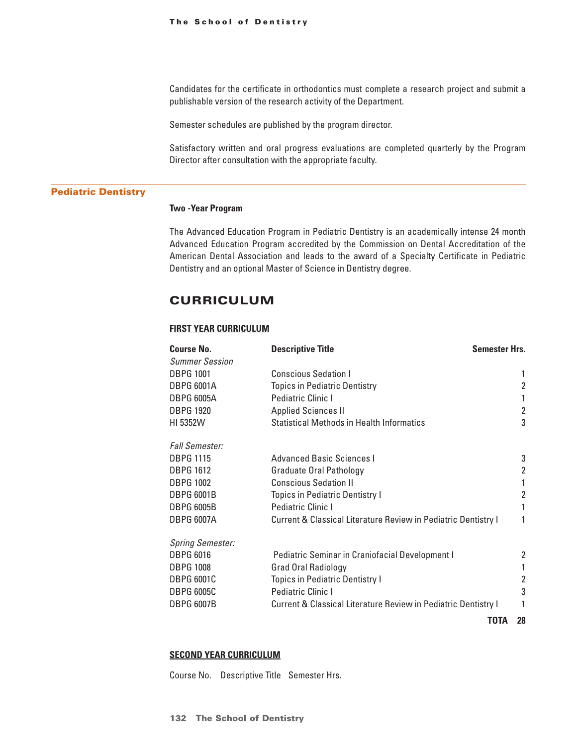Candidates for the certificate in orthodontics must complete a research project and submit a publishable version of the research activity of the Department.

Semester schedules are published by the program director.

Satisfactory written and oral progress evaluations are completed quarterly by the Program Director after consultation with the appropriate faculty.

## Pediatric Dentistry

**Two -Year Program**

The Advanced Education Program in Pediatric Dentistry is an academically intense 24 month Advanced Education Program accredited by the Commission on Dental Accreditation of the American Dental Association and leads to the award of a Specialty Certificate in Pediatric Dentistry and an optional Master of Science in Dentistry degree.

## CURRICULUM

### FIRST YEAR CURRICULUM

| Course No. | Descriptive Title | Semester Hrs. |
|---|---|---|
| *Summer Session* | | |
| DBPG 1001 | Conscious Sedation I | 1 |
| DBPG 6001A | Topics in Pediatric Dentistry | 2 |
| DBPG 6005A | Pediatric Clinic I | 1 |
| DBPG 1920 | Applied Sciences II | 2 |
| HI 5352W | Statistical Methods in Health Informatics | 3 |
| *Fall Semester:* | | |
| DBPG 1115 | Advanced Basic Sciences I | 3 |
| DBPG 1612 | Graduate Oral Pathology | 2 |
| DBPG 1002 | Conscious Sedation II | 1 |
| DBPG 6001B | Topics in Pediatric Dentistry I | 2 |
| DBPG 6005B | Pediatric Clinic I | 1 |
| DBPG 6007A | Current & Classical Literature Review in Pediatric Dentistry I | 1 |
| *Spring Semester:* | | |
| DBPG 6016 | Pediatric Seminar in Craniofacial Development I | 2 |
| DBPG 1008 | Grad Oral Radiology | 1 |
| DBPG 6001C | Topics in Pediatric Dentistry I | 2 |
| DBPG 6005C | Pediatric Clinic I | 3 |
| DBPG 6007B | Current & Classical Literature Review in Pediatric Dentistry I | 1 |
| | **TOTA** | **28** |

### SECOND YEAR CURRICULUM

Course No. Descriptive Title Semester Hrs.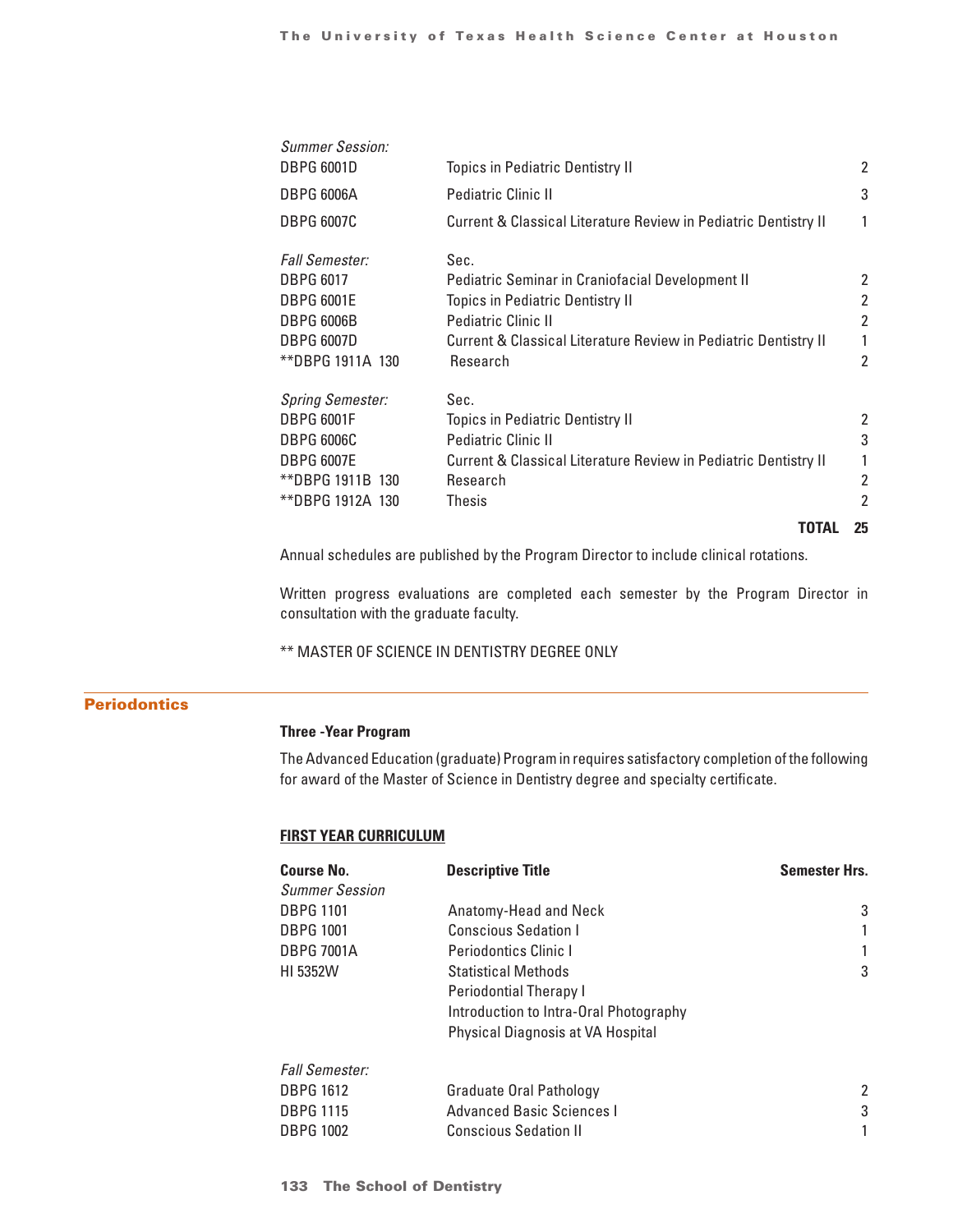| | | |
|---|---|---|
| *Summer Session:* | | |
| DBPG 6001D | Topics in Pediatric Dentistry II | 2 |
| DBPG 6006A | Pediatric Clinic II | 3 |
| DBPG 6007C | Current & Classical Literature Review in Pediatric Dentistry II | 1 |
| *Fall Semester:* | Sec. | |
| DBPG 6017 | Pediatric Seminar in Craniofacial Development II | 2 |
| DBPG 6001E | Topics in Pediatric Dentistry II | 2 |
| DBPG 6006B | Pediatric Clinic II | 2 |
| DBPG 6007D | Current & Classical Literature Review in Pediatric Dentistry II | 1 |
| **DBPG 1911A 130 | Research | 2 |
| *Spring Semester:* | Sec. | |
| DBPG 6001F | Topics in Pediatric Dentistry II | 2 |
| DBPG 6006C | Pediatric Clinic II | 3 |
| DBPG 6007E | Current & Classical Literature Review in Pediatric Dentistry II | 1 |
| **DBPG 1911B 130 | Research | 2 |
| **DBPG 1912A 130 | Thesis | 2 |
| | **TOTAL** | **25** |

Annual schedules are published by the Program Director to include clinical rotations.

Written progress evaluations are completed each semester by the Program Director in consultation with the graduate faculty.

** MASTER OF SCIENCE IN DENTISTRY DEGREE ONLY

## Periodontics

### Three -Year Program

The Advanced Education (graduate) Program in requires satisfactory completion of the following for award of the Master of Science in Dentistry degree and specialty certificate.

**FIRST YEAR CURRICULUM**

| Course No. | Descriptive Title | Semester Hrs. |
|---|---|---|
| *Summer Session* | | |
| DBPG 1101 | Anatomy-Head and Neck | 3 |
| DBPG 1001 | Conscious Sedation I | 1 |
| DBPG 7001A | Periodontics Clinic I | 1 |
| HI 5352W | Statistical Methods | 3 |
| | Periodontial Therapy I | |
| | Introduction to Intra-Oral Photography | |
| | Physical Diagnosis at VA Hospital | |
| *Fall Semester:* | | |
| DBPG 1612 | Graduate Oral Pathology | 2 |
| DBPG 1115 | Advanced Basic Sciences I | 3 |
| DBPG 1002 | Conscious Sedation II | 1 |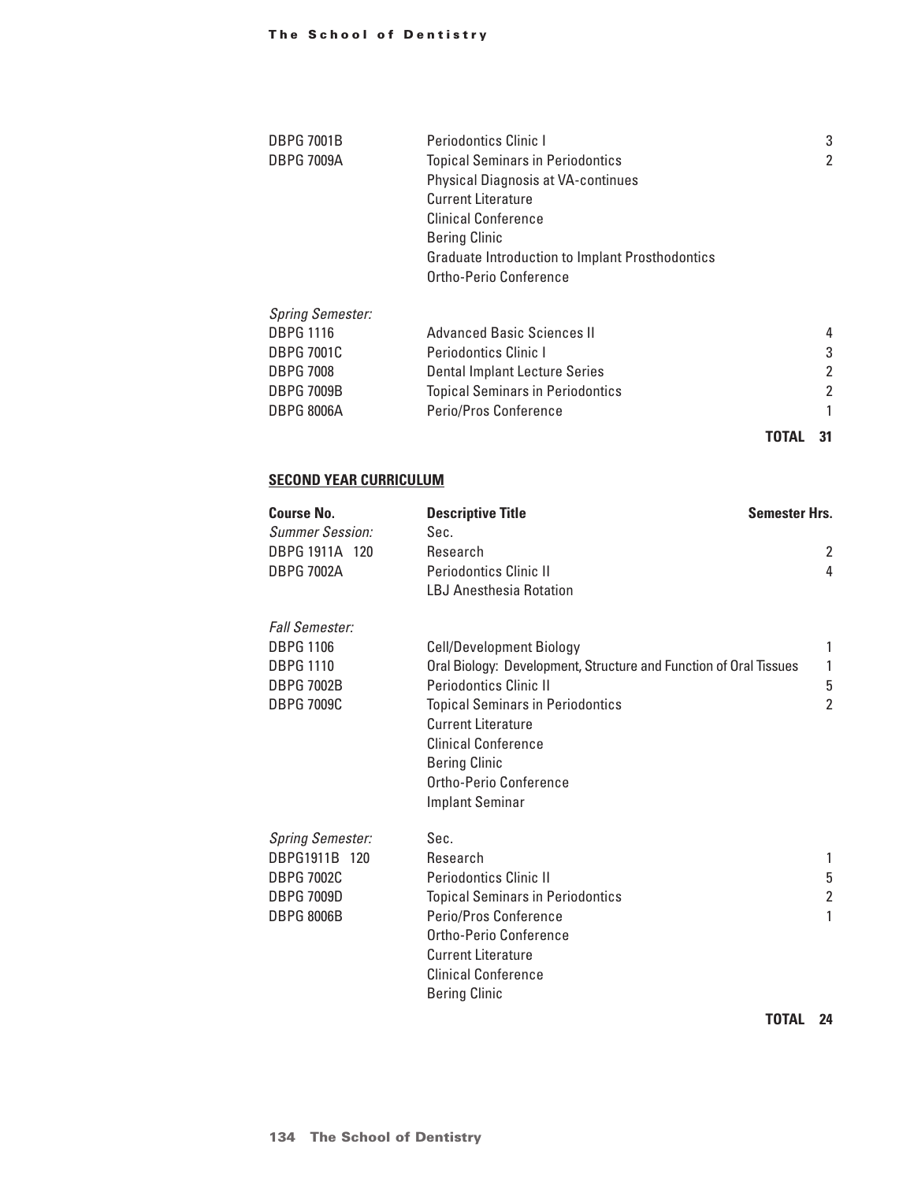| | | |
|---|---|---|
| DBPG 7001B | Periodontics Clinic I | 3 |
| DBPG 7009A | Topical Seminars in Periodontics | 2 |
| | Physical Diagnosis at VA-continues | |
| | Current Literature | |
| | Clinical Conference | |
| | Bering Clinic | |
| | Graduate Introduction to Implant Prosthodontics | |
| | Ortho-Perio Conference | |
| *Spring Semester:* | | |
| DBPG 1116 | Advanced Basic Sciences II | 4 |
| DBPG 7001C | Periodontics Clinic I | 3 |
| DBPG 7008 | Dental Implant Lecture Series | 2 |
| DBPG 7009B | Topical Seminars in Periodontics | 2 |
| DBPG 8006A | Perio/Pros Conference | 1 |
| | **TOTAL** | **31** |

**SECOND YEAR CURRICULUM**

| **Course No.** | **Descriptive Title** | **Semester Hrs.** |
|---|---|---|
| *Summer Session:* | Sec. | |
| DBPG 1911A 120 | Research | 2 |
| DBPG 7002A | Periodontics Clinic II | 4 |
| | LBJ Anesthesia Rotation | |
| *Fall Semester:* | | |
| DBPG 1106 | Cell/Development Biology | 1 |
| DBPG 1110 | Oral Biology: Development, Structure and Function of Oral Tissues | 1 |
| DBPG 7002B | Periodontics Clinic II | 5 |
| DBPG 7009C | Topical Seminars in Periodontics | 2 |
| | Current Literature | |
| | Clinical Conference | |
| | Bering Clinic | |
| | Ortho-Perio Conference | |
| | Implant Seminar | |
| *Spring Semester:* | Sec. | |
| DBPG1911B 120 | Research | 1 |
| DBPG 7002C | Periodontics Clinic II | 5 |
| DBPG 7009D | Topical Seminars in Periodontics | 2 |
| DBPG 8006B | Perio/Pros Conference | 1 |
| | Ortho-Perio Conference | |
| | Current Literature | |
| | Clinical Conference | |
| | Bering Clinic | |
| | **TOTAL** | **24** |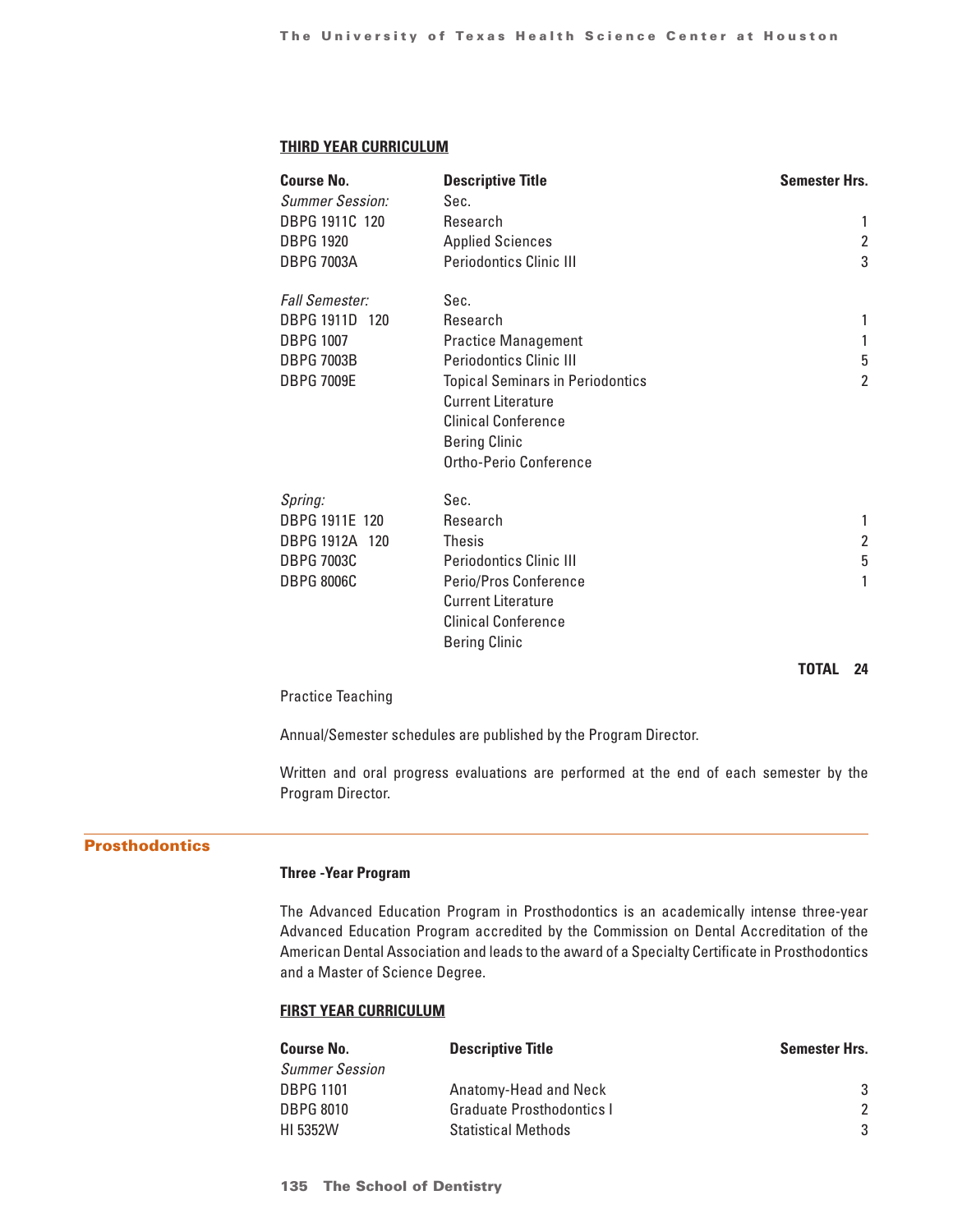#### THIRD YEAR CURRICULUM

| Course No. | Descriptive Title | Semester Hrs. |
|---|---|---|
| *Summer Session:* | Sec. | |
| DBPG 1911C 120 | Research | 1 |
| DBPG 1920 | Applied Sciences | 2 |
| DBPG 7003A | Periodontics Clinic III | 3 |
| *Fall Semester:* | Sec. | |
| DBPG 1911D 120 | Research | 1 |
| DBPG 1007 | Practice Management | 1 |
| DBPG 7003B | Periodontics Clinic III | 5 |
| DBPG 7009E | Topical Seminars in Periodontics | 2 |
| | Current Literature | |
| | Clinical Conference | |
| | Bering Clinic | |
| | Ortho-Perio Conference | |
| *Spring:* | Sec. | |
| DBPG 1911E 120 | Research | 1 |
| DBPG 1912A 120 | Thesis | 2 |
| DBPG 7003C | Periodontics Clinic III | 5 |
| DBPG 8006C | Perio/Pros Conference | 1 |
| | Current Literature | |
| | Clinical Conference | |
| | Bering Clinic | |
| | **TOTAL** | **24** |

Practice Teaching

Annual/Semester schedules are published by the Program Director.

Written and oral progress evaluations are performed at the end of each semester by the Program Director.

## Prosthodontics

**Three -Year Program**

The Advanced Education Program in Prosthodontics is an academically intense three-year Advanced Education Program accredited by the Commission on Dental Accreditation of the American Dental Association and leads to the award of a Specialty Certificate in Prosthodontics and a Master of Science Degree.

#### FIRST YEAR CURRICULUM

| Course No. | Descriptive Title | Semester Hrs. |
|---|---|---|
| *Summer Session* | | |
| DBPG 1101 | Anatomy-Head and Neck | 3 |
| DBPG 8010 | Graduate Prosthodontics I | 2 |
| HI 5352W | Statistical Methods | 3 |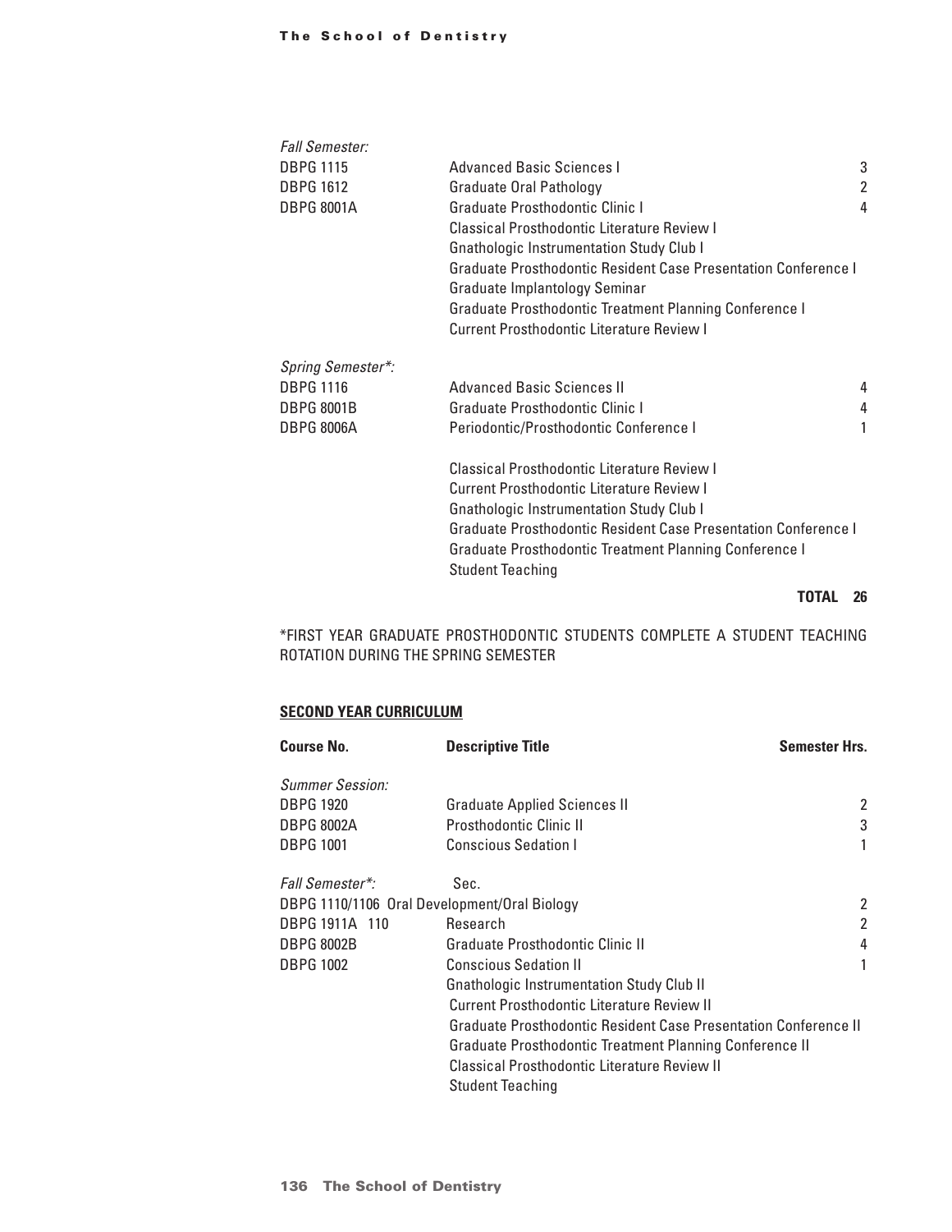| | | |
|---|---|---|
| *Fall Semester:* | | |
| DBPG 1115 | Advanced Basic Sciences I | 3 |
| DBPG 1612 | Graduate Oral Pathology | 2 |
| DBPG 8001A | Graduate Prosthodontic Clinic I | 4 |
| | Classical Prosthodontic Literature Review I | |
| | Gnathologic Instrumentation Study Club I | |
| | Graduate Prosthodontic Resident Case Presentation Conference I | |
| | Graduate Implantology Seminar | |
| | Graduate Prosthodontic Treatment Planning Conference I | |
| | Current Prosthodontic Literature Review I | |
| *Spring Semester*:* | | |
| DBPG 1116 | Advanced Basic Sciences II | 4 |
| DBPG 8001B | Graduate Prosthodontic Clinic I | 4 |
| DBPG 8006A | Periodontic/Prosthodontic Conference I | 1 |
| | Classical Prosthodontic Literature Review I | |
| | Current Prosthodontic Literature Review I | |
| | Gnathologic Instrumentation Study Club I | |
| | Graduate Prosthodontic Resident Case Presentation Conference I | |
| | Graduate Prosthodontic Treatment Planning Conference I | |
| | Student Teaching | |
| | **TOTAL** | **26** |

*FIRST YEAR GRADUATE PROSTHODONTIC STUDENTS COMPLETE A STUDENT TEACHING ROTATION DURING THE SPRING SEMESTER

**SECOND YEAR CURRICULUM**

| Course No. | Descriptive Title | Semester Hrs. |
|---|---|---|
| *Summer Session:* | | |
| DBPG 1920 | Graduate Applied Sciences II | 2 |
| DBPG 8002A | Prosthodontic Clinic II | 3 |
| DBPG 1001 | Conscious Sedation I | 1 |
| *Fall Semester*:* | Sec. | |
| DBPG 1110/1106 | Oral Development/Oral Biology | 2 |
| DBPG 1911A 110 | Research | 2 |
| DBPG 8002B | Graduate Prosthodontic Clinic II | 4 |
| DBPG 1002 | Conscious Sedation II | 1 |
| | Gnathologic Instrumentation Study Club II | |
| | Current Prosthodontic Literature Review II | |
| | Graduate Prosthodontic Resident Case Presentation Conference II | |
| | Graduate Prosthodontic Treatment Planning Conference II | |
| | Classical Prosthodontic Literature Review II | |
| | Student Teaching | |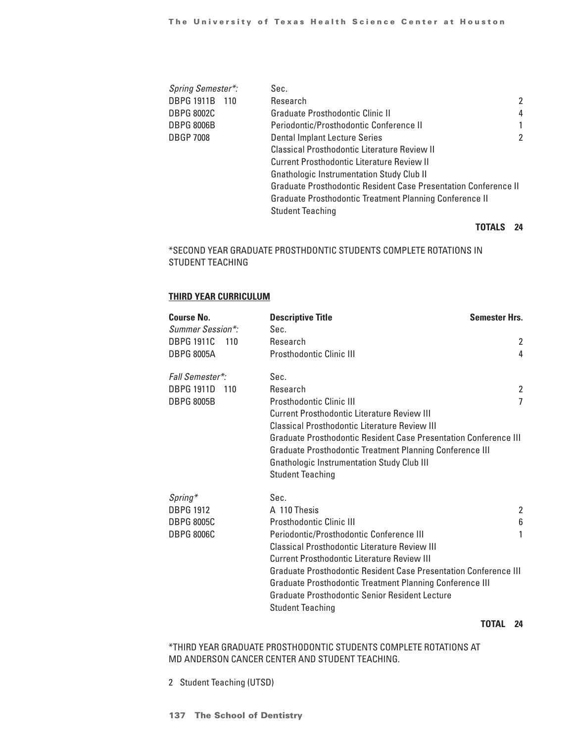| | | |
|---|---|---|
| *Spring Semester\*:* | Sec. | |
| DBPG 1911B 110 | Research | 2 |
| DBPG 8002C | Graduate Prosthodontic Clinic II | 4 |
| DBPG 8006B | Periodontic/Prosthodontic Conference II | 1 |
| DBGP 7008 | Dental Implant Lecture Series | 2 |
| | Classical Prosthodontic Literature Review II | |
| | Current Prosthodontic Literature Review II | |
| | Gnathologic Instrumentation Study Club II | |
| | Graduate Prosthodontic Resident Case Presentation Conference II | |
| | Graduate Prosthodontic Treatment Planning Conference II | |
| | Student Teaching | |
| | **TOTALS** | **24** |

*SECOND YEAR GRADUATE PROSTHDONTIC STUDENTS COMPLETE ROTATIONS IN STUDENT TEACHING

**THIRD YEAR CURRICULUM**

| **Course No.** | **Descriptive Title** | **Semester Hrs.** |
|---|---|---|
| *Summer Session\*:* | Sec. | |
| DBPG 1911C 110 | Research | 2 |
| DBPG 8005A | Prosthodontic Clinic III | 4 |
| *Fall Semester\*:* | Sec. | |
| DBPG 1911D 110 | Research | 2 |
| DBPG 8005B | Prosthodontic Clinic III | 7 |
| | Current Prosthodontic Literature Review III | |
| | Classical Prosthodontic Literature Review III | |
| | Graduate Prosthodontic Resident Case Presentation Conference III | |
| | Graduate Prosthodontic Treatment Planning Conference III | |
| | Gnathologic Instrumentation Study Club III | |
| | Student Teaching | |
| *Spring\** | Sec. | |
| DBPG 1912 | A 110 Thesis | 2 |
| DBPG 8005C | Prosthodontic Clinic III | 6 |
| DBPG 8006C | Periodontic/Prosthodontic Conference III | 1 |
| | Classical Prosthodontic Literature Review III | |
| | Current Prosthodontic Literature Review III | |
| | Graduate Prosthodontic Resident Case Presentation Conference III | |
| | Graduate Prosthodontic Treatment Planning Conference III | |
| | Graduate Prosthodontic Senior Resident Lecture | |
| | Student Teaching | |
| | **TOTAL** | **24** |

*THIRD YEAR GRADUATE PROSTHODONTIC STUDENTS COMPLETE ROTATIONS AT MD ANDERSON CANCER CENTER AND STUDENT TEACHING.

2 Student Teaching (UTSD)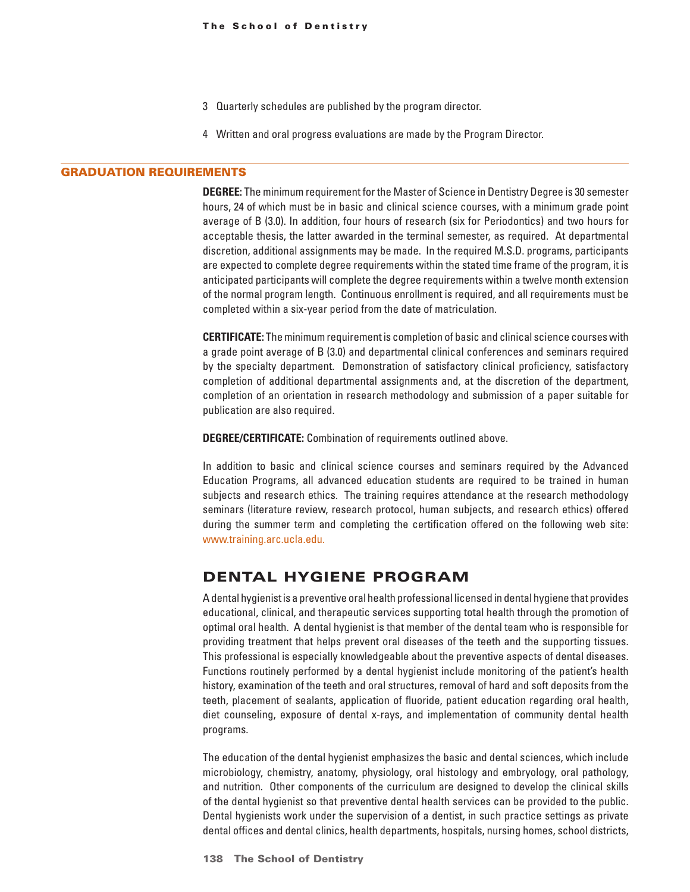3 Quarterly schedules are published by the program director.

4 Written and oral progress evaluations are made by the Program Director.

## GRADUATION REQUIREMENTS

**DEGREE:** The minimum requirement for the Master of Science in Dentistry Degree is 30 semester hours, 24 of which must be in basic and clinical science courses, with a minimum grade point average of B (3.0). In addition, four hours of research (six for Periodontics) and two hours for acceptable thesis, the latter awarded in the terminal semester, as required. At departmental discretion, additional assignments may be made. In the required M.S.D. programs, participants are expected to complete degree requirements within the stated time frame of the program, it is anticipated participants will complete the degree requirements within a twelve month extension of the normal program length. Continuous enrollment is required, and all requirements must be completed within a six-year period from the date of matriculation.

**CERTIFICATE:** The minimum requirement is completion of basic and clinical science courses with a grade point average of B (3.0) and departmental clinical conferences and seminars required by the specialty department. Demonstration of satisfactory clinical proficiency, satisfactory completion of additional departmental assignments and, at the discretion of the department, completion of an orientation in research methodology and submission of a paper suitable for publication are also required.

**DEGREE/CERTIFICATE:** Combination of requirements outlined above.

In addition to basic and clinical science courses and seminars required by the Advanced Education Programs, all advanced education students are required to be trained in human subjects and research ethics. The training requires attendance at the research methodology seminars (literature review, research protocol, human subjects, and research ethics) offered during the summer term and completing the certification offered on the following web site: www.training.arc.ucla.edu.

## DENTAL HYGIENE PROGRAM

A dental hygienist is a preventive oral health professional licensed in dental hygiene that provides educational, clinical, and therapeutic services supporting total health through the promotion of optimal oral health. A dental hygienist is that member of the dental team who is responsible for providing treatment that helps prevent oral diseases of the teeth and the supporting tissues. This professional is especially knowledgeable about the preventive aspects of dental diseases. Functions routinely performed by a dental hygienist include monitoring of the patient's health history, examination of the teeth and oral structures, removal of hard and soft deposits from the teeth, placement of sealants, application of fluoride, patient education regarding oral health, diet counseling, exposure of dental x-rays, and implementation of community dental health programs.

The education of the dental hygienist emphasizes the basic and dental sciences, which include microbiology, chemistry, anatomy, physiology, oral histology and embryology, oral pathology, and nutrition. Other components of the curriculum are designed to develop the clinical skills of the dental hygienist so that preventive dental health services can be provided to the public. Dental hygienists work under the supervision of a dentist, in such practice settings as private dental offices and dental clinics, health departments, hospitals, nursing homes, school districts,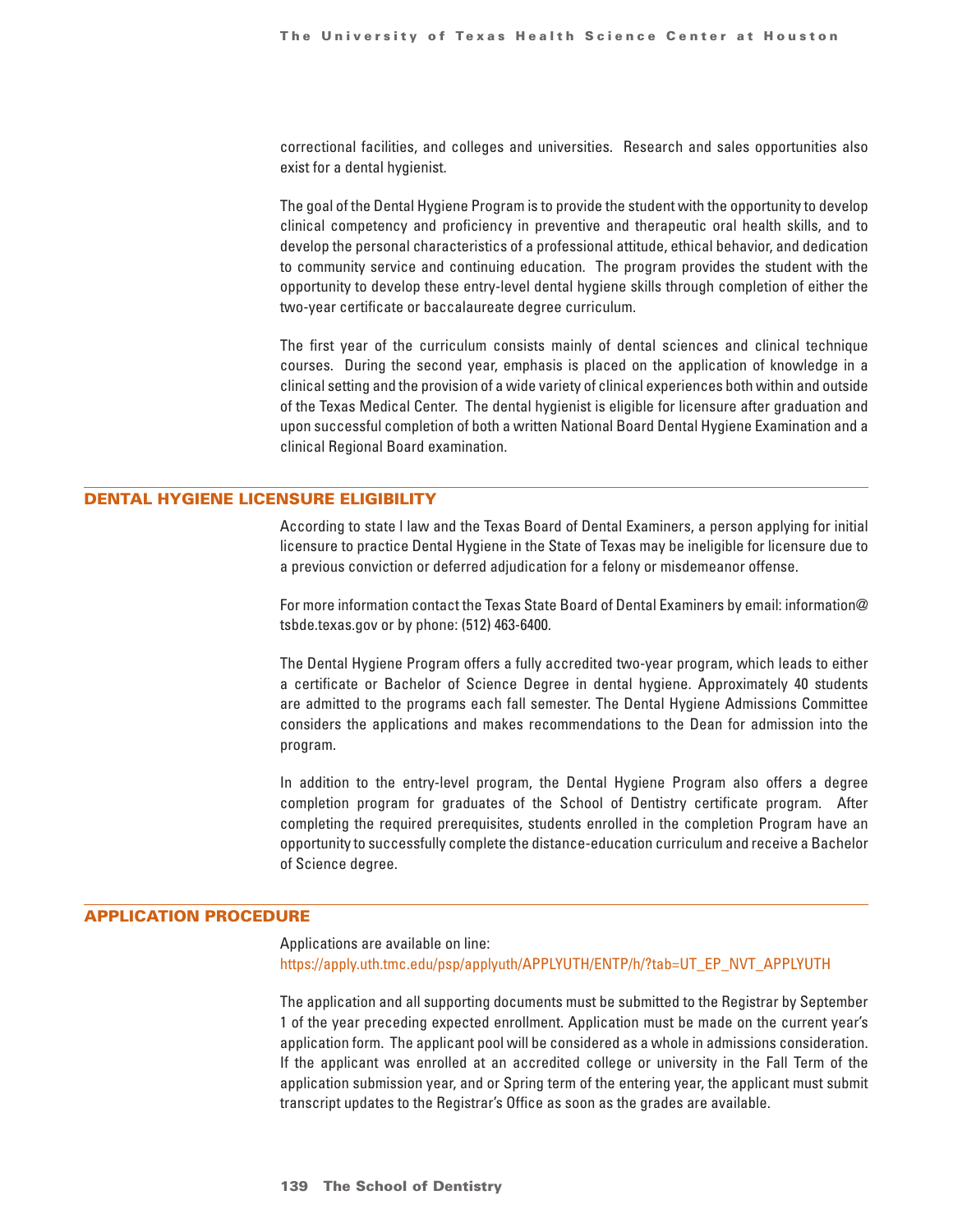correctional facilities, and colleges and universities. Research and sales opportunities also exist for a dental hygienist.

The goal of the Dental Hygiene Program is to provide the student with the opportunity to develop clinical competency and proficiency in preventive and therapeutic oral health skills, and to develop the personal characteristics of a professional attitude, ethical behavior, and dedication to community service and continuing education. The program provides the student with the opportunity to develop these entry-level dental hygiene skills through completion of either the two-year certificate or baccalaureate degree curriculum.

The first year of the curriculum consists mainly of dental sciences and clinical technique courses. During the second year, emphasis is placed on the application of knowledge in a clinical setting and the provision of a wide variety of clinical experiences both within and outside of the Texas Medical Center. The dental hygienist is eligible for licensure after graduation and upon successful completion of both a written National Board Dental Hygiene Examination and a clinical Regional Board examination.

## DENTAL HYGIENE LICENSURE ELIGIBILITY

According to state l law and the Texas Board of Dental Examiners, a person applying for initial licensure to practice Dental Hygiene in the State of Texas may be ineligible for licensure due to a previous conviction or deferred adjudication for a felony or misdemeanor offense.

For more information contact the Texas State Board of Dental Examiners by email: information@tsbde.texas.gov or by phone: (512) 463-6400.

The Dental Hygiene Program offers a fully accredited two-year program, which leads to either a certificate or Bachelor of Science Degree in dental hygiene. Approximately 40 students are admitted to the programs each fall semester. The Dental Hygiene Admissions Committee considers the applications and makes recommendations to the Dean for admission into the program.

In addition to the entry-level program, the Dental Hygiene Program also offers a degree completion program for graduates of the School of Dentistry certificate program. After completing the required prerequisites, students enrolled in the completion Program have an opportunity to successfully complete the distance-education curriculum and receive a Bachelor of Science degree.

## APPLICATION PROCEDURE

Applications are available on line:
https://apply.uth.tmc.edu/psp/applyuth/APPLYUTH/ENTP/h/?tab=UT_EP_NVT_APPLYUTH

The application and all supporting documents must be submitted to the Registrar by September 1 of the year preceding expected enrollment. Application must be made on the current year's application form. The applicant pool will be considered as a whole in admissions consideration. If the applicant was enrolled at an accredited college or university in the Fall Term of the application submission year, and or Spring term of the entering year, the applicant must submit transcript updates to the Registrar's Office as soon as the grades are available.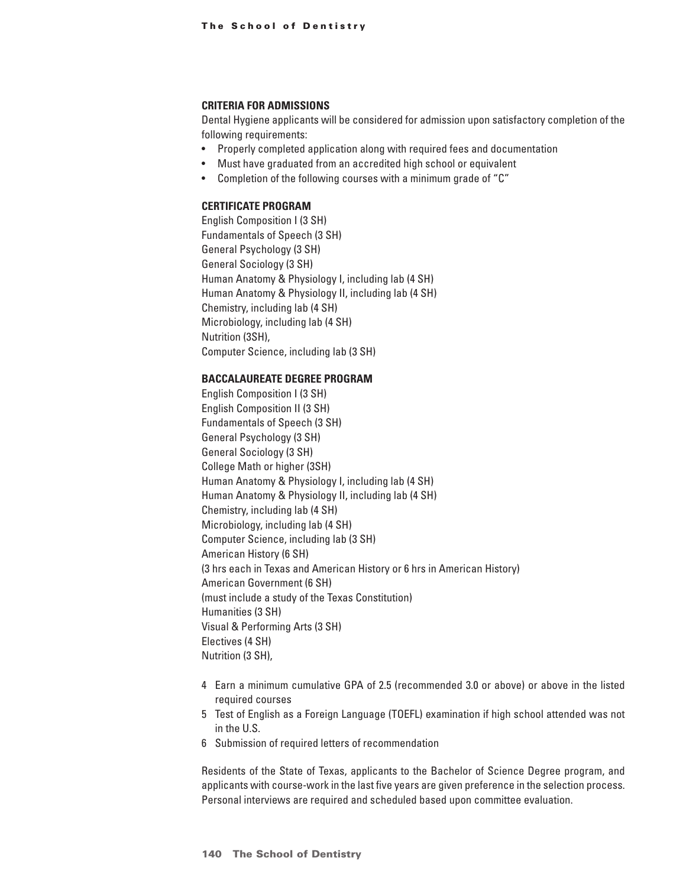### CRITERIA FOR ADMISSIONS

Dental Hygiene applicants will be considered for admission upon satisfactory completion of the following requirements:

- Properly completed application along with required fees and documentation
- Must have graduated from an accredited high school or equivalent
- Completion of the following courses with a minimum grade of "C"

### CERTIFICATE PROGRAM

English Composition I (3 SH)
Fundamentals of Speech (3 SH)
General Psychology (3 SH)
General Sociology (3 SH)
Human Anatomy & Physiology I, including lab (4 SH)
Human Anatomy & Physiology II, including lab (4 SH)
Chemistry, including lab (4 SH)
Microbiology, including lab (4 SH)
Nutrition (3SH),
Computer Science, including lab (3 SH)

### BACCALAUREATE DEGREE PROGRAM

English Composition I (3 SH)
English Composition II (3 SH)
Fundamentals of Speech (3 SH)
General Psychology (3 SH)
General Sociology (3 SH)
College Math or higher (3SH)
Human Anatomy & Physiology I, including lab (4 SH)
Human Anatomy & Physiology II, including lab (4 SH)
Chemistry, including lab (4 SH)
Microbiology, including lab (4 SH)
Computer Science, including lab (3 SH)
American History (6 SH)
(3 hrs each in Texas and American History or 6 hrs in American History)
American Government (6 SH)
(must include a study of the Texas Constitution)
Humanities (3 SH)
Visual & Performing Arts (3 SH)
Electives (4 SH)
Nutrition (3 SH),

4 Earn a minimum cumulative GPA of 2.5 (recommended 3.0 or above) or above in the listed required courses
5 Test of English as a Foreign Language (TOEFL) examination if high school attended was not in the U.S.
6 Submission of required letters of recommendation

Residents of the State of Texas, applicants to the Bachelor of Science Degree program, and applicants with course-work in the last five years are given preference in the selection process. Personal interviews are required and scheduled based upon committee evaluation.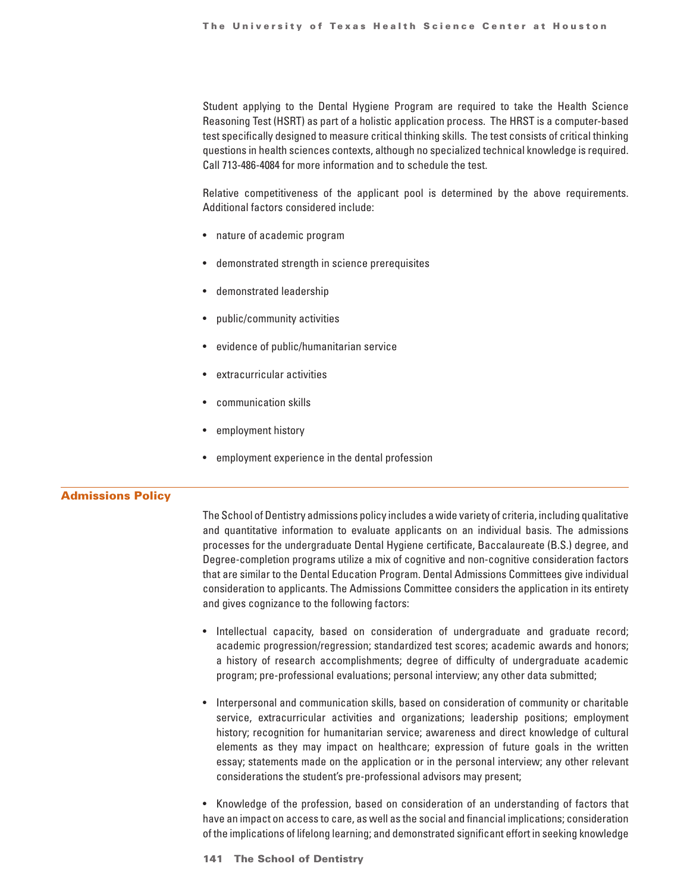Student applying to the Dental Hygiene Program are required to take the Health Science Reasoning Test (HSRT) as part of a holistic application process. The HRST is a computer-based test specifically designed to measure critical thinking skills. The test consists of critical thinking questions in health sciences contexts, although no specialized technical knowledge is required. Call 713-486-4084 for more information and to schedule the test.

Relative competitiveness of the applicant pool is determined by the above requirements. Additional factors considered include:

- nature of academic program
- demonstrated strength in science prerequisites
- demonstrated leadership
- public/community activities
- evidence of public/humanitarian service
- extracurricular activities
- communication skills
- employment history
- employment experience in the dental profession

## Admissions Policy

The School of Dentistry admissions policy includes a wide variety of criteria, including qualitative and quantitative information to evaluate applicants on an individual basis. The admissions processes for the undergraduate Dental Hygiene certificate, Baccalaureate (B.S.) degree, and Degree-completion programs utilize a mix of cognitive and non-cognitive consideration factors that are similar to the Dental Education Program. Dental Admissions Committees give individual consideration to applicants. The Admissions Committee considers the application in its entirety and gives cognizance to the following factors:

- Intellectual capacity, based on consideration of undergraduate and graduate record; academic progression/regression; standardized test scores; academic awards and honors; a history of research accomplishments; degree of difficulty of undergraduate academic program; pre-professional evaluations; personal interview; any other data submitted;
- Interpersonal and communication skills, based on consideration of community or charitable service, extracurricular activities and organizations; leadership positions; employment history; recognition for humanitarian service; awareness and direct knowledge of cultural elements as they may impact on healthcare; expression of future goals in the written essay; statements made on the application or in the personal interview; any other relevant considerations the student's pre-professional advisors may present;
- Knowledge of the profession, based on consideration of an understanding of factors that have an impact on access to care, as well as the social and financial implications; consideration of the implications of lifelong learning; and demonstrated significant effort in seeking knowledge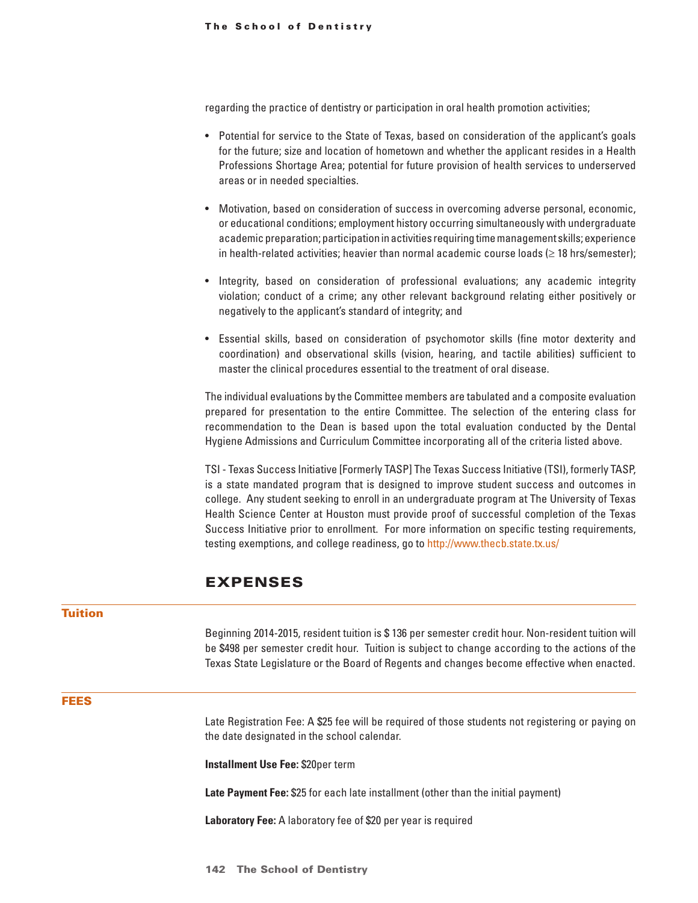regarding the practice of dentistry or participation in oral health promotion activities;

- Potential for service to the State of Texas, based on consideration of the applicant's goals for the future; size and location of hometown and whether the applicant resides in a Health Professions Shortage Area; potential for future provision of health services to underserved areas or in needed specialties.

- Motivation, based on consideration of success in overcoming adverse personal, economic, or educational conditions; employment history occurring simultaneously with undergraduate academic preparation; participation in activities requiring time management skills; experience in health-related activities; heavier than normal academic course loads (≥ 18 hrs/semester);

- Integrity, based on consideration of professional evaluations; any academic integrity violation; conduct of a crime; any other relevant background relating either positively or negatively to the applicant's standard of integrity; and

- Essential skills, based on consideration of psychomotor skills (fine motor dexterity and coordination) and observational skills (vision, hearing, and tactile abilities) sufficient to master the clinical procedures essential to the treatment of oral disease.

The individual evaluations by the Committee members are tabulated and a composite evaluation prepared for presentation to the entire Committee. The selection of the entering class for recommendation to the Dean is based upon the total evaluation conducted by the Dental Hygiene Admissions and Curriculum Committee incorporating all of the criteria listed above.

TSI - Texas Success Initiative [Formerly TASP] The Texas Success Initiative (TSI), formerly TASP, is a state mandated program that is designed to improve student success and outcomes in college. Any student seeking to enroll in an undergraduate program at The University of Texas Health Science Center at Houston must provide proof of successful completion of the Texas Success Initiative prior to enrollment. For more information on specific testing requirements, testing exemptions, and college readiness, go to http://www.thecb.state.tx.us/

## EXPENSES

### Tuition

Beginning 2014-2015, resident tuition is $ 136 per semester credit hour. Non-resident tuition will be $498 per semester credit hour. Tuition is subject to change according to the actions of the Texas State Legislature or the Board of Regents and changes become effective when enacted.

### FEES

Late Registration Fee: A $25 fee will be required of those students not registering or paying on the date designated in the school calendar.

**Installment Use Fee:** $20per term

**Late Payment Fee:** $25 for each late installment (other than the initial payment)

**Laboratory Fee:** A laboratory fee of $20 per year is required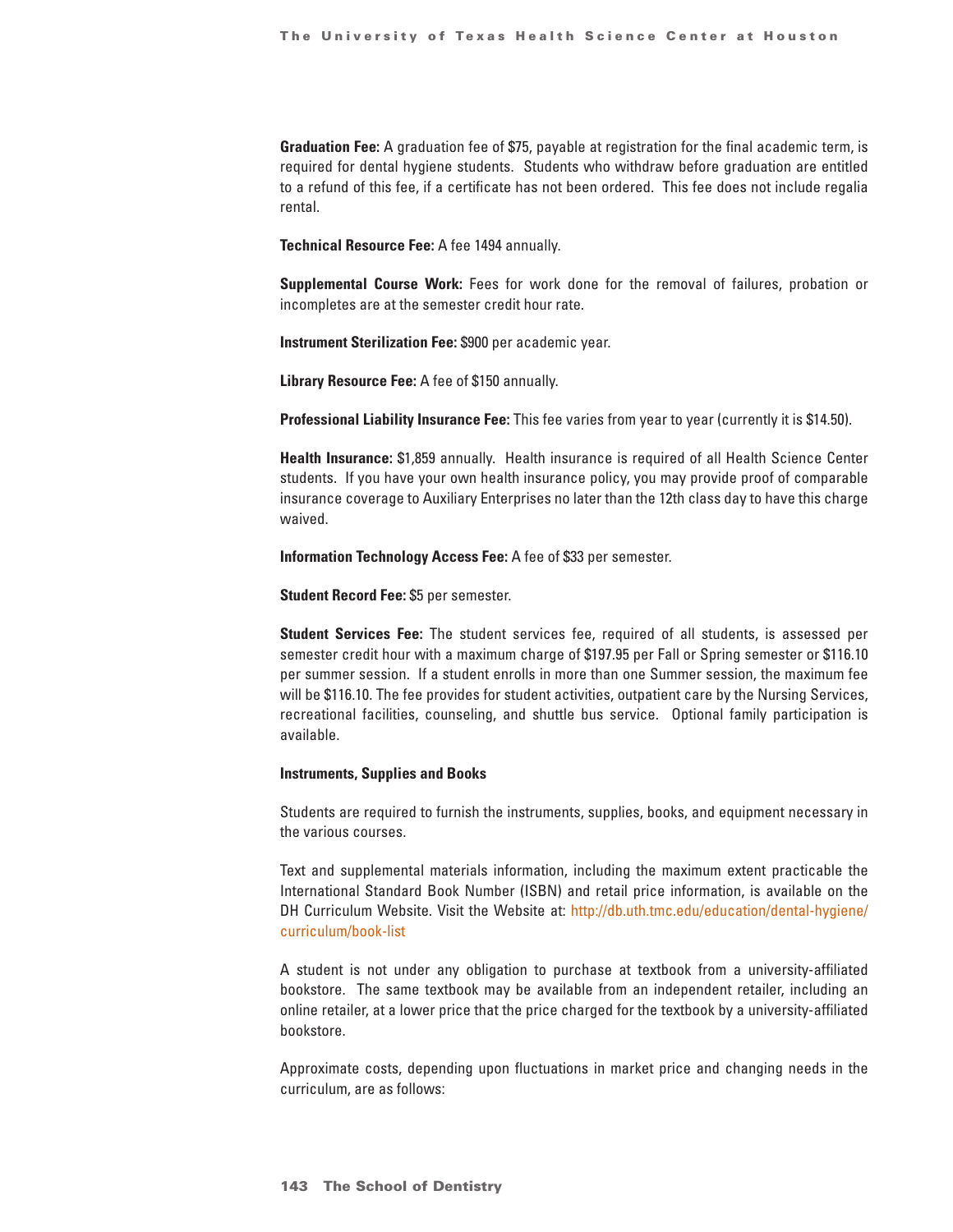**Graduation Fee:** A graduation fee of $75, payable at registration for the final academic term, is required for dental hygiene students. Students who withdraw before graduation are entitled to a refund of this fee, if a certificate has not been ordered. This fee does not include regalia rental.

**Technical Resource Fee:** A fee 1494 annually.

**Supplemental Course Work:** Fees for work done for the removal of failures, probation or incompletes are at the semester credit hour rate.

**Instrument Sterilization Fee:** $900 per academic year.

**Library Resource Fee:** A fee of $150 annually.

**Professional Liability Insurance Fee:** This fee varies from year to year (currently it is $14.50).

**Health Insurance:** $1,859 annually. Health insurance is required of all Health Science Center students. If you have your own health insurance policy, you may provide proof of comparable insurance coverage to Auxiliary Enterprises no later than the 12th class day to have this charge waived.

**Information Technology Access Fee:** A fee of $33 per semester.

**Student Record Fee:** $5 per semester.

**Student Services Fee:** The student services fee, required of all students, is assessed per semester credit hour with a maximum charge of $197.95 per Fall or Spring semester or $116.10 per summer session. If a student enrolls in more than one Summer session, the maximum fee will be $116.10. The fee provides for student activities, outpatient care by the Nursing Services, recreational facilities, counseling, and shuttle bus service. Optional family participation is available.

**Instruments, Supplies and Books**

Students are required to furnish the instruments, supplies, books, and equipment necessary in the various courses.

Text and supplemental materials information, including the maximum extent practicable the International Standard Book Number (ISBN) and retail price information, is available on the DH Curriculum Website. Visit the Website at: http://db.uth.tmc.edu/education/dental-hygiene/curriculum/book-list

A student is not under any obligation to purchase at textbook from a university-affiliated bookstore. The same textbook may be available from an independent retailer, including an online retailer, at a lower price that the price charged for the textbook by a university-affiliated bookstore.

Approximate costs, depending upon fluctuations in market price and changing needs in the curriculum, are as follows: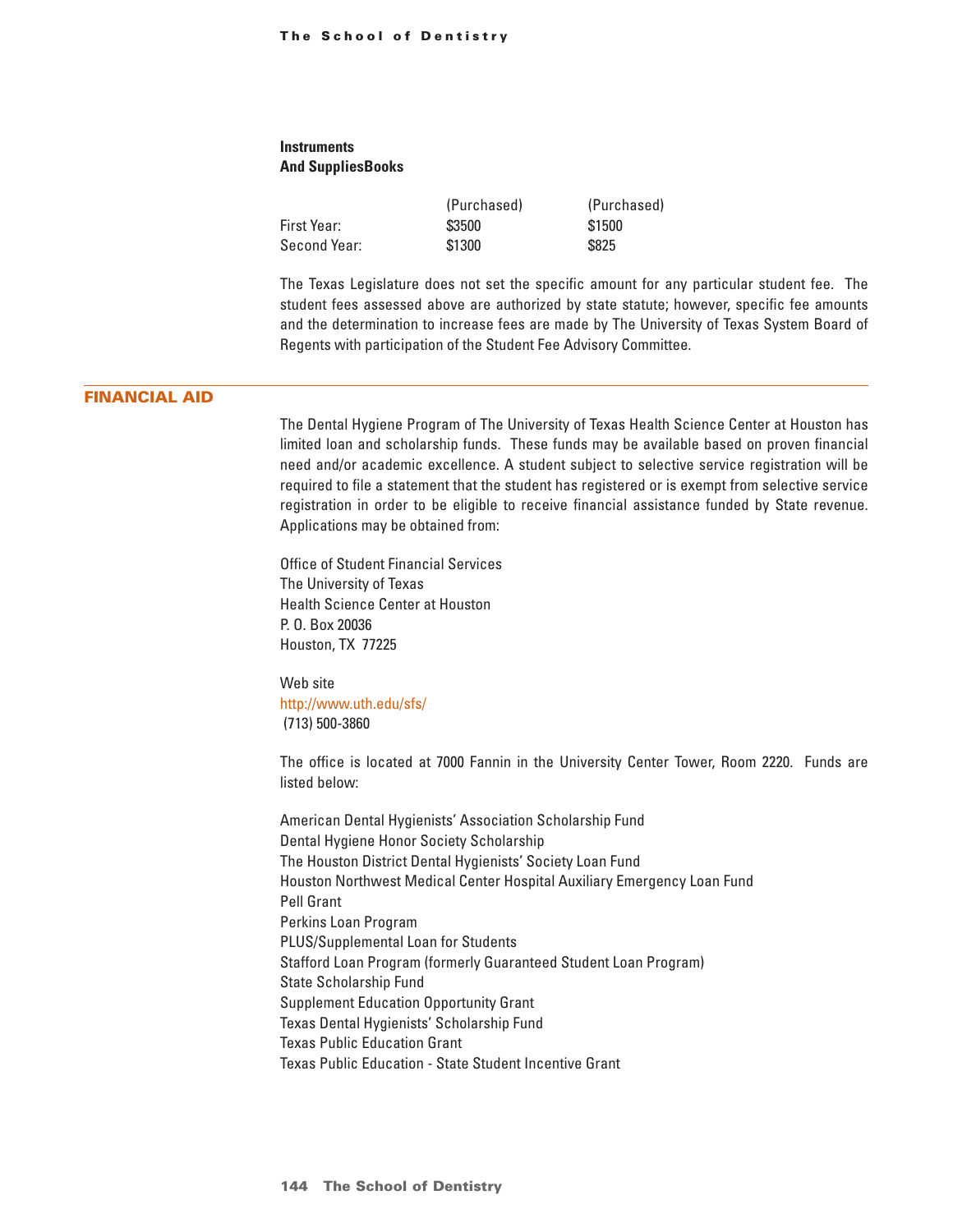**Instruments**
**And SuppliesBooks**

| | (Purchased) | (Purchased) |
|---|---|---|
| First Year: | $3500 | $1500 |
| Second Year: | $1300 | $825 |

The Texas Legislature does not set the specific amount for any particular student fee. The student fees assessed above are authorized by state statute; however, specific fee amounts and the determination to increase fees are made by The University of Texas System Board of Regents with participation of the Student Fee Advisory Committee.

## FINANCIAL AID

The Dental Hygiene Program of The University of Texas Health Science Center at Houston has limited loan and scholarship funds. These funds may be available based on proven financial need and/or academic excellence. A student subject to selective service registration will be required to file a statement that the student has registered or is exempt from selective service registration in order to be eligible to receive financial assistance funded by State revenue. Applications may be obtained from:

Office of Student Financial Services
The University of Texas
Health Science Center at Houston
P. O. Box 20036
Houston, TX 77225

Web site
http://www.uth.edu/sfs/
(713) 500-3860

The office is located at 7000 Fannin in the University Center Tower, Room 2220. Funds are listed below:

American Dental Hygienists' Association Scholarship Fund
Dental Hygiene Honor Society Scholarship
The Houston District Dental Hygienists' Society Loan Fund
Houston Northwest Medical Center Hospital Auxiliary Emergency Loan Fund
Pell Grant
Perkins Loan Program
PLUS/Supplemental Loan for Students
Stafford Loan Program (formerly Guaranteed Student Loan Program)
State Scholarship Fund
Supplement Education Opportunity Grant
Texas Dental Hygienists' Scholarship Fund
Texas Public Education Grant
Texas Public Education - State Student Incentive Grant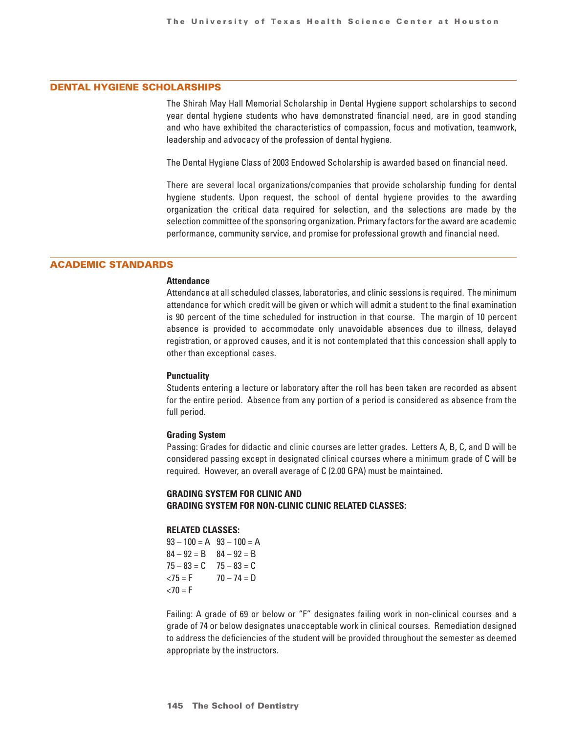## DENTAL HYGIENE SCHOLARSHIPS

The Shirah May Hall Memorial Scholarship in Dental Hygiene support scholarships to second year dental hygiene students who have demonstrated financial need, are in good standing and who have exhibited the characteristics of compassion, focus and motivation, teamwork, leadership and advocacy of the profession of dental hygiene.

The Dental Hygiene Class of 2003 Endowed Scholarship is awarded based on financial need.

There are several local organizations/companies that provide scholarship funding for dental hygiene students. Upon request, the school of dental hygiene provides to the awarding organization the critical data required for selection, and the selections are made by the selection committee of the sponsoring organization. Primary factors for the award are academic performance, community service, and promise for professional growth and financial need.

## ACADEMIC STANDARDS

**Attendance**

Attendance at all scheduled classes, laboratories, and clinic sessions is required. The minimum attendance for which credit will be given or which will admit a student to the final examination is 90 percent of the time scheduled for instruction in that course. The margin of 10 percent absence is provided to accommodate only unavoidable absences due to illness, delayed registration, or approved causes, and it is not contemplated that this concession shall apply to other than exceptional cases.

**Punctuality**

Students entering a lecture or laboratory after the roll has been taken are recorded as absent for the entire period. Absence from any portion of a period is considered as absence from the full period.

**Grading System**

Passing: Grades for didactic and clinic courses are letter grades. Letters A, B, C, and D will be considered passing except in designated clinical courses where a minimum grade of C will be required. However, an overall average of C (2.00 GPA) must be maintained.

**GRADING SYSTEM FOR CLINIC AND**
**GRADING SYSTEM FOR NON-CLINIC CLINIC RELATED CLASSES:**

**RELATED CLASSES:**

| | |
|---|---|
| 93 – 100 = A | 93 – 100 = A |
| 84 – 92 = B | 84 – 92 = B |
| 75 – 83 = C | 75 – 83 = C |
| <75 = F | 70 – 74 = D |
| | <70 = F |

Failing: A grade of 69 or below or "F" designates failing work in non-clinical courses and a grade of 74 or below designates unacceptable work in clinical courses. Remediation designed to address the deficiencies of the student will be provided throughout the semester as deemed appropriate by the instructors.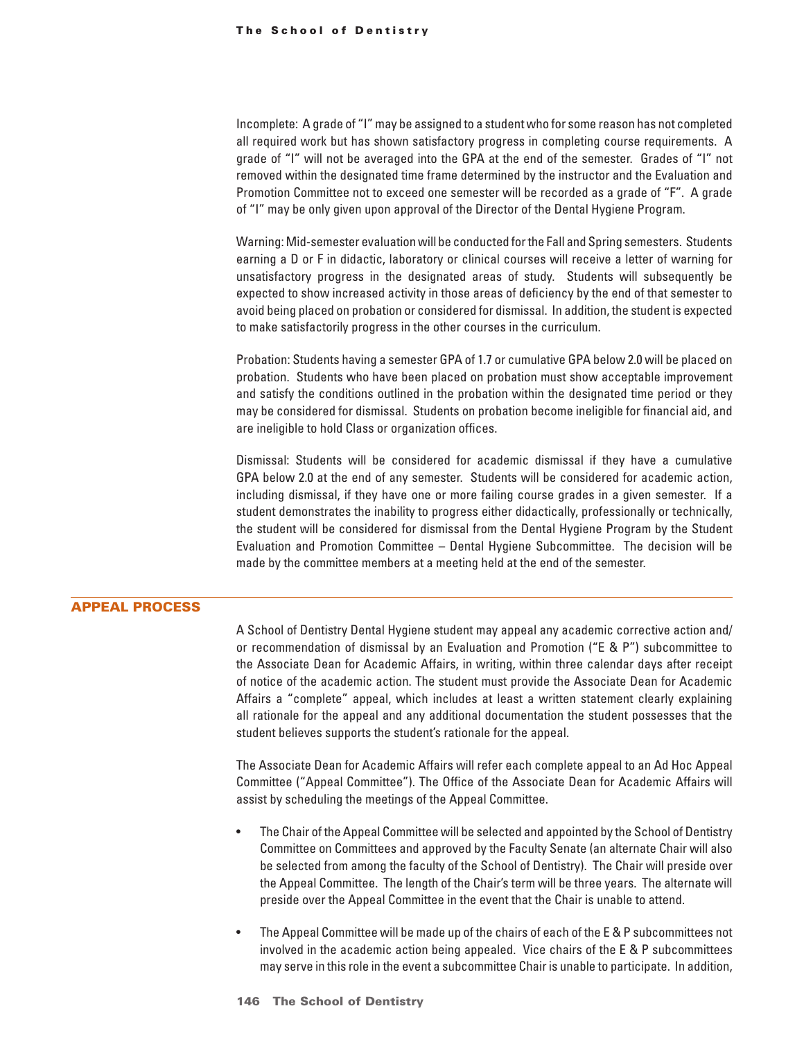Incomplete: A grade of "I" may be assigned to a student who for some reason has not completed all required work but has shown satisfactory progress in completing course requirements. A grade of "I" will not be averaged into the GPA at the end of the semester. Grades of "I" not removed within the designated time frame determined by the instructor and the Evaluation and Promotion Committee not to exceed one semester will be recorded as a grade of "F". A grade of "I" may be only given upon approval of the Director of the Dental Hygiene Program.

Warning: Mid-semester evaluation will be conducted for the Fall and Spring semesters. Students earning a D or F in didactic, laboratory or clinical courses will receive a letter of warning for unsatisfactory progress in the designated areas of study. Students will subsequently be expected to show increased activity in those areas of deficiency by the end of that semester to avoid being placed on probation or considered for dismissal. In addition, the student is expected to make satisfactorily progress in the other courses in the curriculum.

Probation: Students having a semester GPA of 1.7 or cumulative GPA below 2.0 will be placed on probation. Students who have been placed on probation must show acceptable improvement and satisfy the conditions outlined in the probation within the designated time period or they may be considered for dismissal. Students on probation become ineligible for financial aid, and are ineligible to hold Class or organization offices.

Dismissal: Students will be considered for academic dismissal if they have a cumulative GPA below 2.0 at the end of any semester. Students will be considered for academic action, including dismissal, if they have one or more failing course grades in a given semester. If a student demonstrates the inability to progress either didactically, professionally or technically, the student will be considered for dismissal from the Dental Hygiene Program by the Student Evaluation and Promotion Committee – Dental Hygiene Subcommittee. The decision will be made by the committee members at a meeting held at the end of the semester.

## APPEAL PROCESS

A School of Dentistry Dental Hygiene student may appeal any academic corrective action and/or recommendation of dismissal by an Evaluation and Promotion ("E & P") subcommittee to the Associate Dean for Academic Affairs, in writing, within three calendar days after receipt of notice of the academic action. The student must provide the Associate Dean for Academic Affairs a "complete" appeal, which includes at least a written statement clearly explaining all rationale for the appeal and any additional documentation the student possesses that the student believes supports the student's rationale for the appeal.

The Associate Dean for Academic Affairs will refer each complete appeal to an Ad Hoc Appeal Committee ("Appeal Committee"). The Office of the Associate Dean for Academic Affairs will assist by scheduling the meetings of the Appeal Committee.

- The Chair of the Appeal Committee will be selected and appointed by the School of Dentistry Committee on Committees and approved by the Faculty Senate (an alternate Chair will also be selected from among the faculty of the School of Dentistry). The Chair will preside over the Appeal Committee. The length of the Chair's term will be three years. The alternate will preside over the Appeal Committee in the event that the Chair is unable to attend.
- The Appeal Committee will be made up of the chairs of each of the E & P subcommittees not involved in the academic action being appealed. Vice chairs of the E & P subcommittees may serve in this role in the event a subcommittee Chair is unable to participate. In addition,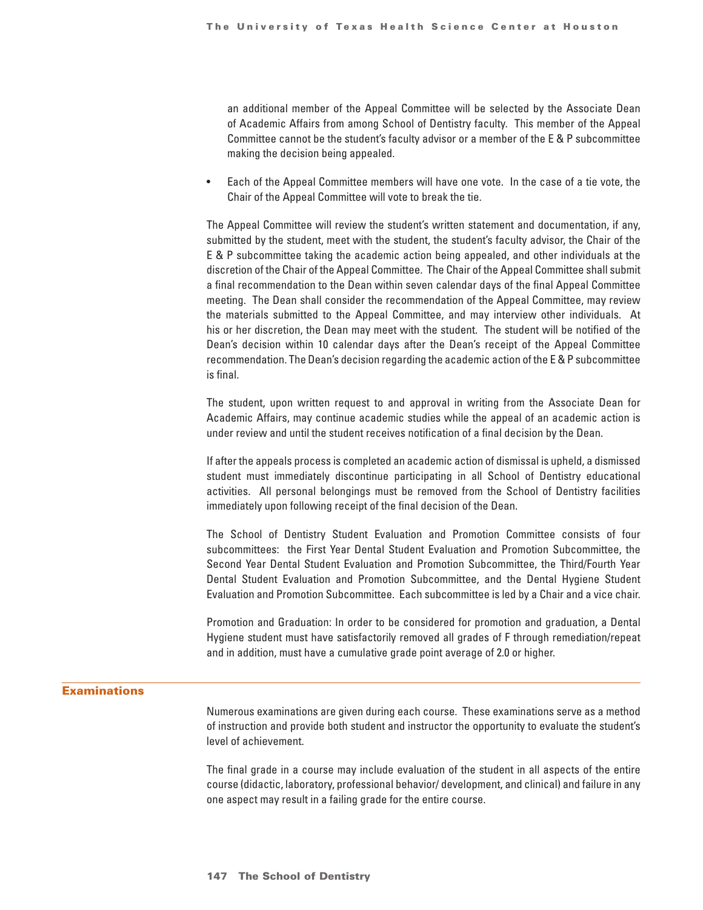an additional member of the Appeal Committee will be selected by the Associate Dean of Academic Affairs from among School of Dentistry faculty. This member of the Appeal Committee cannot be the student's faculty advisor or a member of the E & P subcommittee making the decision being appealed.

- Each of the Appeal Committee members will have one vote. In the case of a tie vote, the Chair of the Appeal Committee will vote to break the tie.

The Appeal Committee will review the student's written statement and documentation, if any, submitted by the student, meet with the student, the student's faculty advisor, the Chair of the E & P subcommittee taking the academic action being appealed, and other individuals at the discretion of the Chair of the Appeal Committee. The Chair of the Appeal Committee shall submit a final recommendation to the Dean within seven calendar days of the final Appeal Committee meeting. The Dean shall consider the recommendation of the Appeal Committee, may review the materials submitted to the Appeal Committee, and may interview other individuals. At his or her discretion, the Dean may meet with the student. The student will be notified of the Dean's decision within 10 calendar days after the Dean's receipt of the Appeal Committee recommendation. The Dean's decision regarding the academic action of the E & P subcommittee is final.

The student, upon written request to and approval in writing from the Associate Dean for Academic Affairs, may continue academic studies while the appeal of an academic action is under review and until the student receives notification of a final decision by the Dean.

If after the appeals process is completed an academic action of dismissal is upheld, a dismissed student must immediately discontinue participating in all School of Dentistry educational activities. All personal belongings must be removed from the School of Dentistry facilities immediately upon following receipt of the final decision of the Dean.

The School of Dentistry Student Evaluation and Promotion Committee consists of four subcommittees: the First Year Dental Student Evaluation and Promotion Subcommittee, the Second Year Dental Student Evaluation and Promotion Subcommittee, the Third/Fourth Year Dental Student Evaluation and Promotion Subcommittee, and the Dental Hygiene Student Evaluation and Promotion Subcommittee. Each subcommittee is led by a Chair and a vice chair.

Promotion and Graduation: In order to be considered for promotion and graduation, a Dental Hygiene student must have satisfactorily removed all grades of F through remediation/repeat and in addition, must have a cumulative grade point average of 2.0 or higher.

## Examinations

Numerous examinations are given during each course. These examinations serve as a method of instruction and provide both student and instructor the opportunity to evaluate the student's level of achievement.

The final grade in a course may include evaluation of the student in all aspects of the entire course (didactic, laboratory, professional behavior/ development, and clinical) and failure in any one aspect may result in a failing grade for the entire course.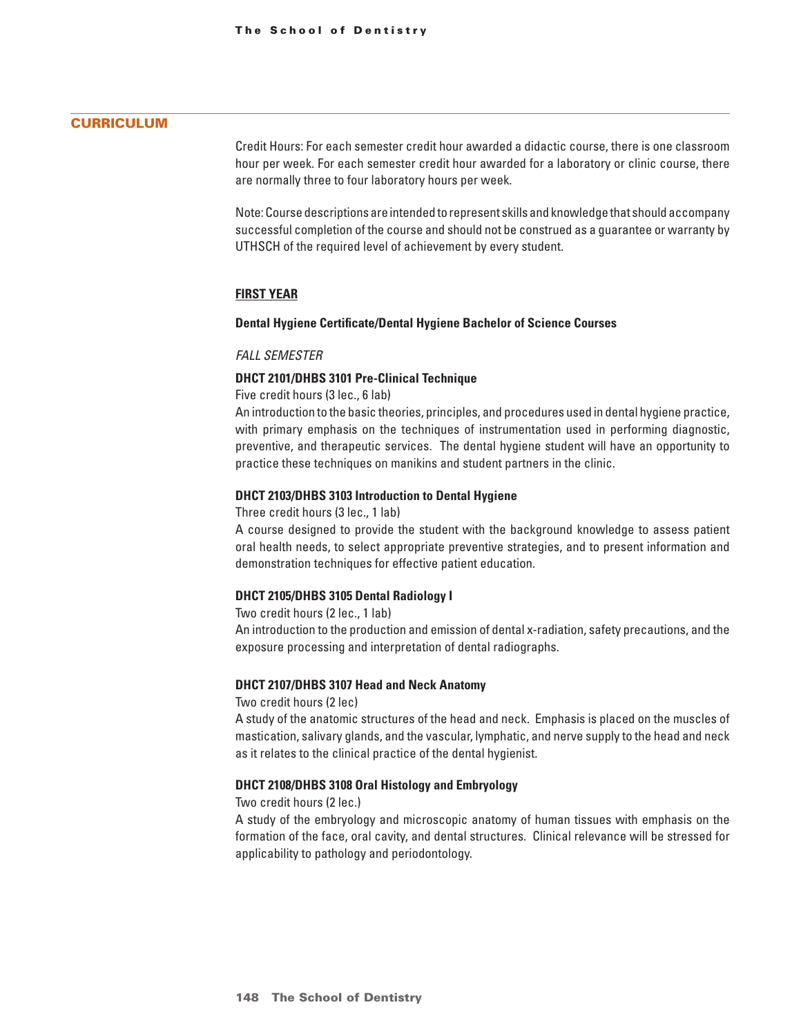## CURRICULUM

Credit Hours: For each semester credit hour awarded a didactic course, there is one classroom hour per week. For each semester credit hour awarded for a laboratory or clinic course, there are normally three to four laboratory hours per week.

Note: Course descriptions are intended to represent skills and knowledge that should accompany successful completion of the course and should not be construed as a guarantee or warranty by UTHSCH of the required level of achievement by every student.

### FIRST YEAR

**Dental Hygiene Certificate/Dental Hygiene Bachelor of Science Courses**

*FALL SEMESTER*

**DHCT 2101/DHBS 3101 Pre-Clinical Technique**

Five credit hours (3 lec., 6 lab)

An introduction to the basic theories, principles, and procedures used in dental hygiene practice, with primary emphasis on the techniques of instrumentation used in performing diagnostic, preventive, and therapeutic services. The dental hygiene student will have an opportunity to practice these techniques on manikins and student partners in the clinic.

**DHCT 2103/DHBS 3103 Introduction to Dental Hygiene**

Three credit hours (3 lec., 1 lab)

A course designed to provide the student with the background knowledge to assess patient oral health needs, to select appropriate preventive strategies, and to present information and demonstration techniques for effective patient education.

**DHCT 2105/DHBS 3105 Dental Radiology I**

Two credit hours (2 lec., 1 lab)

An introduction to the production and emission of dental x-radiation, safety precautions, and the exposure processing and interpretation of dental radiographs.

**DHCT 2107/DHBS 3107 Head and Neck Anatomy**

Two credit hours (2 lec)

A study of the anatomic structures of the head and neck. Emphasis is placed on the muscles of mastication, salivary glands, and the vascular, lymphatic, and nerve supply to the head and neck as it relates to the clinical practice of the dental hygienist.

**DHCT 2108/DHBS 3108 Oral Histology and Embryology**

Two credit hours (2 lec.)

A study of the embryology and microscopic anatomy of human tissues with emphasis on the formation of the face, oral cavity, and dental structures. Clinical relevance will be stressed for applicability to pathology and periodontology.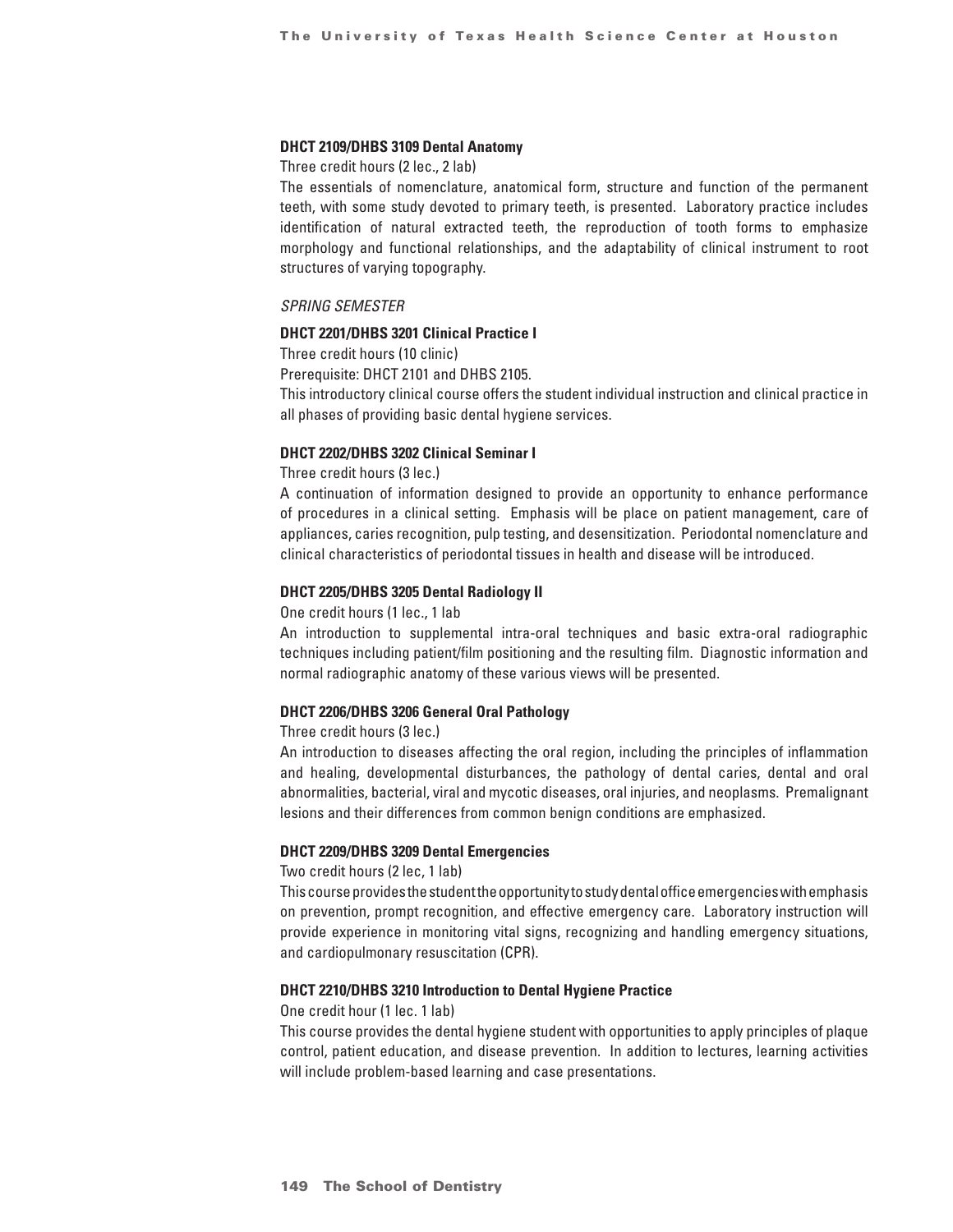#### DHCT 2109/DHBS 3109 Dental Anatomy

Three credit hours (2 lec., 2 lab)

The essentials of nomenclature, anatomical form, structure and function of the permanent teeth, with some study devoted to primary teeth, is presented. Laboratory practice includes identification of natural extracted teeth, the reproduction of tooth forms to emphasize morphology and functional relationships, and the adaptability of clinical instrument to root structures of varying topography.

*SPRING SEMESTER*

#### DHCT 2201/DHBS 3201 Clinical Practice I

Three credit hours (10 clinic)

Prerequisite: DHCT 2101 and DHBS 2105.

This introductory clinical course offers the student individual instruction and clinical practice in all phases of providing basic dental hygiene services.

#### DHCT 2202/DHBS 3202 Clinical Seminar I

Three credit hours (3 lec.)

A continuation of information designed to provide an opportunity to enhance performance of procedures in a clinical setting. Emphasis will be place on patient management, care of appliances, caries recognition, pulp testing, and desensitization. Periodontal nomenclature and clinical characteristics of periodontal tissues in health and disease will be introduced.

#### DHCT 2205/DHBS 3205 Dental Radiology II

One credit hours (1 lec., 1 lab

An introduction to supplemental intra-oral techniques and basic extra-oral radiographic techniques including patient/film positioning and the resulting film. Diagnostic information and normal radiographic anatomy of these various views will be presented.

#### DHCT 2206/DHBS 3206 General Oral Pathology

Three credit hours (3 lec.)

An introduction to diseases affecting the oral region, including the principles of inflammation and healing, developmental disturbances, the pathology of dental caries, dental and oral abnormalities, bacterial, viral and mycotic diseases, oral injuries, and neoplasms. Premalignant lesions and their differences from common benign conditions are emphasized.

#### DHCT 2209/DHBS 3209 Dental Emergencies

Two credit hours (2 lec, 1 lab)

This course provides the student the opportunity to study dental office emergencies with emphasis on prevention, prompt recognition, and effective emergency care. Laboratory instruction will provide experience in monitoring vital signs, recognizing and handling emergency situations, and cardiopulmonary resuscitation (CPR).

#### DHCT 2210/DHBS 3210 Introduction to Dental Hygiene Practice

One credit hour (1 lec. 1 lab)

This course provides the dental hygiene student with opportunities to apply principles of plaque control, patient education, and disease prevention. In addition to lectures, learning activities will include problem-based learning and case presentations.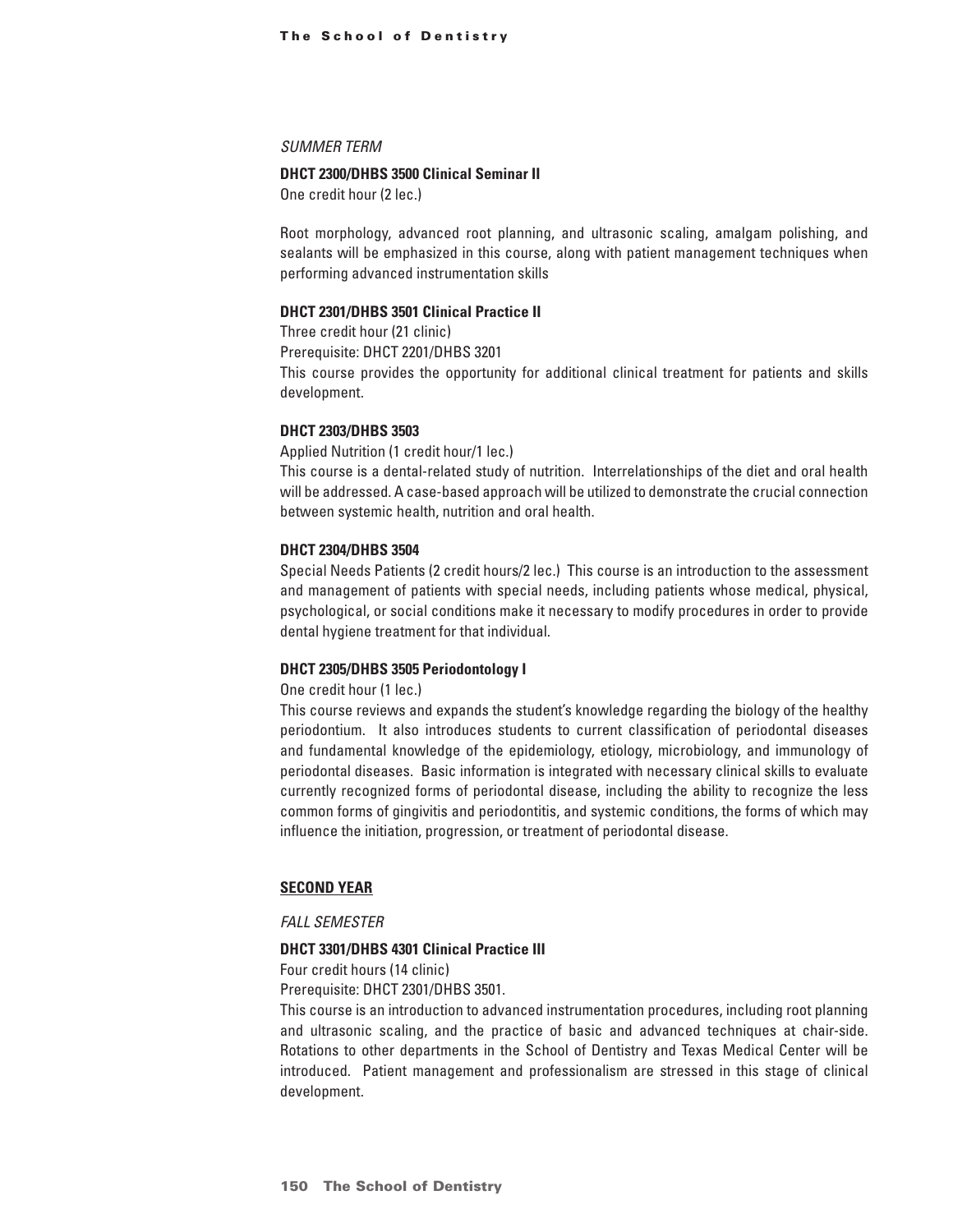*SUMMER TERM*

**DHCT 2300/DHBS 3500 Clinical Seminar II**

One credit hour (2 lec.)

Root morphology, advanced root planning, and ultrasonic scaling, amalgam polishing, and sealants will be emphasized in this course, along with patient management techniques when performing advanced instrumentation skills

**DHCT 2301/DHBS 3501 Clinical Practice II**

Three credit hour (21 clinic)

Prerequisite: DHCT 2201/DHBS 3201

This course provides the opportunity for additional clinical treatment for patients and skills development.

**DHCT 2303/DHBS 3503**

Applied Nutrition (1 credit hour/1 lec.)

This course is a dental-related study of nutrition. Interrelationships of the diet and oral health will be addressed. A case-based approach will be utilized to demonstrate the crucial connection between systemic health, nutrition and oral health.

**DHCT 2304/DHBS 3504**

Special Needs Patients (2 credit hours/2 lec.) This course is an introduction to the assessment and management of patients with special needs, including patients whose medical, physical, psychological, or social conditions make it necessary to modify procedures in order to provide dental hygiene treatment for that individual.

**DHCT 2305/DHBS 3505 Periodontology I**

One credit hour (1 lec.)

This course reviews and expands the student's knowledge regarding the biology of the healthy periodontium. It also introduces students to current classification of periodontal diseases and fundamental knowledge of the epidemiology, etiology, microbiology, and immunology of periodontal diseases. Basic information is integrated with necessary clinical skills to evaluate currently recognized forms of periodontal disease, including the ability to recognize the less common forms of gingivitis and periodontitis, and systemic conditions, the forms of which may influence the initiation, progression, or treatment of periodontal disease.

## SECOND YEAR

*FALL SEMESTER*

**DHCT 3301/DHBS 4301 Clinical Practice III**

Four credit hours (14 clinic)

Prerequisite: DHCT 2301/DHBS 3501.

This course is an introduction to advanced instrumentation procedures, including root planning and ultrasonic scaling, and the practice of basic and advanced techniques at chair-side. Rotations to other departments in the School of Dentistry and Texas Medical Center will be introduced. Patient management and professionalism are stressed in this stage of clinical development.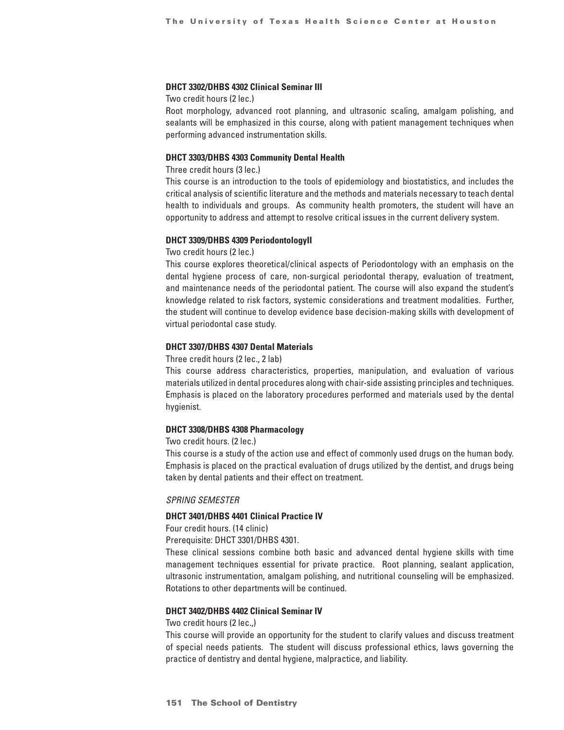**DHCT 3302/DHBS 4302 Clinical Seminar III**

Two credit hours (2 lec.)

Root morphology, advanced root planning, and ultrasonic scaling, amalgam polishing, and sealants will be emphasized in this course, along with patient management techniques when performing advanced instrumentation skills.

**DHCT 3303/DHBS 4303 Community Dental Health**

Three credit hours (3 lec.)

This course is an introduction to the tools of epidemiology and biostatistics, and includes the critical analysis of scientific literature and the methods and materials necessary to teach dental health to individuals and groups. As community health promoters, the student will have an opportunity to address and attempt to resolve critical issues in the current delivery system.

**DHCT 3309/DHBS 4309 PeriodontologyII**

Two credit hours (2 lec.)

This course explores theoretical/clinical aspects of Periodontology with an emphasis on the dental hygiene process of care, non-surgical periodontal therapy, evaluation of treatment, and maintenance needs of the periodontal patient. The course will also expand the student's knowledge related to risk factors, systemic considerations and treatment modalities. Further, the student will continue to develop evidence base decision-making skills with development of virtual periodontal case study.

**DHCT 3307/DHBS 4307 Dental Materials**

Three credit hours (2 lec., 2 lab)

This course address characteristics, properties, manipulation, and evaluation of various materials utilized in dental procedures along with chair-side assisting principles and techniques. Emphasis is placed on the laboratory procedures performed and materials used by the dental hygienist.

**DHCT 3308/DHBS 4308 Pharmacology**

Two credit hours. (2 lec.)

This course is a study of the action use and effect of commonly used drugs on the human body. Emphasis is placed on the practical evaluation of drugs utilized by the dentist, and drugs being taken by dental patients and their effect on treatment.

*SPRING SEMESTER*

**DHCT 3401/DHBS 4401 Clinical Practice IV**

Four credit hours. (14 clinic)

Prerequisite: DHCT 3301/DHBS 4301.

These clinical sessions combine both basic and advanced dental hygiene skills with time management techniques essential for private practice. Root planning, sealant application, ultrasonic instrumentation, amalgam polishing, and nutritional counseling will be emphasized. Rotations to other departments will be continued.

**DHCT 3402/DHBS 4402 Clinical Seminar IV**

Two credit hours (2 lec.,)

This course will provide an opportunity for the student to clarify values and discuss treatment of special needs patients. The student will discuss professional ethics, laws governing the practice of dentistry and dental hygiene, malpractice, and liability.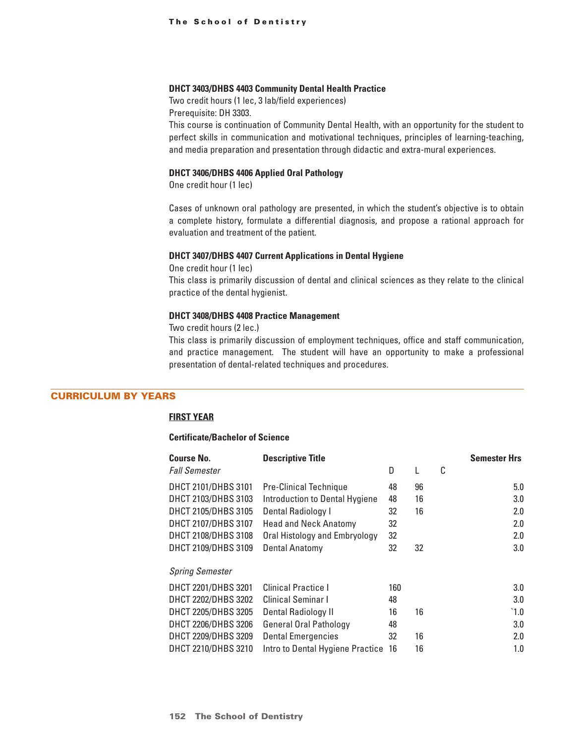**DHCT 3403/DHBS 4403 Community Dental Health Practice**
Two credit hours (1 lec, 3 lab/field experiences)
Prerequisite: DH 3303.
This course is continuation of Community Dental Health, with an opportunity for the student to perfect skills in communication and motivational techniques, principles of learning-teaching, and media preparation and presentation through didactic and extra-mural experiences.

**DHCT 3406/DHBS 4406 Applied Oral Pathology**
One credit hour (1 lec)

Cases of unknown oral pathology are presented, in which the student's objective is to obtain a complete history, formulate a differential diagnosis, and propose a rational approach for evaluation and treatment of the patient.

**DHCT 3407/DHBS 4407 Current Applications in Dental Hygiene**
One credit hour (1 lec)
This class is primarily discussion of dental and clinical sciences as they relate to the clinical practice of the dental hygienist.

**DHCT 3408/DHBS 4408 Practice Management**
Two credit hours (2 lec.)
This class is primarily discussion of employment techniques, office and staff communication, and practice management. The student will have an opportunity to make a professional presentation of dental-related techniques and procedures.

## CURRICULUM BY YEARS

### FIRST YEAR

**Certificate/Bachelor of Science**

| Course No. | Descriptive Title | D | L | C | Semester Hrs |
|---|---|---|---|---|---|
| *Fall Semester* | | | | | |
| DHCT 2101/DHBS 3101 | Pre-Clinical Technique | 48 | 96 | | 5.0 |
| DHCT 2103/DHBS 3103 | Introduction to Dental Hygiene | 48 | 16 | | 3.0 |
| DHCT 2105/DHBS 3105 | Dental Radiology I | 32 | 16 | | 2.0 |
| DHCT 2107/DHBS 3107 | Head and Neck Anatomy | 32 | | | 2.0 |
| DHCT 2108/DHBS 3108 | Oral Histology and Embryology | 32 | | | 2.0 |
| DHCT 2109/DHBS 3109 | Dental Anatomy | 32 | 32 | | 3.0 |
| *Spring Semester* | | | | | |
| DHCT 2201/DHBS 3201 | Clinical Practice I | 160 | | | 3.0 |
| DHCT 2202/DHBS 3202 | Clinical Seminar I | 48 | | | 3.0 |
| DHCT 2205/DHBS 3205 | Dental Radiology II | 16 | 16 | | `1.0 |
| DHCT 2206/DHBS 3206 | General Oral Pathology | 48 | | | 3.0 |
| DHCT 2209/DHBS 3209 | Dental Emergencies | 32 | 16 | | 2.0 |
| DHCT 2210/DHBS 3210 | Intro to Dental Hygiene Practice | 16 | 16 | | 1.0 |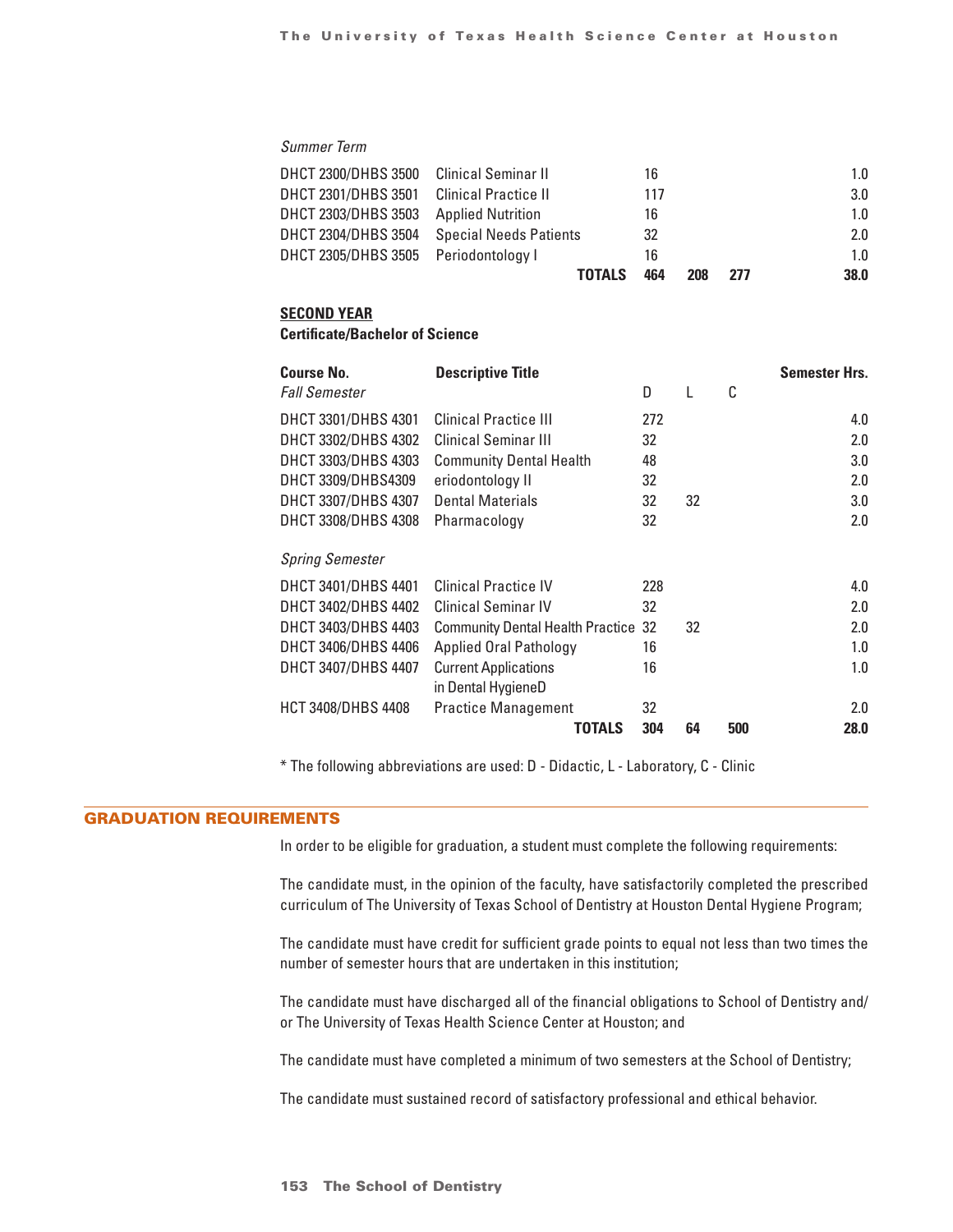*Summer Term*

| | | | | | |
|---|---|---|---|---|---|
| DHCT 2300/DHBS 3500 | Clinical Seminar II | 16 | | | 1.0 |
| DHCT 2301/DHBS 3501 | Clinical Practice II | 117 | | | 3.0 |
| DHCT 2303/DHBS 3503 | Applied Nutrition | 16 | | | 1.0 |
| DHCT 2304/DHBS 3504 | Special Needs Patients | 32 | | | 2.0 |
| DHCT 2305/DHBS 3505 | Periodontology I | 16 | | | 1.0 |
| | **TOTALS** | **464** | **208** | **277** | **38.0** |

**SECOND YEAR**

**Certificate/Bachelor of Science**

| **Course No.** | **Descriptive Title** | | | | **Semester Hrs.** |
|---|---|---|---|---|---|
| *Fall Semester* | | D | L | C | |
| DHCT 3301/DHBS 4301 | Clinical Practice III | 272 | | | 4.0 |
| DHCT 3302/DHBS 4302 | Clinical Seminar III | 32 | | | 2.0 |
| DHCT 3303/DHBS 4303 | Community Dental Health | 48 | | | 3.0 |
| DHCT 3309/DHBS4309 | eriodontology II | 32 | | | 2.0 |
| DHCT 3307/DHBS 4307 | Dental Materials | 32 | 32 | | 3.0 |
| DHCT 3308/DHBS 4308 | Pharmacology | 32 | | | 2.0 |
| *Spring Semester* | | | | | |
| DHCT 3401/DHBS 4401 | Clinical Practice IV | 228 | | | 4.0 |
| DHCT 3402/DHBS 4402 | Clinical Seminar IV | 32 | | | 2.0 |
| DHCT 3403/DHBS 4403 | Community Dental Health Practice | 32 | 32 | | 2.0 |
| DHCT 3406/DHBS 4406 | Applied Oral Pathology | 16 | | | 1.0 |
| DHCT 3407/DHBS 4407 | Current Applications in Dental HygieneD | 16 | | | 1.0 |
| HCT 3408/DHBS 4408 | Practice Management | 32 | | | 2.0 |
| | **TOTALS** | **304** | **64** | **500** | **28.0** |

* The following abbreviations are used: D - Didactic, L - Laboratory, C - Clinic

## GRADUATION REQUIREMENTS

In order to be eligible for graduation, a student must complete the following requirements:

The candidate must, in the opinion of the faculty, have satisfactorily completed the prescribed curriculum of The University of Texas School of Dentistry at Houston Dental Hygiene Program;

The candidate must have credit for sufficient grade points to equal not less than two times the number of semester hours that are undertaken in this institution;

The candidate must have discharged all of the financial obligations to School of Dentistry and/or The University of Texas Health Science Center at Houston; and

The candidate must have completed a minimum of two semesters at the School of Dentistry;

The candidate must sustained record of satisfactory professional and ethical behavior.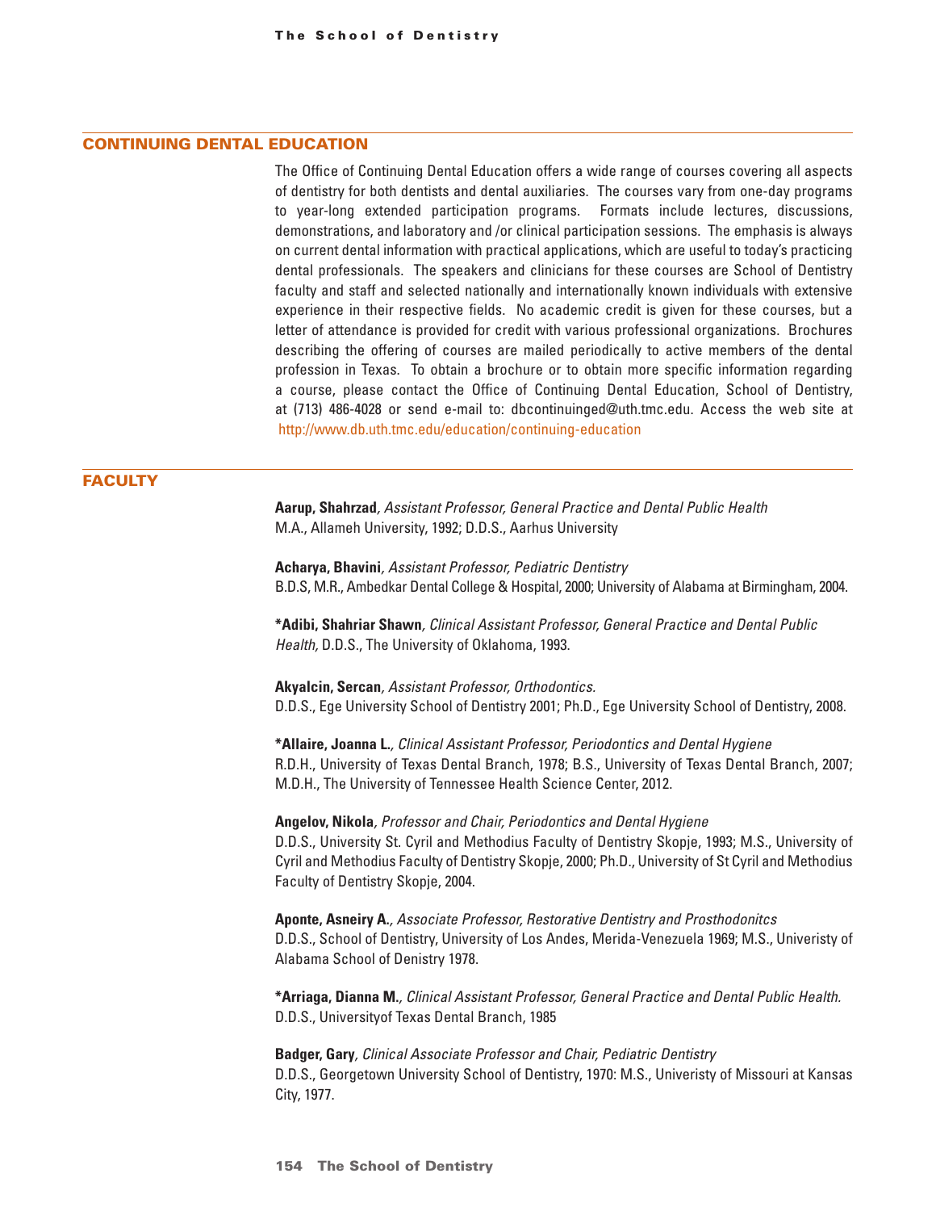## CONTINUING DENTAL EDUCATION

The Office of Continuing Dental Education offers a wide range of courses covering all aspects of dentistry for both dentists and dental auxiliaries. The courses vary from one-day programs to year-long extended participation programs. Formats include lectures, discussions, demonstrations, and laboratory and /or clinical participation sessions. The emphasis is always on current dental information with practical applications, which are useful to today's practicing dental professionals. The speakers and clinicians for these courses are School of Dentistry faculty and staff and selected nationally and internationally known individuals with extensive experience in their respective fields. No academic credit is given for these courses, but a letter of attendance is provided for credit with various professional organizations. Brochures describing the offering of courses are mailed periodically to active members of the dental profession in Texas. To obtain a brochure or to obtain more specific information regarding a course, please contact the Office of Continuing Dental Education, School of Dentistry, at (713) 486-4028 or send e-mail to: dbcontinuinged@uth.tmc.edu. Access the web site at http://www.db.uth.tmc.edu/education/continuing-education

## FACULTY

**Aarup, Shahrzad**, *Assistant Professor, General Practice and Dental Public Health*
M.A., Allameh University, 1992; D.D.S., Aarhus University

**Acharya, Bhavini**, *Assistant Professor, Pediatric Dentistry*
B.D.S, M.R., Ambedkar Dental College & Hospital, 2000; University of Alabama at Birmingham, 2004.

**\*Adibi, Shahriar Shawn**, *Clinical Assistant Professor, General Practice and Dental Public Health,* D.D.S., The University of Oklahoma, 1993.

**Akyalcin, Sercan**, *Assistant Professor, Orthodontics.*
D.D.S., Ege University School of Dentistry 2001; Ph.D., Ege University School of Dentistry, 2008.

**\*Allaire, Joanna L.**, *Clinical Assistant Professor, Periodontics and Dental Hygiene*
R.D.H., University of Texas Dental Branch, 1978; B.S., University of Texas Dental Branch, 2007; M.D.H., The University of Tennessee Health Science Center, 2012.

**Angelov, Nikola**, *Professor and Chair, Periodontics and Dental Hygiene*
D.D.S., University St. Cyril and Methodius Faculty of Dentistry Skopje, 1993; M.S., University of Cyril and Methodius Faculty of Dentistry Skopje, 2000; Ph.D., University of St Cyril and Methodius Faculty of Dentistry Skopje, 2004.

**Aponte, Asneiry A.**, *Associate Professor, Restorative Dentistry and Prosthodonitcs*
D.D.S., School of Dentistry, University of Los Andes, Merida-Venezuela 1969; M.S., Univeristy of Alabama School of Denistry 1978.

**\*Arriaga, Dianna M.**, *Clinical Assistant Professor, General Practice and Dental Public Health.*
D.D.S., Universityof Texas Dental Branch, 1985

**Badger, Gary**, *Clinical Associate Professor and Chair, Pediatric Dentistry*
D.D.S., Georgetown University School of Dentistry, 1970: M.S., Univeristy of Missouri at Kansas City, 1977.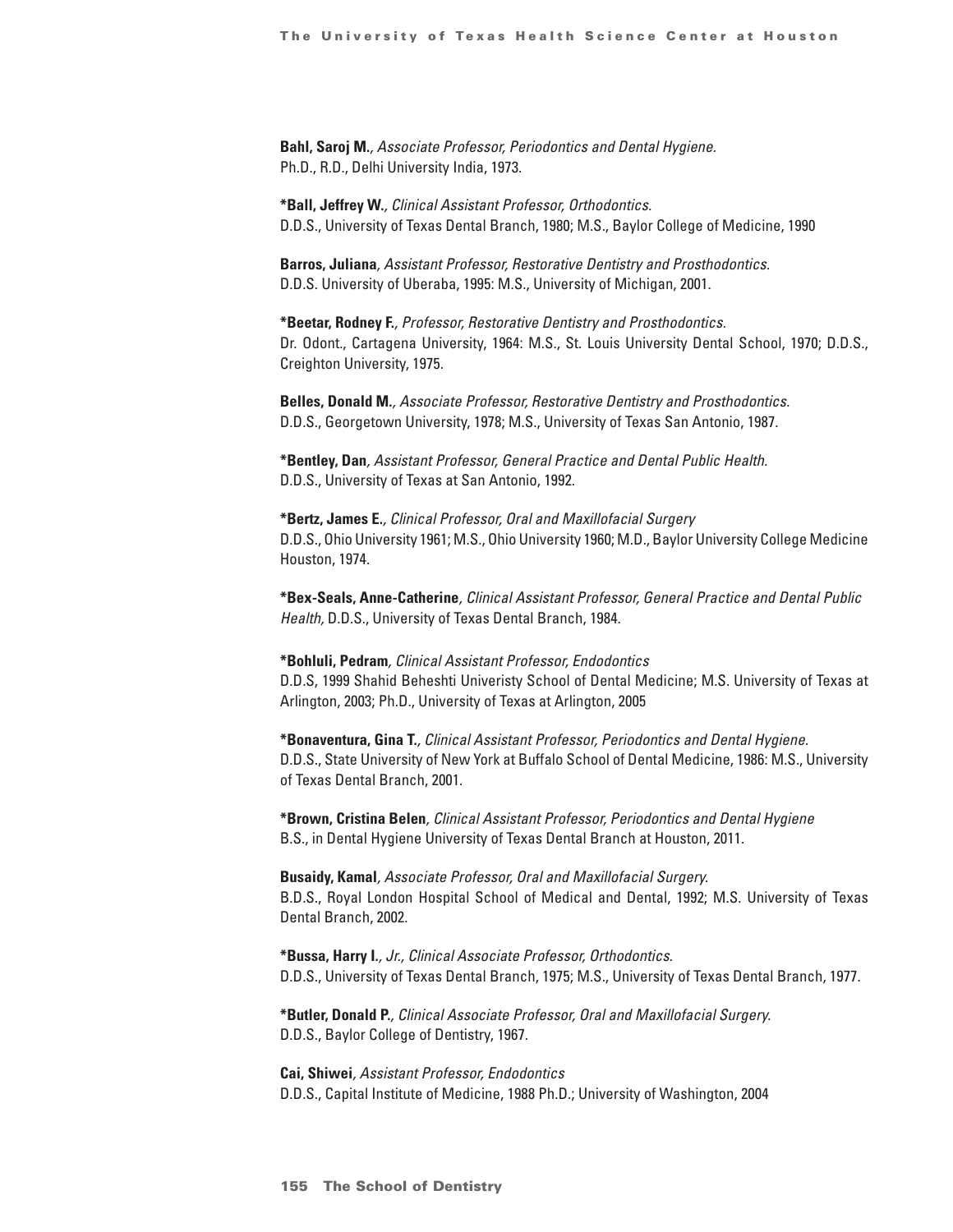**Bahl, Saroj M.**, *Associate Professor, Periodontics and Dental Hygiene.*
Ph.D., R.D., Delhi University India, 1973.

***Ball, Jeffrey W.**, *Clinical Assistant Professor, Orthodontics.*
D.D.S., University of Texas Dental Branch, 1980; M.S., Baylor College of Medicine, 1990

**Barros, Juliana**, *Assistant Professor, Restorative Dentistry and Prosthodontics.*
D.D.S. University of Uberaba, 1995: M.S., University of Michigan, 2001.

***Beetar, Rodney F.**, *Professor, Restorative Dentistry and Prosthodontics.*
Dr. Odont., Cartagena University, 1964: M.S., St. Louis University Dental School, 1970; D.D.S., Creighton University, 1975.

**Belles, Donald M.**, *Associate Professor, Restorative Dentistry and Prosthodontics.*
D.D.S., Georgetown University, 1978; M.S., University of Texas San Antonio, 1987.

***Bentley, Dan**, *Assistant Professor, General Practice and Dental Public Health.*
D.D.S., University of Texas at San Antonio, 1992.

***Bertz, James E.**, *Clinical Professor, Oral and Maxillofacial Surgery*
D.D.S., Ohio University 1961; M.S., Ohio University 1960; M.D., Baylor University College Medicine Houston, 1974.

***Bex-Seals, Anne-Catherine**, *Clinical Assistant Professor, General Practice and Dental Public Health,* D.D.S., University of Texas Dental Branch, 1984.

***Bohluli, Pedram**, *Clinical Assistant Professor, Endodontics*
D.D.S, 1999 Shahid Beheshti Univeristy School of Dental Medicine; M.S. University of Texas at Arlington, 2003; Ph.D., University of Texas at Arlington, 2005

***Bonaventura, Gina T.**, *Clinical Assistant Professor, Periodontics and Dental Hygiene.*
D.D.S., State University of New York at Buffalo School of Dental Medicine, 1986: M.S., University of Texas Dental Branch, 2001.

***Brown, Cristina Belen**, *Clinical Assistant Professor, Periodontics and Dental Hygiene*
B.S., in Dental Hygiene University of Texas Dental Branch at Houston, 2011.

**Busaidy, Kamal**, *Associate Professor, Oral and Maxillofacial Surgery.*
B.D.S., Royal London Hospital School of Medical and Dental, 1992; M.S. University of Texas Dental Branch, 2002.

***Bussa, Harry I.**, *Jr., Clinical Associate Professor, Orthodontics.*
D.D.S., University of Texas Dental Branch, 1975; M.S., University of Texas Dental Branch, 1977.

***Butler, Donald P.**, *Clinical Associate Professor, Oral and Maxillofacial Surgery.*
D.D.S., Baylor College of Dentistry, 1967.

**Cai, Shiwei**, *Assistant Professor, Endodontics*
D.D.S., Capital Institute of Medicine, 1988 Ph.D.; University of Washington, 2004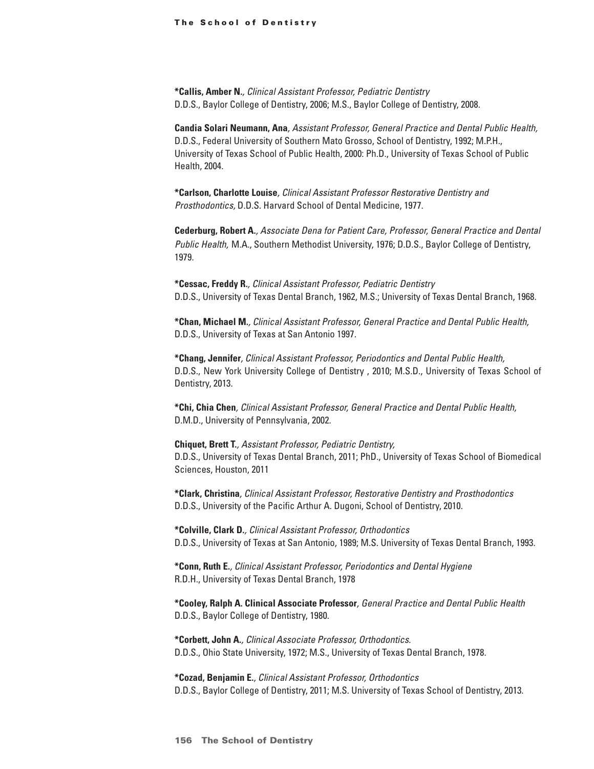**\*Callis, Amber N.**, *Clinical Assistant Professor, Pediatric Dentistry*
D.D.S., Baylor College of Dentistry, 2006; M.S., Baylor College of Dentistry, 2008.

**Candia Solari Neumann, Ana**, *Assistant Professor, General Practice and Dental Public Health,*
D.D.S., Federal University of Southern Mato Grosso, School of Dentistry, 1992; M.P.H., University of Texas School of Public Health, 2000: Ph.D., University of Texas School of Public Health, 2004.

**\*Carlson, Charlotte Louise**, *Clinical Assistant Professor Restorative Dentistry and Prosthodontics,* D.D.S. Harvard School of Dental Medicine, 1977.

**Cederburg, Robert A.**, *Associate Dena for Patient Care, Professor, General Practice and Dental Public Health,* M.A., Southern Methodist University, 1976; D.D.S., Baylor College of Dentistry, 1979.

**\*Cessac, Freddy R.**, *Clinical Assistant Professor, Pediatric Dentistry*
D.D.S., University of Texas Dental Branch, 1962, M.S.; University of Texas Dental Branch, 1968.

**\*Chan, Michael M.**, *Clinical Assistant Professor, General Practice and Dental Public Health,*
D.D.S., University of Texas at San Antonio 1997.

**\*Chang, Jennifer**, *Clinical Assistant Professor, Periodontics and Dental Public Health,*
D.D.S., New York University College of Dentistry , 2010; M.S.D., University of Texas School of Dentistry, 2013.

**\*Chi, Chia Chen**, *Clinical Assistant Professor, General Practice and Dental Public Health,*
D.M.D., University of Pennsylvania, 2002.

**Chiquet, Brett T.**, *Assistant Professor, Pediatric Dentistry,*
D.D.S., University of Texas Dental Branch, 2011; PhD., University of Texas School of Biomedical Sciences, Houston, 2011

**\*Clark, Christina**, *Clinical Assistant Professor, Restorative Dentistry and Prosthodontics*
D.D.S., University of the Pacific Arthur A. Dugoni, School of Dentistry, 2010.

**\*Colville, Clark D.**, *Clinical Assistant Professor, Orthodontics*
D.D.S., University of Texas at San Antonio, 1989; M.S. University of Texas Dental Branch, 1993.

**\*Conn, Ruth E.**, *Clinical Assistant Professor, Periodontics and Dental Hygiene*
R.D.H., University of Texas Dental Branch, 1978

**\*Cooley, Ralph A. Clinical Associate Professor**, *General Practice and Dental Public Health*
D.D.S., Baylor College of Dentistry, 1980.

**\*Corbett, John A.**, *Clinical Associate Professor, Orthodontics.*
D.D.S., Ohio State University, 1972; M.S., University of Texas Dental Branch, 1978.

**\*Cozad, Benjamin E.**, *Clinical Assistant Professor, Orthodontics*
D.D.S., Baylor College of Dentistry, 2011; M.S. University of Texas School of Dentistry, 2013.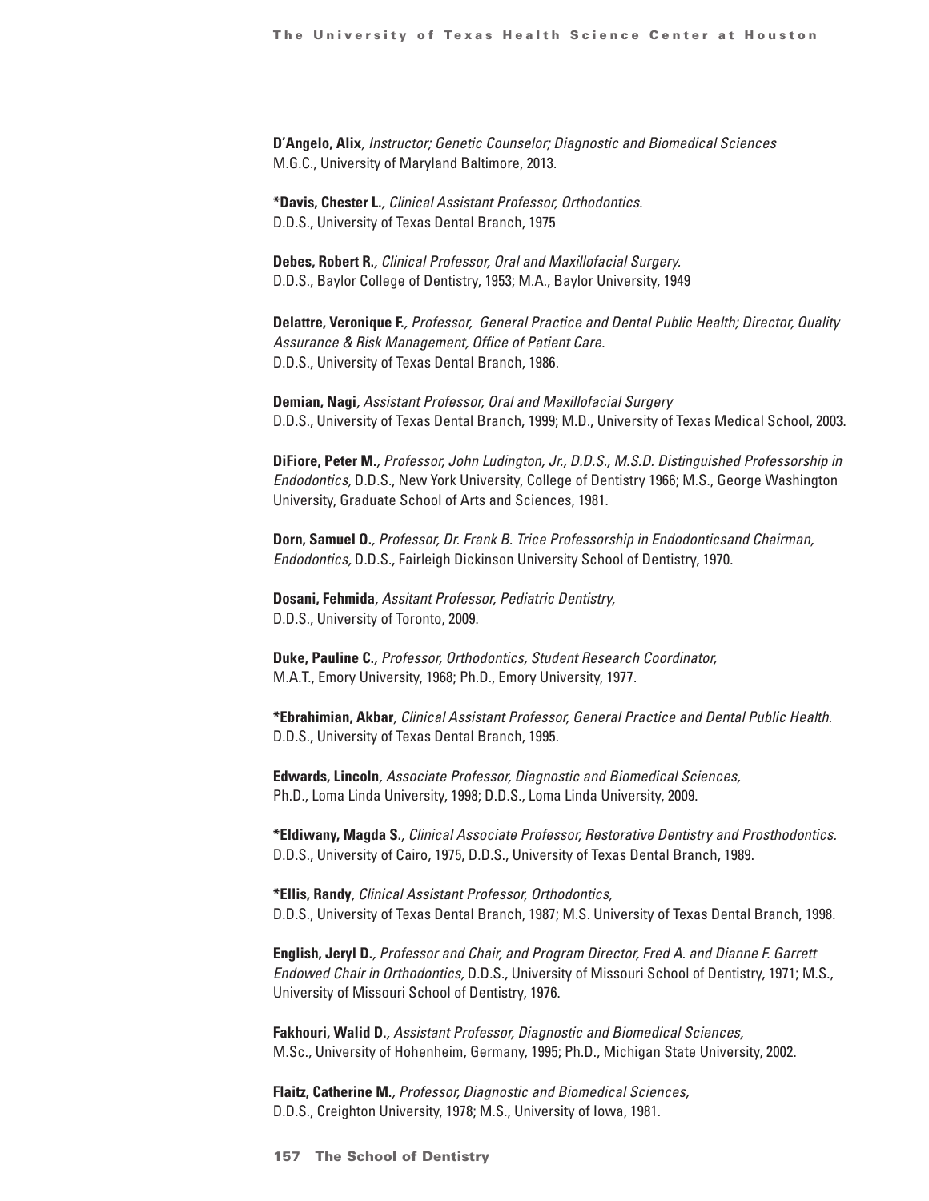**D'Angelo, Alix**, *Instructor; Genetic Counselor; Diagnostic and Biomedical Sciences*
M.G.C., University of Maryland Baltimore, 2013.

**\*Davis, Chester L.**, *Clinical Assistant Professor, Orthodontics.*
D.D.S., University of Texas Dental Branch, 1975

**Debes, Robert R.**, *Clinical Professor, Oral and Maxillofacial Surgery.*
D.D.S., Baylor College of Dentistry, 1953; M.A., Baylor University, 1949

**Delattre, Veronique F.**, *Professor, General Practice and Dental Public Health; Director, Quality Assurance & Risk Management, Office of Patient Care.*
D.D.S., University of Texas Dental Branch, 1986.

**Demian, Nagi**, *Assistant Professor, Oral and Maxillofacial Surgery*
D.D.S., University of Texas Dental Branch, 1999; M.D., University of Texas Medical School, 2003.

**DiFiore, Peter M.**, *Professor, John Ludington, Jr., D.D.S., M.S.D. Distinguished Professorship in Endodontics,* D.D.S., New York University, College of Dentistry 1966; M.S., George Washington University, Graduate School of Arts and Sciences, 1981.

**Dorn, Samuel O.**, *Professor, Dr. Frank B. Trice Professorship in Endodonticsand Chairman, Endodontics,* D.D.S., Fairleigh Dickinson University School of Dentistry, 1970.

**Dosani, Fehmida**, *Assitant Professor, Pediatric Dentistry,*
D.D.S., University of Toronto, 2009.

**Duke, Pauline C.**, *Professor, Orthodontics, Student Research Coordinator,*
M.A.T., Emory University, 1968; Ph.D., Emory University, 1977.

**\*Ebrahimian, Akbar**, *Clinical Assistant Professor, General Practice and Dental Public Health.*
D.D.S., University of Texas Dental Branch, 1995.

**Edwards, Lincoln**, *Associate Professor, Diagnostic and Biomedical Sciences,*
Ph.D., Loma Linda University, 1998; D.D.S., Loma Linda University, 2009.

**\*Eldiwany, Magda S.**, *Clinical Associate Professor, Restorative Dentistry and Prosthodontics.*
D.D.S., University of Cairo, 1975, D.D.S., University of Texas Dental Branch, 1989.

**\*Ellis, Randy**, *Clinical Assistant Professor, Orthodontics,*
D.D.S., University of Texas Dental Branch, 1987; M.S. University of Texas Dental Branch, 1998.

**English, Jeryl D.**, *Professor and Chair, and Program Director, Fred A. and Dianne F. Garrett Endowed Chair in Orthodontics,* D.D.S., University of Missouri School of Dentistry, 1971; M.S., University of Missouri School of Dentistry, 1976.

**Fakhouri, Walid D.**, *Assistant Professor, Diagnostic and Biomedical Sciences,*
M.Sc., University of Hohenheim, Germany, 1995; Ph.D., Michigan State University, 2002.

**Flaitz, Catherine M.**, *Professor, Diagnostic and Biomedical Sciences,*
D.D.S., Creighton University, 1978; M.S., University of Iowa, 1981.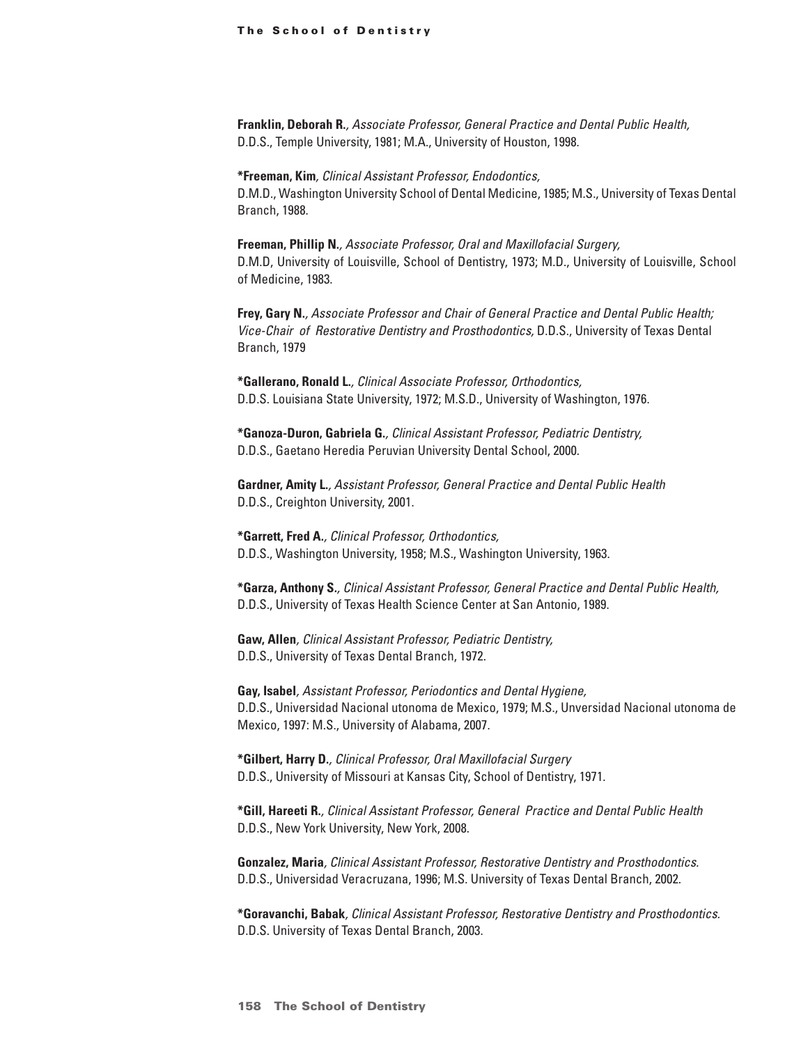**Franklin, Deborah R.**, *Associate Professor, General Practice and Dental Public Health,*
D.D.S., Temple University, 1981; M.A., University of Houston, 1998.

***Freeman, Kim**, *Clinical Assistant Professor, Endodontics,*
D.M.D., Washington University School of Dental Medicine, 1985; M.S., University of Texas Dental Branch, 1988.

**Freeman, Phillip N.**, *Associate Professor, Oral and Maxillofacial Surgery,*
D.M.D, University of Louisville, School of Dentistry, 1973; M.D., University of Louisville, School of Medicine, 1983.

**Frey, Gary N.**, *Associate Professor and Chair of General Practice and Dental Public Health; Vice-Chair of Restorative Dentistry and Prosthodontics,* D.D.S., University of Texas Dental Branch, 1979

***Gallerano, Ronald L.**, *Clinical Associate Professor, Orthodontics,*
D.D.S. Louisiana State University, 1972; M.S.D., University of Washington, 1976.

***Ganoza-Duron, Gabriela G.**, *Clinical Assistant Professor, Pediatric Dentistry,*
D.D.S., Gaetano Heredia Peruvian University Dental School, 2000.

**Gardner, Amity L.**, *Assistant Professor, General Practice and Dental Public Health*
D.D.S., Creighton University, 2001.

***Garrett, Fred A.**, *Clinical Professor, Orthodontics,*
D.D.S., Washington University, 1958; M.S., Washington University, 1963.

***Garza, Anthony S.**, *Clinical Assistant Professor, General Practice and Dental Public Health,*
D.D.S., University of Texas Health Science Center at San Antonio, 1989.

**Gaw, Allen**, *Clinical Assistant Professor, Pediatric Dentistry,*
D.D.S., University of Texas Dental Branch, 1972.

**Gay, Isabel**, *Assistant Professor, Periodontics and Dental Hygiene,*
D.D.S., Universidad Nacional utonoma de Mexico, 1979; M.S., Unversidad Nacional utonoma de Mexico, 1997: M.S., University of Alabama, 2007.

***Gilbert, Harry D.**, *Clinical Professor, Oral Maxillofacial Surgery*
D.D.S., University of Missouri at Kansas City, School of Dentistry, 1971.

***Gill, Hareeti R.**, *Clinical Assistant Professor, General Practice and Dental Public Health*
D.D.S., New York University, New York, 2008.

**Gonzalez, Maria**, *Clinical Assistant Professor, Restorative Dentistry and Prosthodontics.*
D.D.S., Universidad Veracruzana, 1996; M.S. University of Texas Dental Branch, 2002.

***Goravanchi, Babak**, *Clinical Assistant Professor, Restorative Dentistry and Prosthodontics.*
D.D.S. University of Texas Dental Branch, 2003.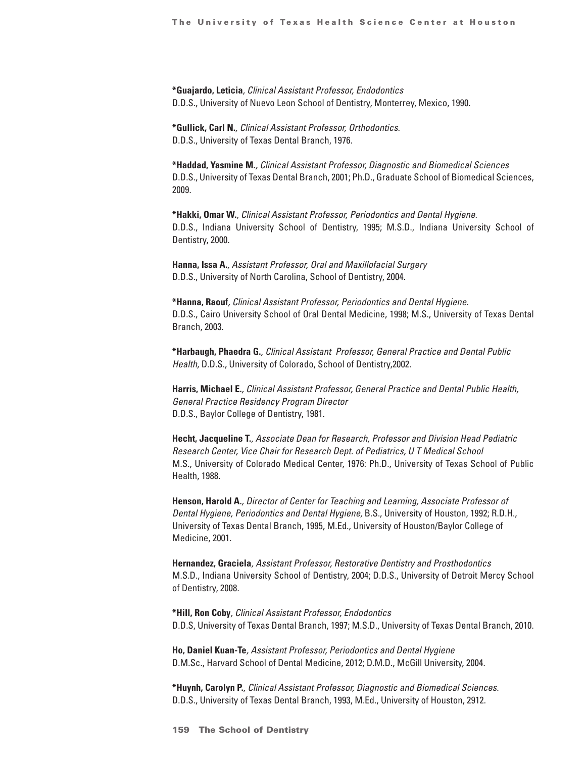**\*Guajardo, Leticia**, *Clinical Assistant Professor, Endodontics*
D.D.S., University of Nuevo Leon School of Dentistry, Monterrey, Mexico, 1990.

**\*Gullick, Carl N.**, *Clinical Assistant Professor, Orthodontics.*
D.D.S., University of Texas Dental Branch, 1976.

**\*Haddad, Yasmine M.**, *Clinical Assistant Professor, Diagnostic and Biomedical Sciences*
D.D.S., University of Texas Dental Branch, 2001; Ph.D., Graduate School of Biomedical Sciences, 2009.

**\*Hakki, Omar W.**, *Clinical Assistant Professor, Periodontics and Dental Hygiene.*
D.D.S., Indiana University School of Dentistry, 1995; M.S.D., Indiana University School of Dentistry, 2000.

**Hanna, Issa A.**, *Assistant Professor, Oral and Maxillofacial Surgery*
D.D.S., University of North Carolina, School of Dentistry, 2004.

**\*Hanna, Raouf**, *Clinical Assistant Professor, Periodontics and Dental Hygiene.*
D.D.S., Cairo University School of Oral Dental Medicine, 1998; M.S., University of Texas Dental Branch, 2003.

**\*Harbaugh, Phaedra G.**, *Clinical Assistant Professor, General Practice and Dental Public Health,* D.D.S., University of Colorado, School of Dentistry,2002.

**Harris, Michael E.**, *Clinical Assistant Professor, General Practice and Dental Public Health, General Practice Residency Program Director*
D.D.S., Baylor College of Dentistry, 1981.

**Hecht, Jacqueline T.**, *Associate Dean for Research, Professor and Division Head Pediatric Research Center, Vice Chair for Research Dept. of Pediatrics, U T Medical School*
M.S., University of Colorado Medical Center, 1976: Ph.D., University of Texas School of Public Health, 1988.

**Henson, Harold A.**, *Director of Center for Teaching and Learning, Associate Professor of Dental Hygiene, Periodontics and Dental Hygiene,* B.S., University of Houston, 1992; R.D.H., University of Texas Dental Branch, 1995, M.Ed., University of Houston/Baylor College of Medicine, 2001.

**Hernandez, Graciela**, *Assistant Professor, Restorative Dentistry and Prosthodontics*
M.S.D., Indiana University School of Dentistry, 2004; D.D.S., University of Detroit Mercy School of Dentistry, 2008.

**\*Hill, Ron Coby**, *Clinical Assistant Professor, Endodontics*
D.D.S, University of Texas Dental Branch, 1997; M.S.D., University of Texas Dental Branch, 2010.

**Ho, Daniel Kuan-Te**, *Assistant Professor, Periodontics and Dental Hygiene*
D.M.Sc., Harvard School of Dental Medicine, 2012; D.M.D., McGill University, 2004.

**\*Huynh, Carolyn P.**, *Clinical Assistant Professor, Diagnostic and Biomedical Sciences.*
D.D.S., University of Texas Dental Branch, 1993, M.Ed., University of Houston, 2912.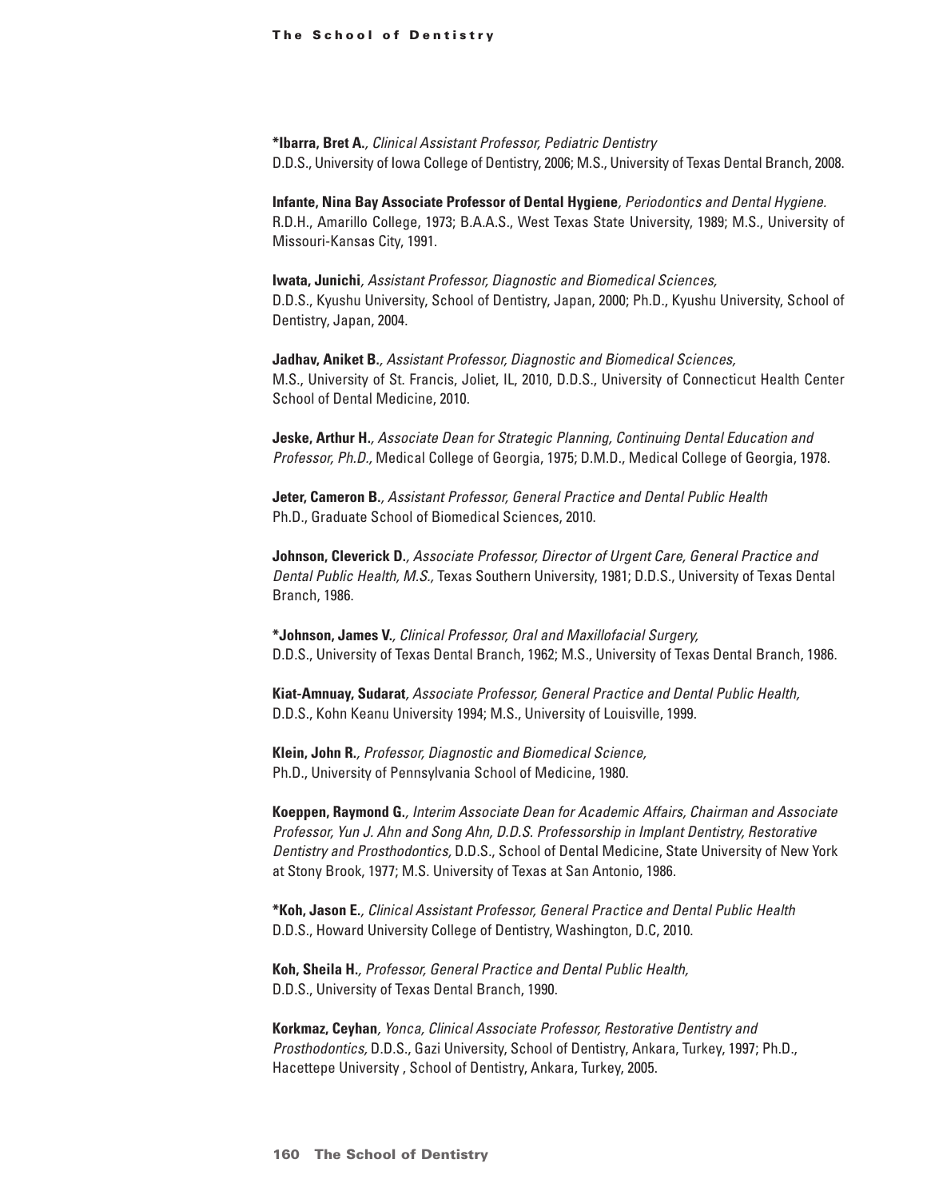**\*Ibarra, Bret A.**, *Clinical Assistant Professor, Pediatric Dentistry*
D.D.S., University of Iowa College of Dentistry, 2006; M.S., University of Texas Dental Branch, 2008.

**Infante, Nina Bay Associate Professor of Dental Hygiene**, *Periodontics and Dental Hygiene.*
R.D.H., Amarillo College, 1973; B.A.A.S., West Texas State University, 1989; M.S., University of Missouri-Kansas City, 1991.

**Iwata, Junichi**, *Assistant Professor, Diagnostic and Biomedical Sciences,*
D.D.S., Kyushu University, School of Dentistry, Japan, 2000; Ph.D., Kyushu University, School of Dentistry, Japan, 2004.

**Jadhav, Aniket B.**, *Assistant Professor, Diagnostic and Biomedical Sciences,*
M.S., University of St. Francis, Joliet, IL, 2010, D.D.S., University of Connecticut Health Center School of Dental Medicine, 2010.

**Jeske, Arthur H.**, *Associate Dean for Strategic Planning, Continuing Dental Education and Professor, Ph.D.,* Medical College of Georgia, 1975; D.M.D., Medical College of Georgia, 1978.

**Jeter, Cameron B.**, *Assistant Professor, General Practice and Dental Public Health*
Ph.D., Graduate School of Biomedical Sciences, 2010.

**Johnson, Cleverick D.**, *Associate Professor, Director of Urgent Care, General Practice and Dental Public Health, M.S.,* Texas Southern University, 1981; D.D.S., University of Texas Dental Branch, 1986.

**\*Johnson, James V.**, *Clinical Professor, Oral and Maxillofacial Surgery,*
D.D.S., University of Texas Dental Branch, 1962; M.S., University of Texas Dental Branch, 1986.

**Kiat-Amnuay, Sudarat**, *Associate Professor, General Practice and Dental Public Health,*
D.D.S., Kohn Keanu University 1994; M.S., University of Louisville, 1999.

**Klein, John R.**, *Professor, Diagnostic and Biomedical Science,*
Ph.D., University of Pennsylvania School of Medicine, 1980.

**Koeppen, Raymond G.**, *Interim Associate Dean for Academic Affairs, Chairman and Associate Professor, Yun J. Ahn and Song Ahn, D.D.S. Professorship in Implant Dentistry, Restorative Dentistry and Prosthodontics,* D.D.S., School of Dental Medicine, State University of New York at Stony Brook, 1977; M.S. University of Texas at San Antonio, 1986.

**\*Koh, Jason E.**, *Clinical Assistant Professor, General Practice and Dental Public Health*
D.D.S., Howard University College of Dentistry, Washington, D.C, 2010.

**Koh, Sheila H.**, *Professor, General Practice and Dental Public Health,*
D.D.S., University of Texas Dental Branch, 1990.

**Korkmaz, Ceyhan**, *Yonca, Clinical Associate Professor, Restorative Dentistry and Prosthodontics,* D.D.S., Gazi University, School of Dentistry, Ankara, Turkey, 1997; Ph.D., Hacettepe University , School of Dentistry, Ankara, Turkey, 2005.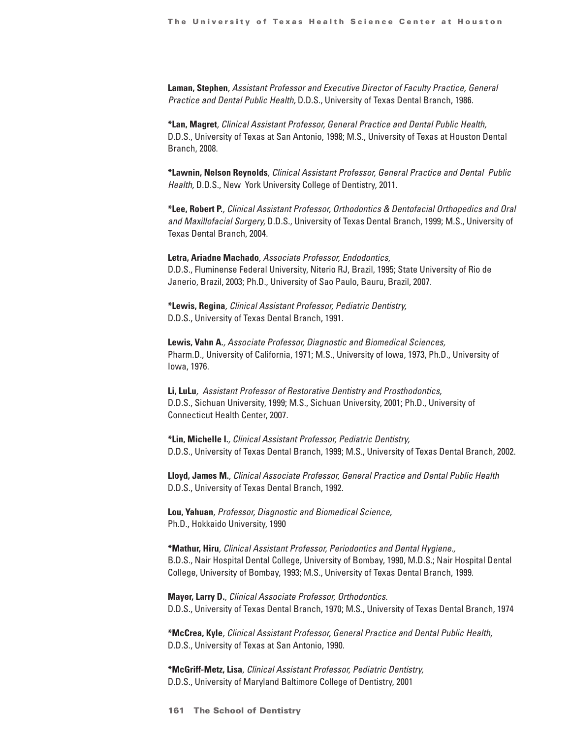**Laman, Stephen**, *Assistant Professor and Executive Director of Faculty Practice, General Practice and Dental Public Health,* D.D.S., University of Texas Dental Branch, 1986.

***Lan, Magret**, *Clinical Assistant Professor, General Practice and Dental Public Health,* D.D.S., University of Texas at San Antonio, 1998; M.S., University of Texas at Houston Dental Branch, 2008.

***Lawnin, Nelson Reynolds**, *Clinical Assistant Professor, General Practice and Dental Public Health,* D.D.S., New York University College of Dentistry, 2011.

***Lee, Robert P.**, *Clinical Assistant Professor, Orthodontics & Dentofacial Orthopedics and Oral and Maxillofacial Surgery,* D.D.S., University of Texas Dental Branch, 1999; M.S., University of Texas Dental Branch, 2004.

**Letra, Ariadne Machado**, *Associate Professor, Endodontics,* D.D.S., Fluminense Federal University, Niterio RJ, Brazil, 1995; State University of Rio de Janerio, Brazil, 2003; Ph.D., University of Sao Paulo, Bauru, Brazil, 2007.

***Lewis, Regina**, *Clinical Assistant Professor, Pediatric Dentistry,* D.D.S., University of Texas Dental Branch, 1991.

**Lewis, Vahn A.**, *Associate Professor, Diagnostic and Biomedical Sciences,* Pharm.D., University of California, 1971; M.S., University of Iowa, 1973, Ph.D., University of Iowa, 1976.

**Li, LuLu**, *Assistant Professor of Restorative Dentistry and Prosthodontics,* D.D.S., Sichuan University, 1999; M.S., Sichuan University, 2001; Ph.D., University of Connecticut Health Center, 2007.

***Lin, Michelle I.**, *Clinical Assistant Professor, Pediatric Dentistry,* D.D.S., University of Texas Dental Branch, 1999; M.S., University of Texas Dental Branch, 2002.

**Lloyd, James M.**, *Clinical Associate Professor, General Practice and Dental Public Health* D.D.S., University of Texas Dental Branch, 1992.

**Lou, Yahuan**, *Professor, Diagnostic and Biomedical Science,* Ph.D., Hokkaido University, 1990

***Mathur, Hiru**, *Clinical Assistant Professor, Periodontics and Dental Hygiene.,* B.D.S., Nair Hospital Dental College, University of Bombay, 1990, M.D.S.; Nair Hospital Dental College, University of Bombay, 1993; M.S., University of Texas Dental Branch, 1999.

**Mayer, Larry D.**, *Clinical Associate Professor, Orthodontics.* D.D.S., University of Texas Dental Branch, 1970; M.S., University of Texas Dental Branch, 1974

***McCrea, Kyle**, *Clinical Assistant Professor, General Practice and Dental Public Health,* D.D.S., University of Texas at San Antonio, 1990.

***McGriff-Metz, Lisa**, *Clinical Assistant Professor, Pediatric Dentistry,* D.D.S., University of Maryland Baltimore College of Dentistry, 2001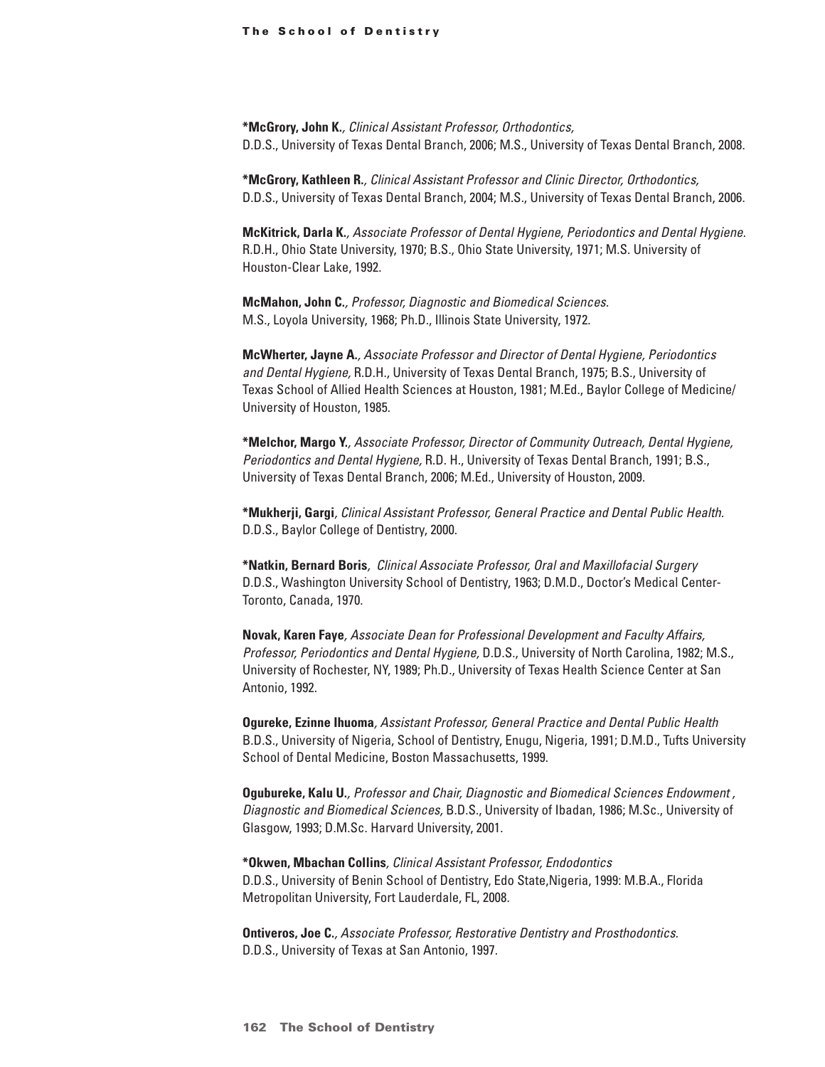**\*McGrory, John K.**, *Clinical Assistant Professor, Orthodontics,*
D.D.S., University of Texas Dental Branch, 2006; M.S., University of Texas Dental Branch, 2008.

**\*McGrory, Kathleen R.**, *Clinical Assistant Professor and Clinic Director, Orthodontics,*
D.D.S., University of Texas Dental Branch, 2004; M.S., University of Texas Dental Branch, 2006.

**McKitrick, Darla K.**, *Associate Professor of Dental Hygiene, Periodontics and Dental Hygiene.*
R.D.H., Ohio State University, 1970; B.S., Ohio State University, 1971; M.S. University of Houston-Clear Lake, 1992.

**McMahon, John C.**, *Professor, Diagnostic and Biomedical Sciences.*
M.S., Loyola University, 1968; Ph.D., Illinois State University, 1972.

**McWherter, Jayne A.**, *Associate Professor and Director of Dental Hygiene, Periodontics and Dental Hygiene,* R.D.H., University of Texas Dental Branch, 1975; B.S., University of Texas School of Allied Health Sciences at Houston, 1981; M.Ed., Baylor College of Medicine/ University of Houston, 1985.

**\*Melchor, Margo Y.**, *Associate Professor, Director of Community Outreach, Dental Hygiene, Periodontics and Dental Hygiene,* R.D. H., University of Texas Dental Branch, 1991; B.S., University of Texas Dental Branch, 2006; M.Ed., University of Houston, 2009.

**\*Mukherji, Gargi**, *Clinical Assistant Professor, General Practice and Dental Public Health.*
D.D.S., Baylor College of Dentistry, 2000.

**\*Natkin, Bernard Boris**, *Clinical Associate Professor, Oral and Maxillofacial Surgery*
D.D.S., Washington University School of Dentistry, 1963; D.M.D., Doctor's Medical Center-Toronto, Canada, 1970.

**Novak, Karen Faye**, *Associate Dean for Professional Development and Faculty Affairs, Professor, Periodontics and Dental Hygiene,* D.D.S., University of North Carolina, 1982; M.S., University of Rochester, NY, 1989; Ph.D., University of Texas Health Science Center at San Antonio, 1992.

**Ogureke, Ezinne Ihuoma**, *Assistant Professor, General Practice and Dental Public Health*
B.D.S., University of Nigeria, School of Dentistry, Enugu, Nigeria, 1991; D.M.D., Tufts University School of Dental Medicine, Boston Massachusetts, 1999.

**Ogubureke, Kalu U.**, *Professor and Chair, Diagnostic and Biomedical Sciences Endowment , Diagnostic and Biomedical Sciences,* B.D.S., University of Ibadan, 1986; M.Sc., University of Glasgow, 1993; D.M.Sc. Harvard University, 2001.

**\*Okwen, Mbachan Collins**, *Clinical Assistant Professor, Endodontics*
D.D.S., University of Benin School of Dentistry, Edo State,Nigeria, 1999: M.B.A., Florida Metropolitan University, Fort Lauderdale, FL, 2008.

**Ontiveros, Joe C.**, *Associate Professor, Restorative Dentistry and Prosthodontics.*
D.D.S., University of Texas at San Antonio, 1997.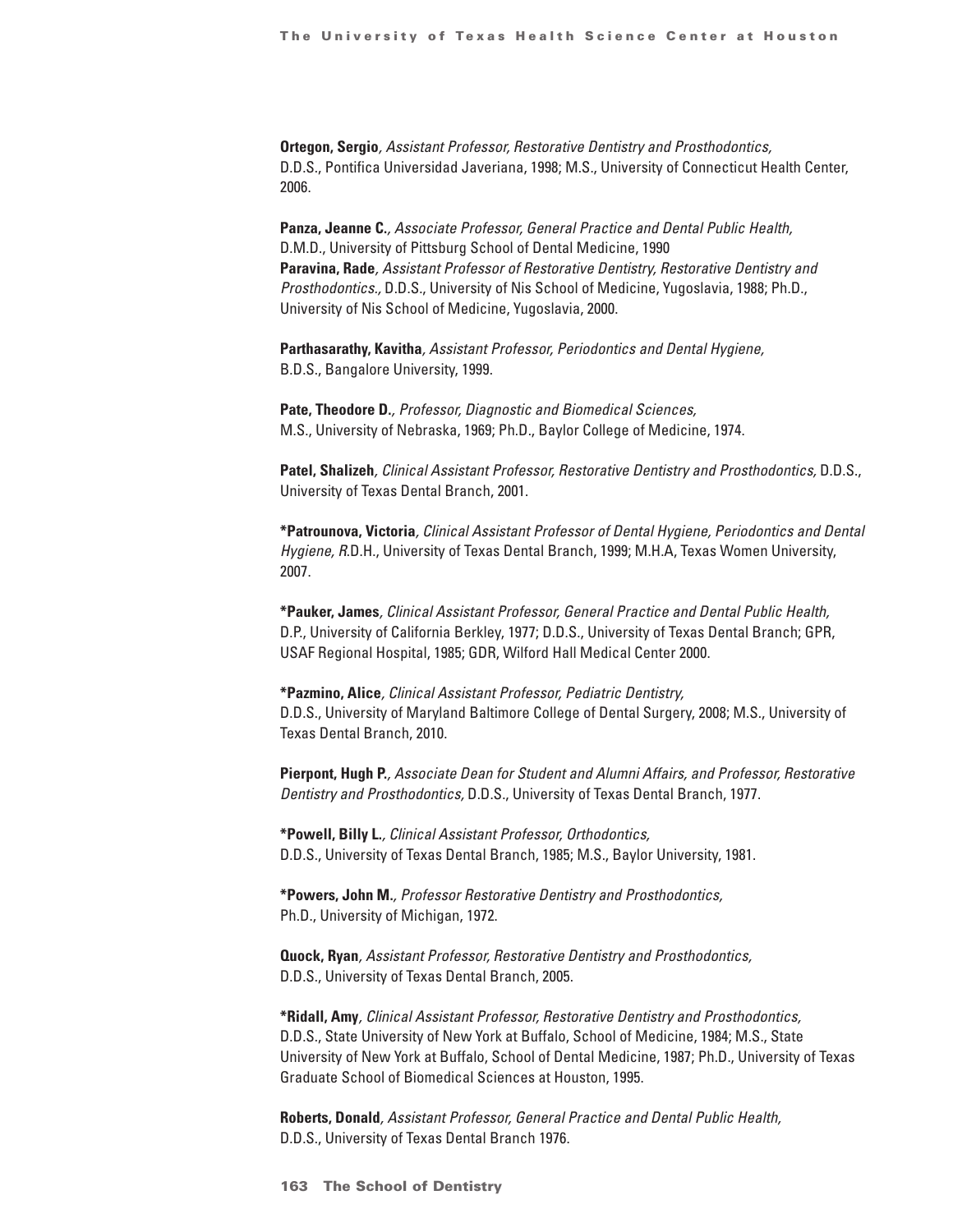**Ortegon, Sergio**, *Assistant Professor, Restorative Dentistry and Prosthodontics,* D.D.S., Pontifica Universidad Javeriana, 1998; M.S., University of Connecticut Health Center, 2006.

**Panza, Jeanne C.**, *Associate Professor, General Practice and Dental Public Health,* D.M.D., University of Pittsburg School of Dental Medicine, 1990

**Paravina, Rade**, *Assistant Professor of Restorative Dentistry, Restorative Dentistry and Prosthodontics.,* D.D.S., University of Nis School of Medicine, Yugoslavia, 1988; Ph.D., University of Nis School of Medicine, Yugoslavia, 2000.

**Parthasarathy, Kavitha**, *Assistant Professor, Periodontics and Dental Hygiene,* B.D.S., Bangalore University, 1999.

**Pate, Theodore D.**, *Professor, Diagnostic and Biomedical Sciences,* M.S., University of Nebraska, 1969; Ph.D., Baylor College of Medicine, 1974.

**Patel, Shalizeh**, *Clinical Assistant Professor, Restorative Dentistry and Prosthodontics,* D.D.S., University of Texas Dental Branch, 2001.

**\*Patrounova, Victoria**, *Clinical Assistant Professor of Dental Hygiene, Periodontics and Dental Hygiene, R*.D.H., University of Texas Dental Branch, 1999; M.H.A, Texas Women University, 2007.

**\*Pauker, James**, *Clinical Assistant Professor, General Practice and Dental Public Health,* D.P., University of California Berkley, 1977; D.D.S., University of Texas Dental Branch; GPR, USAF Regional Hospital, 1985; GDR, Wilford Hall Medical Center 2000.

**\*Pazmino, Alice**, *Clinical Assistant Professor, Pediatric Dentistry,* D.D.S., University of Maryland Baltimore College of Dental Surgery, 2008; M.S., University of Texas Dental Branch, 2010.

**Pierpont, Hugh P.**, *Associate Dean for Student and Alumni Affairs, and Professor, Restorative Dentistry and Prosthodontics,* D.D.S., University of Texas Dental Branch, 1977.

**\*Powell, Billy L.**, *Clinical Assistant Professor, Orthodontics,* D.D.S., University of Texas Dental Branch, 1985; M.S., Baylor University, 1981.

**\*Powers, John M.**, *Professor Restorative Dentistry and Prosthodontics,* Ph.D., University of Michigan, 1972.

**Quock, Ryan**, *Assistant Professor, Restorative Dentistry and Prosthodontics,* D.D.S., University of Texas Dental Branch, 2005.

**\*Ridall, Amy**, *Clinical Assistant Professor, Restorative Dentistry and Prosthodontics,* D.D.S., State University of New York at Buffalo, School of Medicine, 1984; M.S., State University of New York at Buffalo, School of Dental Medicine, 1987; Ph.D., University of Texas Graduate School of Biomedical Sciences at Houston, 1995.

**Roberts, Donald**, *Assistant Professor, General Practice and Dental Public Health,* D.D.S., University of Texas Dental Branch 1976.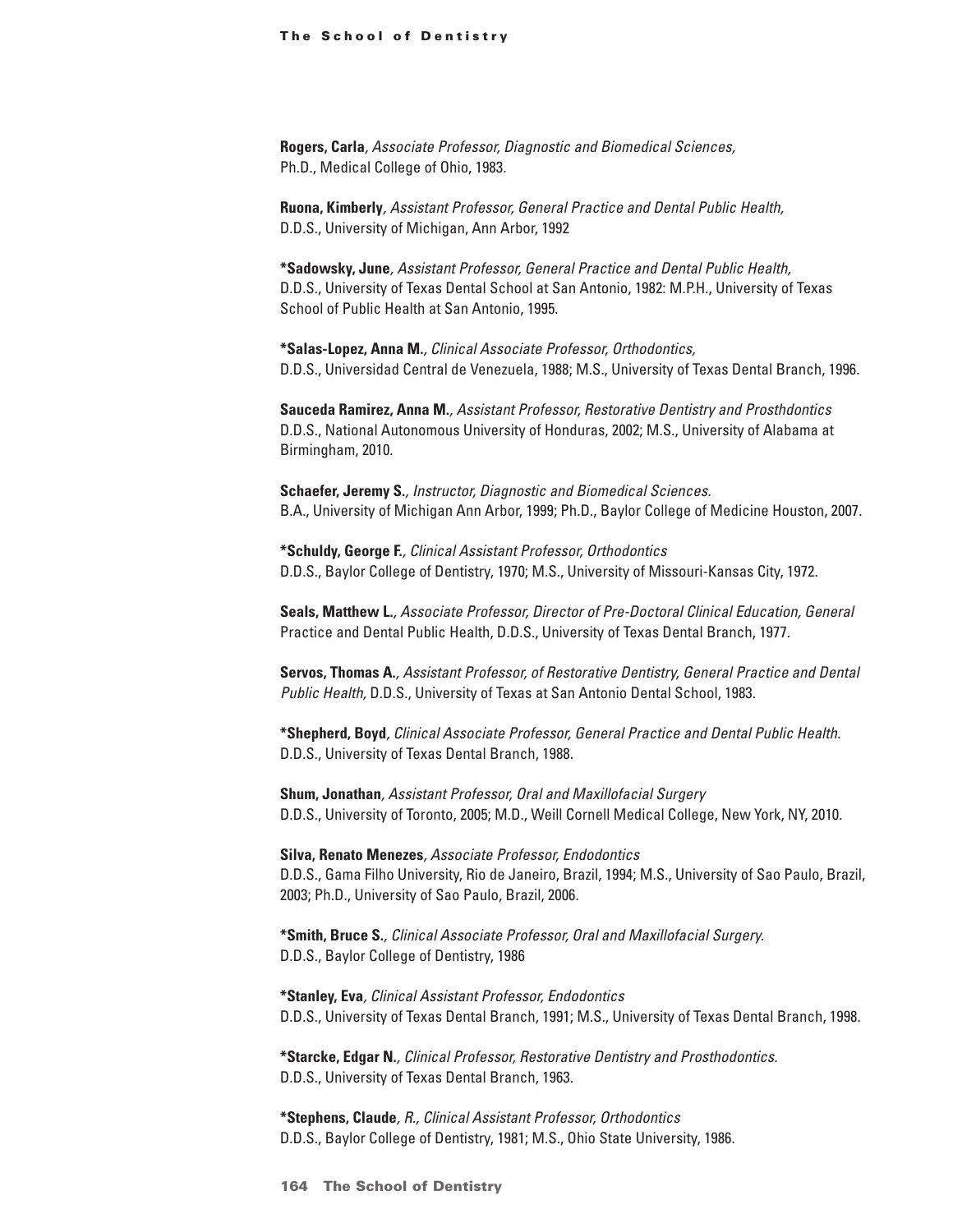**Rogers, Carla***, Associate Professor, Diagnostic and Biomedical Sciences,*
Ph.D., Medical College of Ohio, 1983.

**Ruona, Kimberly***, Assistant Professor, General Practice and Dental Public Health,*
D.D.S., University of Michigan, Ann Arbor, 1992

***Sadowsky, June***, Assistant Professor, General Practice and Dental Public Health,*
D.D.S., University of Texas Dental School at San Antonio, 1982: M.P.H., University of Texas School of Public Health at San Antonio, 1995.

***Salas-Lopez, Anna M.***, Clinical Associate Professor, Orthodontics,*
D.D.S., Universidad Central de Venezuela, 1988; M.S., University of Texas Dental Branch, 1996.

**Sauceda Ramirez, Anna M.***, Assistant Professor, Restorative Dentistry and Prosthdontics*
D.D.S., National Autonomous University of Honduras, 2002; M.S., University of Alabama at Birmingham, 2010.

**Schaefer, Jeremy S.***, Instructor, Diagnostic and Biomedical Sciences.*
B.A., University of Michigan Ann Arbor, 1999; Ph.D., Baylor College of Medicine Houston, 2007.

***Schuldy, George F.***, Clinical Assistant Professor, Orthodontics*
D.D.S., Baylor College of Dentistry, 1970; M.S., University of Missouri-Kansas City, 1972.

**Seals, Matthew L.***, Associate Professor, Director of Pre-Doctoral Clinical Education, General* Practice and Dental Public Health, D.D.S., University of Texas Dental Branch, 1977.

**Servos, Thomas A.***, Assistant Professor, of Restorative Dentistry, General Practice and Dental Public Health,* D.D.S., University of Texas at San Antonio Dental School, 1983.

***Shepherd, Boyd***, Clinical Associate Professor, General Practice and Dental Public Health.*
D.D.S., University of Texas Dental Branch, 1988.

**Shum, Jonathan***, Assistant Professor, Oral and Maxillofacial Surgery*
D.D.S., University of Toronto, 2005; M.D., Weill Cornell Medical College, New York, NY, 2010.

**Silva, Renato Menezes***, Associate Professor, Endodontics*
D.D.S., Gama Filho University, Rio de Janeiro, Brazil, 1994; M.S., University of Sao Paulo, Brazil, 2003; Ph.D., University of Sao Paulo, Brazil, 2006.

***Smith, Bruce S.***, Clinical Associate Professor, Oral and Maxillofacial Surgery.*
D.D.S., Baylor College of Dentistry, 1986

***Stanley, Eva***, Clinical Assistant Professor, Endodontics*
D.D.S., University of Texas Dental Branch, 1991; M.S., University of Texas Dental Branch, 1998.

***Starcke, Edgar N.***, Clinical Professor, Restorative Dentistry and Prosthodontics.*
D.D.S., University of Texas Dental Branch, 1963.

***Stephens, Claude***, R., Clinical Assistant Professor, Orthodontics*
D.D.S., Baylor College of Dentistry, 1981; M.S., Ohio State University, 1986.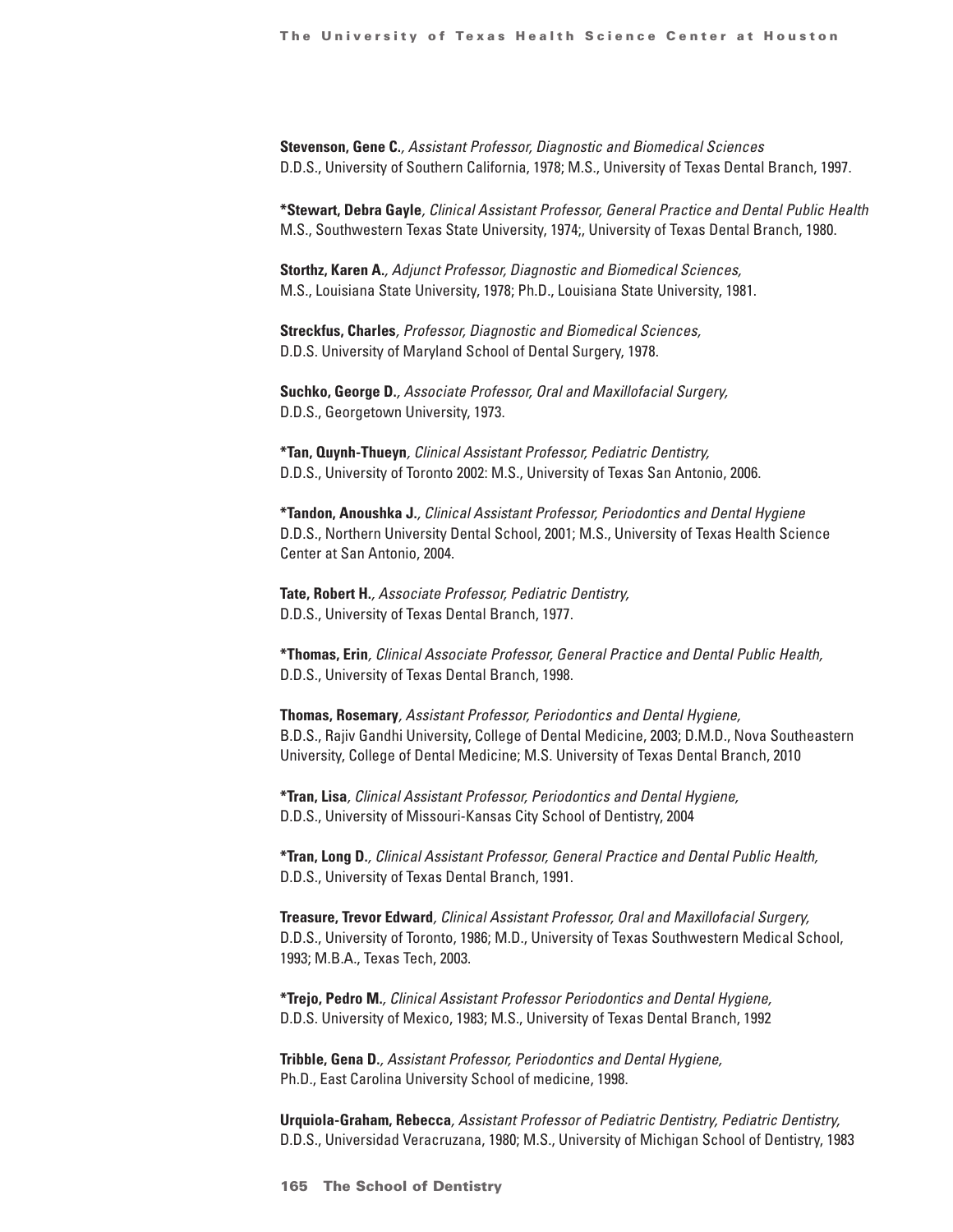**Stevenson, Gene C.**, *Assistant Professor, Diagnostic and Biomedical Sciences*
D.D.S., University of Southern California, 1978; M.S., University of Texas Dental Branch, 1997.

***Stewart, Debra Gayle**, *Clinical Assistant Professor, General Practice and Dental Public Health*
M.S., Southwestern Texas State University, 1974;, University of Texas Dental Branch, 1980.

**Storthz, Karen A.**, *Adjunct Professor, Diagnostic and Biomedical Sciences,*
M.S., Louisiana State University, 1978; Ph.D., Louisiana State University, 1981.

**Streckfus, Charles**, *Professor, Diagnostic and Biomedical Sciences,*
D.D.S. University of Maryland School of Dental Surgery, 1978.

**Suchko, George D.**, *Associate Professor, Oral and Maxillofacial Surgery,*
D.D.S., Georgetown University, 1973.

***Tan, Quynh-Thueyn**, *Clinical Assistant Professor, Pediatric Dentistry,*
D.D.S., University of Toronto 2002: M.S., University of Texas San Antonio, 2006.

***Tandon, Anoushka J.**, *Clinical Assistant Professor, Periodontics and Dental Hygiene*
D.D.S., Northern University Dental School, 2001; M.S., University of Texas Health Science Center at San Antonio, 2004.

**Tate, Robert H.**, *Associate Professor, Pediatric Dentistry,*
D.D.S., University of Texas Dental Branch, 1977.

***Thomas, Erin**, *Clinical Associate Professor, General Practice and Dental Public Health,*
D.D.S., University of Texas Dental Branch, 1998.

**Thomas, Rosemary**, *Assistant Professor, Periodontics and Dental Hygiene,*
B.D.S., Rajiv Gandhi University, College of Dental Medicine, 2003; D.M.D., Nova Southeastern University, College of Dental Medicine; M.S. University of Texas Dental Branch, 2010

***Tran, Lisa**, *Clinical Assistant Professor, Periodontics and Dental Hygiene,*
D.D.S., University of Missouri-Kansas City School of Dentistry, 2004

***Tran, Long D.**, *Clinical Assistant Professor, General Practice and Dental Public Health,*
D.D.S., University of Texas Dental Branch, 1991.

**Treasure, Trevor Edward**, *Clinical Assistant Professor, Oral and Maxillofacial Surgery,*
D.D.S., University of Toronto, 1986; M.D., University of Texas Southwestern Medical School, 1993; M.B.A., Texas Tech, 2003.

***Trejo, Pedro M.**, *Clinical Assistant Professor Periodontics and Dental Hygiene,*
D.D.S. University of Mexico, 1983; M.S., University of Texas Dental Branch, 1992

**Tribble, Gena D.**, *Assistant Professor, Periodontics and Dental Hygiene,*
Ph.D., East Carolina University School of medicine, 1998.

**Urquiola-Graham, Rebecca**, *Assistant Professor of Pediatric Dentistry, Pediatric Dentistry,*
D.D.S., Universidad Veracruzana, 1980; M.S., University of Michigan School of Dentistry, 1983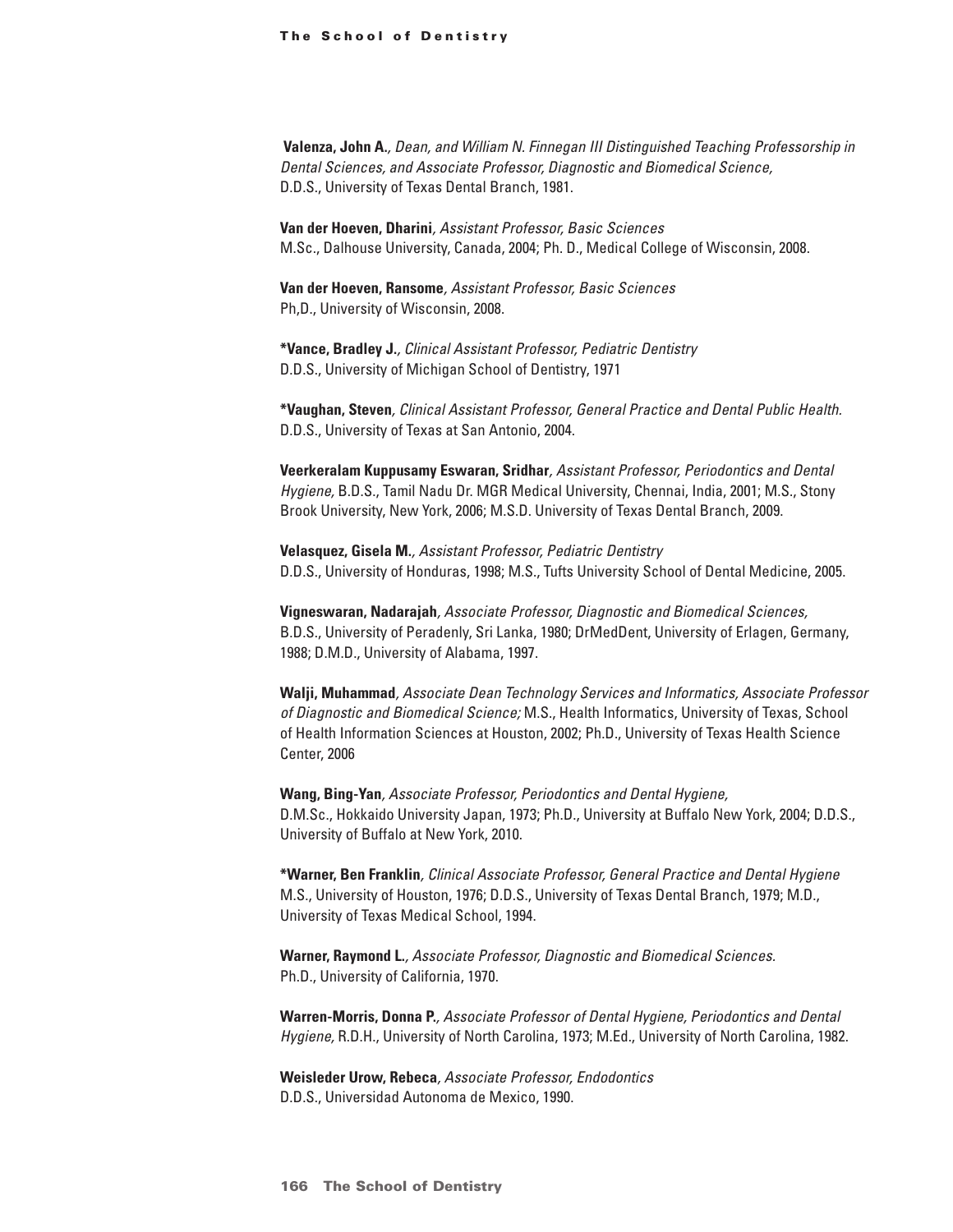**Valenza, John A.**, *Dean, and William N. Finnegan III Distinguished Teaching Professorship in Dental Sciences, and Associate Professor, Diagnostic and Biomedical Science,*
D.D.S., University of Texas Dental Branch, 1981.

**Van der Hoeven, Dharini**, *Assistant Professor, Basic Sciences*
M.Sc., Dalhouse University, Canada, 2004; Ph. D., Medical College of Wisconsin, 2008.

**Van der Hoeven, Ransome**, *Assistant Professor, Basic Sciences*
Ph,D., University of Wisconsin, 2008.

***Vance, Bradley J.**, *Clinical Assistant Professor, Pediatric Dentistry*
D.D.S., University of Michigan School of Dentistry, 1971

***Vaughan, Steven**, *Clinical Assistant Professor, General Practice and Dental Public Health.*
D.D.S., University of Texas at San Antonio, 2004.

**Veerkeralam Kuppusamy Eswaran, Sridhar**, *Assistant Professor, Periodontics and Dental Hygiene,* B.D.S., Tamil Nadu Dr. MGR Medical University, Chennai, India, 2001; M.S., Stony Brook University, New York, 2006; M.S.D. University of Texas Dental Branch, 2009.

**Velasquez, Gisela M.**, *Assistant Professor, Pediatric Dentistry*
D.D.S., University of Honduras, 1998; M.S., Tufts University School of Dental Medicine, 2005.

**Vigneswaran, Nadarajah**, *Associate Professor, Diagnostic and Biomedical Sciences,*
B.D.S., University of Peradenly, Sri Lanka, 1980; DrMedDent, University of Erlagen, Germany, 1988; D.M.D., University of Alabama, 1997.

**Walji, Muhammad**, *Associate Dean Technology Services and Informatics, Associate Professor of Diagnostic and Biomedical Science;* M.S., Health Informatics, University of Texas, School of Health Information Sciences at Houston, 2002; Ph.D., University of Texas Health Science Center, 2006

**Wang, Bing-Yan**, *Associate Professor, Periodontics and Dental Hygiene,*
D.M.Sc., Hokkaido University Japan, 1973; Ph.D., University at Buffalo New York, 2004; D.D.S., University of Buffalo at New York, 2010.

***Warner, Ben Franklin**, *Clinical Associate Professor, General Practice and Dental Hygiene*
M.S., University of Houston, 1976; D.D.S., University of Texas Dental Branch, 1979; M.D., University of Texas Medical School, 1994.

**Warner, Raymond L.**, *Associate Professor, Diagnostic and Biomedical Sciences.*
Ph.D., University of California, 1970.

**Warren-Morris, Donna P.**, *Associate Professor of Dental Hygiene, Periodontics and Dental Hygiene,* R.D.H., University of North Carolina, 1973; M.Ed., University of North Carolina, 1982.

**Weisleder Urow, Rebeca**, *Associate Professor, Endodontics*
D.D.S., Universidad Autonoma de Mexico, 1990.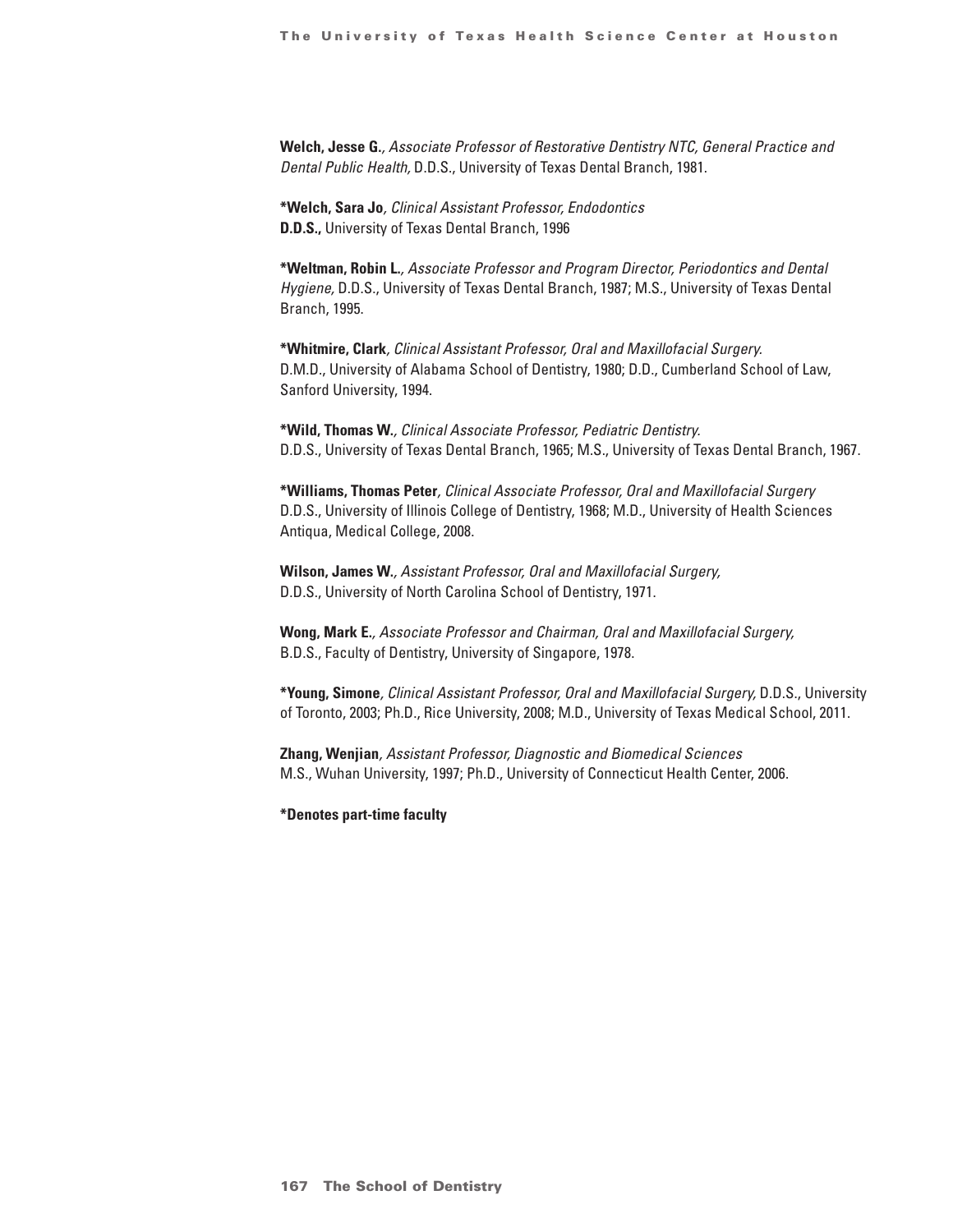**Welch, Jesse G.**, *Associate Professor of Restorative Dentistry NTC, General Practice and Dental Public Health,* D.D.S., University of Texas Dental Branch, 1981.

***Welch, Sara Jo**, *Clinical Assistant Professor, Endodontics*
**D.D.S.,** University of Texas Dental Branch, 1996

***Weltman, Robin L.**, *Associate Professor and Program Director, Periodontics and Dental Hygiene,* D.D.S., University of Texas Dental Branch, 1987; M.S., University of Texas Dental Branch, 1995.

***Whitmire, Clark**, *Clinical Assistant Professor, Oral and Maxillofacial Surgery.*
D.M.D., University of Alabama School of Dentistry, 1980; D.D., Cumberland School of Law, Sanford University, 1994.

***Wild, Thomas W.**, *Clinical Associate Professor, Pediatric Dentistry.*
D.D.S., University of Texas Dental Branch, 1965; M.S., University of Texas Dental Branch, 1967.

***Williams, Thomas Peter**, *Clinical Associate Professor, Oral and Maxillofacial Surgery*
D.D.S., University of Illinois College of Dentistry, 1968; M.D., University of Health Sciences Antiqua, Medical College, 2008.

**Wilson, James W.**, *Assistant Professor, Oral and Maxillofacial Surgery,*
D.D.S., University of North Carolina School of Dentistry, 1971.

**Wong, Mark E.**, *Associate Professor and Chairman, Oral and Maxillofacial Surgery,*
B.D.S., Faculty of Dentistry, University of Singapore, 1978.

***Young, Simone**, *Clinical Assistant Professor, Oral and Maxillofacial Surgery,* D.D.S., University of Toronto, 2003; Ph.D., Rice University, 2008; M.D., University of Texas Medical School, 2011.

**Zhang, Wenjian**, *Assistant Professor, Diagnostic and Biomedical Sciences*
M.S., Wuhan University, 1997; Ph.D., University of Connecticut Health Center, 2006.

***Denotes part-time faculty**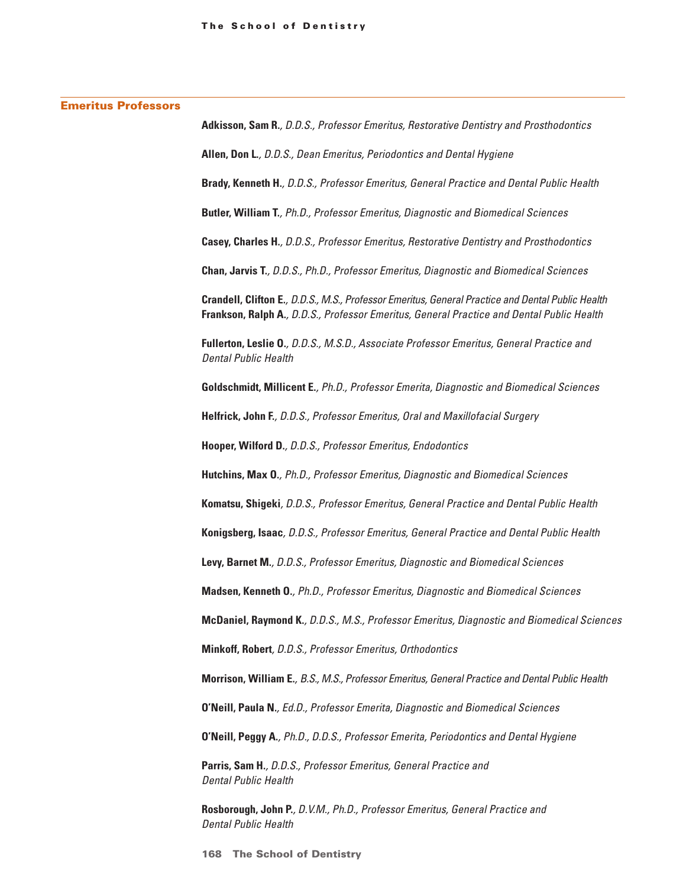## Emeritus Professors

**Adkisson, Sam R.**, *D.D.S., Professor Emeritus, Restorative Dentistry and Prosthodontics*

**Allen, Don L.**, *D.D.S., Dean Emeritus, Periodontics and Dental Hygiene*

**Brady, Kenneth H.**, *D.D.S., Professor Emeritus, General Practice and Dental Public Health*

**Butler, William T.**, *Ph.D., Professor Emeritus, Diagnostic and Biomedical Sciences*

**Casey, Charles H.**, *D.D.S., Professor Emeritus, Restorative Dentistry and Prosthodontics*

**Chan, Jarvis T.**, *D.D.S., Ph.D., Professor Emeritus, Diagnostic and Biomedical Sciences*

**Crandell, Clifton E.**, *D.D.S., M.S., Professor Emeritus, General Practice and Dental Public Health*
**Frankson, Ralph A.**, *D.D.S., Professor Emeritus, General Practice and Dental Public Health*

**Fullerton, Leslie O.**, *D.D.S., M.S.D., Associate Professor Emeritus, General Practice and Dental Public Health*

**Goldschmidt, Millicent E.**, *Ph.D., Professor Emerita, Diagnostic and Biomedical Sciences*

**Helfrick, John F.**, *D.D.S., Professor Emeritus, Oral and Maxillofacial Surgery*

**Hooper, Wilford D.**, *D.D.S., Professor Emeritus, Endodontics*

**Hutchins, Max O.**, *Ph.D., Professor Emeritus, Diagnostic and Biomedical Sciences*

**Komatsu, Shigeki**, *D.D.S., Professor Emeritus, General Practice and Dental Public Health*

**Konigsberg, Isaac**, *D.D.S., Professor Emeritus, General Practice and Dental Public Health*

**Levy, Barnet M.**, *D.D.S., Professor Emeritus, Diagnostic and Biomedical Sciences*

**Madsen, Kenneth O.**, *Ph.D., Professor Emeritus, Diagnostic and Biomedical Sciences*

**McDaniel, Raymond K.**, *D.D.S., M.S., Professor Emeritus, Diagnostic and Biomedical Sciences*

**Minkoff, Robert**, *D.D.S., Professor Emeritus, Orthodontics*

**Morrison, William E.**, *B.S., M.S., Professor Emeritus, General Practice and Dental Public Health*

**O'Neill, Paula N.**, *Ed.D., Professor Emerita, Diagnostic and Biomedical Sciences*

**O'Neill, Peggy A.**, *Ph.D., D.D.S., Professor Emerita, Periodontics and Dental Hygiene*

**Parris, Sam H.**, *D.D.S., Professor Emeritus, General Practice and Dental Public Health*

**Rosborough, John P.**, *D.V.M., Ph.D., Professor Emeritus, General Practice and Dental Public Health*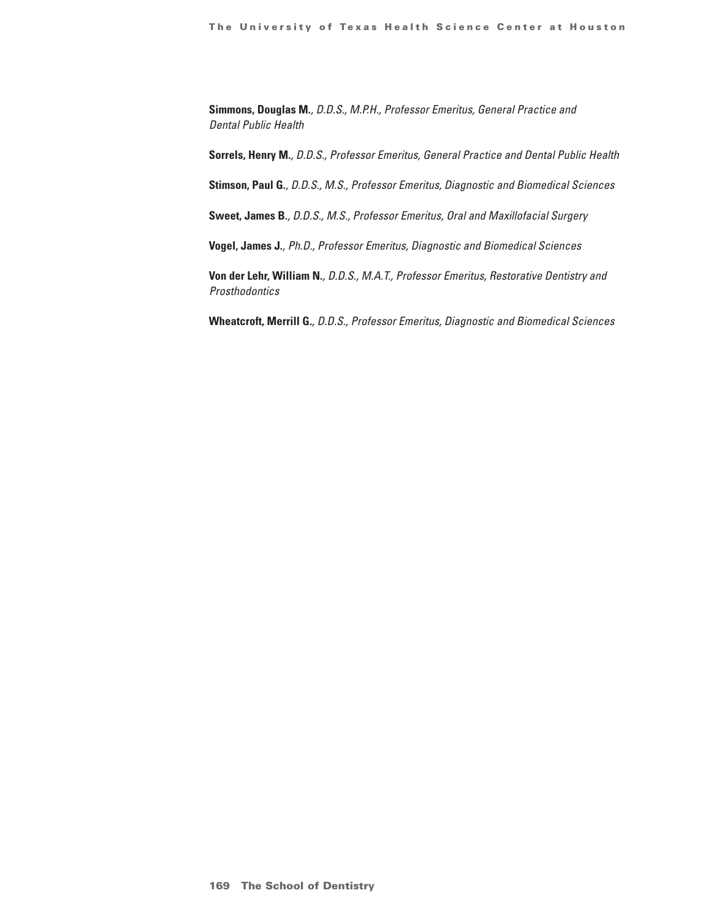**Simmons, Douglas M.**, *D.D.S., M.P.H., Professor Emeritus, General Practice and Dental Public Health*

**Sorrels, Henry M.**, *D.D.S., Professor Emeritus, General Practice and Dental Public Health*

**Stimson, Paul G.**, *D.D.S., M.S., Professor Emeritus, Diagnostic and Biomedical Sciences*

**Sweet, James B.**, *D.D.S., M.S., Professor Emeritus, Oral and Maxillofacial Surgery*

**Vogel, James J.**, *Ph.D., Professor Emeritus, Diagnostic and Biomedical Sciences*

**Von der Lehr, William N.**, *D.D.S., M.A.T., Professor Emeritus, Restorative Dentistry and Prosthodontics*

**Wheatcroft, Merrill G.**, *D.D.S., Professor Emeritus, Diagnostic and Biomedical Sciences*